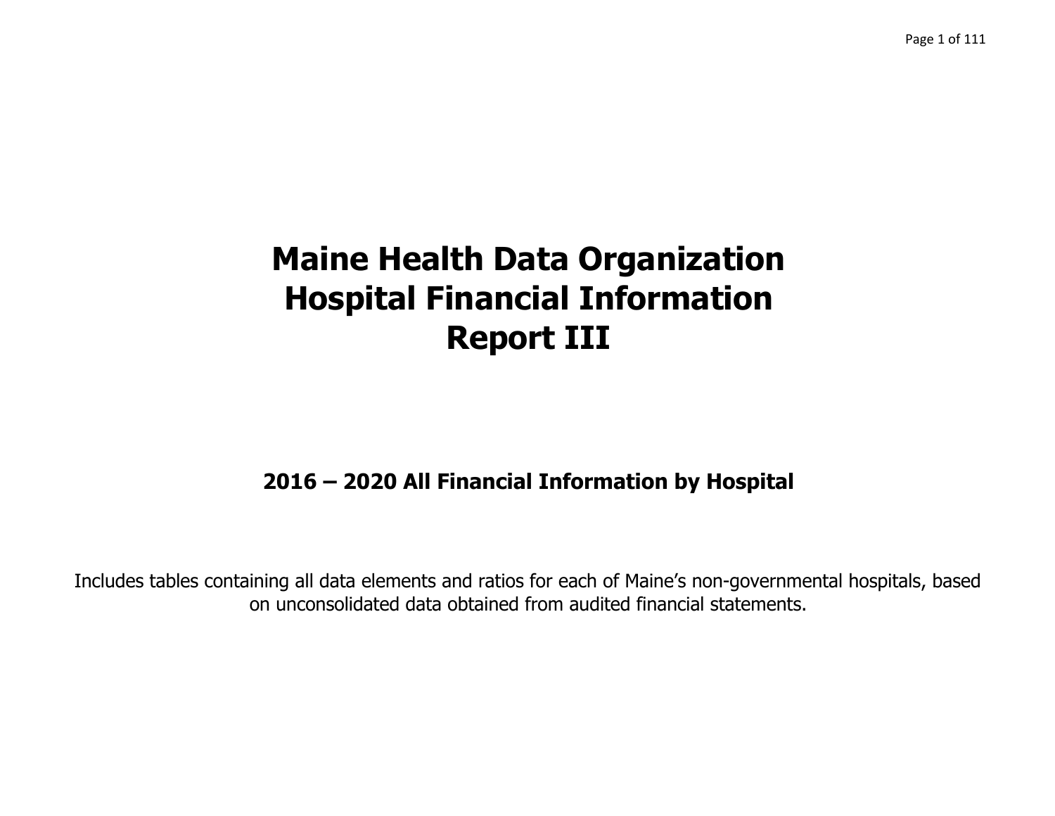# Maine Health Data Organization
# Hospital Financial Information
# Report III

## 2016 – 2020 All Financial Information by Hospital

Includes tables containing all data elements and ratios for each of Maine's non-governmental hospitals, based on unconsolidated data obtained from audited financial statements.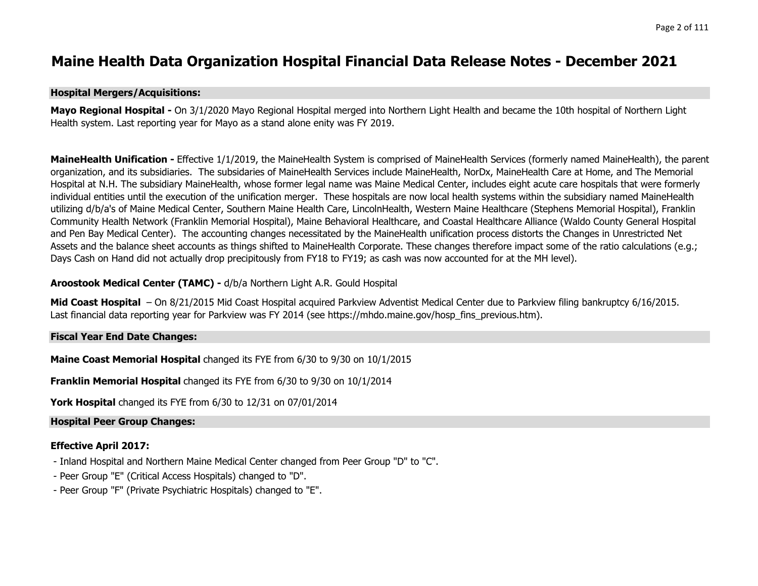# Maine Health Data Organization Hospital Financial Data Release Notes - December 2021

## Hospital Mergers/Acquisitions:

**Mayo Regional Hospital -** On 3/1/2020 Mayo Regional Hospital merged into Northern Light Health and became the 10th hospital of Northern Light Health system. Last reporting year for Mayo as a stand alone enity was FY 2019.

**MaineHealth Unification -** Effective 1/1/2019, the MaineHealth System is comprised of MaineHealth Services (formerly named MaineHealth), the parent organization, and its subsidiaries. The subsidaries of MaineHealth Services include MaineHealth, NorDx, MaineHealth Care at Home, and The Memorial Hospital at N.H. The subsidiary MaineHealth, whose former legal name was Maine Medical Center, includes eight acute care hospitals that were formerly individual entities until the execution of the unification merger. These hospitals are now local health systems within the subsidiary named MaineHealth utilizing d/b/a's of Maine Medical Center, Southern Maine Health Care, LincolnHealth, Western Maine Healthcare (Stephens Memorial Hospital), Franklin Community Health Network (Franklin Memorial Hospital), Maine Behavioral Healthcare, and Coastal Healthcare Alliance (Waldo County General Hospital and Pen Bay Medical Center). The accounting changes necessitated by the MaineHealth unification process distorts the Changes in Unrestricted Net Assets and the balance sheet accounts as things shifted to MaineHealth Corporate. These changes therefore impact some of the ratio calculations (e.g.; Days Cash on Hand did not actually drop precipitously from FY18 to FY19; as cash was now accounted for at the MH level).

**Aroostook Medical Center (TAMC) -** d/b/a Northern Light A.R. Gould Hospital

**Mid Coast Hospital** – On 8/21/2015 Mid Coast Hospital acquired Parkview Adventist Medical Center due to Parkview filing bankruptcy 6/16/2015. Last financial data reporting year for Parkview was FY 2014 (see https://mhdo.maine.gov/hosp_fins_previous.htm).

## Fiscal Year End Date Changes:

**Maine Coast Memorial Hospital** changed its FYE from 6/30 to 9/30 on 10/1/2015

**Franklin Memorial Hospital** changed its FYE from 6/30 to 9/30 on 10/1/2014

**York Hospital** changed its FYE from 6/30 to 12/31 on 07/01/2014

## Hospital Peer Group Changes:

**Effective April 2017:**

- Inland Hospital and Northern Maine Medical Center changed from Peer Group "D" to "C".
- Peer Group "E" (Critical Access Hospitals) changed to "D".
- Peer Group "F" (Private Psychiatric Hospitals) changed to "E".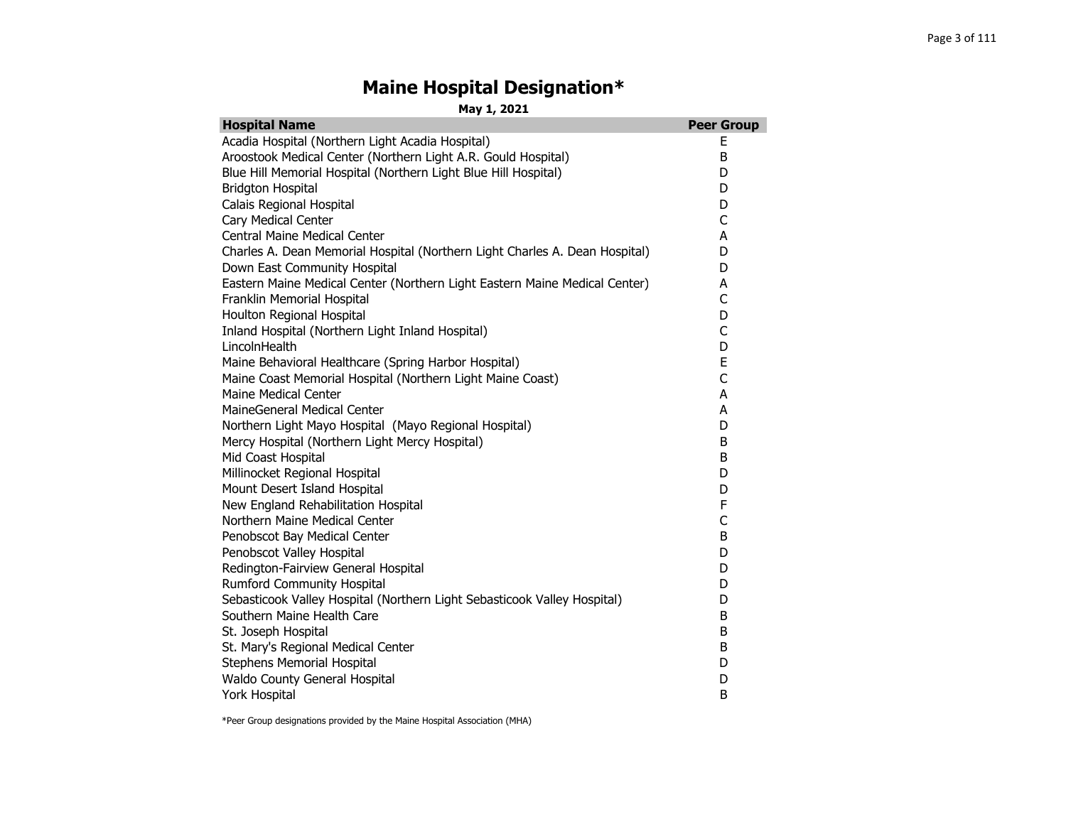# Maine Hospital Designation*

**May 1, 2021**

| Hospital Name | Peer Group |
|---|---|
| Acadia Hospital (Northern Light Acadia Hospital) | E |
| Aroostook Medical Center (Northern Light A.R. Gould Hospital) | B |
| Blue Hill Memorial Hospital (Northern Light Blue Hill Hospital) | D |
| Bridgton Hospital | D |
| Calais Regional Hospital | D |
| Cary Medical Center | C |
| Central Maine Medical Center | A |
| Charles A. Dean Memorial Hospital (Northern Light Charles A. Dean Hospital) | D |
| Down East Community Hospital | D |
| Eastern Maine Medical Center (Northern Light Eastern Maine Medical Center) | A |
| Franklin Memorial Hospital | C |
| Houlton Regional Hospital | D |
| Inland Hospital (Northern Light Inland Hospital) | C |
| LincolnHealth | D |
| Maine Behavioral Healthcare (Spring Harbor Hospital) | E |
| Maine Coast Memorial Hospital (Northern Light Maine Coast) | C |
| Maine Medical Center | A |
| MaineGeneral Medical Center | A |
| Northern Light Mayo Hospital (Mayo Regional Hospital) | D |
| Mercy Hospital (Northern Light Mercy Hospital) | B |
| Mid Coast Hospital | B |
| Millinocket Regional Hospital | D |
| Mount Desert Island Hospital | D |
| New England Rehabilitation Hospital | F |
| Northern Maine Medical Center | C |
| Penobscot Bay Medical Center | B |
| Penobscot Valley Hospital | D |
| Redington-Fairview General Hospital | D |
| Rumford Community Hospital | D |
| Sebasticook Valley Hospital (Northern Light Sebasticook Valley Hospital) | D |
| Southern Maine Health Care | B |
| St. Joseph Hospital | B |
| St. Mary's Regional Medical Center | B |
| Stephens Memorial Hospital | D |
| Waldo County General Hospital | D |
| York Hospital | B |

*Peer Group designations provided by the Maine Hospital Association (MHA)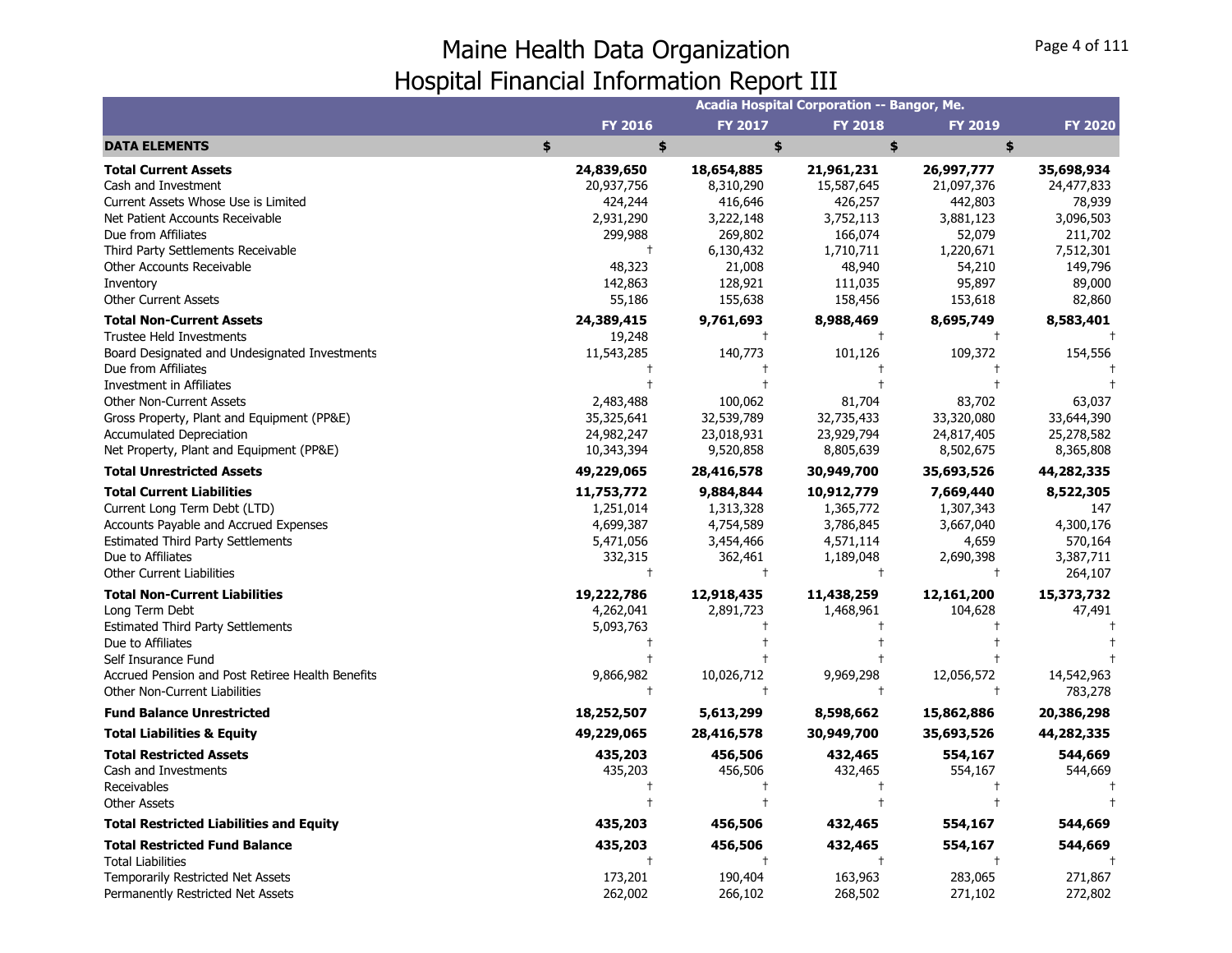# Maine Health Data Organization
## Hospital Financial Information Report III

| | Acadia Hospital Corporation -- Bangor, Me. | | | | |
|---|---|---|---|---|---|
| | **FY 2016** | **FY 2017** | **FY 2018** | **FY 2019** | **FY 2020** |
| **DATA ELEMENTS** | **$** | **$** | **$** | **$** | **$** |
| **Total Current Assets** | **24,839,650** | **18,654,885** | **21,961,231** | **26,997,777** | **35,698,934** |
| Cash and Investment | 20,937,756 | 8,310,290 | 15,587,645 | 21,097,376 | 24,477,833 |
| Current Assets Whose Use is Limited | 424,244 | 416,646 | 426,257 | 442,803 | 78,939 |
| Net Patient Accounts Receivable | 2,931,290 | 3,222,148 | 3,752,113 | 3,881,123 | 3,096,503 |
| Due from Affiliates | 299,988 | 269,802 | 166,074 | 52,079 | 211,702 |
| Third Party Settlements Receivable | † | 6,130,432 | 1,710,711 | 1,220,671 | 7,512,301 |
| Other Accounts Receivable | 48,323 | 21,008 | 48,940 | 54,210 | 149,796 |
| Inventory | 142,863 | 128,921 | 111,035 | 95,897 | 89,000 |
| Other Current Assets | 55,186 | 155,638 | 158,456 | 153,618 | 82,860 |
| **Total Non-Current Assets** | **24,389,415** | **9,761,693** | **8,988,469** | **8,695,749** | **8,583,401** |
| Trustee Held Investments | 19,248 | † | † | † | † |
| Board Designated and Undesignated Investments | 11,543,285 | 140,773 | 101,126 | 109,372 | 154,556 |
| Due from Affiliates | † | † | † | † | † |
| Investment in Affiliates | † | † | † | † | † |
| Other Non-Current Assets | 2,483,488 | 100,062 | 81,704 | 83,702 | 63,037 |
| Gross Property, Plant and Equipment (PP&E) | 35,325,641 | 32,539,789 | 32,735,433 | 33,320,080 | 33,644,390 |
| Accumulated Depreciation | 24,982,247 | 23,018,931 | 23,929,794 | 24,817,405 | 25,278,582 |
| Net Property, Plant and Equipment (PP&E) | 10,343,394 | 9,520,858 | 8,805,639 | 8,502,675 | 8,365,808 |
| **Total Unrestricted Assets** | **49,229,065** | **28,416,578** | **30,949,700** | **35,693,526** | **44,282,335** |
| **Total Current Liabilities** | **11,753,772** | **9,884,844** | **10,912,779** | **7,669,440** | **8,522,305** |
| Current Long Term Debt (LTD) | 1,251,014 | 1,313,328 | 1,365,772 | 1,307,343 | 147 |
| Accounts Payable and Accrued Expenses | 4,699,387 | 4,754,589 | 3,786,845 | 3,667,040 | 4,300,176 |
| Estimated Third Party Settlements | 5,471,056 | 3,454,466 | 4,571,114 | 4,659 | 570,164 |
| Due to Affiliates | 332,315 | 362,461 | 1,189,048 | 2,690,398 | 3,387,711 |
| Other Current Liabilities | † | † | † | † | 264,107 |
| **Total Non-Current Liabilities** | **19,222,786** | **12,918,435** | **11,438,259** | **12,161,200** | **15,373,732** |
| Long Term Debt | 4,262,041 | 2,891,723 | 1,468,961 | 104,628 | 47,491 |
| Estimated Third Party Settlements | 5,093,763 | † | † | † | † |
| Due to Affiliates | † | † | † | † | † |
| Self Insurance Fund | † | † | † | † | † |
| Accrued Pension and Post Retiree Health Benefits | 9,866,982 | 10,026,712 | 9,969,298 | 12,056,572 | 14,542,963 |
| Other Non-Current Liabilities | † | † | † | † | 783,278 |
| **Fund Balance Unrestricted** | **18,252,507** | **5,613,299** | **8,598,662** | **15,862,886** | **20,386,298** |
| **Total Liabilities & Equity** | **49,229,065** | **28,416,578** | **30,949,700** | **35,693,526** | **44,282,335** |
| **Total Restricted Assets** | **435,203** | **456,506** | **432,465** | **554,167** | **544,669** |
| Cash and Investments | 435,203 | 456,506 | 432,465 | 554,167 | 544,669 |
| Receivables | † | † | † | † | † |
| Other Assets | † | † | † | † | † |
| **Total Restricted Liabilities and Equity** | **435,203** | **456,506** | **432,465** | **554,167** | **544,669** |
| **Total Restricted Fund Balance** | **435,203** | **456,506** | **432,465** | **554,167** | **544,669** |
| Total Liabilities | † | † | † | † | † |
| Temporarily Restricted Net Assets | 173,201 | 190,404 | 163,963 | 283,065 | 271,867 |
| Permanently Restricted Net Assets | 262,002 | 266,102 | 268,502 | 271,102 | 272,802 |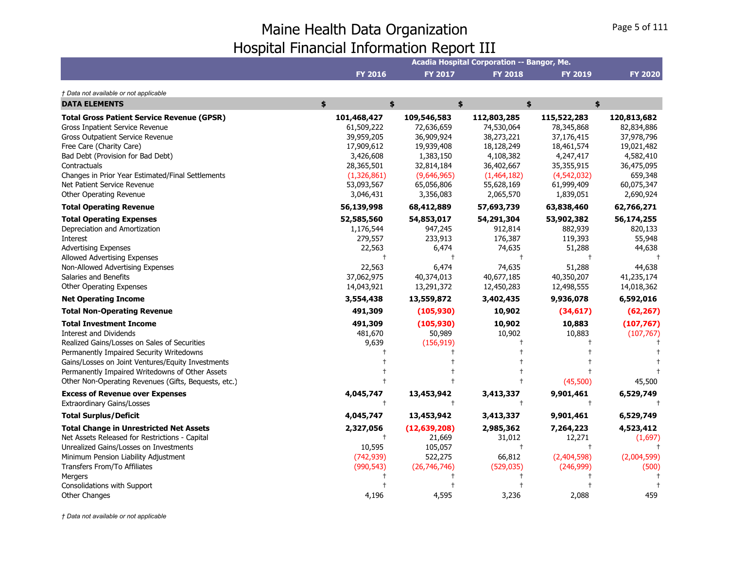# Maine Health Data Organization
# Hospital Financial Information Report III

| | Acadia Hospital Corporation -- Bangor, Me. | | | | |
|---|---|---|---|---|---|
| | FY 2016 | FY 2017 | FY 2018 | FY 2019 | FY 2020 |

*† Data not available or not applicable*

| DATA ELEMENTS | $ | $ | $ | $ | $ |
|---|---|---|---|---|---|
| **Total Gross Patient Service Revenue (GPSR)** | **101,468,427** | **109,546,583** | **112,803,285** | **115,522,283** | **120,813,682** |
| Gross Inpatient Service Revenue | 61,509,222 | 72,636,659 | 74,530,064 | 78,345,868 | 82,834,886 |
| Gross Outpatient Service Revenue | 39,959,205 | 36,909,924 | 38,273,221 | 37,176,415 | 37,978,796 |
| Free Care (Charity Care) | 17,909,612 | 19,939,408 | 18,128,249 | 18,461,574 | 19,021,482 |
| Bad Debt (Provision for Bad Debt) | 3,426,608 | 1,383,150 | 4,108,382 | 4,247,417 | 4,582,410 |
| Contractuals | 28,365,501 | 32,814,184 | 36,402,667 | 35,355,915 | 36,475,095 |
| Changes in Prior Year Estimated/Final Settlements | (1,326,861) | (9,646,965) | (1,464,182) | (4,542,032) | 659,348 |
| Net Patient Service Revenue | 53,093,567 | 65,056,806 | 55,628,169 | 61,999,409 | 60,075,347 |
| Other Operating Revenue | 3,046,431 | 3,356,083 | 2,065,570 | 1,839,051 | 2,690,924 |
| **Total Operating Revenue** | **56,139,998** | **68,412,889** | **57,693,739** | **63,838,460** | **62,766,271** |
| **Total Operating Expenses** | **52,585,560** | **54,853,017** | **54,291,304** | **53,902,382** | **56,174,255** |
| Depreciation and Amortization | 1,176,544 | 947,245 | 912,814 | 882,939 | 820,133 |
| Interest | 279,557 | 233,913 | 176,387 | 119,393 | 55,948 |
| Advertising Expenses | 22,563 | 6,474 | 74,635 | 51,288 | 44,638 |
| Allowed Advertising Expenses | † | † | † | † | † |
| Non-Allowed Advertising Expenses | 22,563 | 6,474 | 74,635 | 51,288 | 44,638 |
| Salaries and Benefits | 37,062,975 | 40,374,013 | 40,677,185 | 40,350,207 | 41,235,174 |
| Other Operating Expenses | 14,043,921 | 13,291,372 | 12,450,283 | 12,498,555 | 14,018,362 |
| **Net Operating Income** | **3,554,438** | **13,559,872** | **3,402,435** | **9,936,078** | **6,592,016** |
| **Total Non-Operating Revenue** | **491,309** | **(105,930)** | **10,902** | **(34,617)** | **(62,267)** |
| **Total Investment Income** | **491,309** | **(105,930)** | **10,902** | **10,883** | **(107,767)** |
| Interest and Dividends | 481,670 | 50,989 | 10,902 | 10,883 | (107,767) |
| Realized Gains/Losses on Sales of Securities | 9,639 | (156,919) | † | † | † |
| Permanently Impaired Security Writedowns | † | † | † | † | † |
| Gains/Losses on Joint Ventures/Equity Investments | † | † | † | † | † |
| Permanently Impaired Writedowns of Other Assets | † | † | † | † | † |
| Other Non-Operating Revenues (Gifts, Bequests, etc.) | † | † | † | (45,500) | 45,500 |
| **Excess of Revenue over Expenses** | **4,045,747** | **13,453,942** | **3,413,337** | **9,901,461** | **6,529,749** |
| Extraordinary Gains/Losses | † | † | † | † | † |
| **Total Surplus/Deficit** | **4,045,747** | **13,453,942** | **3,413,337** | **9,901,461** | **6,529,749** |
| **Total Change in Unrestricted Net Assets** | **2,327,056** | **(12,639,208)** | **2,985,362** | **7,264,223** | **4,523,412** |
| Net Assets Released for Restrictions - Capital | † | 21,669 | 31,012 | 12,271 | (1,697) |
| Unrealized Gains/Losses on Investments | 10,595 | 105,057 | † | † | † |
| Minimum Pension Liability Adjustment | (742,939) | 522,275 | 66,812 | (2,404,598) | (2,004,599) |
| Transfers From/To Affiliates | (990,543) | (26,746,746) | (529,035) | (246,999) | (500) |
| Mergers | † | † | † | † | † |
| Consolidations with Support | † | † | † | † | † |
| Other Changes | 4,196 | 4,595 | 3,236 | 2,088 | 459 |

*† Data not available or not applicable*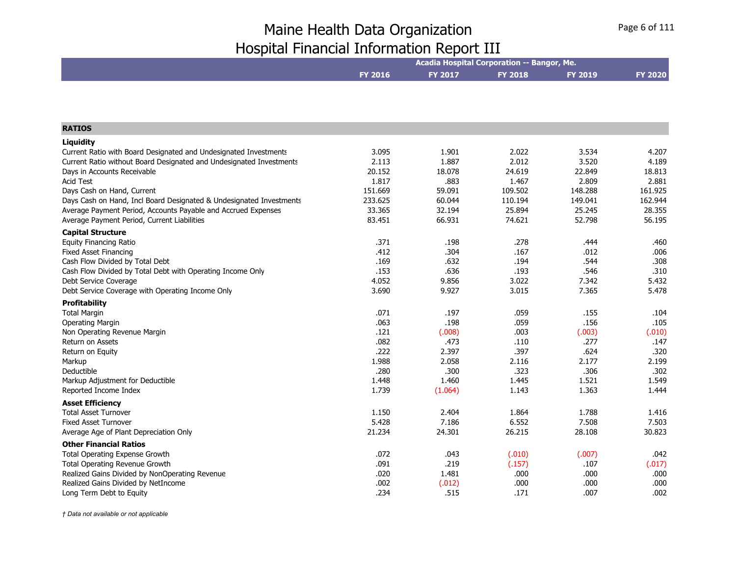# Maine Health Data Organization
## Hospital Financial Information Report III

| | Acadia Hospital Corporation -- Bangor, Me. | | | | |
|---|---|---|---|---|---|
| | FY 2016 | FY 2017 | FY 2018 | FY 2019 | FY 2020 |
| **RATIOS** | | | | | |
| **Liquidity** | | | | | |
| Current Ratio with Board Designated and Undesignated Investments | 3.095 | 1.901 | 2.022 | 3.534 | 4.207 |
| Current Ratio without Board Designated and Undesignated Investments | 2.113 | 1.887 | 2.012 | 3.520 | 4.189 |
| Days in Accounts Receivable | 20.152 | 18.078 | 24.619 | 22.849 | 18.813 |
| Acid Test | 1.817 | .883 | 1.467 | 2.809 | 2.881 |
| Days Cash on Hand, Current | 151.669 | 59.091 | 109.502 | 148.288 | 161.925 |
| Days Cash on Hand, Incl Board Designated & Undesignated Investments | 233.625 | 60.044 | 110.194 | 149.041 | 162.944 |
| Average Payment Period, Accounts Payable and Accrued Expenses | 33.365 | 32.194 | 25.894 | 25.245 | 28.355 |
| Average Payment Period, Current Liabilities | 83.451 | 66.931 | 74.621 | 52.798 | 56.195 |
| **Capital Structure** | | | | | |
| Equity Financing Ratio | .371 | .198 | .278 | .444 | .460 |
| Fixed Asset Financing | .412 | .304 | .167 | .012 | .006 |
| Cash Flow Divided by Total Debt | .169 | .632 | .194 | .544 | .308 |
| Cash Flow Divided by Total Debt with Operating Income Only | .153 | .636 | .193 | .546 | .310 |
| Debt Service Coverage | 4.052 | 9.856 | 3.022 | 7.342 | 5.432 |
| Debt Service Coverage with Operating Income Only | 3.690 | 9.927 | 3.015 | 7.365 | 5.478 |
| **Profitability** | | | | | |
| Total Margin | .071 | .197 | .059 | .155 | .104 |
| Operating Margin | .063 | .198 | .059 | .156 | .105 |
| Non Operating Revenue Margin | .121 | (.008) | .003 | (.003) | (.010) |
| Return on Assets | .082 | .473 | .110 | .277 | .147 |
| Return on Equity | .222 | 2.397 | .397 | .624 | .320 |
| Markup | 1.988 | 2.058 | 2.116 | 2.177 | 2.199 |
| Deductible | .280 | .300 | .323 | .306 | .302 |
| Markup Adjustment for Deductible | 1.448 | 1.460 | 1.445 | 1.521 | 1.549 |
| Reported Income Index | 1.739 | (1.064) | 1.143 | 1.363 | 1.444 |
| **Asset Efficiency** | | | | | |
| Total Asset Turnover | 1.150 | 2.404 | 1.864 | 1.788 | 1.416 |
| Fixed Asset Turnover | 5.428 | 7.186 | 6.552 | 7.508 | 7.503 |
| Average Age of Plant Depreciation Only | 21.234 | 24.301 | 26.215 | 28.108 | 30.823 |
| **Other Financial Ratios** | | | | | |
| Total Operating Expense Growth | .072 | .043 | (.010) | (.007) | .042 |
| Total Operating Revenue Growth | .091 | .219 | (.157) | .107 | (.017) |
| Realized Gains Divided by NonOperating Revenue | .020 | 1.481 | .000 | .000 | .000 |
| Realized Gains Divided by NetIncome | .002 | (.012) | .000 | .000 | .000 |
| Long Term Debt to Equity | .234 | .515 | .171 | .007 | .002 |

*† Data not available or not applicable*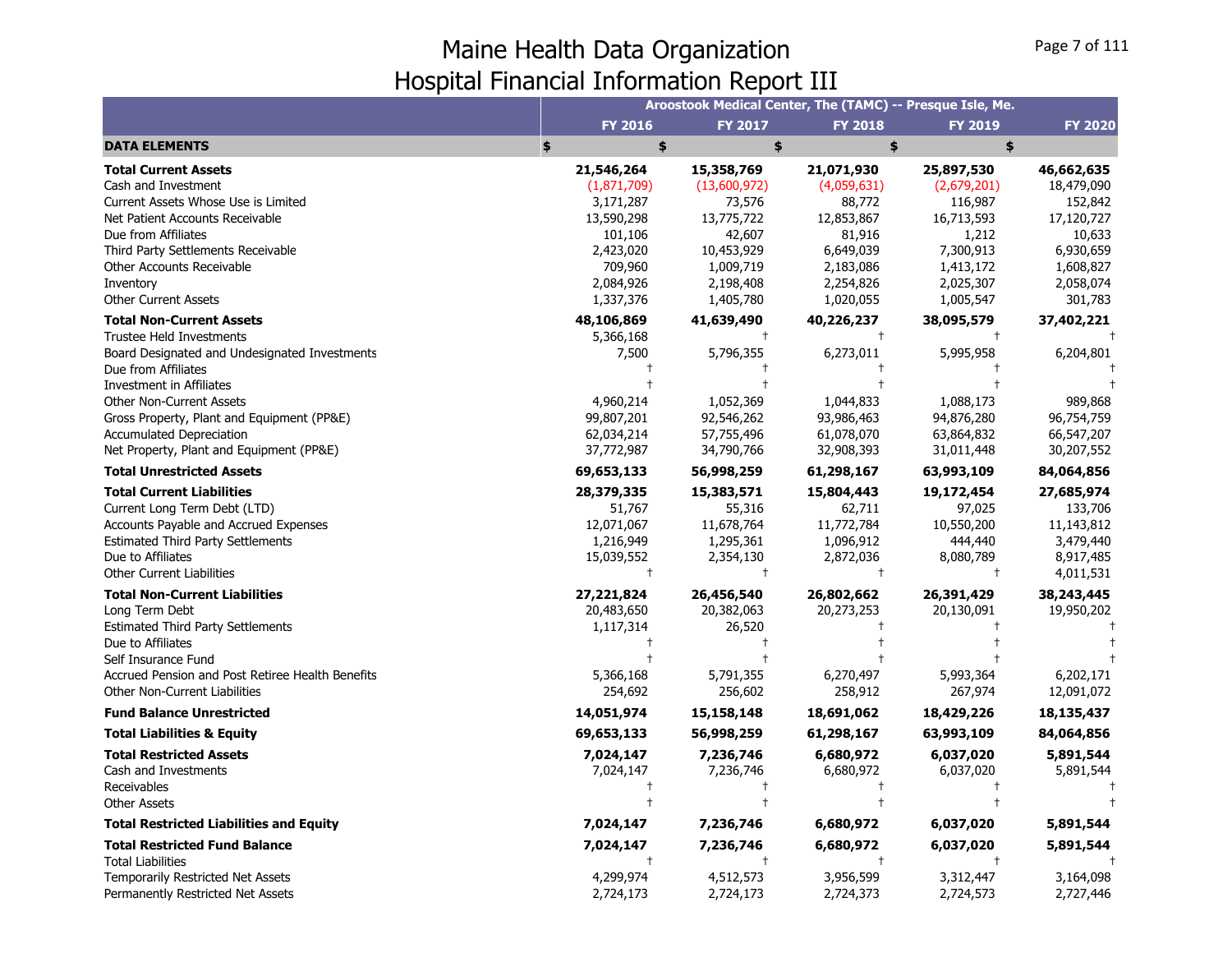# Maine Health Data Organization
## Hospital Financial Information Report III

| | Aroostook Medical Center, The (TAMC) -- Presque Isle, Me. | | | | |
|---|---|---|---|---|---|
| | FY 2016 | FY 2017 | FY 2018 | FY 2019 | FY 2020 |
| **DATA ELEMENTS** | $ | $ | $ | $ | $ |
| **Total Current Assets** | **21,546,264** | **15,358,769** | **21,071,930** | **25,897,530** | **46,662,635** |
| Cash and Investment | (1,871,709) | (13,600,972) | (4,059,631) | (2,679,201) | 18,479,090 |
| Current Assets Whose Use is Limited | 3,171,287 | 73,576 | 88,772 | 116,987 | 152,842 |
| Net Patient Accounts Receivable | 13,590,298 | 13,775,722 | 12,853,867 | 16,713,593 | 17,120,727 |
| Due from Affiliates | 101,106 | 42,607 | 81,916 | 1,212 | 10,633 |
| Third Party Settlements Receivable | 2,423,020 | 10,453,929 | 6,649,039 | 7,300,913 | 6,930,659 |
| Other Accounts Receivable | 709,960 | 1,009,719 | 2,183,086 | 1,413,172 | 1,608,827 |
| Inventory | 2,084,926 | 2,198,408 | 2,254,826 | 2,025,307 | 2,058,074 |
| Other Current Assets | 1,337,376 | 1,405,780 | 1,020,055 | 1,005,547 | 301,783 |
| **Total Non-Current Assets** | **48,106,869** | **41,639,490** | **40,226,237** | **38,095,579** | **37,402,221** |
| Trustee Held Investments | 5,366,168 | † | † | † | † |
| Board Designated and Undesignated Investments | 7,500 | 5,796,355 | 6,273,011 | 5,995,958 | 6,204,801 |
| Due from Affiliates | † | † | † | † | † |
| Investment in Affiliates | † | † | † | † | † |
| Other Non-Current Assets | 4,960,214 | 1,052,369 | 1,044,833 | 1,088,173 | 989,868 |
| Gross Property, Plant and Equipment (PP&E) | 99,807,201 | 92,546,262 | 93,986,463 | 94,876,280 | 96,754,759 |
| Accumulated Depreciation | 62,034,214 | 57,755,496 | 61,078,070 | 63,864,832 | 66,547,207 |
| Net Property, Plant and Equipment (PP&E) | 37,772,987 | 34,790,766 | 32,908,393 | 31,011,448 | 30,207,552 |
| **Total Unrestricted Assets** | **69,653,133** | **56,998,259** | **61,298,167** | **63,993,109** | **84,064,856** |
| **Total Current Liabilities** | **28,379,335** | **15,383,571** | **15,804,443** | **19,172,454** | **27,685,974** |
| Current Long Term Debt (LTD) | 51,767 | 55,316 | 62,711 | 97,025 | 133,706 |
| Accounts Payable and Accrued Expenses | 12,071,067 | 11,678,764 | 11,772,784 | 10,550,200 | 11,143,812 |
| Estimated Third Party Settlements | 1,216,949 | 1,295,361 | 1,096,912 | 444,440 | 3,479,440 |
| Due to Affiliates | 15,039,552 | 2,354,130 | 2,872,036 | 8,080,789 | 8,917,485 |
| Other Current Liabilities | † | † | † | † | 4,011,531 |
| **Total Non-Current Liabilities** | **27,221,824** | **26,456,540** | **26,802,662** | **26,391,429** | **38,243,445** |
| Long Term Debt | 20,483,650 | 20,382,063 | 20,273,253 | 20,130,091 | 19,950,202 |
| Estimated Third Party Settlements | 1,117,314 | 26,520 | † | † | † |
| Due to Affiliates | † | † | † | † | † |
| Self Insurance Fund | † | † | † | † | † |
| Accrued Pension and Post Retiree Health Benefits | 5,366,168 | 5,791,355 | 6,270,497 | 5,993,364 | 6,202,171 |
| Other Non-Current Liabilities | 254,692 | 256,602 | 258,912 | 267,974 | 12,091,072 |
| **Fund Balance Unrestricted** | **14,051,974** | **15,158,148** | **18,691,062** | **18,429,226** | **18,135,437** |
| **Total Liabilities & Equity** | **69,653,133** | **56,998,259** | **61,298,167** | **63,993,109** | **84,064,856** |
| **Total Restricted Assets** | **7,024,147** | **7,236,746** | **6,680,972** | **6,037,020** | **5,891,544** |
| Cash and Investments | 7,024,147 | 7,236,746 | 6,680,972 | 6,037,020 | 5,891,544 |
| Receivables | † | † | † | † | † |
| Other Assets | † | † | † | † | † |
| **Total Restricted Liabilities and Equity** | **7,024,147** | **7,236,746** | **6,680,972** | **6,037,020** | **5,891,544** |
| **Total Restricted Fund Balance** | **7,024,147** | **7,236,746** | **6,680,972** | **6,037,020** | **5,891,544** |
| Total Liabilities | † | † | † | † | † |
| Temporarily Restricted Net Assets | 4,299,974 | 4,512,573 | 3,956,599 | 3,312,447 | 3,164,098 |
| Permanently Restricted Net Assets | 2,724,173 | 2,724,173 | 2,724,373 | 2,724,573 | 2,727,446 |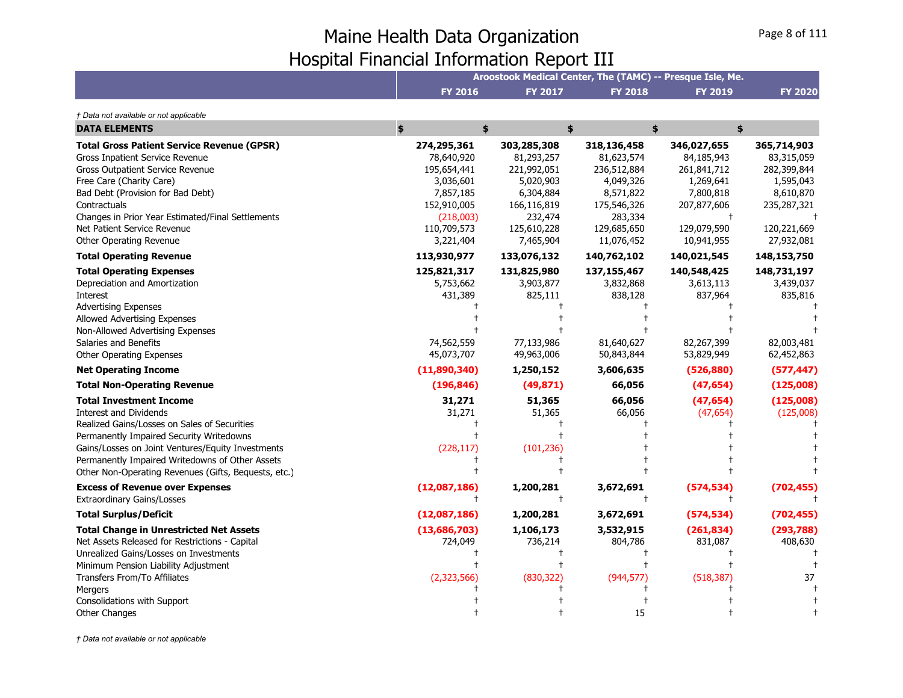# Maine Health Data Organization
# Hospital Financial Information Report III

| | Aroostook Medical Center, The (TAMC) -- Presque Isle, Me. | | | | |
|---|---|---|---|---|---|
| | **FY 2016** | **FY 2017** | **FY 2018** | **FY 2019** | **FY 2020** |

*† Data not available or not applicable*

| **DATA ELEMENTS** | **$** | **$** | **$** | **$** | **$** |
|---|---|---|---|---|---|
| **Total Gross Patient Service Revenue (GPSR)** | **274,295,361** | **303,285,308** | **318,136,458** | **346,027,655** | **365,714,903** |
| Gross Inpatient Service Revenue | 78,640,920 | 81,293,257 | 81,623,574 | 84,185,943 | 83,315,059 |
| Gross Outpatient Service Revenue | 195,654,441 | 221,992,051 | 236,512,884 | 261,841,712 | 282,399,844 |
| Free Care (Charity Care) | 3,036,601 | 5,020,903 | 4,049,326 | 1,269,641 | 1,595,043 |
| Bad Debt (Provision for Bad Debt) | 7,857,185 | 6,304,884 | 8,571,822 | 7,800,818 | 8,610,870 |
| Contractuals | 152,910,005 | 166,116,819 | 175,546,326 | 207,877,606 | 235,287,321 |
| Changes in Prior Year Estimated/Final Settlements | (218,003) | 232,474 | 283,334 | † | † |
| Net Patient Service Revenue | 110,709,573 | 125,610,228 | 129,685,650 | 129,079,590 | 120,221,669 |
| Other Operating Revenue | 3,221,404 | 7,465,904 | 11,076,452 | 10,941,955 | 27,932,081 |
| **Total Operating Revenue** | **113,930,977** | **133,076,132** | **140,762,102** | **140,021,545** | **148,153,750** |
| **Total Operating Expenses** | **125,821,317** | **131,825,980** | **137,155,467** | **140,548,425** | **148,731,197** |
| Depreciation and Amortization | 5,753,662 | 3,903,877 | 3,832,868 | 3,613,113 | 3,439,037 |
| Interest | 431,389 | 825,111 | 838,128 | 837,964 | 835,816 |
| Advertising Expenses | † | † | † | † | † |
| Allowed Advertising Expenses | † | † | † | † | † |
| Non-Allowed Advertising Expenses | † | † | † | † | † |
| Salaries and Benefits | 74,562,559 | 77,133,986 | 81,640,627 | 82,267,399 | 82,003,481 |
| Other Operating Expenses | 45,073,707 | 49,963,006 | 50,843,844 | 53,829,949 | 62,452,863 |
| **Net Operating Income** | **(11,890,340)** | **1,250,152** | **3,606,635** | **(526,880)** | **(577,447)** |
| **Total Non-Operating Revenue** | **(196,846)** | **(49,871)** | **66,056** | **(47,654)** | **(125,008)** |
| **Total Investment Income** | **31,271** | **51,365** | **66,056** | **(47,654)** | **(125,008)** |
| Interest and Dividends | 31,271 | 51,365 | 66,056 | (47,654) | (125,008) |
| Realized Gains/Losses on Sales of Securities | † | † | † | † | † |
| Permanently Impaired Security Writedowns | † | † | † | † | † |
| Gains/Losses on Joint Ventures/Equity Investments | (228,117) | (101,236) | † | † | † |
| Permanently Impaired Writedowns of Other Assets | † | † | † | † | † |
| Other Non-Operating Revenues (Gifts, Bequests, etc.) | † | † | † | † | † |
| **Excess of Revenue over Expenses** | **(12,087,186)** | **1,200,281** | **3,672,691** | **(574,534)** | **(702,455)** |
| Extraordinary Gains/Losses | † | † | † | † | † |
| **Total Surplus/Deficit** | **(12,087,186)** | **1,200,281** | **3,672,691** | **(574,534)** | **(702,455)** |
| **Total Change in Unrestricted Net Assets** | **(13,686,703)** | **1,106,173** | **3,532,915** | **(261,834)** | **(293,788)** |
| Net Assets Released for Restrictions - Capital | 724,049 | 736,214 | 804,786 | 831,087 | 408,630 |
| Unrealized Gains/Losses on Investments | † | † | † | † | † |
| Minimum Pension Liability Adjustment | † | † | † | † | † |
| Transfers From/To Affiliates | (2,323,566) | (830,322) | (944,577) | (518,387) | 37 |
| Mergers | † | † | † | † | † |
| Consolidations with Support | † | † | † | † | † |
| Other Changes | † | † | 15 | † | † |

*† Data not available or not applicable*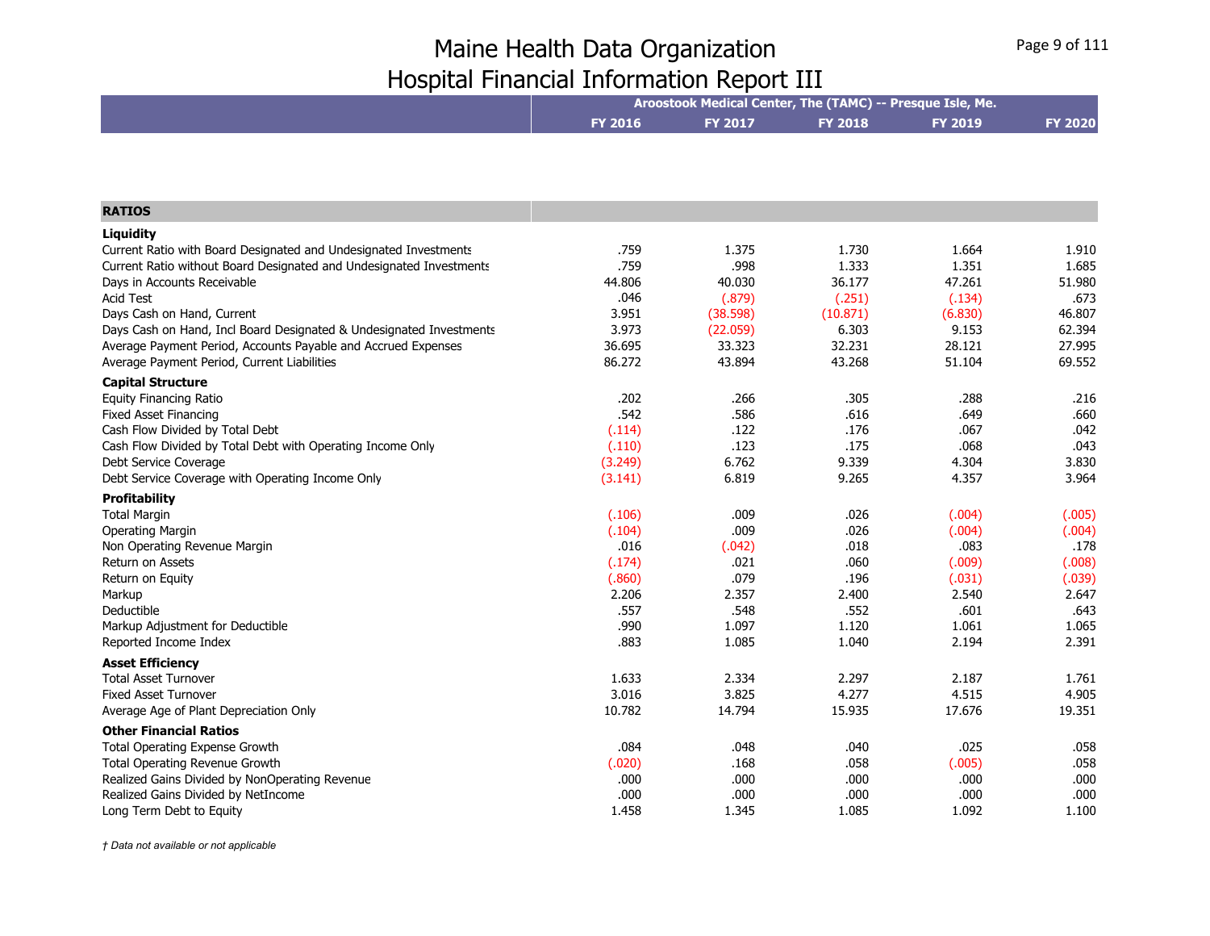# Maine Health Data Organization
## Hospital Financial Information Report III

| | Aroostook Medical Center, The (TAMC) -- Presque Isle, Me. | | | | |
|---|---|---|---|---|---|
| | **FY 2016** | **FY 2017** | **FY 2018** | **FY 2019** | **FY 2020** |
| **RATIOS** | | | | | |
| **Liquidity** | | | | | |
| Current Ratio with Board Designated and Undesignated Investments | .759 | 1.375 | 1.730 | 1.664 | 1.910 |
| Current Ratio without Board Designated and Undesignated Investments | .759 | .998 | 1.333 | 1.351 | 1.685 |
| Days in Accounts Receivable | 44.806 | 40.030 | 36.177 | 47.261 | 51.980 |
| Acid Test | .046 | (.879) | (.251) | (.134) | .673 |
| Days Cash on Hand, Current | 3.951 | (38.598) | (10.871) | (6.830) | 46.807 |
| Days Cash on Hand, Incl Board Designated & Undesignated Investments | 3.973 | (22.059) | 6.303 | 9.153 | 62.394 |
| Average Payment Period, Accounts Payable and Accrued Expenses | 36.695 | 33.323 | 32.231 | 28.121 | 27.995 |
| Average Payment Period, Current Liabilities | 86.272 | 43.894 | 43.268 | 51.104 | 69.552 |
| **Capital Structure** | | | | | |
| Equity Financing Ratio | .202 | .266 | .305 | .288 | .216 |
| Fixed Asset Financing | .542 | .586 | .616 | .649 | .660 |
| Cash Flow Divided by Total Debt | (.114) | .122 | .176 | .067 | .042 |
| Cash Flow Divided by Total Debt with Operating Income Only | (.110) | .123 | .175 | .068 | .043 |
| Debt Service Coverage | (3.249) | 6.762 | 9.339 | 4.304 | 3.830 |
| Debt Service Coverage with Operating Income Only | (3.141) | 6.819 | 9.265 | 4.357 | 3.964 |
| **Profitability** | | | | | |
| Total Margin | (.106) | .009 | .026 | (.004) | (.005) |
| Operating Margin | (.104) | .009 | .026 | (.004) | (.004) |
| Non Operating Revenue Margin | .016 | (.042) | .018 | .083 | .178 |
| Return on Assets | (.174) | .021 | .060 | (.009) | (.008) |
| Return on Equity | (.860) | .079 | .196 | (.031) | (.039) |
| Markup | 2.206 | 2.357 | 2.400 | 2.540 | 2.647 |
| Deductible | .557 | .548 | .552 | .601 | .643 |
| Markup Adjustment for Deductible | .990 | 1.097 | 1.120 | 1.061 | 1.065 |
| Reported Income Index | .883 | 1.085 | 1.040 | 2.194 | 2.391 |
| **Asset Efficiency** | | | | | |
| Total Asset Turnover | 1.633 | 2.334 | 2.297 | 2.187 | 1.761 |
| Fixed Asset Turnover | 3.016 | 3.825 | 4.277 | 4.515 | 4.905 |
| Average Age of Plant Depreciation Only | 10.782 | 14.794 | 15.935 | 17.676 | 19.351 |
| **Other Financial Ratios** | | | | | |
| Total Operating Expense Growth | .084 | .048 | .040 | .025 | .058 |
| Total Operating Revenue Growth | (.020) | .168 | .058 | (.005) | .058 |
| Realized Gains Divided by NonOperating Revenue | .000 | .000 | .000 | .000 | .000 |
| Realized Gains Divided by NetIncome | .000 | .000 | .000 | .000 | .000 |
| Long Term Debt to Equity | 1.458 | 1.345 | 1.085 | 1.092 | 1.100 |

*† Data not available or not applicable*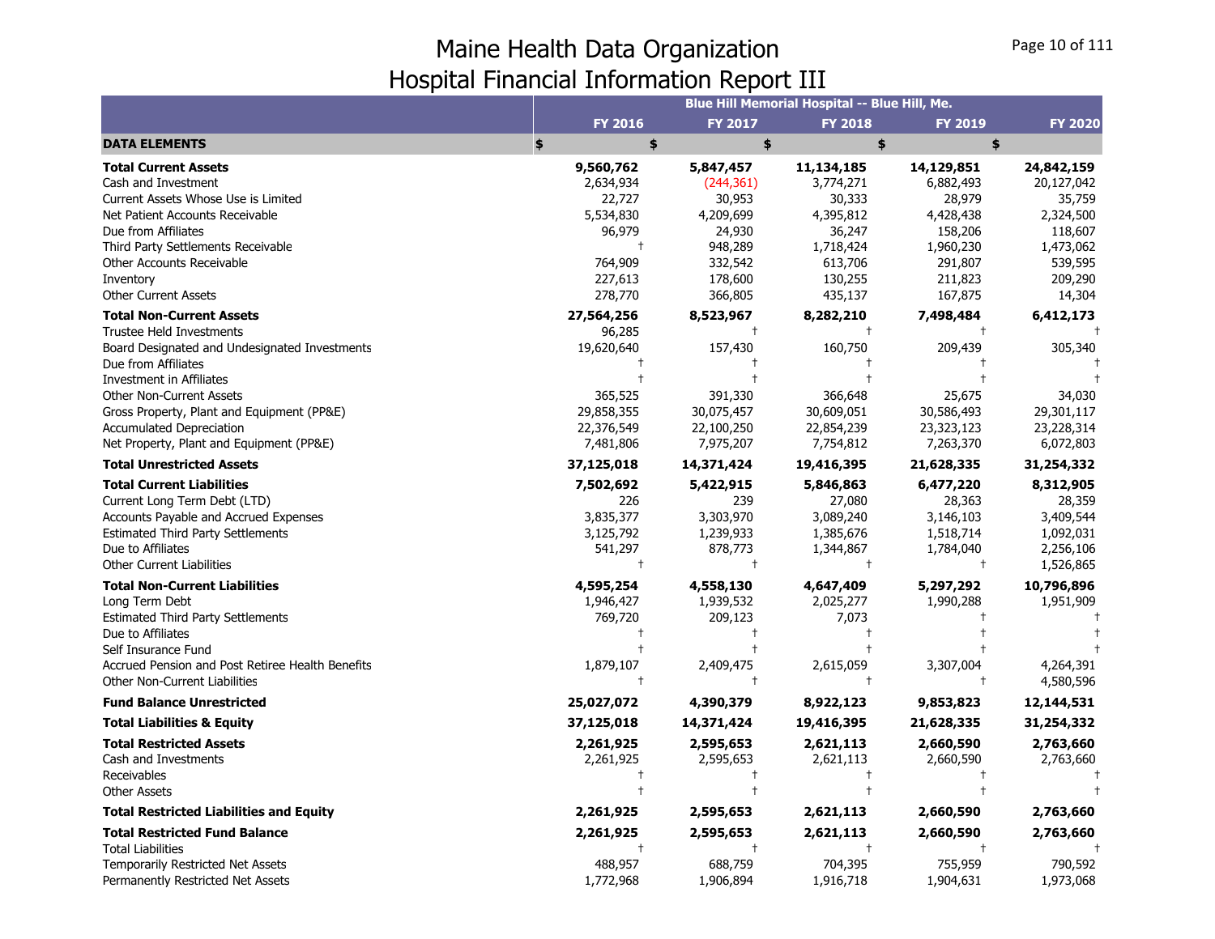# Maine Health Data Organization

## Hospital Financial Information Report III

| | Blue Hill Memorial Hospital -- Blue Hill, Me. | | | | |
|---|---|---|---|---|---|
| | FY 2016 | FY 2017 | FY 2018 | FY 2019 | FY 2020 |
| **DATA ELEMENTS** | $ | $ | $ | $ | $ |
| **Total Current Assets** | **9,560,762** | **5,847,457** | **11,134,185** | **14,129,851** | **24,842,159** |
| Cash and Investment | 2,634,934 | (244,361) | 3,774,271 | 6,882,493 | 20,127,042 |
| Current Assets Whose Use is Limited | 22,727 | 30,953 | 30,333 | 28,979 | 35,759 |
| Net Patient Accounts Receivable | 5,534,830 | 4,209,699 | 4,395,812 | 4,428,438 | 2,324,500 |
| Due from Affiliates | 96,979 | 24,930 | 36,247 | 158,206 | 118,607 |
| Third Party Settlements Receivable | † | 948,289 | 1,718,424 | 1,960,230 | 1,473,062 |
| Other Accounts Receivable | 764,909 | 332,542 | 613,706 | 291,807 | 539,595 |
| Inventory | 227,613 | 178,600 | 130,255 | 211,823 | 209,290 |
| Other Current Assets | 278,770 | 366,805 | 435,137 | 167,875 | 14,304 |
| **Total Non-Current Assets** | **27,564,256** | **8,523,967** | **8,282,210** | **7,498,484** | **6,412,173** |
| Trustee Held Investments | 96,285 | † | † | † | † |
| Board Designated and Undesignated Investments | 19,620,640 | 157,430 | 160,750 | 209,439 | 305,340 |
| Due from Affiliates | † | † | † | † | † |
| Investment in Affiliates | † | † | † | † | † |
| Other Non-Current Assets | 365,525 | 391,330 | 366,648 | 25,675 | 34,030 |
| Gross Property, Plant and Equipment (PP&E) | 29,858,355 | 30,075,457 | 30,609,051 | 30,586,493 | 29,301,117 |
| Accumulated Depreciation | 22,376,549 | 22,100,250 | 22,854,239 | 23,323,123 | 23,228,314 |
| Net Property, Plant and Equipment (PP&E) | 7,481,806 | 7,975,207 | 7,754,812 | 7,263,370 | 6,072,803 |
| **Total Unrestricted Assets** | **37,125,018** | **14,371,424** | **19,416,395** | **21,628,335** | **31,254,332** |
| **Total Current Liabilities** | **7,502,692** | **5,422,915** | **5,846,863** | **6,477,220** | **8,312,905** |
| Current Long Term Debt (LTD) | 226 | 239 | 27,080 | 28,363 | 28,359 |
| Accounts Payable and Accrued Expenses | 3,835,377 | 3,303,970 | 3,089,240 | 3,146,103 | 3,409,544 |
| Estimated Third Party Settlements | 3,125,792 | 1,239,933 | 1,385,676 | 1,518,714 | 1,092,031 |
| Due to Affiliates | 541,297 | 878,773 | 1,344,867 | 1,784,040 | 2,256,106 |
| Other Current Liabilities | † | † | † | † | 1,526,865 |
| **Total Non-Current Liabilities** | **4,595,254** | **4,558,130** | **4,647,409** | **5,297,292** | **10,796,896** |
| Long Term Debt | 1,946,427 | 1,939,532 | 2,025,277 | 1,990,288 | 1,951,909 |
| Estimated Third Party Settlements | 769,720 | 209,123 | 7,073 | † | † |
| Due to Affiliates | † | † | † | † | † |
| Self Insurance Fund | † | † | † | † | † |
| Accrued Pension and Post Retiree Health Benefits | 1,879,107 | 2,409,475 | 2,615,059 | 3,307,004 | 4,264,391 |
| Other Non-Current Liabilities | † | † | † | † | 4,580,596 |
| **Fund Balance Unrestricted** | **25,027,072** | **4,390,379** | **8,922,123** | **9,853,823** | **12,144,531** |
| **Total Liabilities & Equity** | **37,125,018** | **14,371,424** | **19,416,395** | **21,628,335** | **31,254,332** |
| **Total Restricted Assets** | **2,261,925** | **2,595,653** | **2,621,113** | **2,660,590** | **2,763,660** |
| Cash and Investments | 2,261,925 | 2,595,653 | 2,621,113 | 2,660,590 | 2,763,660 |
| Receivables | † | † | † | † | † |
| Other Assets | † | † | † | † | † |
| **Total Restricted Liabilities and Equity** | **2,261,925** | **2,595,653** | **2,621,113** | **2,660,590** | **2,763,660** |
| **Total Restricted Fund Balance** | **2,261,925** | **2,595,653** | **2,621,113** | **2,660,590** | **2,763,660** |
| Total Liabilities | † | † | † | † | † |
| Temporarily Restricted Net Assets | 488,957 | 688,759 | 704,395 | 755,959 | 790,592 |
| Permanently Restricted Net Assets | 1,772,968 | 1,906,894 | 1,916,718 | 1,904,631 | 1,973,068 |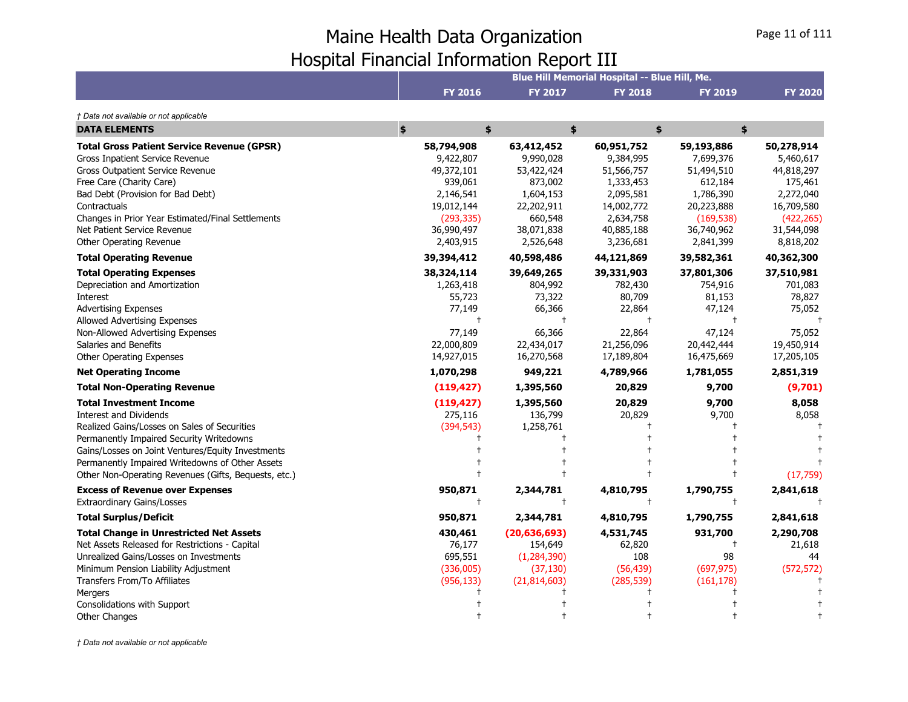# Maine Health Data Organization
## Hospital Financial Information Report III

| | Blue Hill Memorial Hospital -- Blue Hill, Me. | | | | |
|---|---|---|---|---|---|
| | **FY 2016** | **FY 2017** | **FY 2018** | **FY 2019** | **FY 2020** |

*† Data not available or not applicable*

| **DATA ELEMENTS** | **$** | **$** | **$** | **$** | **$** |
|---|---|---|---|---|---|
| **Total Gross Patient Service Revenue (GPSR)** | **58,794,908** | **63,412,452** | **60,951,752** | **59,193,886** | **50,278,914** |
| Gross Inpatient Service Revenue | 9,422,807 | 9,990,028 | 9,384,995 | 7,699,376 | 5,460,617 |
| Gross Outpatient Service Revenue | 49,372,101 | 53,422,424 | 51,566,757 | 51,494,510 | 44,818,297 |
| Free Care (Charity Care) | 939,061 | 873,002 | 1,333,453 | 612,184 | 175,461 |
| Bad Debt (Provision for Bad Debt) | 2,146,541 | 1,604,153 | 2,095,581 | 1,786,390 | 2,272,040 |
| Contractuals | 19,012,144 | 22,202,911 | 14,002,772 | 20,223,888 | 16,709,580 |
| Changes in Prior Year Estimated/Final Settlements | (293,335) | 660,548 | 2,634,758 | (169,538) | (422,265) |
| Net Patient Service Revenue | 36,990,497 | 38,071,838 | 40,885,188 | 36,740,962 | 31,544,098 |
| Other Operating Revenue | 2,403,915 | 2,526,648 | 3,236,681 | 2,841,399 | 8,818,202 |
| **Total Operating Revenue** | **39,394,412** | **40,598,486** | **44,121,869** | **39,582,361** | **40,362,300** |
| **Total Operating Expenses** | **38,324,114** | **39,649,265** | **39,331,903** | **37,801,306** | **37,510,981** |
| Depreciation and Amortization | 1,263,418 | 804,992 | 782,430 | 754,916 | 701,083 |
| Interest | 55,723 | 73,322 | 80,709 | 81,153 | 78,827 |
| Advertising Expenses | 77,149 | 66,366 | 22,864 | 47,124 | 75,052 |
| Allowed Advertising Expenses | † | † | † | † | † |
| Non-Allowed Advertising Expenses | 77,149 | 66,366 | 22,864 | 47,124 | 75,052 |
| Salaries and Benefits | 22,000,809 | 22,434,017 | 21,256,096 | 20,442,444 | 19,450,914 |
| Other Operating Expenses | 14,927,015 | 16,270,568 | 17,189,804 | 16,475,669 | 17,205,105 |
| **Net Operating Income** | **1,070,298** | **949,221** | **4,789,966** | **1,781,055** | **2,851,319** |
| **Total Non-Operating Revenue** | **(119,427)** | **1,395,560** | **20,829** | **9,700** | **(9,701)** |
| **Total Investment Income** | **(119,427)** | **1,395,560** | **20,829** | **9,700** | **8,058** |
| Interest and Dividends | 275,116 | 136,799 | 20,829 | 9,700 | 8,058 |
| Realized Gains/Losses on Sales of Securities | (394,543) | 1,258,761 | † | † | † |
| Permanently Impaired Security Writedowns | † | † | † | † | † |
| Gains/Losses on Joint Ventures/Equity Investments | † | † | † | † | † |
| Permanently Impaired Writedowns of Other Assets | † | † | † | † | † |
| Other Non-Operating Revenues (Gifts, Bequests, etc.) | † | † | † | † | (17,759) |
| **Excess of Revenue over Expenses** | **950,871** | **2,344,781** | **4,810,795** | **1,790,755** | **2,841,618** |
| Extraordinary Gains/Losses | † | † | † | † | † |
| **Total Surplus/Deficit** | **950,871** | **2,344,781** | **4,810,795** | **1,790,755** | **2,841,618** |
| **Total Change in Unrestricted Net Assets** | **430,461** | **(20,636,693)** | **4,531,745** | **931,700** | **2,290,708** |
| Net Assets Released for Restrictions - Capital | 76,177 | 154,649 | 62,820 | † | 21,618 |
| Unrealized Gains/Losses on Investments | 695,551 | (1,284,390) | 108 | 98 | 44 |
| Minimum Pension Liability Adjustment | (336,005) | (37,130) | (56,439) | (697,975) | (572,572) |
| Transfers From/To Affiliates | (956,133) | (21,814,603) | (285,539) | (161,178) | † |
| Mergers | † | † | † | † | † |
| Consolidations with Support | † | † | † | † | † |
| Other Changes | † | † | † | † | † |

*† Data not available or not applicable*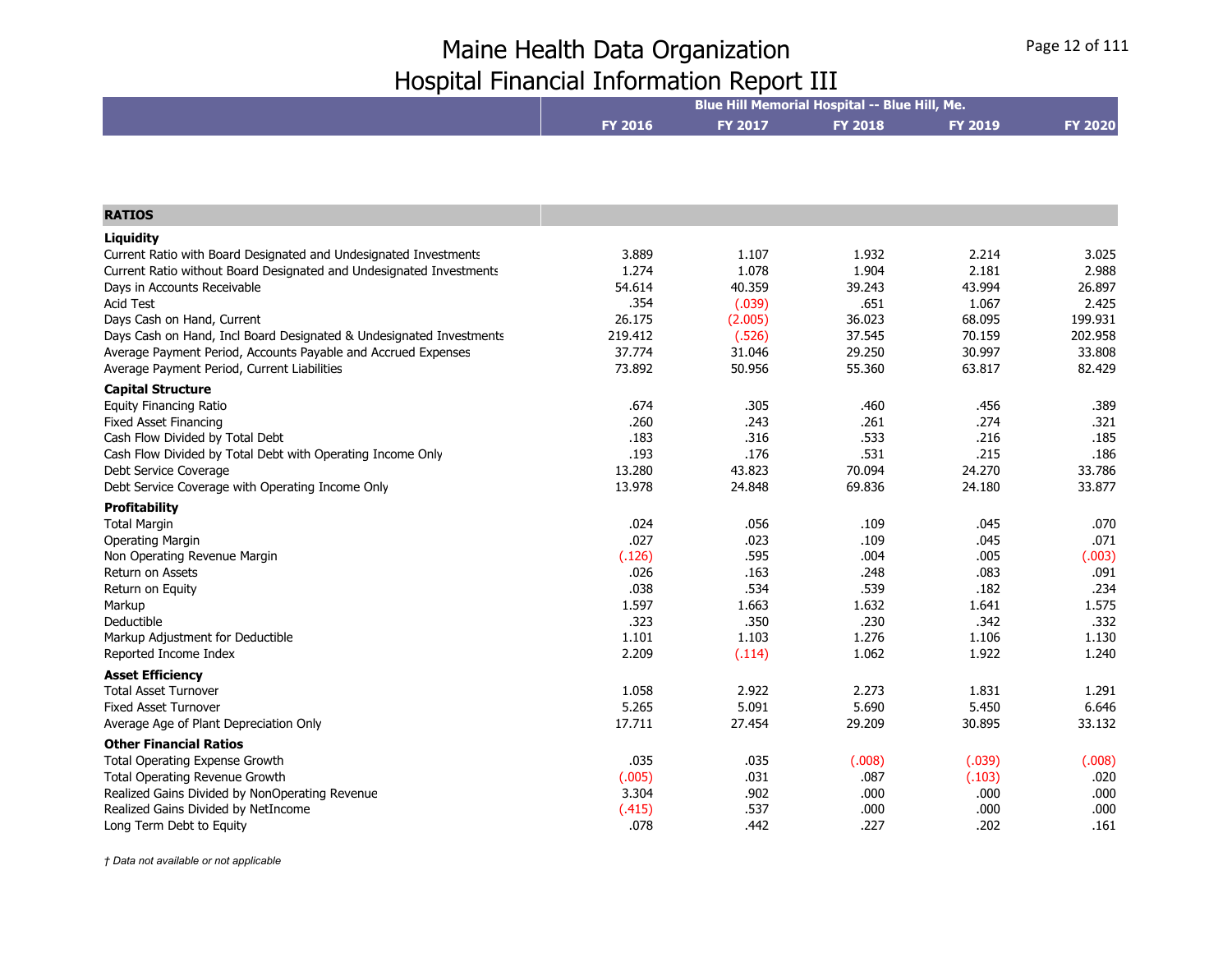# Maine Health Data Organization
## Hospital Financial Information Report III

| | Blue Hill Memorial Hospital -- Blue Hill, Me. | | | | |
|---|---|---|---|---|---|
| | FY 2016 | FY 2017 | FY 2018 | FY 2019 | FY 2020 |
| **RATIOS** | | | | | |
| **Liquidity** | | | | | |
| Current Ratio with Board Designated and Undesignated Investments | 3.889 | 1.107 | 1.932 | 2.214 | 3.025 |
| Current Ratio without Board Designated and Undesignated Investments | 1.274 | 1.078 | 1.904 | 2.181 | 2.988 |
| Days in Accounts Receivable | 54.614 | 40.359 | 39.243 | 43.994 | 26.897 |
| Acid Test | .354 | (.039) | .651 | 1.067 | 2.425 |
| Days Cash on Hand, Current | 26.175 | (2.005) | 36.023 | 68.095 | 199.931 |
| Days Cash on Hand, Incl Board Designated & Undesignated Investments | 219.412 | (.526) | 37.545 | 70.159 | 202.958 |
| Average Payment Period, Accounts Payable and Accrued Expenses | 37.774 | 31.046 | 29.250 | 30.997 | 33.808 |
| Average Payment Period, Current Liabilities | 73.892 | 50.956 | 55.360 | 63.817 | 82.429 |
| **Capital Structure** | | | | | |
| Equity Financing Ratio | .674 | .305 | .460 | .456 | .389 |
| Fixed Asset Financing | .260 | .243 | .261 | .274 | .321 |
| Cash Flow Divided by Total Debt | .183 | .316 | .533 | .216 | .185 |
| Cash Flow Divided by Total Debt with Operating Income Only | .193 | .176 | .531 | .215 | .186 |
| Debt Service Coverage | 13.280 | 43.823 | 70.094 | 24.270 | 33.786 |
| Debt Service Coverage with Operating Income Only | 13.978 | 24.848 | 69.836 | 24.180 | 33.877 |
| **Profitability** | | | | | |
| Total Margin | .024 | .056 | .109 | .045 | .070 |
| Operating Margin | .027 | .023 | .109 | .045 | .071 |
| Non Operating Revenue Margin | (.126) | .595 | .004 | .005 | (.003) |
| Return on Assets | .026 | .163 | .248 | .083 | .091 |
| Return on Equity | .038 | .534 | .539 | .182 | .234 |
| Markup | 1.597 | 1.663 | 1.632 | 1.641 | 1.575 |
| Deductible | .323 | .350 | .230 | .342 | .332 |
| Markup Adjustment for Deductible | 1.101 | 1.103 | 1.276 | 1.106 | 1.130 |
| Reported Income Index | 2.209 | (.114) | 1.062 | 1.922 | 1.240 |
| **Asset Efficiency** | | | | | |
| Total Asset Turnover | 1.058 | 2.922 | 2.273 | 1.831 | 1.291 |
| Fixed Asset Turnover | 5.265 | 5.091 | 5.690 | 5.450 | 6.646 |
| Average Age of Plant Depreciation Only | 17.711 | 27.454 | 29.209 | 30.895 | 33.132 |
| **Other Financial Ratios** | | | | | |
| Total Operating Expense Growth | .035 | .035 | (.008) | (.039) | (.008) |
| Total Operating Revenue Growth | (.005) | .031 | .087 | (.103) | .020 |
| Realized Gains Divided by NonOperating Revenue | 3.304 | .902 | .000 | .000 | .000 |
| Realized Gains Divided by NetIncome | (.415) | .537 | .000 | .000 | .000 |
| Long Term Debt to Equity | .078 | .442 | .227 | .202 | .161 |

*† Data not available or not applicable*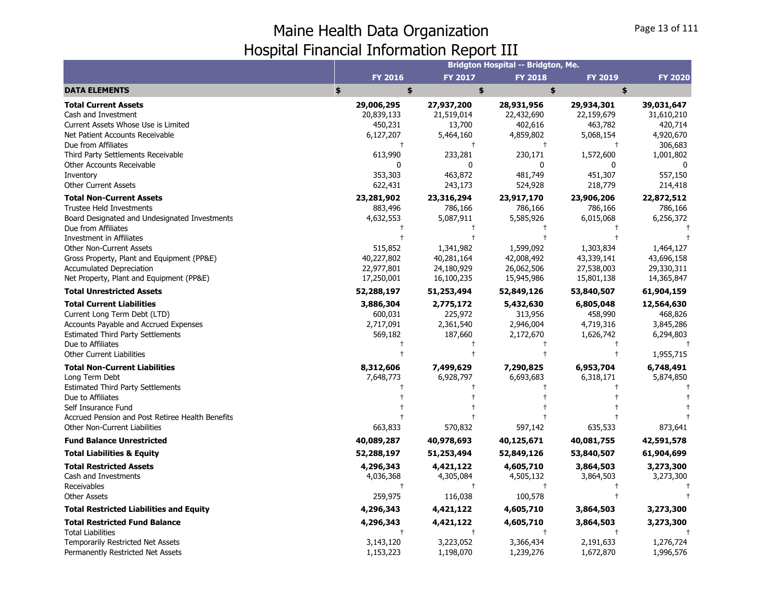# Maine Health Data Organization
## Hospital Financial Information Report III

| | Bridgton Hospital -- Bridgton, Me. | | | | |
|---|---|---|---|---|---|
| | FY 2016 | FY 2017 | FY 2018 | FY 2019 | FY 2020 |
| **DATA ELEMENTS** | $ | $ | $ | $ | $ |
| **Total Current Assets** | **29,006,295** | **27,937,200** | **28,931,956** | **29,934,301** | **39,031,647** |
| Cash and Investment | 20,839,133 | 21,519,014 | 22,432,690 | 22,159,679 | 31,610,210 |
| Current Assets Whose Use is Limited | 450,231 | 13,700 | 402,616 | 463,782 | 420,714 |
| Net Patient Accounts Receivable | 6,127,207 | 5,464,160 | 4,859,802 | 5,068,154 | 4,920,670 |
| Due from Affiliates | † | † | † | † | 306,683 |
| Third Party Settlements Receivable | 613,990 | 233,281 | 230,171 | 1,572,600 | 1,001,802 |
| Other Accounts Receivable | 0 | 0 | 0 | 0 | 0 |
| Inventory | 353,303 | 463,872 | 481,749 | 451,307 | 557,150 |
| Other Current Assets | 622,431 | 243,173 | 524,928 | 218,779 | 214,418 |
| **Total Non-Current Assets** | **23,281,902** | **23,316,294** | **23,917,170** | **23,906,206** | **22,872,512** |
| Trustee Held Investments | 883,496 | 786,166 | 786,166 | 786,166 | 786,166 |
| Board Designated and Undesignated Investments | 4,632,553 | 5,087,911 | 5,585,926 | 6,015,068 | 6,256,372 |
| Due from Affiliates | † | † | † | † | † |
| Investment in Affiliates | † | † | † | † | † |
| Other Non-Current Assets | 515,852 | 1,341,982 | 1,599,092 | 1,303,834 | 1,464,127 |
| Gross Property, Plant and Equipment (PP&E) | 40,227,802 | 40,281,164 | 42,008,492 | 43,339,141 | 43,696,158 |
| Accumulated Depreciation | 22,977,801 | 24,180,929 | 26,062,506 | 27,538,003 | 29,330,311 |
| Net Property, Plant and Equipment (PP&E) | 17,250,001 | 16,100,235 | 15,945,986 | 15,801,138 | 14,365,847 |
| **Total Unrestricted Assets** | **52,288,197** | **51,253,494** | **52,849,126** | **53,840,507** | **61,904,159** |
| **Total Current Liabilities** | **3,886,304** | **2,775,172** | **5,432,630** | **6,805,048** | **12,564,630** |
| Current Long Term Debt (LTD) | 600,031 | 225,972 | 313,956 | 458,990 | 468,826 |
| Accounts Payable and Accrued Expenses | 2,717,091 | 2,361,540 | 2,946,004 | 4,719,316 | 3,845,286 |
| Estimated Third Party Settlements | 569,182 | 187,660 | 2,172,670 | 1,626,742 | 6,294,803 |
| Due to Affiliates | † | † | † | † | † |
| Other Current Liabilities | † | † | † | † | 1,955,715 |
| **Total Non-Current Liabilities** | **8,312,606** | **7,499,629** | **7,290,825** | **6,953,704** | **6,748,491** |
| Long Term Debt | 7,648,773 | 6,928,797 | 6,693,683 | 6,318,171 | 5,874,850 |
| Estimated Third Party Settlements | † | † | † | † | † |
| Due to Affiliates | † | † | † | † | † |
| Self Insurance Fund | † | † | † | † | † |
| Accrued Pension and Post Retiree Health Benefits | † | † | † | † | † |
| Other Non-Current Liabilities | 663,833 | 570,832 | 597,142 | 635,533 | 873,641 |
| **Fund Balance Unrestricted** | **40,089,287** | **40,978,693** | **40,125,671** | **40,081,755** | **42,591,578** |
| **Total Liabilities & Equity** | **52,288,197** | **51,253,494** | **52,849,126** | **53,840,507** | **61,904,699** |
| **Total Restricted Assets** | **4,296,343** | **4,421,122** | **4,605,710** | **3,864,503** | **3,273,300** |
| Cash and Investments | 4,036,368 | 4,305,084 | 4,505,132 | 3,864,503 | 3,273,300 |
| Receivables | † | † | † | † | † |
| Other Assets | 259,975 | 116,038 | 100,578 | † | † |
| **Total Restricted Liabilities and Equity** | **4,296,343** | **4,421,122** | **4,605,710** | **3,864,503** | **3,273,300** |
| **Total Restricted Fund Balance** | **4,296,343** | **4,421,122** | **4,605,710** | **3,864,503** | **3,273,300** |
| Total Liabilities | † | † | † | † | † |
| Temporarily Restricted Net Assets | 3,143,120 | 3,223,052 | 3,366,434 | 2,191,633 | 1,276,724 |
| Permanently Restricted Net Assets | 1,153,223 | 1,198,070 | 1,239,276 | 1,672,870 | 1,996,576 |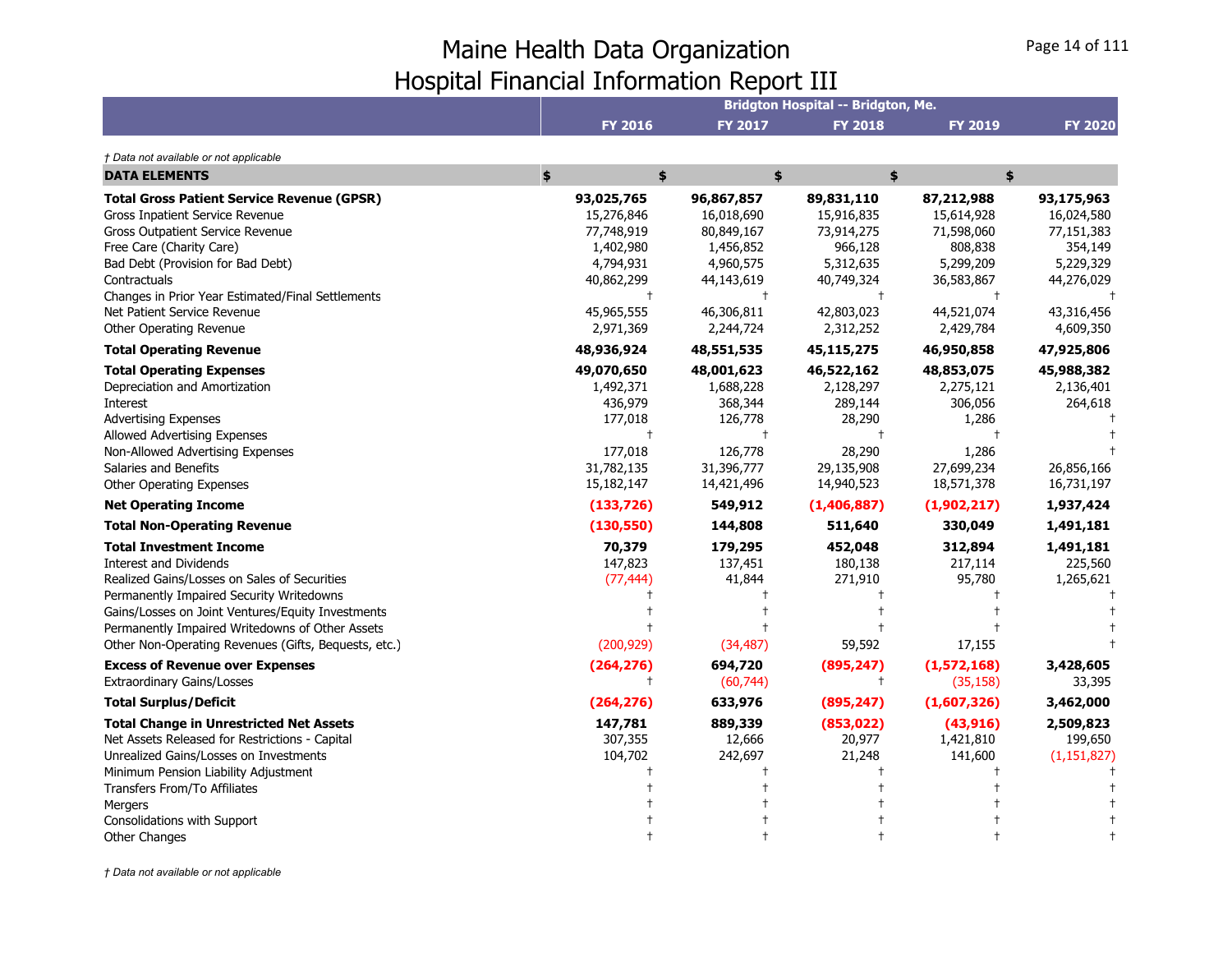# Maine Health Data Organization
# Hospital Financial Information Report III

| | Bridgton Hospital -- Bridgton, Me. | | | | |
|---|---|---|---|---|---|
| | **FY 2016** | **FY 2017** | **FY 2018** | **FY 2019** | **FY 2020** |

*† Data not available or not applicable*

| **DATA ELEMENTS** | **$** | **$** | **$** | **$** | **$** |
|---|---|---|---|---|---|
| **Total Gross Patient Service Revenue (GPSR)** | **93,025,765** | **96,867,857** | **89,831,110** | **87,212,988** | **93,175,963** |
| Gross Inpatient Service Revenue | 15,276,846 | 16,018,690 | 15,916,835 | 15,614,928 | 16,024,580 |
| Gross Outpatient Service Revenue | 77,748,919 | 80,849,167 | 73,914,275 | 71,598,060 | 77,151,383 |
| Free Care (Charity Care) | 1,402,980 | 1,456,852 | 966,128 | 808,838 | 354,149 |
| Bad Debt (Provision for Bad Debt) | 4,794,931 | 4,960,575 | 5,312,635 | 5,299,209 | 5,229,329 |
| Contractuals | 40,862,299 | 44,143,619 | 40,749,324 | 36,583,867 | 44,276,029 |
| Changes in Prior Year Estimated/Final Settlements | † | † | † | † | † |
| Net Patient Service Revenue | 45,965,555 | 46,306,811 | 42,803,023 | 44,521,074 | 43,316,456 |
| Other Operating Revenue | 2,971,369 | 2,244,724 | 2,312,252 | 2,429,784 | 4,609,350 |
| **Total Operating Revenue** | **48,936,924** | **48,551,535** | **45,115,275** | **46,950,858** | **47,925,806** |
| **Total Operating Expenses** | **49,070,650** | **48,001,623** | **46,522,162** | **48,853,075** | **45,988,382** |
| Depreciation and Amortization | 1,492,371 | 1,688,228 | 2,128,297 | 2,275,121 | 2,136,401 |
| Interest | 436,979 | 368,344 | 289,144 | 306,056 | 264,618 |
| Advertising Expenses | 177,018 | 126,778 | 28,290 | 1,286 | † |
| Allowed Advertising Expenses | † | † | † | † | † |
| Non-Allowed Advertising Expenses | 177,018 | 126,778 | 28,290 | 1,286 | † |
| Salaries and Benefits | 31,782,135 | 31,396,777 | 29,135,908 | 27,699,234 | 26,856,166 |
| Other Operating Expenses | 15,182,147 | 14,421,496 | 14,940,523 | 18,571,378 | 16,731,197 |
| **Net Operating Income** | **(133,726)** | **549,912** | **(1,406,887)** | **(1,902,217)** | **1,937,424** |
| **Total Non-Operating Revenue** | **(130,550)** | **144,808** | **511,640** | **330,049** | **1,491,181** |
| **Total Investment Income** | **70,379** | **179,295** | **452,048** | **312,894** | **1,491,181** |
| Interest and Dividends | 147,823 | 137,451 | 180,138 | 217,114 | 225,560 |
| Realized Gains/Losses on Sales of Securities | (77,444) | 41,844 | 271,910 | 95,780 | 1,265,621 |
| Permanently Impaired Security Writedowns | † | † | † | † | † |
| Gains/Losses on Joint Ventures/Equity Investments | † | † | † | † | † |
| Permanently Impaired Writedowns of Other Assets | † | † | † | † | † |
| Other Non-Operating Revenues (Gifts, Bequests, etc.) | (200,929) | (34,487) | 59,592 | 17,155 | † |
| **Excess of Revenue over Expenses** | **(264,276)** | **694,720** | **(895,247)** | **(1,572,168)** | **3,428,605** |
| Extraordinary Gains/Losses | † | (60,744) | † | (35,158) | 33,395 |
| **Total Surplus/Deficit** | **(264,276)** | **633,976** | **(895,247)** | **(1,607,326)** | **3,462,000** |
| **Total Change in Unrestricted Net Assets** | **147,781** | **889,339** | **(853,022)** | **(43,916)** | **2,509,823** |
| Net Assets Released for Restrictions - Capital | 307,355 | 12,666 | 20,977 | 1,421,810 | 199,650 |
| Unrealized Gains/Losses on Investments | 104,702 | 242,697 | 21,248 | 141,600 | (1,151,827) |
| Minimum Pension Liability Adjustment | † | † | † | † | † |
| Transfers From/To Affiliates | † | † | † | † | † |
| Mergers | † | † | † | † | † |
| Consolidations with Support | † | † | † | † | † |
| Other Changes | † | † | † | † | † |

*† Data not available or not applicable*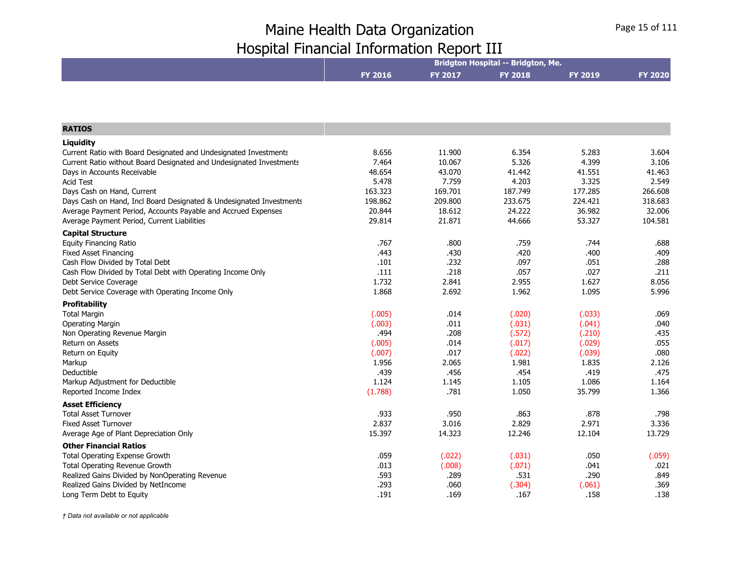# Maine Health Data Organization
## Hospital Financial Information Report III

| | Bridgton Hospital -- Bridgton, Me. | | | | |
|---|---|---|---|---|---|
| | FY 2016 | FY 2017 | FY 2018 | FY 2019 | FY 2020 |
| **RATIOS** | | | | | |
| **Liquidity** | | | | | |
| Current Ratio with Board Designated and Undesignated Investments | 8.656 | 11.900 | 6.354 | 5.283 | 3.604 |
| Current Ratio without Board Designated and Undesignated Investments | 7.464 | 10.067 | 5.326 | 4.399 | 3.106 |
| Days in Accounts Receivable | 48.654 | 43.070 | 41.442 | 41.551 | 41.463 |
| Acid Test | 5.478 | 7.759 | 4.203 | 3.325 | 2.549 |
| Days Cash on Hand, Current | 163.323 | 169.701 | 187.749 | 177.285 | 266.608 |
| Days Cash on Hand, Incl Board Designated & Undesignated Investments | 198.862 | 209.800 | 233.675 | 224.421 | 318.683 |
| Average Payment Period, Accounts Payable and Accrued Expenses | 20.844 | 18.612 | 24.222 | 36.982 | 32.006 |
| Average Payment Period, Current Liabilities | 29.814 | 21.871 | 44.666 | 53.327 | 104.581 |
| **Capital Structure** | | | | | |
| Equity Financing Ratio | .767 | .800 | .759 | .744 | .688 |
| Fixed Asset Financing | .443 | .430 | .420 | .400 | .409 |
| Cash Flow Divided by Total Debt | .101 | .232 | .097 | .051 | .288 |
| Cash Flow Divided by Total Debt with Operating Income Only | .111 | .218 | .057 | .027 | .211 |
| Debt Service Coverage | 1.732 | 2.841 | 2.955 | 1.627 | 8.056 |
| Debt Service Coverage with Operating Income Only | 1.868 | 2.692 | 1.962 | 1.095 | 5.996 |
| **Profitability** | | | | | |
| Total Margin | (.005) | .014 | (.020) | (.033) | .069 |
| Operating Margin | (.003) | .011 | (.031) | (.041) | .040 |
| Non Operating Revenue Margin | .494 | .208 | (.572) | (.210) | .435 |
| Return on Assets | (.005) | .014 | (.017) | (.029) | .055 |
| Return on Equity | (.007) | .017 | (.022) | (.039) | .080 |
| Markup | 1.956 | 2.065 | 1.981 | 1.835 | 2.126 |
| Deductible | .439 | .456 | .454 | .419 | .475 |
| Markup Adjustment for Deductible | 1.124 | 1.145 | 1.105 | 1.086 | 1.164 |
| Reported Income Index | (1.788) | .781 | 1.050 | 35.799 | 1.366 |
| **Asset Efficiency** | | | | | |
| Total Asset Turnover | .933 | .950 | .863 | .878 | .798 |
| Fixed Asset Turnover | 2.837 | 3.016 | 2.829 | 2.971 | 3.336 |
| Average Age of Plant Depreciation Only | 15.397 | 14.323 | 12.246 | 12.104 | 13.729 |
| **Other Financial Ratios** | | | | | |
| Total Operating Expense Growth | .059 | (.022) | (.031) | .050 | (.059) |
| Total Operating Revenue Growth | .013 | (.008) | (.071) | .041 | .021 |
| Realized Gains Divided by NonOperating Revenue | .593 | .289 | .531 | .290 | .849 |
| Realized Gains Divided by NetIncome | .293 | .060 | (.304) | (.061) | .369 |
| Long Term Debt to Equity | .191 | .169 | .167 | .158 | .138 |

*† Data not available or not applicable*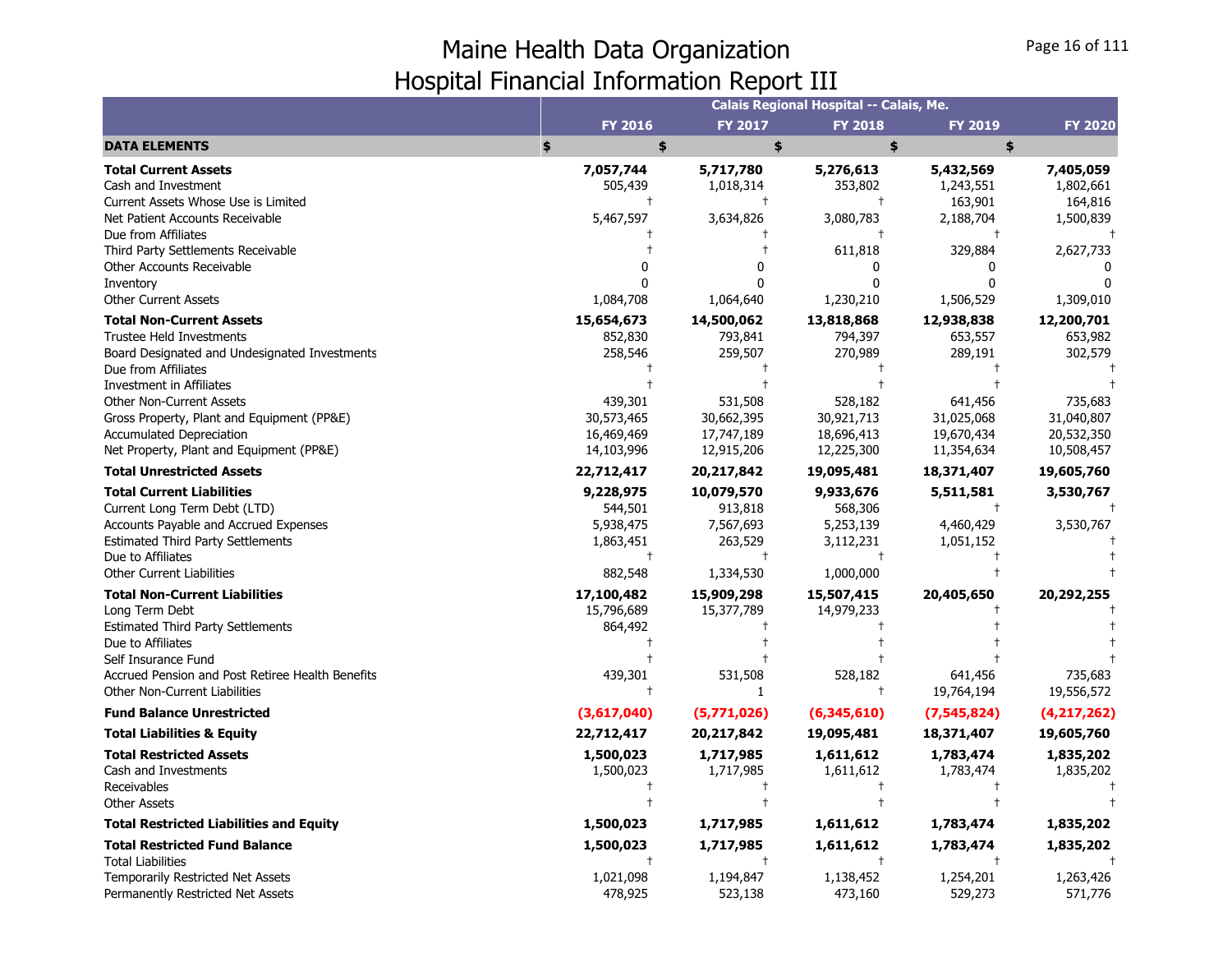# Maine Health Data Organization
# Hospital Financial Information Report III

| | Calais Regional Hospital -- Calais, Me. | | | | |
|---|---|---|---|---|---|
| | FY 2016 | FY 2017 | FY 2018 | FY 2019 | FY 2020 |
| **DATA ELEMENTS** | $ | $ | $ | $ | $ |
| **Total Current Assets** | **7,057,744** | **5,717,780** | **5,276,613** | **5,432,569** | **7,405,059** |
| Cash and Investment | 505,439 | 1,018,314 | 353,802 | 1,243,551 | 1,802,661 |
| Current Assets Whose Use is Limited | † | † | † | 163,901 | 164,816 |
| Net Patient Accounts Receivable | 5,467,597 | 3,634,826 | 3,080,783 | 2,188,704 | 1,500,839 |
| Due from Affiliates | † | † | † | † | † |
| Third Party Settlements Receivable | † | † | 611,818 | 329,884 | 2,627,733 |
| Other Accounts Receivable | 0 | 0 | 0 | 0 | 0 |
| Inventory | 0 | 0 | 0 | 0 | 0 |
| Other Current Assets | 1,084,708 | 1,064,640 | 1,230,210 | 1,506,529 | 1,309,010 |
| **Total Non-Current Assets** | **15,654,673** | **14,500,062** | **13,818,868** | **12,938,838** | **12,200,701** |
| Trustee Held Investments | 852,830 | 793,841 | 794,397 | 653,557 | 653,982 |
| Board Designated and Undesignated Investments | 258,546 | 259,507 | 270,989 | 289,191 | 302,579 |
| Due from Affiliates | † | † | † | † | † |
| Investment in Affiliates | † | † | † | † | † |
| Other Non-Current Assets | 439,301 | 531,508 | 528,182 | 641,456 | 735,683 |
| Gross Property, Plant and Equipment (PP&E) | 30,573,465 | 30,662,395 | 30,921,713 | 31,025,068 | 31,040,807 |
| Accumulated Depreciation | 16,469,469 | 17,747,189 | 18,696,413 | 19,670,434 | 20,532,350 |
| Net Property, Plant and Equipment (PP&E) | 14,103,996 | 12,915,206 | 12,225,300 | 11,354,634 | 10,508,457 |
| **Total Unrestricted Assets** | **22,712,417** | **20,217,842** | **19,095,481** | **18,371,407** | **19,605,760** |
| **Total Current Liabilities** | **9,228,975** | **10,079,570** | **9,933,676** | **5,511,581** | **3,530,767** |
| Current Long Term Debt (LTD) | 544,501 | 913,818 | 568,306 | † | † |
| Accounts Payable and Accrued Expenses | 5,938,475 | 7,567,693 | 5,253,139 | 4,460,429 | 3,530,767 |
| Estimated Third Party Settlements | 1,863,451 | 263,529 | 3,112,231 | 1,051,152 | † |
| Due to Affiliates | † | † | † | † | † |
| Other Current Liabilities | 882,548 | 1,334,530 | 1,000,000 | † | † |
| **Total Non-Current Liabilities** | **17,100,482** | **15,909,298** | **15,507,415** | **20,405,650** | **20,292,255** |
| Long Term Debt | 15,796,689 | 15,377,789 | 14,979,233 | † | † |
| Estimated Third Party Settlements | 864,492 | † | † | † | † |
| Due to Affiliates | † | † | † | † | † |
| Self Insurance Fund | † | † | † | † | † |
| Accrued Pension and Post Retiree Health Benefits | 439,301 | 531,508 | 528,182 | 641,456 | 735,683 |
| Other Non-Current Liabilities | † | 1 | † | 19,764,194 | 19,556,572 |
| **Fund Balance Unrestricted** | **(3,617,040)** | **(5,771,026)** | **(6,345,610)** | **(7,545,824)** | **(4,217,262)** |
| **Total Liabilities & Equity** | **22,712,417** | **20,217,842** | **19,095,481** | **18,371,407** | **19,605,760** |
| **Total Restricted Assets** | **1,500,023** | **1,717,985** | **1,611,612** | **1,783,474** | **1,835,202** |
| Cash and Investments | 1,500,023 | 1,717,985 | 1,611,612 | 1,783,474 | 1,835,202 |
| Receivables | † | † | † | † | † |
| Other Assets | † | † | † | † | † |
| **Total Restricted Liabilities and Equity** | **1,500,023** | **1,717,985** | **1,611,612** | **1,783,474** | **1,835,202** |
| **Total Restricted Fund Balance** | **1,500,023** | **1,717,985** | **1,611,612** | **1,783,474** | **1,835,202** |
| Total Liabilities | † | † | † | † | † |
| Temporarily Restricted Net Assets | 1,021,098 | 1,194,847 | 1,138,452 | 1,254,201 | 1,263,426 |
| Permanently Restricted Net Assets | 478,925 | 523,138 | 473,160 | 529,273 | 571,776 |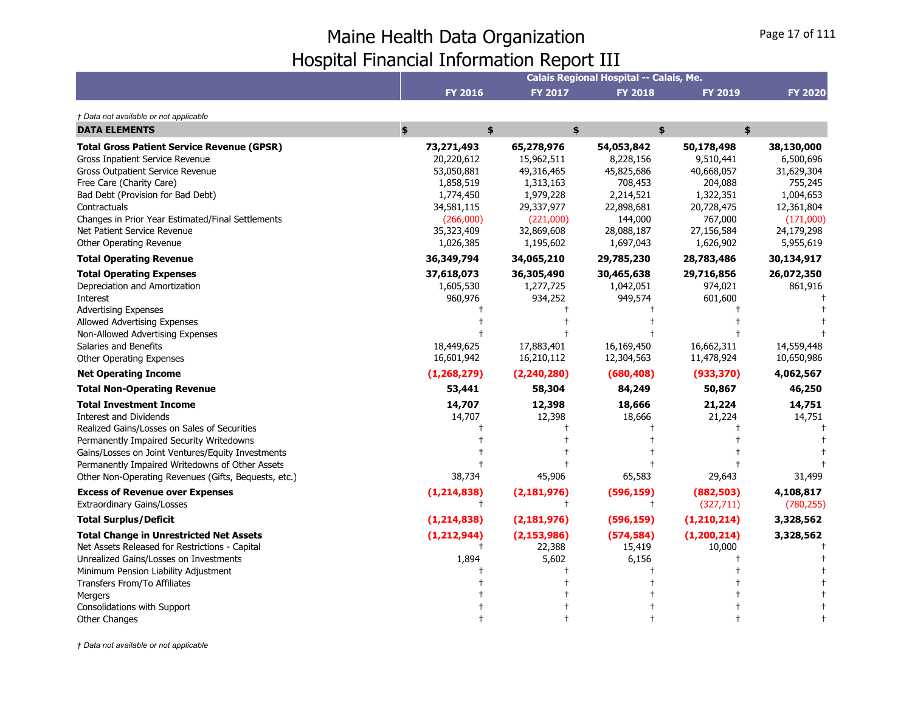# Maine Health Data Organization
# Hospital Financial Information Report III

| | Calais Regional Hospital -- Calais, Me. | | | | |
|---|---|---|---|---|---|
| | **FY 2016** | **FY 2017** | **FY 2018** | **FY 2019** | **FY 2020** |

*† Data not available or not applicable*

| **DATA ELEMENTS** | **$** | **$** | **$** | **$** | **$** |
|---|---|---|---|---|---|
| **Total Gross Patient Service Revenue (GPSR)** | **73,271,493** | **65,278,976** | **54,053,842** | **50,178,498** | **38,130,000** |
| Gross Inpatient Service Revenue | 20,220,612 | 15,962,511 | 8,228,156 | 9,510,441 | 6,500,696 |
| Gross Outpatient Service Revenue | 53,050,881 | 49,316,465 | 45,825,686 | 40,668,057 | 31,629,304 |
| Free Care (Charity Care) | 1,858,519 | 1,313,163 | 708,453 | 204,088 | 755,245 |
| Bad Debt (Provision for Bad Debt) | 1,774,450 | 1,979,228 | 2,214,521 | 1,322,351 | 1,004,653 |
| Contractuals | 34,581,115 | 29,337,977 | 22,898,681 | 20,728,475 | 12,361,804 |
| Changes in Prior Year Estimated/Final Settlements | (266,000) | (221,000) | 144,000 | 767,000 | (171,000) |
| Net Patient Service Revenue | 35,323,409 | 32,869,608 | 28,088,187 | 27,156,584 | 24,179,298 |
| Other Operating Revenue | 1,026,385 | 1,195,602 | 1,697,043 | 1,626,902 | 5,955,619 |
| **Total Operating Revenue** | **36,349,794** | **34,065,210** | **29,785,230** | **28,783,486** | **30,134,917** |
| **Total Operating Expenses** | **37,618,073** | **36,305,490** | **30,465,638** | **29,716,856** | **26,072,350** |
| Depreciation and Amortization | 1,605,530 | 1,277,725 | 1,042,051 | 974,021 | 861,916 |
| Interest | 960,976 | 934,252 | 949,574 | 601,600 | † |
| Advertising Expenses | † | † | † | † | † |
| Allowed Advertising Expenses | † | † | † | † | † |
| Non-Allowed Advertising Expenses | † | † | † | † | † |
| Salaries and Benefits | 18,449,625 | 17,883,401 | 16,169,450 | 16,662,311 | 14,559,448 |
| Other Operating Expenses | 16,601,942 | 16,210,112 | 12,304,563 | 11,478,924 | 10,650,986 |
| **Net Operating Income** | **(1,268,279)** | **(2,240,280)** | **(680,408)** | **(933,370)** | **4,062,567** |
| **Total Non-Operating Revenue** | **53,441** | **58,304** | **84,249** | **50,867** | **46,250** |
| **Total Investment Income** | **14,707** | **12,398** | **18,666** | **21,224** | **14,751** |
| Interest and Dividends | 14,707 | 12,398 | 18,666 | 21,224 | 14,751 |
| Realized Gains/Losses on Sales of Securities | † | † | † | † | † |
| Permanently Impaired Security Writedowns | † | † | † | † | † |
| Gains/Losses on Joint Ventures/Equity Investments | † | † | † | † | † |
| Permanently Impaired Writedowns of Other Assets | † | † | † | † | † |
| Other Non-Operating Revenues (Gifts, Bequests, etc.) | 38,734 | 45,906 | 65,583 | 29,643 | 31,499 |
| **Excess of Revenue over Expenses** | **(1,214,838)** | **(2,181,976)** | **(596,159)** | **(882,503)** | **4,108,817** |
| Extraordinary Gains/Losses | † | † | † | (327,711) | (780,255) |
| **Total Surplus/Deficit** | **(1,214,838)** | **(2,181,976)** | **(596,159)** | **(1,210,214)** | **3,328,562** |
| **Total Change in Unrestricted Net Assets** | **(1,212,944)** | **(2,153,986)** | **(574,584)** | **(1,200,214)** | **3,328,562** |
| Net Assets Released for Restrictions - Capital | † | 22,388 | 15,419 | 10,000 | † |
| Unrealized Gains/Losses on Investments | 1,894 | 5,602 | 6,156 | † | † |
| Minimum Pension Liability Adjustment | † | † | † | † | † |
| Transfers From/To Affiliates | † | † | † | † | † |
| Mergers | † | † | † | † | † |
| Consolidations with Support | † | † | † | † | † |
| Other Changes | † | † | † | † | † |

*† Data not available or not applicable*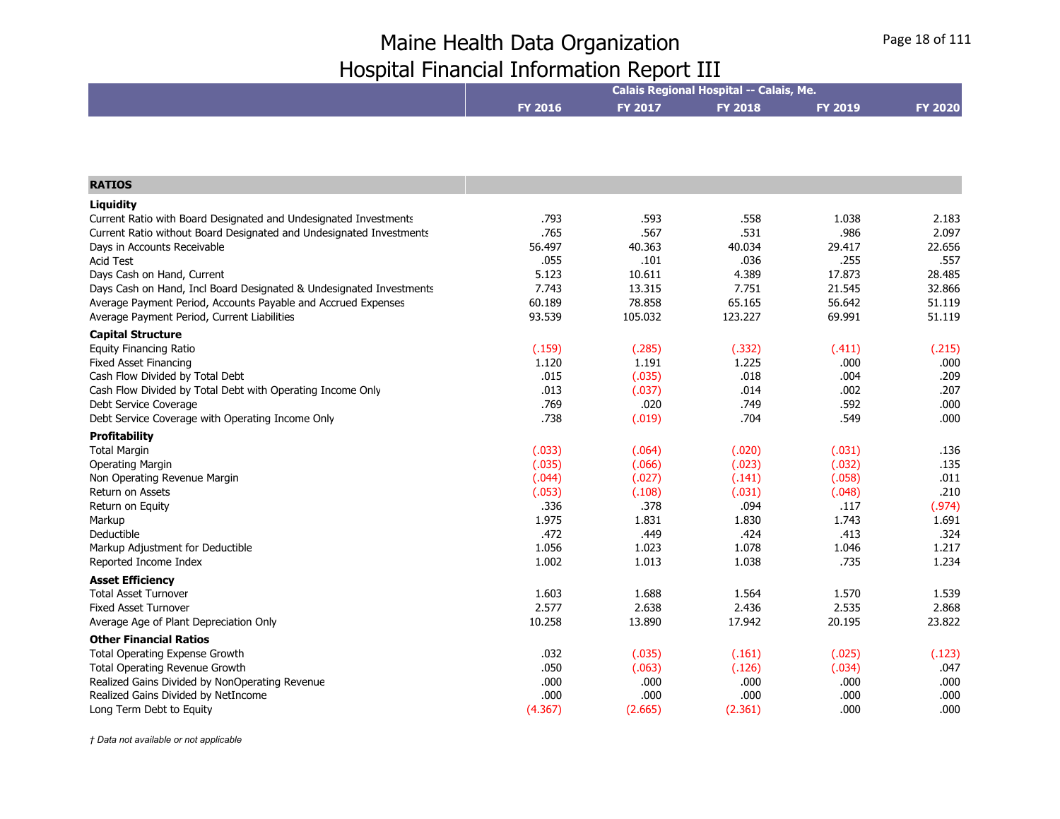# Maine Health Data Organization
# Hospital Financial Information Report III

| | Calais Regional Hospital -- Calais, Me. | | | | |
|---|---|---|---|---|---|
| | FY 2016 | FY 2017 | FY 2018 | FY 2019 | FY 2020 |
| **RATIOS** | | | | | |
| **Liquidity** | | | | | |
| Current Ratio with Board Designated and Undesignated Investments | .793 | .593 | .558 | 1.038 | 2.183 |
| Current Ratio without Board Designated and Undesignated Investments | .765 | .567 | .531 | .986 | 2.097 |
| Days in Accounts Receivable | 56.497 | 40.363 | 40.034 | 29.417 | 22.656 |
| Acid Test | .055 | .101 | .036 | .255 | .557 |
| Days Cash on Hand, Current | 5.123 | 10.611 | 4.389 | 17.873 | 28.485 |
| Days Cash on Hand, Incl Board Designated & Undesignated Investments | 7.743 | 13.315 | 7.751 | 21.545 | 32.866 |
| Average Payment Period, Accounts Payable and Accrued Expenses | 60.189 | 78.858 | 65.165 | 56.642 | 51.119 |
| Average Payment Period, Current Liabilities | 93.539 | 105.032 | 123.227 | 69.991 | 51.119 |
| **Capital Structure** | | | | | |
| Equity Financing Ratio | (.159) | (.285) | (.332) | (.411) | (.215) |
| Fixed Asset Financing | 1.120 | 1.191 | 1.225 | .000 | .000 |
| Cash Flow Divided by Total Debt | .015 | (.035) | .018 | .004 | .209 |
| Cash Flow Divided by Total Debt with Operating Income Only | .013 | (.037) | .014 | .002 | .207 |
| Debt Service Coverage | .769 | .020 | .749 | .592 | .000 |
| Debt Service Coverage with Operating Income Only | .738 | (.019) | .704 | .549 | .000 |
| **Profitability** | | | | | |
| Total Margin | (.033) | (.064) | (.020) | (.031) | .136 |
| Operating Margin | (.035) | (.066) | (.023) | (.032) | .135 |
| Non Operating Revenue Margin | (.044) | (.027) | (.141) | (.058) | .011 |
| Return on Assets | (.053) | (.108) | (.031) | (.048) | .210 |
| Return on Equity | .336 | .378 | .094 | .117 | (.974) |
| Markup | 1.975 | 1.831 | 1.830 | 1.743 | 1.691 |
| Deductible | .472 | .449 | .424 | .413 | .324 |
| Markup Adjustment for Deductible | 1.056 | 1.023 | 1.078 | 1.046 | 1.217 |
| Reported Income Index | 1.002 | 1.013 | 1.038 | .735 | 1.234 |
| **Asset Efficiency** | | | | | |
| Total Asset Turnover | 1.603 | 1.688 | 1.564 | 1.570 | 1.539 |
| Fixed Asset Turnover | 2.577 | 2.638 | 2.436 | 2.535 | 2.868 |
| Average Age of Plant Depreciation Only | 10.258 | 13.890 | 17.942 | 20.195 | 23.822 |
| **Other Financial Ratios** | | | | | |
| Total Operating Expense Growth | .032 | (.035) | (.161) | (.025) | (.123) |
| Total Operating Revenue Growth | .050 | (.063) | (.126) | (.034) | .047 |
| Realized Gains Divided by NonOperating Revenue | .000 | .000 | .000 | .000 | .000 |
| Realized Gains Divided by NetIncome | .000 | .000 | .000 | .000 | .000 |
| Long Term Debt to Equity | (4.367) | (2.665) | (2.361) | .000 | .000 |

*† Data not available or not applicable*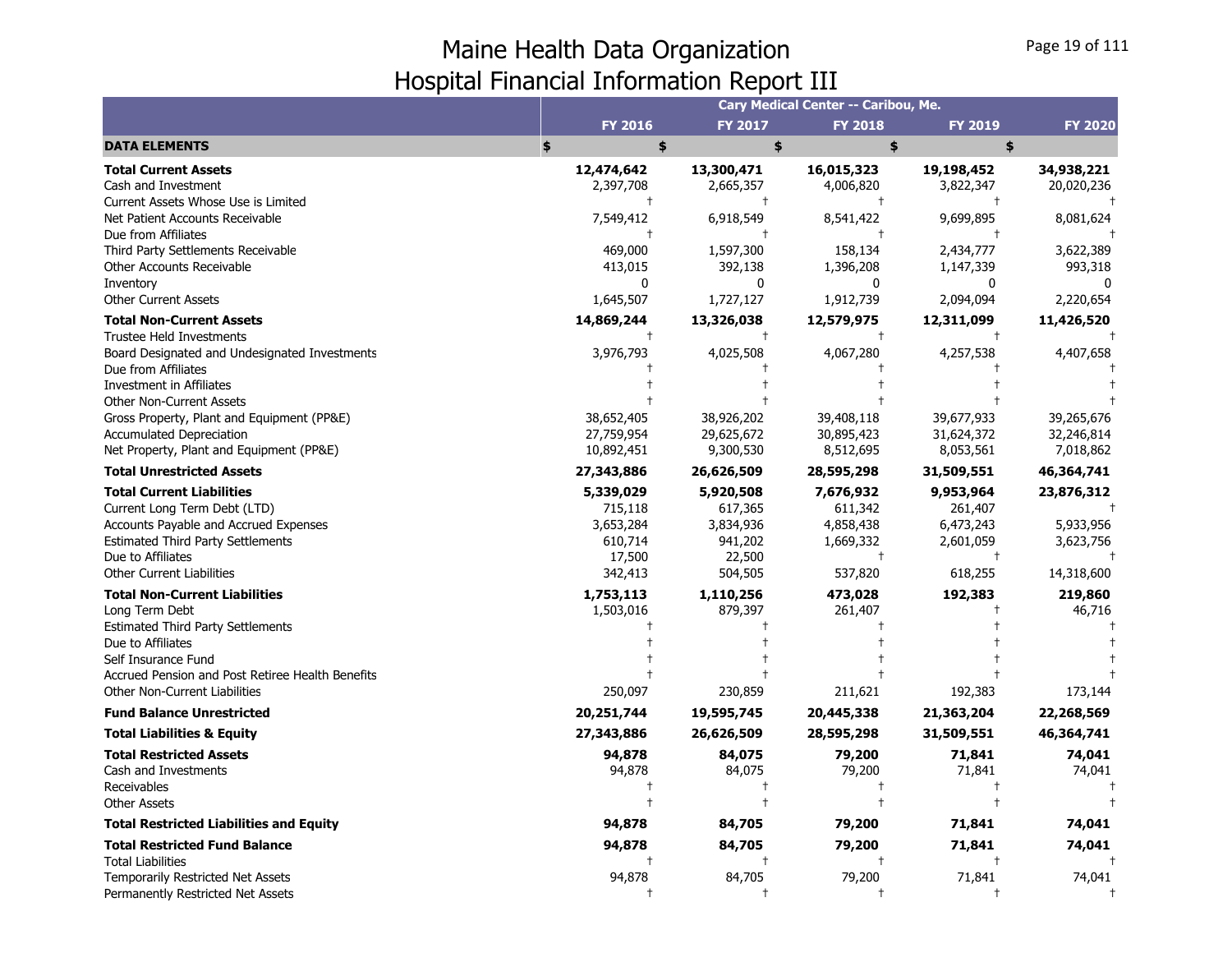# Maine Health Data Organization
# Hospital Financial Information Report III

| | Cary Medical Center -- Caribou, Me. | | | | |
|---|---|---|---|---|---|
| | FY 2016 | FY 2017 | FY 2018 | FY 2019 | FY 2020 |
| **DATA ELEMENTS** | $ | $ | $ | $ | $ |
| **Total Current Assets** | **12,474,642** | **13,300,471** | **16,015,323** | **19,198,452** | **34,938,221** |
| Cash and Investment | 2,397,708 | 2,665,357 | 4,006,820 | 3,822,347 | 20,020,236 |
| Current Assets Whose Use is Limited | † | † | † | † | † |
| Net Patient Accounts Receivable | 7,549,412 | 6,918,549 | 8,541,422 | 9,699,895 | 8,081,624 |
| Due from Affiliates | † | † | † | † | † |
| Third Party Settlements Receivable | 469,000 | 1,597,300 | 158,134 | 2,434,777 | 3,622,389 |
| Other Accounts Receivable | 413,015 | 392,138 | 1,396,208 | 1,147,339 | 993,318 |
| Inventory | 0 | 0 | 0 | 0 | 0 |
| Other Current Assets | 1,645,507 | 1,727,127 | 1,912,739 | 2,094,094 | 2,220,654 |
| **Total Non-Current Assets** | **14,869,244** | **13,326,038** | **12,579,975** | **12,311,099** | **11,426,520** |
| Trustee Held Investments | † | † | † | † | † |
| Board Designated and Undesignated Investments | 3,976,793 | 4,025,508 | 4,067,280 | 4,257,538 | 4,407,658 |
| Due from Affiliates | † | † | † | † | † |
| Investment in Affiliates | † | † | † | † | † |
| Other Non-Current Assets | † | † | † | † | † |
| Gross Property, Plant and Equipment (PP&E) | 38,652,405 | 38,926,202 | 39,408,118 | 39,677,933 | 39,265,676 |
| Accumulated Depreciation | 27,759,954 | 29,625,672 | 30,895,423 | 31,624,372 | 32,246,814 |
| Net Property, Plant and Equipment (PP&E) | 10,892,451 | 9,300,530 | 8,512,695 | 8,053,561 | 7,018,862 |
| **Total Unrestricted Assets** | **27,343,886** | **26,626,509** | **28,595,298** | **31,509,551** | **46,364,741** |
| **Total Current Liabilities** | **5,339,029** | **5,920,508** | **7,676,932** | **9,953,964** | **23,876,312** |
| Current Long Term Debt (LTD) | 715,118 | 617,365 | 611,342 | 261,407 | † |
| Accounts Payable and Accrued Expenses | 3,653,284 | 3,834,936 | 4,858,438 | 6,473,243 | 5,933,956 |
| Estimated Third Party Settlements | 610,714 | 941,202 | 1,669,332 | 2,601,059 | 3,623,756 |
| Due to Affiliates | 17,500 | 22,500 | † | † | † |
| Other Current Liabilities | 342,413 | 504,505 | 537,820 | 618,255 | 14,318,600 |
| **Total Non-Current Liabilities** | **1,753,113** | **1,110,256** | **473,028** | **192,383** | **219,860** |
| Long Term Debt | 1,503,016 | 879,397 | 261,407 | † | 46,716 |
| Estimated Third Party Settlements | † | † | † | † | † |
| Due to Affiliates | † | † | † | † | † |
| Self Insurance Fund | † | † | † | † | † |
| Accrued Pension and Post Retiree Health Benefits | † | † | † | † | † |
| Other Non-Current Liabilities | 250,097 | 230,859 | 211,621 | 192,383 | 173,144 |
| **Fund Balance Unrestricted** | **20,251,744** | **19,595,745** | **20,445,338** | **21,363,204** | **22,268,569** |
| **Total Liabilities & Equity** | **27,343,886** | **26,626,509** | **28,595,298** | **31,509,551** | **46,364,741** |
| **Total Restricted Assets** | **94,878** | **84,075** | **79,200** | **71,841** | **74,041** |
| Cash and Investments | 94,878 | 84,075 | 79,200 | 71,841 | 74,041 |
| Receivables | † | † | † | † | † |
| Other Assets | † | † | † | † | † |
| **Total Restricted Liabilities and Equity** | **94,878** | **84,705** | **79,200** | **71,841** | **74,041** |
| **Total Restricted Fund Balance** | **94,878** | **84,705** | **79,200** | **71,841** | **74,041** |
| Total Liabilities | † | † | † | † | † |
| Temporarily Restricted Net Assets | 94,878 | 84,705 | 79,200 | 71,841 | 74,041 |
| Permanently Restricted Net Assets | † | † | † | † | † |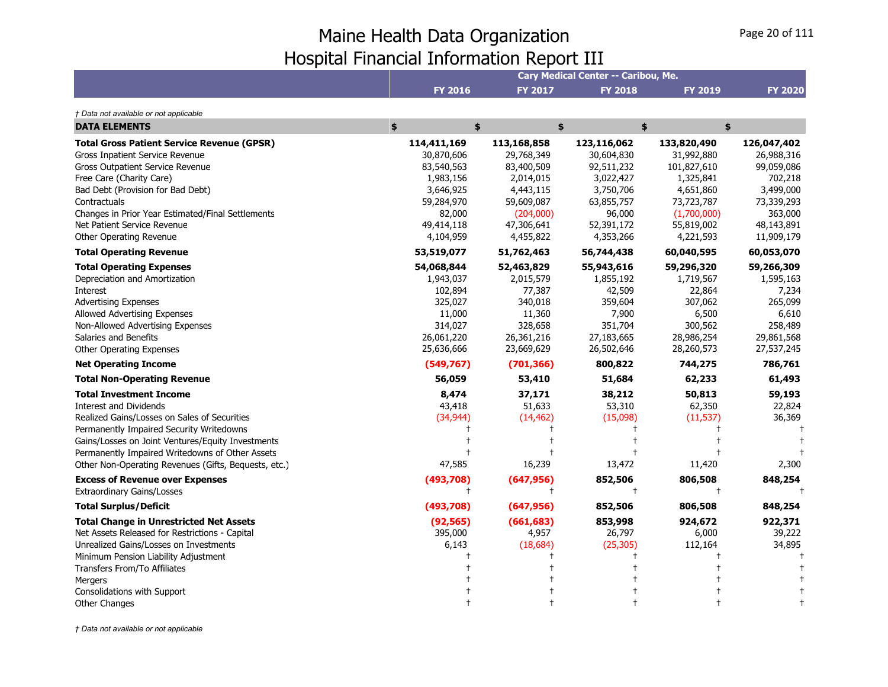# Maine Health Data Organization
## Hospital Financial Information Report III

| | Cary Medical Center -- Caribou, Me. | | | | |
|---|---|---|---|---|---|
| | FY 2016 | FY 2017 | FY 2018 | FY 2019 | FY 2020 |

*† Data not available or not applicable*

| DATA ELEMENTS | $ | $ | $ | $ | $ |
|---|---|---|---|---|---|
| **Total Gross Patient Service Revenue (GPSR)** | **114,411,169** | **113,168,858** | **123,116,062** | **133,820,490** | **126,047,402** |
| Gross Inpatient Service Revenue | 30,870,606 | 29,768,349 | 30,604,830 | 31,992,880 | 26,988,316 |
| Gross Outpatient Service Revenue | 83,540,563 | 83,400,509 | 92,511,232 | 101,827,610 | 99,059,086 |
| Free Care (Charity Care) | 1,983,156 | 2,014,015 | 3,022,427 | 1,325,841 | 702,218 |
| Bad Debt (Provision for Bad Debt) | 3,646,925 | 4,443,115 | 3,750,706 | 4,651,860 | 3,499,000 |
| Contractuals | 59,284,970 | 59,609,087 | 63,855,757 | 73,723,787 | 73,339,293 |
| Changes in Prior Year Estimated/Final Settlements | 82,000 | (204,000) | 96,000 | (1,700,000) | 363,000 |
| Net Patient Service Revenue | 49,414,118 | 47,306,641 | 52,391,172 | 55,819,002 | 48,143,891 |
| Other Operating Revenue | 4,104,959 | 4,455,822 | 4,353,266 | 4,221,593 | 11,909,179 |
| **Total Operating Revenue** | **53,519,077** | **51,762,463** | **56,744,438** | **60,040,595** | **60,053,070** |
| **Total Operating Expenses** | **54,068,844** | **52,463,829** | **55,943,616** | **59,296,320** | **59,266,309** |
| Depreciation and Amortization | 1,943,037 | 2,015,579 | 1,855,192 | 1,719,567 | 1,595,163 |
| Interest | 102,894 | 77,387 | 42,509 | 22,864 | 7,234 |
| Advertising Expenses | 325,027 | 340,018 | 359,604 | 307,062 | 265,099 |
| Allowed Advertising Expenses | 11,000 | 11,360 | 7,900 | 6,500 | 6,610 |
| Non-Allowed Advertising Expenses | 314,027 | 328,658 | 351,704 | 300,562 | 258,489 |
| Salaries and Benefits | 26,061,220 | 26,361,216 | 27,183,665 | 28,986,254 | 29,861,568 |
| Other Operating Expenses | 25,636,666 | 23,669,629 | 26,502,646 | 28,260,573 | 27,537,245 |
| **Net Operating Income** | **(549,767)** | **(701,366)** | **800,822** | **744,275** | **786,761** |
| **Total Non-Operating Revenue** | **56,059** | **53,410** | **51,684** | **62,233** | **61,493** |
| **Total Investment Income** | **8,474** | **37,171** | **38,212** | **50,813** | **59,193** |
| Interest and Dividends | 43,418 | 51,633 | 53,310 | 62,350 | 22,824 |
| Realized Gains/Losses on Sales of Securities | (34,944) | (14,462) | (15,098) | (11,537) | 36,369 |
| Permanently Impaired Security Writedowns | † | † | † | † | † |
| Gains/Losses on Joint Ventures/Equity Investments | † | † | † | † | † |
| Permanently Impaired Writedowns of Other Assets | † | † | † | † | † |
| Other Non-Operating Revenues (Gifts, Bequests, etc.) | 47,585 | 16,239 | 13,472 | 11,420 | 2,300 |
| **Excess of Revenue over Expenses** | **(493,708)** | **(647,956)** | **852,506** | **806,508** | **848,254** |
| Extraordinary Gains/Losses | † | † | † | † | † |
| **Total Surplus/Deficit** | **(493,708)** | **(647,956)** | **852,506** | **806,508** | **848,254** |
| **Total Change in Unrestricted Net Assets** | **(92,565)** | **(661,683)** | **853,998** | **924,672** | **922,371** |
| Net Assets Released for Restrictions - Capital | 395,000 | 4,957 | 26,797 | 6,000 | 39,222 |
| Unrealized Gains/Losses on Investments | 6,143 | (18,684) | (25,305) | 112,164 | 34,895 |
| Minimum Pension Liability Adjustment | † | † | † | † | † |
| Transfers From/To Affiliates | † | † | † | † | † |
| Mergers | † | † | † | † | † |
| Consolidations with Support | † | † | † | † | † |
| Other Changes | † | † | † | † | † |

*† Data not available or not applicable*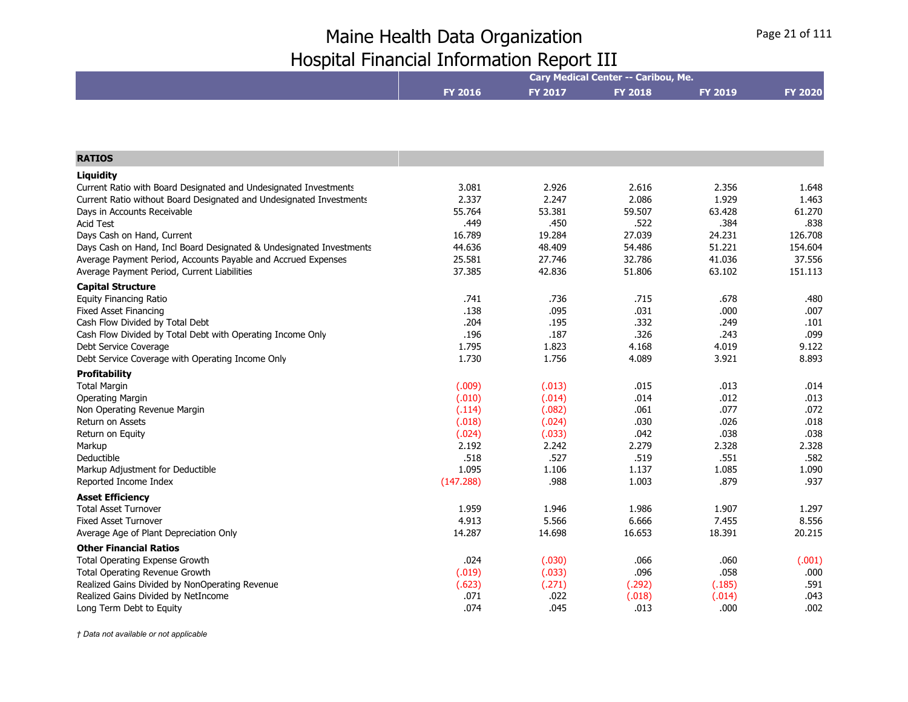# Maine Health Data Organization
# Hospital Financial Information Report III

| | Cary Medical Center -- Caribou, Me. | | | | |
|---|---|---|---|---|---|
| | FY 2016 | FY 2017 | FY 2018 | FY 2019 | FY 2020 |
| **RATIOS** | | | | | |
| **Liquidity** | | | | | |
| Current Ratio with Board Designated and Undesignated Investments | 3.081 | 2.926 | 2.616 | 2.356 | 1.648 |
| Current Ratio without Board Designated and Undesignated Investments | 2.337 | 2.247 | 2.086 | 1.929 | 1.463 |
| Days in Accounts Receivable | 55.764 | 53.381 | 59.507 | 63.428 | 61.270 |
| Acid Test | .449 | .450 | .522 | .384 | .838 |
| Days Cash on Hand, Current | 16.789 | 19.284 | 27.039 | 24.231 | 126.708 |
| Days Cash on Hand, Incl Board Designated & Undesignated Investments | 44.636 | 48.409 | 54.486 | 51.221 | 154.604 |
| Average Payment Period, Accounts Payable and Accrued Expenses | 25.581 | 27.746 | 32.786 | 41.036 | 37.556 |
| Average Payment Period, Current Liabilities | 37.385 | 42.836 | 51.806 | 63.102 | 151.113 |
| **Capital Structure** | | | | | |
| Equity Financing Ratio | .741 | .736 | .715 | .678 | .480 |
| Fixed Asset Financing | .138 | .095 | .031 | .000 | .007 |
| Cash Flow Divided by Total Debt | .204 | .195 | .332 | .249 | .101 |
| Cash Flow Divided by Total Debt with Operating Income Only | .196 | .187 | .326 | .243 | .099 |
| Debt Service Coverage | 1.795 | 1.823 | 4.168 | 4.019 | 9.122 |
| Debt Service Coverage with Operating Income Only | 1.730 | 1.756 | 4.089 | 3.921 | 8.893 |
| **Profitability** | | | | | |
| Total Margin | (.009) | (.013) | .015 | .013 | .014 |
| Operating Margin | (.010) | (.014) | .014 | .012 | .013 |
| Non Operating Revenue Margin | (.114) | (.082) | .061 | .077 | .072 |
| Return on Assets | (.018) | (.024) | .030 | .026 | .018 |
| Return on Equity | (.024) | (.033) | .042 | .038 | .038 |
| Markup | 2.192 | 2.242 | 2.279 | 2.328 | 2.328 |
| Deductible | .518 | .527 | .519 | .551 | .582 |
| Markup Adjustment for Deductible | 1.095 | 1.106 | 1.137 | 1.085 | 1.090 |
| Reported Income Index | (147.288) | .988 | 1.003 | .879 | .937 |
| **Asset Efficiency** | | | | | |
| Total Asset Turnover | 1.959 | 1.946 | 1.986 | 1.907 | 1.297 |
| Fixed Asset Turnover | 4.913 | 5.566 | 6.666 | 7.455 | 8.556 |
| Average Age of Plant Depreciation Only | 14.287 | 14.698 | 16.653 | 18.391 | 20.215 |
| **Other Financial Ratios** | | | | | |
| Total Operating Expense Growth | .024 | (.030) | .066 | .060 | (.001) |
| Total Operating Revenue Growth | (.019) | (.033) | .096 | .058 | .000 |
| Realized Gains Divided by NonOperating Revenue | (.623) | (.271) | (.292) | (.185) | .591 |
| Realized Gains Divided by NetIncome | .071 | .022 | (.018) | (.014) | .043 |
| Long Term Debt to Equity | .074 | .045 | .013 | .000 | .002 |

*† Data not available or not applicable*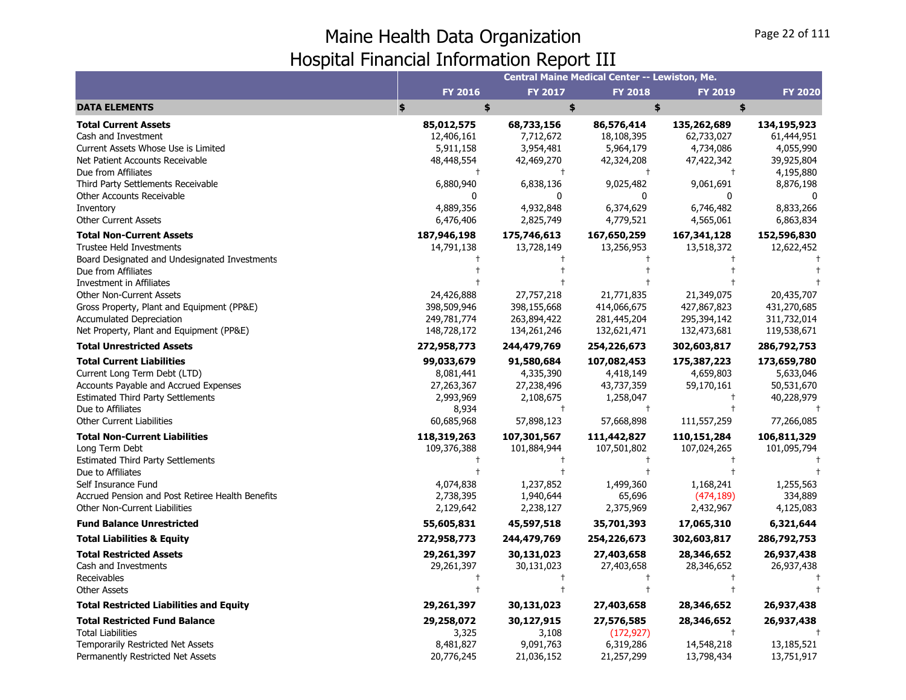# Maine Health Data Organization
## Hospital Financial Information Report III

| | Central Maine Medical Center -- Lewiston, Me. | | | | |
|---|---|---|---|---|---|
| | FY 2016 | FY 2017 | FY 2018 | FY 2019 | FY 2020 |
| **DATA ELEMENTS** | $ | $ | $ | $ | $ |
| **Total Current Assets** | **85,012,575** | **68,733,156** | **86,576,414** | **135,262,689** | **134,195,923** |
| Cash and Investment | 12,406,161 | 7,712,672 | 18,108,395 | 62,733,027 | 61,444,951 |
| Current Assets Whose Use is Limited | 5,911,158 | 3,954,481 | 5,964,179 | 4,734,086 | 4,055,990 |
| Net Patient Accounts Receivable | 48,448,554 | 42,469,270 | 42,324,208 | 47,422,342 | 39,925,804 |
| Due from Affiliates | † | † | † | † | 4,195,880 |
| Third Party Settlements Receivable | 6,880,940 | 6,838,136 | 9,025,482 | 9,061,691 | 8,876,198 |
| Other Accounts Receivable | 0 | 0 | 0 | 0 | 0 |
| Inventory | 4,889,356 | 4,932,848 | 6,374,629 | 6,746,482 | 8,833,266 |
| Other Current Assets | 6,476,406 | 2,825,749 | 4,779,521 | 4,565,061 | 6,863,834 |
| **Total Non-Current Assets** | **187,946,198** | **175,746,613** | **167,650,259** | **167,341,128** | **152,596,830** |
| Trustee Held Investments | 14,791,138 | 13,728,149 | 13,256,953 | 13,518,372 | 12,622,452 |
| Board Designated and Undesignated Investments | † | † | † | † | † |
| Due from Affiliates | † | † | † | † | † |
| Investment in Affiliates | † | † | † | † | † |
| Other Non-Current Assets | 24,426,888 | 27,757,218 | 21,771,835 | 21,349,075 | 20,435,707 |
| Gross Property, Plant and Equipment (PP&E) | 398,509,946 | 398,155,668 | 414,066,675 | 427,867,823 | 431,270,685 |
| Accumulated Depreciation | 249,781,774 | 263,894,422 | 281,445,204 | 295,394,142 | 311,732,014 |
| Net Property, Plant and Equipment (PP&E) | 148,728,172 | 134,261,246 | 132,621,471 | 132,473,681 | 119,538,671 |
| **Total Unrestricted Assets** | **272,958,773** | **244,479,769** | **254,226,673** | **302,603,817** | **286,792,753** |
| **Total Current Liabilities** | **99,033,679** | **91,580,684** | **107,082,453** | **175,387,223** | **173,659,780** |
| Current Long Term Debt (LTD) | 8,081,441 | 4,335,390 | 4,418,149 | 4,659,803 | 5,633,046 |
| Accounts Payable and Accrued Expenses | 27,263,367 | 27,238,496 | 43,737,359 | 59,170,161 | 50,531,670 |
| Estimated Third Party Settlements | 2,993,969 | 2,108,675 | 1,258,047 | † | 40,228,979 |
| Due to Affiliates | 8,934 | † | † | † | † |
| Other Current Liabilities | 60,685,968 | 57,898,123 | 57,668,898 | 111,557,259 | 77,266,085 |
| **Total Non-Current Liabilities** | **118,319,263** | **107,301,567** | **111,442,827** | **110,151,284** | **106,811,329** |
| Long Term Debt | 109,376,388 | 101,884,944 | 107,501,802 | 107,024,265 | 101,095,794 |
| Estimated Third Party Settlements | † | † | † | † | † |
| Due to Affiliates | † | † | † | † | † |
| Self Insurance Fund | 4,074,838 | 1,237,852 | 1,499,360 | 1,168,241 | 1,255,563 |
| Accrued Pension and Post Retiree Health Benefits | 2,738,395 | 1,940,644 | 65,696 | (474,189) | 334,889 |
| Other Non-Current Liabilities | 2,129,642 | 2,238,127 | 2,375,969 | 2,432,967 | 4,125,083 |
| **Fund Balance Unrestricted** | **55,605,831** | **45,597,518** | **35,701,393** | **17,065,310** | **6,321,644** |
| **Total Liabilities & Equity** | **272,958,773** | **244,479,769** | **254,226,673** | **302,603,817** | **286,792,753** |
| **Total Restricted Assets** | **29,261,397** | **30,131,023** | **27,403,658** | **28,346,652** | **26,937,438** |
| Cash and Investments | 29,261,397 | 30,131,023 | 27,403,658 | 28,346,652 | 26,937,438 |
| Receivables | † | † | † | † | † |
| Other Assets | † | † | † | † | † |
| **Total Restricted Liabilities and Equity** | **29,261,397** | **30,131,023** | **27,403,658** | **28,346,652** | **26,937,438** |
| **Total Restricted Fund Balance** | **29,258,072** | **30,127,915** | **27,576,585** | **28,346,652** | **26,937,438** |
| Total Liabilities | 3,325 | 3,108 | (172,927) | † | † |
| Temporarily Restricted Net Assets | 8,481,827 | 9,091,763 | 6,319,286 | 14,548,218 | 13,185,521 |
| Permanently Restricted Net Assets | 20,776,245 | 21,036,152 | 21,257,299 | 13,798,434 | 13,751,917 |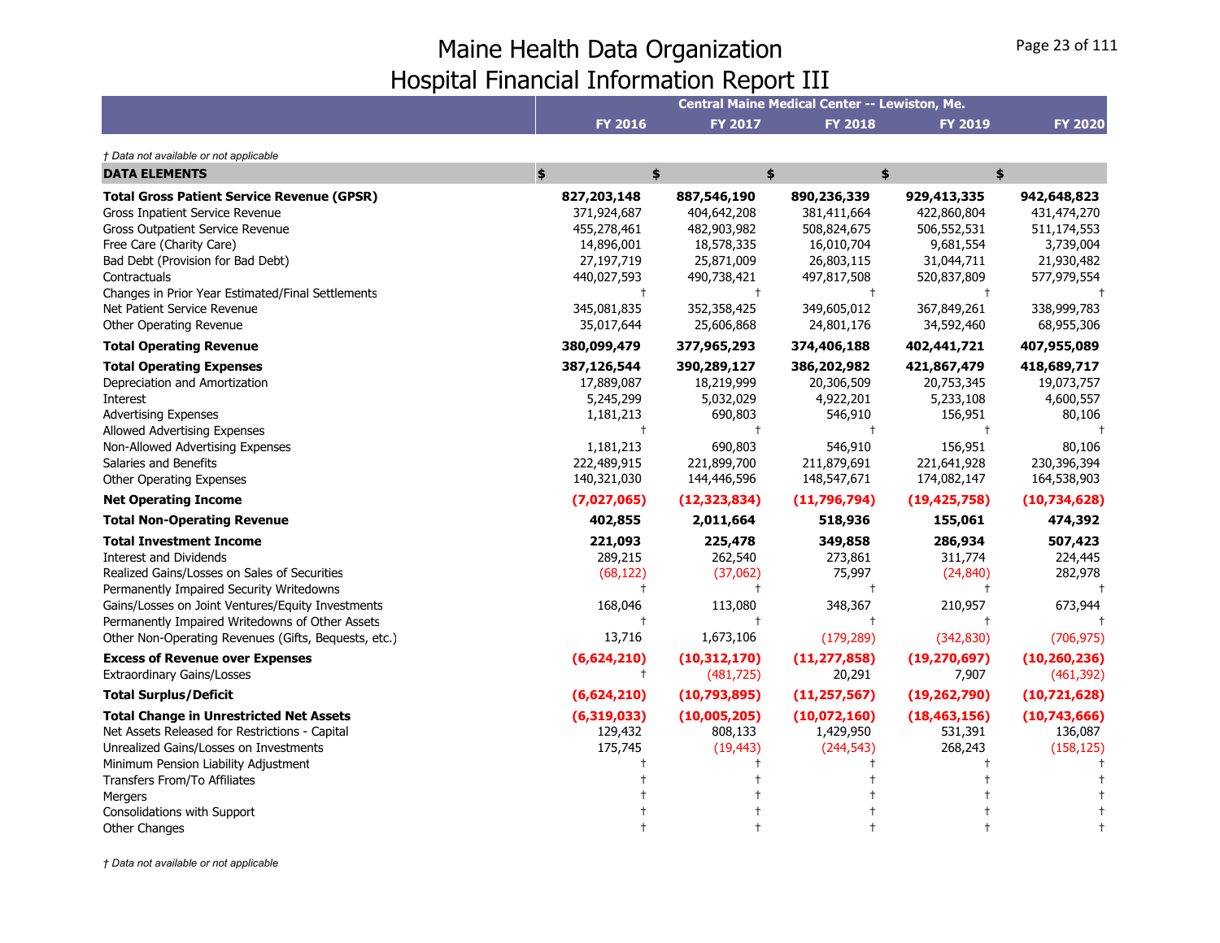# Maine Health Data Organization
## Hospital Financial Information Report III

*† Data not available or not applicable*

| | Central Maine Medical Center -- Lewiston, Me. | | | | |
|---|---|---|---|---|---|
| | **FY 2016** | **FY 2017** | **FY 2018** | **FY 2019** | **FY 2020** |
| **DATA ELEMENTS** | **$** | **$** | **$** | **$** | **$** |
| **Total Gross Patient Service Revenue (GPSR)** | **827,203,148** | **887,546,190** | **890,236,339** | **929,413,335** | **942,648,823** |
| Gross Inpatient Service Revenue | 371,924,687 | 404,642,208 | 381,411,664 | 422,860,804 | 431,474,270 |
| Gross Outpatient Service Revenue | 455,278,461 | 482,903,982 | 508,824,675 | 506,552,531 | 511,174,553 |
| Free Care (Charity Care) | 14,896,001 | 18,578,335 | 16,010,704 | 9,681,554 | 3,739,004 |
| Bad Debt (Provision for Bad Debt) | 27,197,719 | 25,871,009 | 26,803,115 | 31,044,711 | 21,930,482 |
| Contractuals | 440,027,593 | 490,738,421 | 497,817,508 | 520,837,809 | 577,979,554 |
| Changes in Prior Year Estimated/Final Settlements | † | † | † | † | † |
| Net Patient Service Revenue | 345,081,835 | 352,358,425 | 349,605,012 | 367,849,261 | 338,999,783 |
| Other Operating Revenue | 35,017,644 | 25,606,868 | 24,801,176 | 34,592,460 | 68,955,306 |
| **Total Operating Revenue** | **380,099,479** | **377,965,293** | **374,406,188** | **402,441,721** | **407,955,089** |
| **Total Operating Expenses** | **387,126,544** | **390,289,127** | **386,202,982** | **421,867,479** | **418,689,717** |
| Depreciation and Amortization | 17,889,087 | 18,219,999 | 20,306,509 | 20,753,345 | 19,073,757 |
| Interest | 5,245,299 | 5,032,029 | 4,922,201 | 5,233,108 | 4,600,557 |
| Advertising Expenses | 1,181,213 | 690,803 | 546,910 | 156,951 | 80,106 |
| Allowed Advertising Expenses | † | † | † | † | † |
| Non-Allowed Advertising Expenses | 1,181,213 | 690,803 | 546,910 | 156,951 | 80,106 |
| Salaries and Benefits | 222,489,915 | 221,899,700 | 211,879,691 | 221,641,928 | 230,396,394 |
| Other Operating Expenses | 140,321,030 | 144,446,596 | 148,547,671 | 174,082,147 | 164,538,903 |
| **Net Operating Income** | **(7,027,065)** | **(12,323,834)** | **(11,796,794)** | **(19,425,758)** | **(10,734,628)** |
| **Total Non-Operating Revenue** | **402,855** | **2,011,664** | **518,936** | **155,061** | **474,392** |
| **Total Investment Income** | **221,093** | **225,478** | **349,858** | **286,934** | **507,423** |
| Interest and Dividends | 289,215 | 262,540 | 273,861 | 311,774 | 224,445 |
| Realized Gains/Losses on Sales of Securities | (68,122) | (37,062) | 75,997 | (24,840) | 282,978 |
| Permanently Impaired Security Writedowns | † | † | † | † | † |
| Gains/Losses on Joint Ventures/Equity Investments | 168,046 | 113,080 | 348,367 | 210,957 | 673,944 |
| Permanently Impaired Writedowns of Other Assets | † | † | † | † | † |
| Other Non-Operating Revenues (Gifts, Bequests, etc.) | 13,716 | 1,673,106 | (179,289) | (342,830) | (706,975) |
| **Excess of Revenue over Expenses** | **(6,624,210)** | **(10,312,170)** | **(11,277,858)** | **(19,270,697)** | **(10,260,236)** |
| Extraordinary Gains/Losses | † | (481,725) | 20,291 | 7,907 | (461,392) |
| **Total Surplus/Deficit** | **(6,624,210)** | **(10,793,895)** | **(11,257,567)** | **(19,262,790)** | **(10,721,628)** |
| **Total Change in Unrestricted Net Assets** | **(6,319,033)** | **(10,005,205)** | **(10,072,160)** | **(18,463,156)** | **(10,743,666)** |
| Net Assets Released for Restrictions - Capital | 129,432 | 808,133 | 1,429,950 | 531,391 | 136,087 |
| Unrealized Gains/Losses on Investments | 175,745 | (19,443) | (244,543) | 268,243 | (158,125) |
| Minimum Pension Liability Adjustment | † | † | † | † | † |
| Transfers From/To Affiliates | † | † | † | † | † |
| Mergers | † | † | † | † | † |
| Consolidations with Support | † | † | † | † | † |
| Other Changes | † | † | † | † | † |

*† Data not available or not applicable*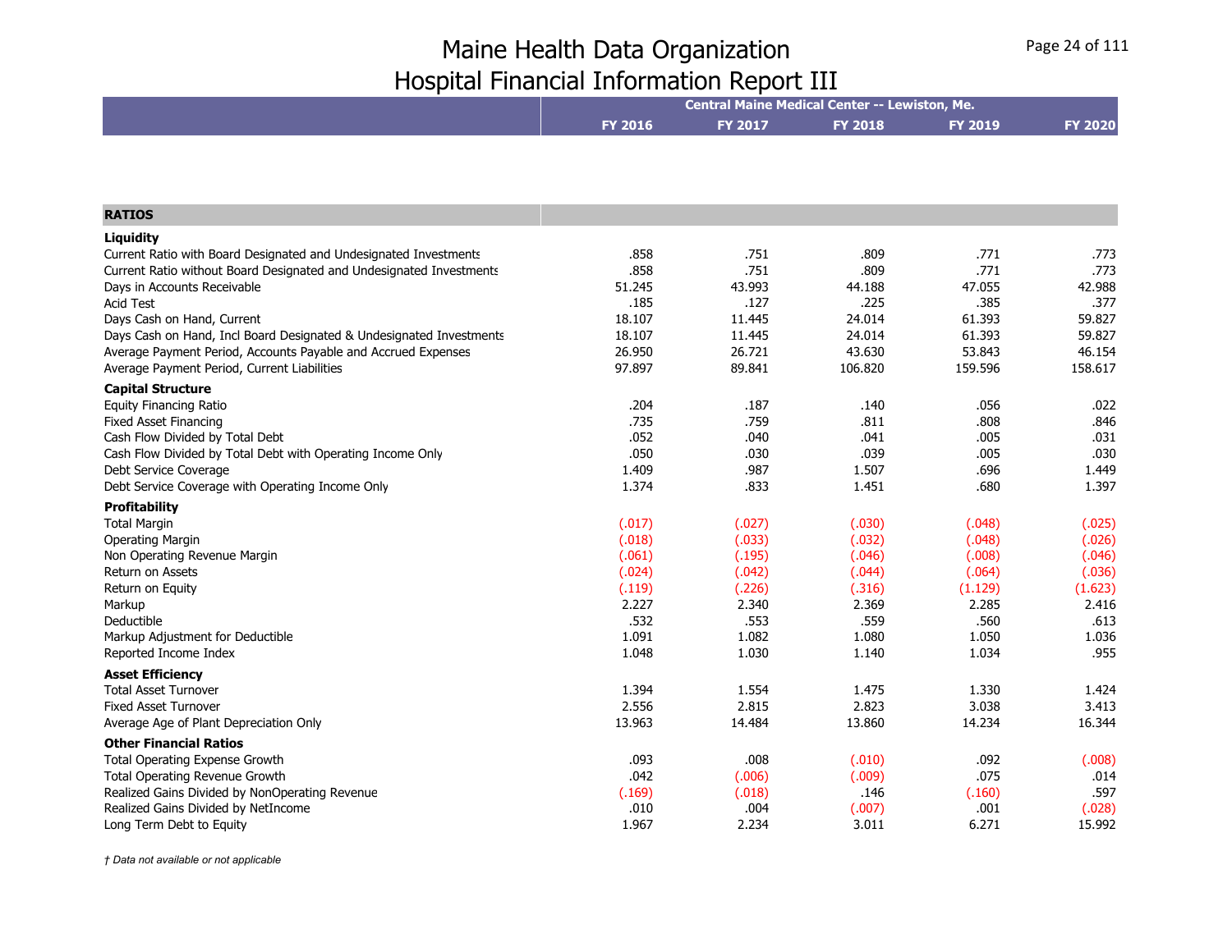# Maine Health Data Organization
# Hospital Financial Information Report III

| | Central Maine Medical Center -- Lewiston, Me. | | | | |
|---|---|---|---|---|---|
| | FY 2016 | FY 2017 | FY 2018 | FY 2019 | FY 2020 |
| **RATIOS** | | | | | |
| **Liquidity** | | | | | |
| Current Ratio with Board Designated and Undesignated Investments | .858 | .751 | .809 | .771 | .773 |
| Current Ratio without Board Designated and Undesignated Investments | .858 | .751 | .809 | .771 | .773 |
| Days in Accounts Receivable | 51.245 | 43.993 | 44.188 | 47.055 | 42.988 |
| Acid Test | .185 | .127 | .225 | .385 | .377 |
| Days Cash on Hand, Current | 18.107 | 11.445 | 24.014 | 61.393 | 59.827 |
| Days Cash on Hand, Incl Board Designated & Undesignated Investments | 18.107 | 11.445 | 24.014 | 61.393 | 59.827 |
| Average Payment Period, Accounts Payable and Accrued Expenses | 26.950 | 26.721 | 43.630 | 53.843 | 46.154 |
| Average Payment Period, Current Liabilities | 97.897 | 89.841 | 106.820 | 159.596 | 158.617 |
| **Capital Structure** | | | | | |
| Equity Financing Ratio | .204 | .187 | .140 | .056 | .022 |
| Fixed Asset Financing | .735 | .759 | .811 | .808 | .846 |
| Cash Flow Divided by Total Debt | .052 | .040 | .041 | .005 | .031 |
| Cash Flow Divided by Total Debt with Operating Income Only | .050 | .030 | .039 | .005 | .030 |
| Debt Service Coverage | 1.409 | .987 | 1.507 | .696 | 1.449 |
| Debt Service Coverage with Operating Income Only | 1.374 | .833 | 1.451 | .680 | 1.397 |
| **Profitability** | | | | | |
| Total Margin | (.017) | (.027) | (.030) | (.048) | (.025) |
| Operating Margin | (.018) | (.033) | (.032) | (.048) | (.026) |
| Non Operating Revenue Margin | (.061) | (.195) | (.046) | (.008) | (.046) |
| Return on Assets | (.024) | (.042) | (.044) | (.064) | (.036) |
| Return on Equity | (.119) | (.226) | (.316) | (1.129) | (1.623) |
| Markup | 2.227 | 2.340 | 2.369 | 2.285 | 2.416 |
| Deductible | .532 | .553 | .559 | .560 | .613 |
| Markup Adjustment for Deductible | 1.091 | 1.082 | 1.080 | 1.050 | 1.036 |
| Reported Income Index | 1.048 | 1.030 | 1.140 | 1.034 | .955 |
| **Asset Efficiency** | | | | | |
| Total Asset Turnover | 1.394 | 1.554 | 1.475 | 1.330 | 1.424 |
| Fixed Asset Turnover | 2.556 | 2.815 | 2.823 | 3.038 | 3.413 |
| Average Age of Plant Depreciation Only | 13.963 | 14.484 | 13.860 | 14.234 | 16.344 |
| **Other Financial Ratios** | | | | | |
| Total Operating Expense Growth | .093 | .008 | (.010) | .092 | (.008) |
| Total Operating Revenue Growth | .042 | (.006) | (.009) | .075 | .014 |
| Realized Gains Divided by NonOperating Revenue | (.169) | (.018) | .146 | (.160) | .597 |
| Realized Gains Divided by NetIncome | .010 | .004 | (.007) | .001 | (.028) |
| Long Term Debt to Equity | 1.967 | 2.234 | 3.011 | 6.271 | 15.992 |

*† Data not available or not applicable*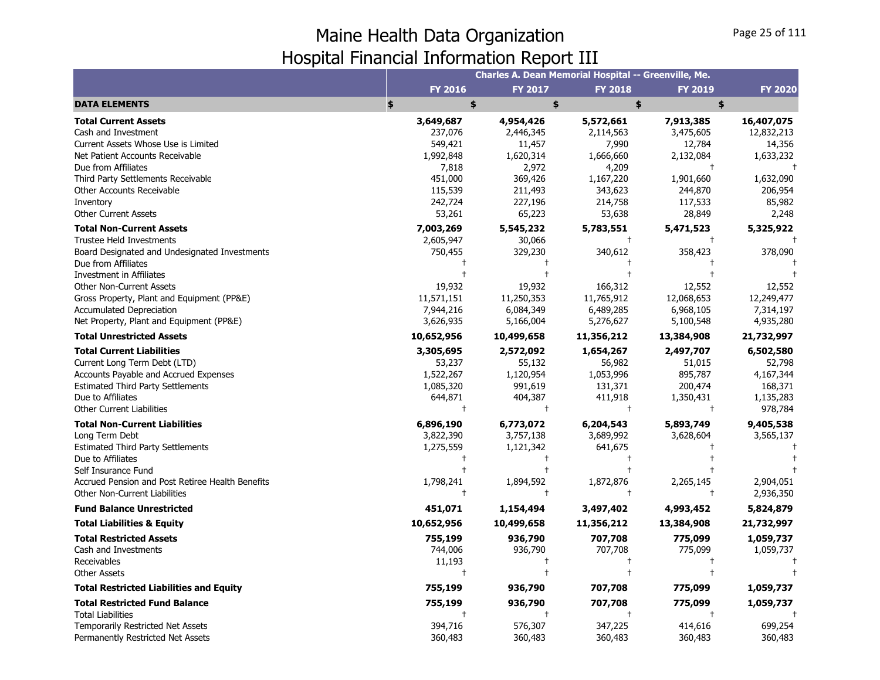# Maine Health Data Organization
# Hospital Financial Information Report III

| | Charles A. Dean Memorial Hospital -- Greenville, Me. | | | | |
|---|---|---|---|---|---|
| | FY 2016 | FY 2017 | FY 2018 | FY 2019 | FY 2020 |
| **DATA ELEMENTS** | $ | $ | $ | $ | $ |
| **Total Current Assets** | **3,649,687** | **4,954,426** | **5,572,661** | **7,913,385** | **16,407,075** |
| Cash and Investment | 237,076 | 2,446,345 | 2,114,563 | 3,475,605 | 12,832,213 |
| Current Assets Whose Use is Limited | 549,421 | 11,457 | 7,990 | 12,784 | 14,356 |
| Net Patient Accounts Receivable | 1,992,848 | 1,620,314 | 1,666,660 | 2,132,084 | 1,633,232 |
| Due from Affiliates | 7,818 | 2,972 | 4,209 | † | † |
| Third Party Settlements Receivable | 451,000 | 369,426 | 1,167,220 | 1,901,660 | 1,632,090 |
| Other Accounts Receivable | 115,539 | 211,493 | 343,623 | 244,870 | 206,954 |
| Inventory | 242,724 | 227,196 | 214,758 | 117,533 | 85,982 |
| Other Current Assets | 53,261 | 65,223 | 53,638 | 28,849 | 2,248 |
| **Total Non-Current Assets** | **7,003,269** | **5,545,232** | **5,783,551** | **5,471,523** | **5,325,922** |
| Trustee Held Investments | 2,605,947 | 30,066 | † | † | † |
| Board Designated and Undesignated Investments | 750,455 | 329,230 | 340,612 | 358,423 | 378,090 |
| Due from Affiliates | † | † | † | † | † |
| Investment in Affiliates | † | † | † | † | † |
| Other Non-Current Assets | 19,932 | 19,932 | 166,312 | 12,552 | 12,552 |
| Gross Property, Plant and Equipment (PP&E) | 11,571,151 | 11,250,353 | 11,765,912 | 12,068,653 | 12,249,477 |
| Accumulated Depreciation | 7,944,216 | 6,084,349 | 6,489,285 | 6,968,105 | 7,314,197 |
| Net Property, Plant and Equipment (PP&E) | 3,626,935 | 5,166,004 | 5,276,627 | 5,100,548 | 4,935,280 |
| **Total Unrestricted Assets** | **10,652,956** | **10,499,658** | **11,356,212** | **13,384,908** | **21,732,997** |
| **Total Current Liabilities** | **3,305,695** | **2,572,092** | **1,654,267** | **2,497,707** | **6,502,580** |
| Current Long Term Debt (LTD) | 53,237 | 55,132 | 56,982 | 51,015 | 52,798 |
| Accounts Payable and Accrued Expenses | 1,522,267 | 1,120,954 | 1,053,996 | 895,787 | 4,167,344 |
| Estimated Third Party Settlements | 1,085,320 | 991,619 | 131,371 | 200,474 | 168,371 |
| Due to Affiliates | 644,871 | 404,387 | 411,918 | 1,350,431 | 1,135,283 |
| Other Current Liabilities | † | † | † | † | 978,784 |
| **Total Non-Current Liabilities** | **6,896,190** | **6,773,072** | **6,204,543** | **5,893,749** | **9,405,538** |
| Long Term Debt | 3,822,390 | 3,757,138 | 3,689,992 | 3,628,604 | 3,565,137 |
| Estimated Third Party Settlements | 1,275,559 | 1,121,342 | 641,675 | † | † |
| Due to Affiliates | † | † | † | † | † |
| Self Insurance Fund | † | † | † | † | † |
| Accrued Pension and Post Retiree Health Benefits | 1,798,241 | 1,894,592 | 1,872,876 | 2,265,145 | 2,904,051 |
| Other Non-Current Liabilities | † | † | † | † | 2,936,350 |
| **Fund Balance Unrestricted** | **451,071** | **1,154,494** | **3,497,402** | **4,993,452** | **5,824,879** |
| **Total Liabilities & Equity** | **10,652,956** | **10,499,658** | **11,356,212** | **13,384,908** | **21,732,997** |
| **Total Restricted Assets** | **755,199** | **936,790** | **707,708** | **775,099** | **1,059,737** |
| Cash and Investments | 744,006 | 936,790 | 707,708 | 775,099 | 1,059,737 |
| Receivables | 11,193 | † | † | † | † |
| Other Assets | † | † | † | † | † |
| **Total Restricted Liabilities and Equity** | **755,199** | **936,790** | **707,708** | **775,099** | **1,059,737** |
| **Total Restricted Fund Balance** | **755,199** | **936,790** | **707,708** | **775,099** | **1,059,737** |
| Total Liabilities | † | † | † | † | † |
| Temporarily Restricted Net Assets | 394,716 | 576,307 | 347,225 | 414,616 | 699,254 |
| Permanently Restricted Net Assets | 360,483 | 360,483 | 360,483 | 360,483 | 360,483 |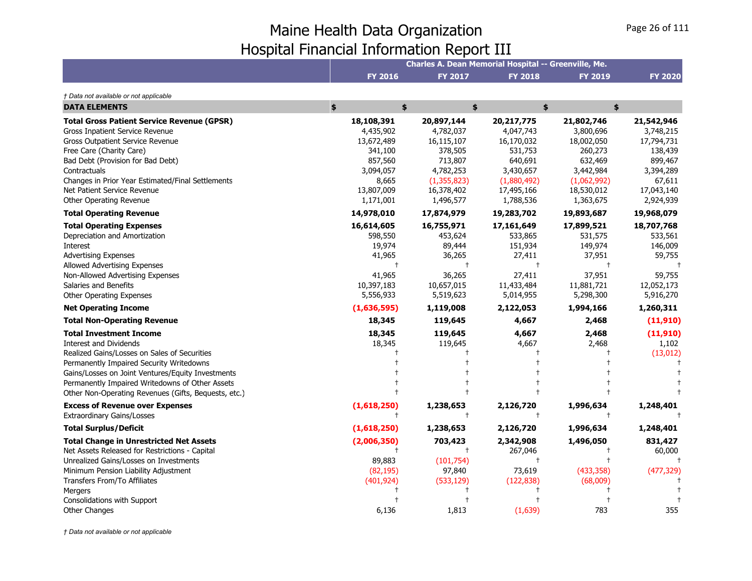# Maine Health Data Organization
## Hospital Financial Information Report III

| | Charles A. Dean Memorial Hospital -- Greenville, Me. | | | | |
|---|---|---|---|---|---|
| | FY 2016 | FY 2017 | FY 2018 | FY 2019 | FY 2020 |

*† Data not available or not applicable*

| DATA ELEMENTS | $ | $ | $ | $ | $ |
|---|---|---|---|---|---|
| **Total Gross Patient Service Revenue (GPSR)** | **18,108,391** | **20,897,144** | **20,217,775** | **21,802,746** | **21,542,946** |
| Gross Inpatient Service Revenue | 4,435,902 | 4,782,037 | 4,047,743 | 3,800,696 | 3,748,215 |
| Gross Outpatient Service Revenue | 13,672,489 | 16,115,107 | 16,170,032 | 18,002,050 | 17,794,731 |
| Free Care (Charity Care) | 341,100 | 378,505 | 531,753 | 260,273 | 138,439 |
| Bad Debt (Provision for Bad Debt) | 857,560 | 713,807 | 640,691 | 632,469 | 899,467 |
| Contractuals | 3,094,057 | 4,782,253 | 3,430,657 | 3,442,984 | 3,394,289 |
| Changes in Prior Year Estimated/Final Settlements | 8,665 | (1,355,823) | (1,880,492) | (1,062,992) | 67,611 |
| Net Patient Service Revenue | 13,807,009 | 16,378,402 | 17,495,166 | 18,530,012 | 17,043,140 |
| Other Operating Revenue | 1,171,001 | 1,496,577 | 1,788,536 | 1,363,675 | 2,924,939 |
| **Total Operating Revenue** | **14,978,010** | **17,874,979** | **19,283,702** | **19,893,687** | **19,968,079** |
| **Total Operating Expenses** | **16,614,605** | **16,755,971** | **17,161,649** | **17,899,521** | **18,707,768** |
| Depreciation and Amortization | 598,550 | 453,624 | 533,865 | 531,575 | 533,561 |
| Interest | 19,974 | 89,444 | 151,934 | 149,974 | 146,009 |
| Advertising Expenses | 41,965 | 36,265 | 27,411 | 37,951 | 59,755 |
| Allowed Advertising Expenses | † | † | † | † | † |
| Non-Allowed Advertising Expenses | 41,965 | 36,265 | 27,411 | 37,951 | 59,755 |
| Salaries and Benefits | 10,397,183 | 10,657,015 | 11,433,484 | 11,881,721 | 12,052,173 |
| Other Operating Expenses | 5,556,933 | 5,519,623 | 5,014,955 | 5,298,300 | 5,916,270 |
| **Net Operating Income** | **(1,636,595)** | **1,119,008** | **2,122,053** | **1,994,166** | **1,260,311** |
| **Total Non-Operating Revenue** | **18,345** | **119,645** | **4,667** | **2,468** | **(11,910)** |
| **Total Investment Income** | **18,345** | **119,645** | **4,667** | **2,468** | **(11,910)** |
| Interest and Dividends | 18,345 | 119,645 | 4,667 | 2,468 | 1,102 |
| Realized Gains/Losses on Sales of Securities | † | † | † | † | (13,012) |
| Permanently Impaired Security Writedowns | † | † | † | † | † |
| Gains/Losses on Joint Ventures/Equity Investments | † | † | † | † | † |
| Permanently Impaired Writedowns of Other Assets | † | † | † | † | † |
| Other Non-Operating Revenues (Gifts, Bequests, etc.) | † | † | † | † | † |
| **Excess of Revenue over Expenses** | **(1,618,250)** | **1,238,653** | **2,126,720** | **1,996,634** | **1,248,401** |
| Extraordinary Gains/Losses | † | † | † | † | † |
| **Total Surplus/Deficit** | **(1,618,250)** | **1,238,653** | **2,126,720** | **1,996,634** | **1,248,401** |
| **Total Change in Unrestricted Net Assets** | **(2,006,350)** | **703,423** | **2,342,908** | **1,496,050** | **831,427** |
| Net Assets Released for Restrictions - Capital | † | † | 267,046 | † | 60,000 |
| Unrealized Gains/Losses on Investments | 89,883 | (101,754) | † | † | † |
| Minimum Pension Liability Adjustment | (82,195) | 97,840 | 73,619 | (433,358) | (477,329) |
| Transfers From/To Affiliates | (401,924) | (533,129) | (122,838) | (68,009) | † |
| Mergers | † | † | † | † | † |
| Consolidations with Support | † | † | † | † | † |
| Other Changes | 6,136 | 1,813 | (1,639) | 783 | 355 |

*† Data not available or not applicable*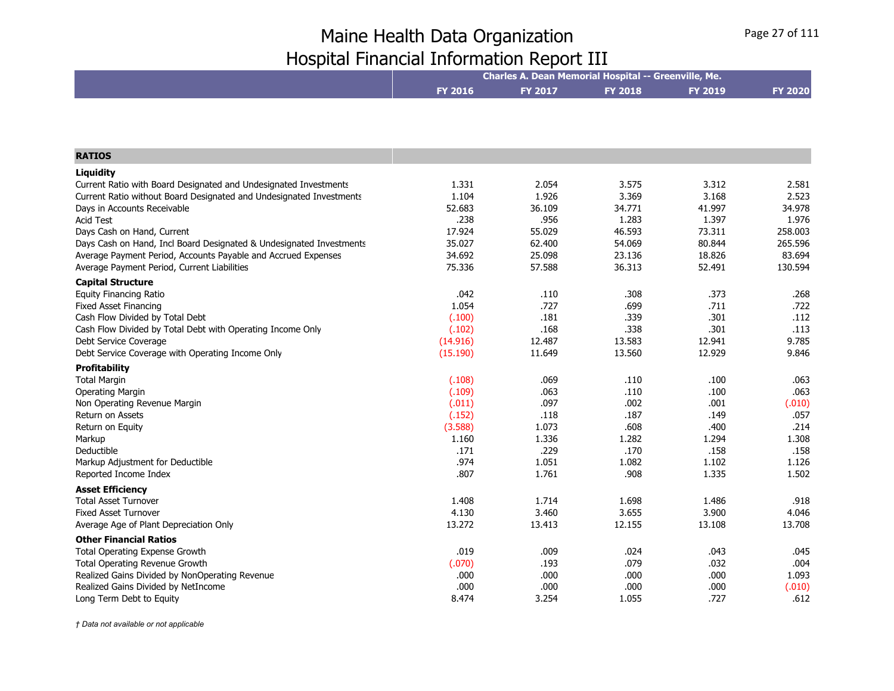# Maine Health Data Organization
# Hospital Financial Information Report III

| | Charles A. Dean Memorial Hospital -- Greenville, Me. | | | | |
|---|---|---|---|---|---|
| | FY 2016 | FY 2017 | FY 2018 | FY 2019 | FY 2020 |
| **RATIOS** | | | | | |
| **Liquidity** | | | | | |
| Current Ratio with Board Designated and Undesignated Investments | 1.331 | 2.054 | 3.575 | 3.312 | 2.581 |
| Current Ratio without Board Designated and Undesignated Investments | 1.104 | 1.926 | 3.369 | 3.168 | 2.523 |
| Days in Accounts Receivable | 52.683 | 36.109 | 34.771 | 41.997 | 34.978 |
| Acid Test | .238 | .956 | 1.283 | 1.397 | 1.976 |
| Days Cash on Hand, Current | 17.924 | 55.029 | 46.593 | 73.311 | 258.003 |
| Days Cash on Hand, Incl Board Designated & Undesignated Investments | 35.027 | 62.400 | 54.069 | 80.844 | 265.596 |
| Average Payment Period, Accounts Payable and Accrued Expenses | 34.692 | 25.098 | 23.136 | 18.826 | 83.694 |
| Average Payment Period, Current Liabilities | 75.336 | 57.588 | 36.313 | 52.491 | 130.594 |
| **Capital Structure** | | | | | |
| Equity Financing Ratio | .042 | .110 | .308 | .373 | .268 |
| Fixed Asset Financing | 1.054 | .727 | .699 | .711 | .722 |
| Cash Flow Divided by Total Debt | (.100) | .181 | .339 | .301 | .112 |
| Cash Flow Divided by Total Debt with Operating Income Only | (.102) | .168 | .338 | .301 | .113 |
| Debt Service Coverage | (14.916) | 12.487 | 13.583 | 12.941 | 9.785 |
| Debt Service Coverage with Operating Income Only | (15.190) | 11.649 | 13.560 | 12.929 | 9.846 |
| **Profitability** | | | | | |
| Total Margin | (.108) | .069 | .110 | .100 | .063 |
| Operating Margin | (.109) | .063 | .110 | .100 | .063 |
| Non Operating Revenue Margin | (.011) | .097 | .002 | .001 | (.010) |
| Return on Assets | (.152) | .118 | .187 | .149 | .057 |
| Return on Equity | (3.588) | 1.073 | .608 | .400 | .214 |
| Markup | 1.160 | 1.336 | 1.282 | 1.294 | 1.308 |
| Deductible | .171 | .229 | .170 | .158 | .158 |
| Markup Adjustment for Deductible | .974 | 1.051 | 1.082 | 1.102 | 1.126 |
| Reported Income Index | .807 | 1.761 | .908 | 1.335 | 1.502 |
| **Asset Efficiency** | | | | | |
| Total Asset Turnover | 1.408 | 1.714 | 1.698 | 1.486 | .918 |
| Fixed Asset Turnover | 4.130 | 3.460 | 3.655 | 3.900 | 4.046 |
| Average Age of Plant Depreciation Only | 13.272 | 13.413 | 12.155 | 13.108 | 13.708 |
| **Other Financial Ratios** | | | | | |
| Total Operating Expense Growth | .019 | .009 | .024 | .043 | .045 |
| Total Operating Revenue Growth | (.070) | .193 | .079 | .032 | .004 |
| Realized Gains Divided by NonOperating Revenue | .000 | .000 | .000 | .000 | 1.093 |
| Realized Gains Divided by NetIncome | .000 | .000 | .000 | .000 | (.010) |
| Long Term Debt to Equity | 8.474 | 3.254 | 1.055 | .727 | .612 |

*† Data not available or not applicable*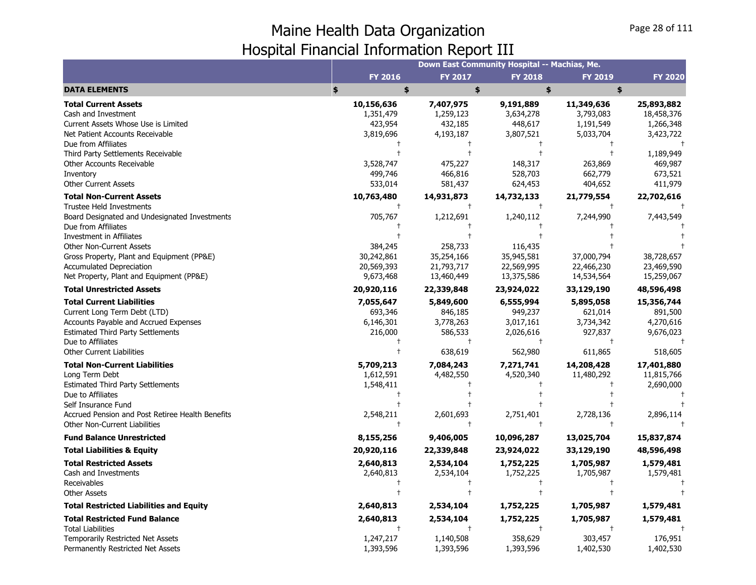# Maine Health Data Organization
# Hospital Financial Information Report III

| | Down East Community Hospital -- Machias, Me. | | | | |
|---|---|---|---|---|---|
| | FY 2016 | FY 2017 | FY 2018 | FY 2019 | FY 2020 |
| **DATA ELEMENTS** | $ | $ | $ | $ | $ |
| **Total Current Assets** | **10,156,636** | **7,407,975** | **9,191,889** | **11,349,636** | **25,893,882** |
| Cash and Investment | 1,351,479 | 1,259,123 | 3,634,278 | 3,793,083 | 18,458,376 |
| Current Assets Whose Use is Limited | 423,954 | 432,185 | 448,617 | 1,191,549 | 1,266,348 |
| Net Patient Accounts Receivable | 3,819,696 | 4,193,187 | 3,807,521 | 5,033,704 | 3,423,722 |
| Due from Affiliates | † | † | † | † | † |
| Third Party Settlements Receivable | † | † | † | † | 1,189,949 |
| Other Accounts Receivable | 3,528,747 | 475,227 | 148,317 | 263,869 | 469,987 |
| Inventory | 499,746 | 466,816 | 528,703 | 662,779 | 673,521 |
| Other Current Assets | 533,014 | 581,437 | 624,453 | 404,652 | 411,979 |
| **Total Non-Current Assets** | **10,763,480** | **14,931,873** | **14,732,133** | **21,779,554** | **22,702,616** |
| Trustee Held Investments | † | † | † | † | † |
| Board Designated and Undesignated Investments | 705,767 | 1,212,691 | 1,240,112 | 7,244,990 | 7,443,549 |
| Due from Affiliates | † | † | † | † | † |
| Investment in Affiliates | † | † | † | † | † |
| Other Non-Current Assets | 384,245 | 258,733 | 116,435 | † | † |
| Gross Property, Plant and Equipment (PP&E) | 30,242,861 | 35,254,166 | 35,945,581 | 37,000,794 | 38,728,657 |
| Accumulated Depreciation | 20,569,393 | 21,793,717 | 22,569,995 | 22,466,230 | 23,469,590 |
| Net Property, Plant and Equipment (PP&E) | 9,673,468 | 13,460,449 | 13,375,586 | 14,534,564 | 15,259,067 |
| **Total Unrestricted Assets** | **20,920,116** | **22,339,848** | **23,924,022** | **33,129,190** | **48,596,498** |
| **Total Current Liabilities** | **7,055,647** | **5,849,600** | **6,555,994** | **5,895,058** | **15,356,744** |
| Current Long Term Debt (LTD) | 693,346 | 846,185 | 949,237 | 621,014 | 891,500 |
| Accounts Payable and Accrued Expenses | 6,146,301 | 3,778,263 | 3,017,161 | 3,734,342 | 4,270,616 |
| Estimated Third Party Settlements | 216,000 | 586,533 | 2,026,616 | 927,837 | 9,676,023 |
| Due to Affiliates | † | † | † | † | † |
| Other Current Liabilities | † | 638,619 | 562,980 | 611,865 | 518,605 |
| **Total Non-Current Liabilities** | **5,709,213** | **7,084,243** | **7,271,741** | **14,208,428** | **17,401,880** |
| Long Term Debt | 1,612,591 | 4,482,550 | 4,520,340 | 11,480,292 | 11,815,766 |
| Estimated Third Party Settlements | 1,548,411 | † | † | † | 2,690,000 |
| Due to Affiliates | † | † | † | † | † |
| Self Insurance Fund | † | † | † | † | † |
| Accrued Pension and Post Retiree Health Benefits | 2,548,211 | 2,601,693 | 2,751,401 | 2,728,136 | 2,896,114 |
| Other Non-Current Liabilities | † | † | † | † | † |
| **Fund Balance Unrestricted** | **8,155,256** | **9,406,005** | **10,096,287** | **13,025,704** | **15,837,874** |
| **Total Liabilities & Equity** | **20,920,116** | **22,339,848** | **23,924,022** | **33,129,190** | **48,596,498** |
| **Total Restricted Assets** | **2,640,813** | **2,534,104** | **1,752,225** | **1,705,987** | **1,579,481** |
| Cash and Investments | 2,640,813 | 2,534,104 | 1,752,225 | 1,705,987 | 1,579,481 |
| Receivables | † | † | † | † | † |
| Other Assets | † | † | † | † | † |
| **Total Restricted Liabilities and Equity** | **2,640,813** | **2,534,104** | **1,752,225** | **1,705,987** | **1,579,481** |
| **Total Restricted Fund Balance** | **2,640,813** | **2,534,104** | **1,752,225** | **1,705,987** | **1,579,481** |
| Total Liabilities | † | † | † | † | † |
| Temporarily Restricted Net Assets | 1,247,217 | 1,140,508 | 358,629 | 303,457 | 176,951 |
| Permanently Restricted Net Assets | 1,393,596 | 1,393,596 | 1,393,596 | 1,402,530 | 1,402,530 |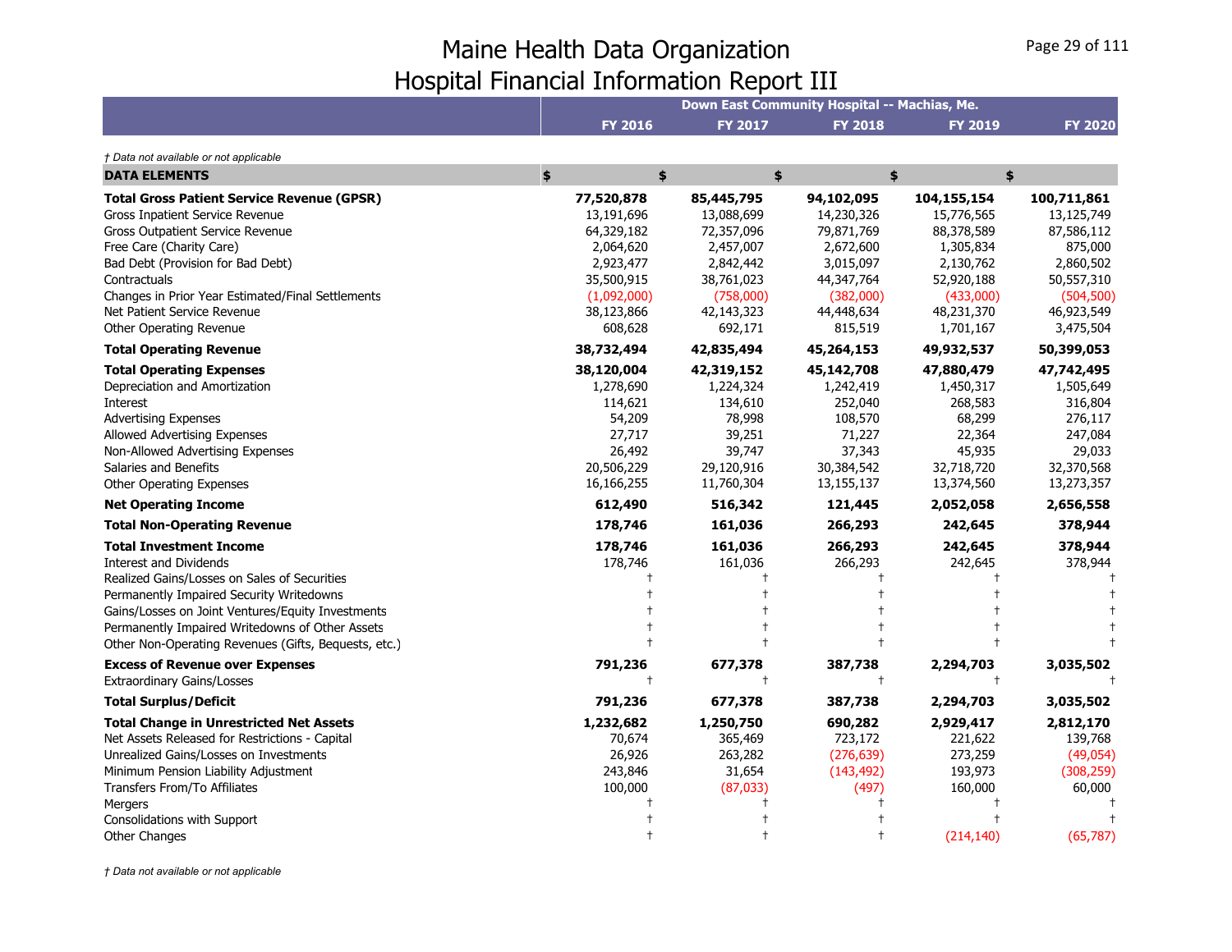# Maine Health Data Organization
## Hospital Financial Information Report III

| | Down East Community Hospital -- Machias, Me. | | | | |
|---|---|---|---|---|---|
| | FY 2016 | FY 2017 | FY 2018 | FY 2019 | FY 2020 |

*† Data not available or not applicable*

| DATA ELEMENTS | $ | $ | $ | $ | $ |
|---|---|---|---|---|---|
| **Total Gross Patient Service Revenue (GPSR)** | **77,520,878** | **85,445,795** | **94,102,095** | **104,155,154** | **100,711,861** |
| Gross Inpatient Service Revenue | 13,191,696 | 13,088,699 | 14,230,326 | 15,776,565 | 13,125,749 |
| Gross Outpatient Service Revenue | 64,329,182 | 72,357,096 | 79,871,769 | 88,378,589 | 87,586,112 |
| Free Care (Charity Care) | 2,064,620 | 2,457,007 | 2,672,600 | 1,305,834 | 875,000 |
| Bad Debt (Provision for Bad Debt) | 2,923,477 | 2,842,442 | 3,015,097 | 2,130,762 | 2,860,502 |
| Contractuals | 35,500,915 | 38,761,023 | 44,347,764 | 52,920,188 | 50,557,310 |
| Changes in Prior Year Estimated/Final Settlements | (1,092,000) | (758,000) | (382,000) | (433,000) | (504,500) |
| Net Patient Service Revenue | 38,123,866 | 42,143,323 | 44,448,634 | 48,231,370 | 46,923,549 |
| Other Operating Revenue | 608,628 | 692,171 | 815,519 | 1,701,167 | 3,475,504 |
| **Total Operating Revenue** | **38,732,494** | **42,835,494** | **45,264,153** | **49,932,537** | **50,399,053** |
| **Total Operating Expenses** | **38,120,004** | **42,319,152** | **45,142,708** | **47,880,479** | **47,742,495** |
| Depreciation and Amortization | 1,278,690 | 1,224,324 | 1,242,419 | 1,450,317 | 1,505,649 |
| Interest | 114,621 | 134,610 | 252,040 | 268,583 | 316,804 |
| Advertising Expenses | 54,209 | 78,998 | 108,570 | 68,299 | 276,117 |
| Allowed Advertising Expenses | 27,717 | 39,251 | 71,227 | 22,364 | 247,084 |
| Non-Allowed Advertising Expenses | 26,492 | 39,747 | 37,343 | 45,935 | 29,033 |
| Salaries and Benefits | 20,506,229 | 29,120,916 | 30,384,542 | 32,718,720 | 32,370,568 |
| Other Operating Expenses | 16,166,255 | 11,760,304 | 13,155,137 | 13,374,560 | 13,273,357 |
| **Net Operating Income** | **612,490** | **516,342** | **121,445** | **2,052,058** | **2,656,558** |
| **Total Non-Operating Revenue** | **178,746** | **161,036** | **266,293** | **242,645** | **378,944** |
| **Total Investment Income** | **178,746** | **161,036** | **266,293** | **242,645** | **378,944** |
| Interest and Dividends | 178,746 | 161,036 | 266,293 | 242,645 | 378,944 |
| Realized Gains/Losses on Sales of Securities | † | † | † | † | † |
| Permanently Impaired Security Writedowns | † | † | † | † | † |
| Gains/Losses on Joint Ventures/Equity Investments | † | † | † | † | † |
| Permanently Impaired Writedowns of Other Assets | † | † | † | † | † |
| Other Non-Operating Revenues (Gifts, Bequests, etc.) | † | † | † | † | † |
| **Excess of Revenue over Expenses** | **791,236** | **677,378** | **387,738** | **2,294,703** | **3,035,502** |
| Extraordinary Gains/Losses | † | † | † | † | † |
| **Total Surplus/Deficit** | **791,236** | **677,378** | **387,738** | **2,294,703** | **3,035,502** |
| **Total Change in Unrestricted Net Assets** | **1,232,682** | **1,250,750** | **690,282** | **2,929,417** | **2,812,170** |
| Net Assets Released for Restrictions - Capital | 70,674 | 365,469 | 723,172 | 221,622 | 139,768 |
| Unrealized Gains/Losses on Investments | 26,926 | 263,282 | (276,639) | 273,259 | (49,054) |
| Minimum Pension Liability Adjustment | 243,846 | 31,654 | (143,492) | 193,973 | (308,259) |
| Transfers From/To Affiliates | 100,000 | (87,033) | (497) | 160,000 | 60,000 |
| Mergers | † | † | † | † | † |
| Consolidations with Support | † | † | † | † | † |
| Other Changes | † | † | † | (214,140) | (65,787) |

*† Data not available or not applicable*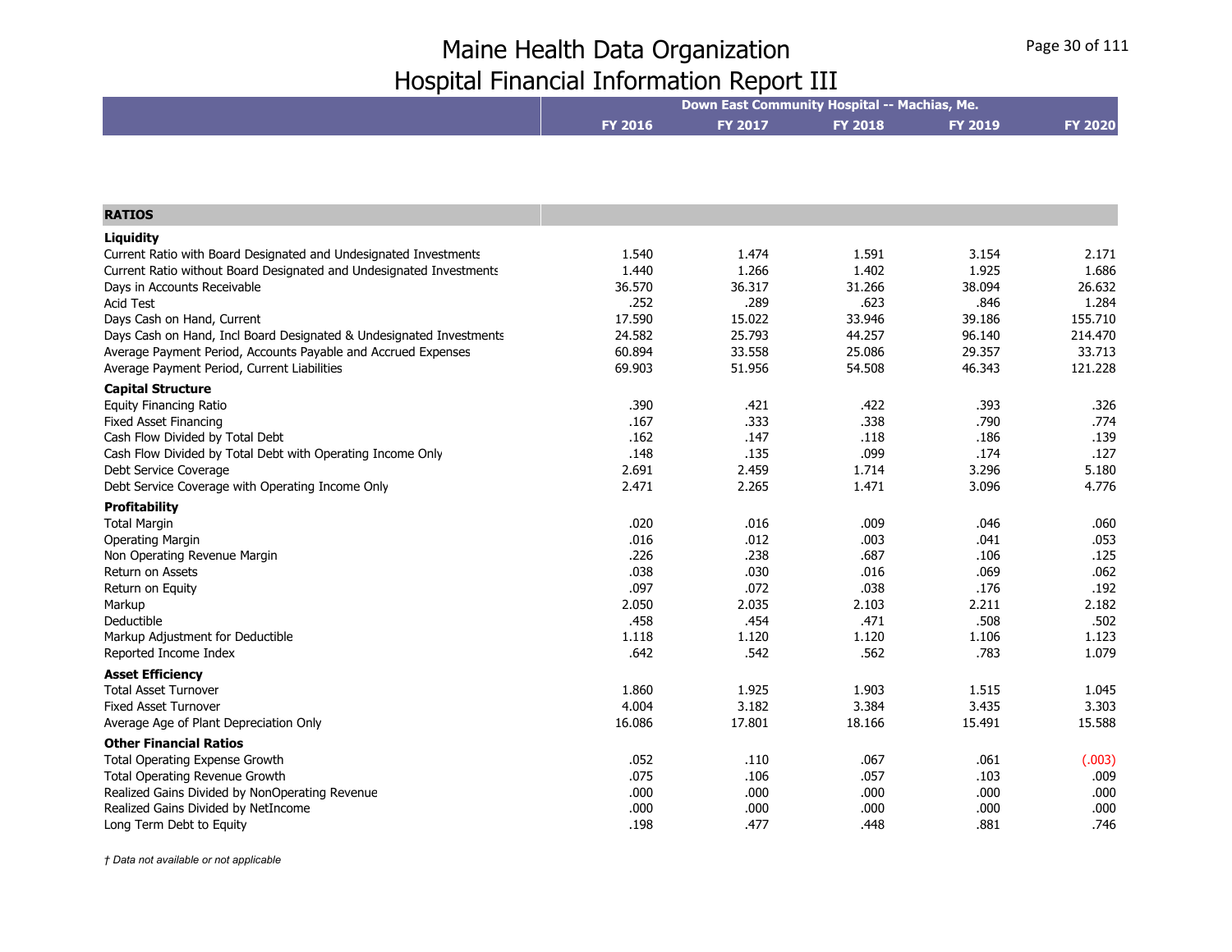# Maine Health Data Organization
# Hospital Financial Information Report III

| | Down East Community Hospital -- Machias, Me. | | | | |
|---|---|---|---|---|---|
| | **FY 2016** | **FY 2017** | **FY 2018** | **FY 2019** | **FY 2020** |
| **RATIOS** | | | | | |
| **Liquidity** | | | | | |
| Current Ratio with Board Designated and Undesignated Investments | 1.540 | 1.474 | 1.591 | 3.154 | 2.171 |
| Current Ratio without Board Designated and Undesignated Investments | 1.440 | 1.266 | 1.402 | 1.925 | 1.686 |
| Days in Accounts Receivable | 36.570 | 36.317 | 31.266 | 38.094 | 26.632 |
| Acid Test | .252 | .289 | .623 | .846 | 1.284 |
| Days Cash on Hand, Current | 17.590 | 15.022 | 33.946 | 39.186 | 155.710 |
| Days Cash on Hand, Incl Board Designated & Undesignated Investments | 24.582 | 25.793 | 44.257 | 96.140 | 214.470 |
| Average Payment Period, Accounts Payable and Accrued Expenses | 60.894 | 33.558 | 25.086 | 29.357 | 33.713 |
| Average Payment Period, Current Liabilities | 69.903 | 51.956 | 54.508 | 46.343 | 121.228 |
| **Capital Structure** | | | | | |
| Equity Financing Ratio | .390 | .421 | .422 | .393 | .326 |
| Fixed Asset Financing | .167 | .333 | .338 | .790 | .774 |
| Cash Flow Divided by Total Debt | .162 | .147 | .118 | .186 | .139 |
| Cash Flow Divided by Total Debt with Operating Income Only | .148 | .135 | .099 | .174 | .127 |
| Debt Service Coverage | 2.691 | 2.459 | 1.714 | 3.296 | 5.180 |
| Debt Service Coverage with Operating Income Only | 2.471 | 2.265 | 1.471 | 3.096 | 4.776 |
| **Profitability** | | | | | |
| Total Margin | .020 | .016 | .009 | .046 | .060 |
| Operating Margin | .016 | .012 | .003 | .041 | .053 |
| Non Operating Revenue Margin | .226 | .238 | .687 | .106 | .125 |
| Return on Assets | .038 | .030 | .016 | .069 | .062 |
| Return on Equity | .097 | .072 | .038 | .176 | .192 |
| Markup | 2.050 | 2.035 | 2.103 | 2.211 | 2.182 |
| Deductible | .458 | .454 | .471 | .508 | .502 |
| Markup Adjustment for Deductible | 1.118 | 1.120 | 1.120 | 1.106 | 1.123 |
| Reported Income Index | .642 | .542 | .562 | .783 | 1.079 |
| **Asset Efficiency** | | | | | |
| Total Asset Turnover | 1.860 | 1.925 | 1.903 | 1.515 | 1.045 |
| Fixed Asset Turnover | 4.004 | 3.182 | 3.384 | 3.435 | 3.303 |
| Average Age of Plant Depreciation Only | 16.086 | 17.801 | 18.166 | 15.491 | 15.588 |
| **Other Financial Ratios** | | | | | |
| Total Operating Expense Growth | .052 | .110 | .067 | .061 | (.003) |
| Total Operating Revenue Growth | .075 | .106 | .057 | .103 | .009 |
| Realized Gains Divided by NonOperating Revenue | .000 | .000 | .000 | .000 | .000 |
| Realized Gains Divided by NetIncome | .000 | .000 | .000 | .000 | .000 |
| Long Term Debt to Equity | .198 | .477 | .448 | .881 | .746 |

*† Data not available or not applicable*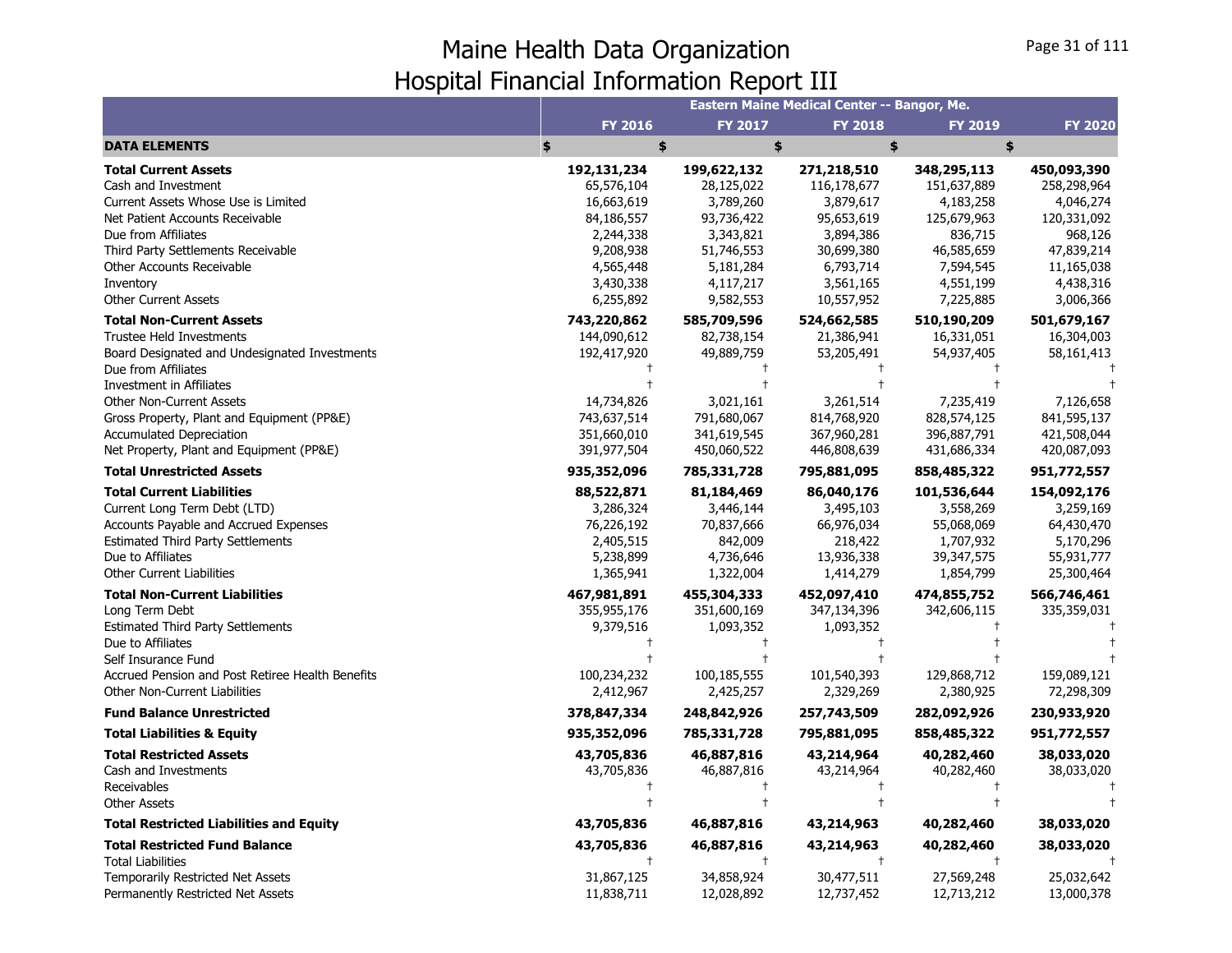# Maine Health Data Organization
# Hospital Financial Information Report III

| | Eastern Maine Medical Center -- Bangor, Me. | | | | |
|---|---|---|---|---|---|
| | FY 2016 | FY 2017 | FY 2018 | FY 2019 | FY 2020 |
| **DATA ELEMENTS** | $ | $ | $ | $ | $ |
| **Total Current Assets** | **192,131,234** | **199,622,132** | **271,218,510** | **348,295,113** | **450,093,390** |
| Cash and Investment | 65,576,104 | 28,125,022 | 116,178,677 | 151,637,889 | 258,298,964 |
| Current Assets Whose Use is Limited | 16,663,619 | 3,789,260 | 3,879,617 | 4,183,258 | 4,046,274 |
| Net Patient Accounts Receivable | 84,186,557 | 93,736,422 | 95,653,619 | 125,679,963 | 120,331,092 |
| Due from Affiliates | 2,244,338 | 3,343,821 | 3,894,386 | 836,715 | 968,126 |
| Third Party Settlements Receivable | 9,208,938 | 51,746,553 | 30,699,380 | 46,585,659 | 47,839,214 |
| Other Accounts Receivable | 4,565,448 | 5,181,284 | 6,793,714 | 7,594,545 | 11,165,038 |
| Inventory | 3,430,338 | 4,117,217 | 3,561,165 | 4,551,199 | 4,438,316 |
| Other Current Assets | 6,255,892 | 9,582,553 | 10,557,952 | 7,225,885 | 3,006,366 |
| **Total Non-Current Assets** | **743,220,862** | **585,709,596** | **524,662,585** | **510,190,209** | **501,679,167** |
| Trustee Held Investments | 144,090,612 | 82,738,154 | 21,386,941 | 16,331,051 | 16,304,003 |
| Board Designated and Undesignated Investments | 192,417,920 | 49,889,759 | 53,205,491 | 54,937,405 | 58,161,413 |
| Due from Affiliates | † | † | † | † | † |
| Investment in Affiliates | † | † | † | † | † |
| Other Non-Current Assets | 14,734,826 | 3,021,161 | 3,261,514 | 7,235,419 | 7,126,658 |
| Gross Property, Plant and Equipment (PP&E) | 743,637,514 | 791,680,067 | 814,768,920 | 828,574,125 | 841,595,137 |
| Accumulated Depreciation | 351,660,010 | 341,619,545 | 367,960,281 | 396,887,791 | 421,508,044 |
| Net Property, Plant and Equipment (PP&E) | 391,977,504 | 450,060,522 | 446,808,639 | 431,686,334 | 420,087,093 |
| **Total Unrestricted Assets** | **935,352,096** | **785,331,728** | **795,881,095** | **858,485,322** | **951,772,557** |
| **Total Current Liabilities** | **88,522,871** | **81,184,469** | **86,040,176** | **101,536,644** | **154,092,176** |
| Current Long Term Debt (LTD) | 3,286,324 | 3,446,144 | 3,495,103 | 3,558,269 | 3,259,169 |
| Accounts Payable and Accrued Expenses | 76,226,192 | 70,837,666 | 66,976,034 | 55,068,069 | 64,430,470 |
| Estimated Third Party Settlements | 2,405,515 | 842,009 | 218,422 | 1,707,932 | 5,170,296 |
| Due to Affiliates | 5,238,899 | 4,736,646 | 13,936,338 | 39,347,575 | 55,931,777 |
| Other Current Liabilities | 1,365,941 | 1,322,004 | 1,414,279 | 1,854,799 | 25,300,464 |
| **Total Non-Current Liabilities** | **467,981,891** | **455,304,333** | **452,097,410** | **474,855,752** | **566,746,461** |
| Long Term Debt | 355,955,176 | 351,600,169 | 347,134,396 | 342,606,115 | 335,359,031 |
| Estimated Third Party Settlements | 9,379,516 | 1,093,352 | 1,093,352 | † | † |
| Due to Affiliates | † | † | † | † | † |
| Self Insurance Fund | † | † | † | † | † |
| Accrued Pension and Post Retiree Health Benefits | 100,234,232 | 100,185,555 | 101,540,393 | 129,868,712 | 159,089,121 |
| Other Non-Current Liabilities | 2,412,967 | 2,425,257 | 2,329,269 | 2,380,925 | 72,298,309 |
| **Fund Balance Unrestricted** | **378,847,334** | **248,842,926** | **257,743,509** | **282,092,926** | **230,933,920** |
| **Total Liabilities & Equity** | **935,352,096** | **785,331,728** | **795,881,095** | **858,485,322** | **951,772,557** |
| **Total Restricted Assets** | **43,705,836** | **46,887,816** | **43,214,964** | **40,282,460** | **38,033,020** |
| Cash and Investments | 43,705,836 | 46,887,816 | 43,214,964 | 40,282,460 | 38,033,020 |
| Receivables | † | † | † | † | † |
| Other Assets | † | † | † | † | † |
| **Total Restricted Liabilities and Equity** | **43,705,836** | **46,887,816** | **43,214,963** | **40,282,460** | **38,033,020** |
| **Total Restricted Fund Balance** | **43,705,836** | **46,887,816** | **43,214,963** | **40,282,460** | **38,033,020** |
| Total Liabilities | † | † | † | † | † |
| Temporarily Restricted Net Assets | 31,867,125 | 34,858,924 | 30,477,511 | 27,569,248 | 25,032,642 |
| Permanently Restricted Net Assets | 11,838,711 | 12,028,892 | 12,737,452 | 12,713,212 | 13,000,378 |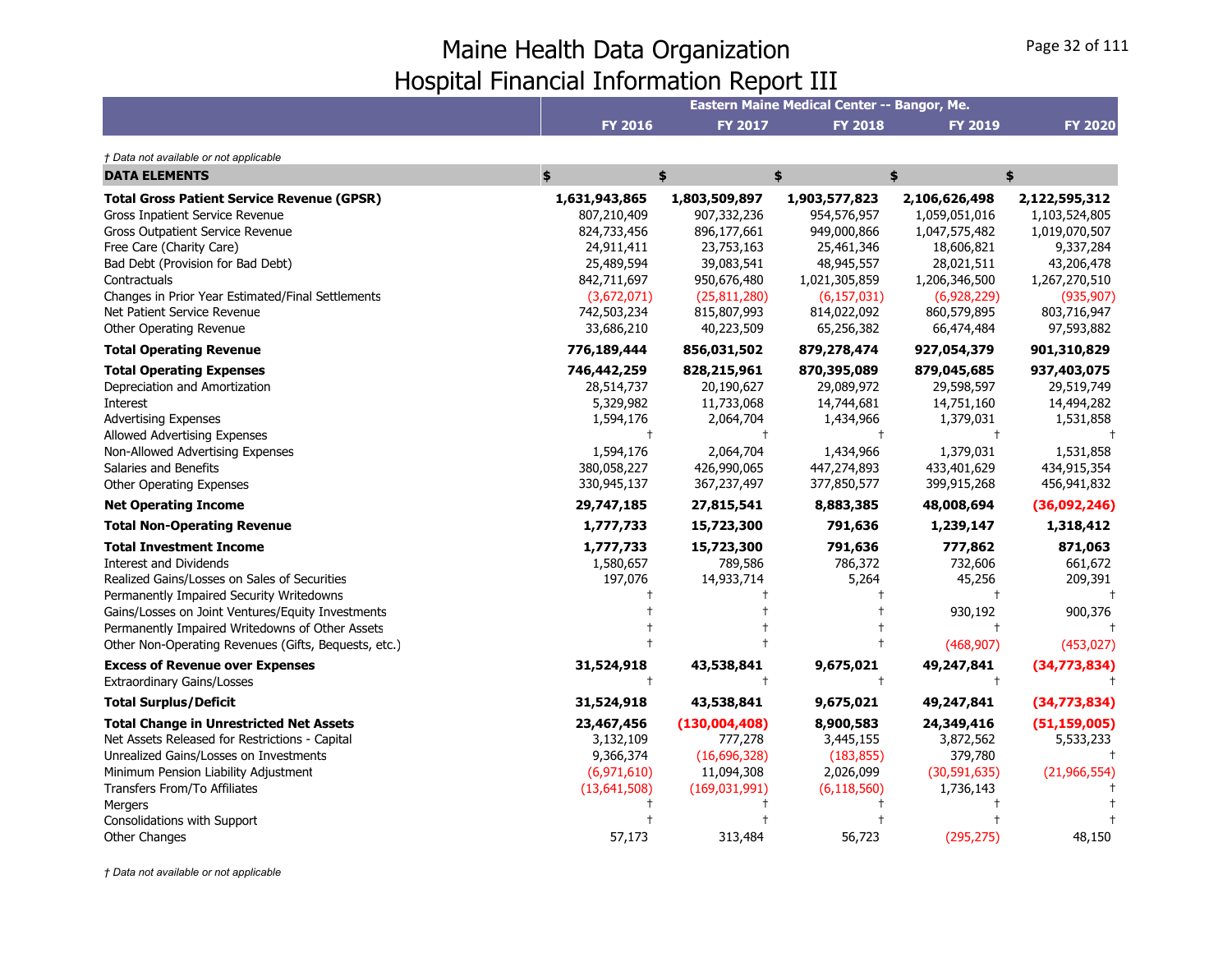# Maine Health Data Organization
## Hospital Financial Information Report III

| | Eastern Maine Medical Center -- Bangor, Me. | | | | |
|---|---|---|---|---|---|
| | **FY 2016** | **FY 2017** | **FY 2018** | **FY 2019** | **FY 2020** |

*† Data not available or not applicable*

| **DATA ELEMENTS** | **$** | **$** | **$** | **$** | **$** |
|---|---|---|---|---|---|
| **Total Gross Patient Service Revenue (GPSR)** | **1,631,943,865** | **1,803,509,897** | **1,903,577,823** | **2,106,626,498** | **2,122,595,312** |
| Gross Inpatient Service Revenue | 807,210,409 | 907,332,236 | 954,576,957 | 1,059,051,016 | 1,103,524,805 |
| Gross Outpatient Service Revenue | 824,733,456 | 896,177,661 | 949,000,866 | 1,047,575,482 | 1,019,070,507 |
| Free Care (Charity Care) | 24,911,411 | 23,753,163 | 25,461,346 | 18,606,821 | 9,337,284 |
| Bad Debt (Provision for Bad Debt) | 25,489,594 | 39,083,541 | 48,945,557 | 28,021,511 | 43,206,478 |
| Contractuals | 842,711,697 | 950,676,480 | 1,021,305,859 | 1,206,346,500 | 1,267,270,510 |
| Changes in Prior Year Estimated/Final Settlements | (3,672,071) | (25,811,280) | (6,157,031) | (6,928,229) | (935,907) |
| Net Patient Service Revenue | 742,503,234 | 815,807,993 | 814,022,092 | 860,579,895 | 803,716,947 |
| Other Operating Revenue | 33,686,210 | 40,223,509 | 65,256,382 | 66,474,484 | 97,593,882 |
| **Total Operating Revenue** | **776,189,444** | **856,031,502** | **879,278,474** | **927,054,379** | **901,310,829** |
| **Total Operating Expenses** | **746,442,259** | **828,215,961** | **870,395,089** | **879,045,685** | **937,403,075** |
| Depreciation and Amortization | 28,514,737 | 20,190,627 | 29,089,972 | 29,598,597 | 29,519,749 |
| Interest | 5,329,982 | 11,733,068 | 14,744,681 | 14,751,160 | 14,494,282 |
| Advertising Expenses | 1,594,176 | 2,064,704 | 1,434,966 | 1,379,031 | 1,531,858 |
| Allowed Advertising Expenses | † | † | † | † | † |
| Non-Allowed Advertising Expenses | 1,594,176 | 2,064,704 | 1,434,966 | 1,379,031 | 1,531,858 |
| Salaries and Benefits | 380,058,227 | 426,990,065 | 447,274,893 | 433,401,629 | 434,915,354 |
| Other Operating Expenses | 330,945,137 | 367,237,497 | 377,850,577 | 399,915,268 | 456,941,832 |
| **Net Operating Income** | **29,747,185** | **27,815,541** | **8,883,385** | **48,008,694** | **(36,092,246)** |
| **Total Non-Operating Revenue** | **1,777,733** | **15,723,300** | **791,636** | **1,239,147** | **1,318,412** |
| **Total Investment Income** | **1,777,733** | **15,723,300** | **791,636** | **777,862** | **871,063** |
| Interest and Dividends | 1,580,657 | 789,586 | 786,372 | 732,606 | 661,672 |
| Realized Gains/Losses on Sales of Securities | 197,076 | 14,933,714 | 5,264 | 45,256 | 209,391 |
| Permanently Impaired Security Writedowns | † | † | † | † | † |
| Gains/Losses on Joint Ventures/Equity Investments | † | † | † | 930,192 | 900,376 |
| Permanently Impaired Writedowns of Other Assets | † | † | † | † | † |
| Other Non-Operating Revenues (Gifts, Bequests, etc.) | † | † | † | (468,907) | (453,027) |
| **Excess of Revenue over Expenses** | **31,524,918** | **43,538,841** | **9,675,021** | **49,247,841** | **(34,773,834)** |
| Extraordinary Gains/Losses | † | † | † | † | † |
| **Total Surplus/Deficit** | **31,524,918** | **43,538,841** | **9,675,021** | **49,247,841** | **(34,773,834)** |
| **Total Change in Unrestricted Net Assets** | **23,467,456** | **(130,004,408)** | **8,900,583** | **24,349,416** | **(51,159,005)** |
| Net Assets Released for Restrictions - Capital | 3,132,109 | 777,278 | 3,445,155 | 3,872,562 | 5,533,233 |
| Unrealized Gains/Losses on Investments | 9,366,374 | (16,696,328) | (183,855) | 379,780 | † |
| Minimum Pension Liability Adjustment | (6,971,610) | 11,094,308 | 2,026,099 | (30,591,635) | (21,966,554) |
| Transfers From/To Affiliates | (13,641,508) | (169,031,991) | (6,118,560) | 1,736,143 | † |
| Mergers | † | † | † | † | † |
| Consolidations with Support | † | † | † | † | † |
| Other Changes | 57,173 | 313,484 | 56,723 | (295,275) | 48,150 |

*† Data not available or not applicable*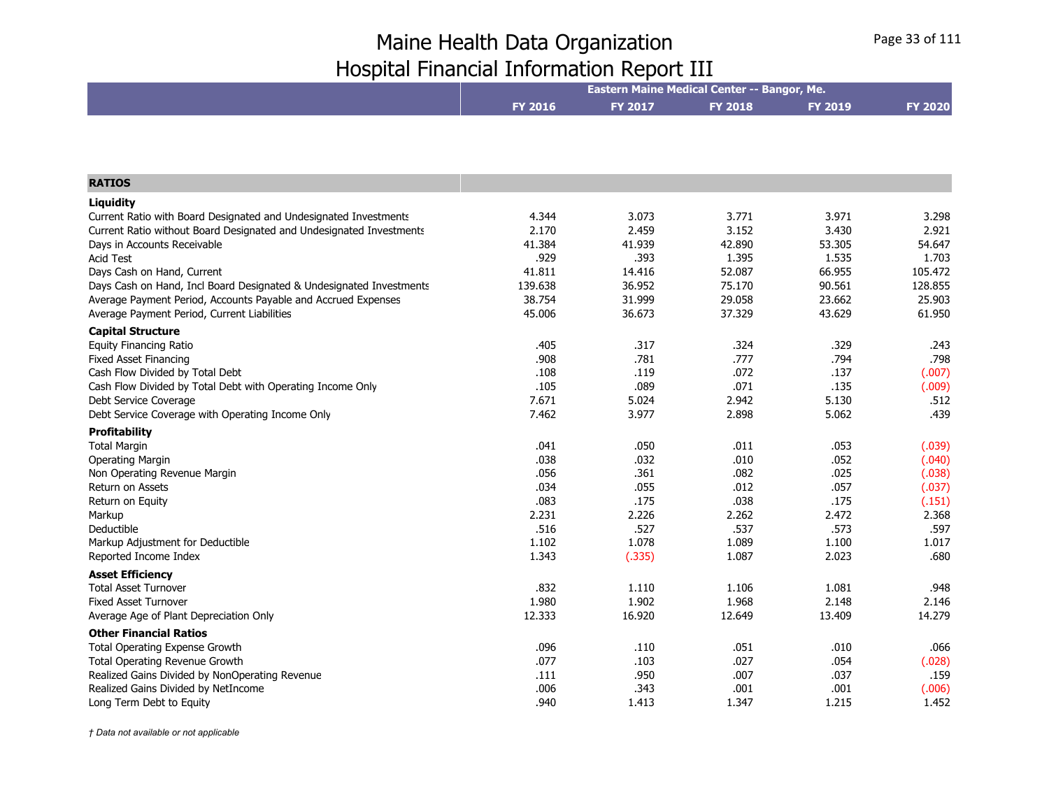# Maine Health Data Organization
# Hospital Financial Information Report III

| | Eastern Maine Medical Center -- Bangor, Me. | | | | |
|---|---|---|---|---|---|
| | FY 2016 | FY 2017 | FY 2018 | FY 2019 | FY 2020 |
| **RATIOS** | | | | | |
| **Liquidity** | | | | | |
| Current Ratio with Board Designated and Undesignated Investments | 4.344 | 3.073 | 3.771 | 3.971 | 3.298 |
| Current Ratio without Board Designated and Undesignated Investments | 2.170 | 2.459 | 3.152 | 3.430 | 2.921 |
| Days in Accounts Receivable | 41.384 | 41.939 | 42.890 | 53.305 | 54.647 |
| Acid Test | .929 | .393 | 1.395 | 1.535 | 1.703 |
| Days Cash on Hand, Current | 41.811 | 14.416 | 52.087 | 66.955 | 105.472 |
| Days Cash on Hand, Incl Board Designated & Undesignated Investments | 139.638 | 36.952 | 75.170 | 90.561 | 128.855 |
| Average Payment Period, Accounts Payable and Accrued Expenses | 38.754 | 31.999 | 29.058 | 23.662 | 25.903 |
| Average Payment Period, Current Liabilities | 45.006 | 36.673 | 37.329 | 43.629 | 61.950 |
| **Capital Structure** | | | | | |
| Equity Financing Ratio | .405 | .317 | .324 | .329 | .243 |
| Fixed Asset Financing | .908 | .781 | .777 | .794 | .798 |
| Cash Flow Divided by Total Debt | .108 | .119 | .072 | .137 | (.007) |
| Cash Flow Divided by Total Debt with Operating Income Only | .105 | .089 | .071 | .135 | (.009) |
| Debt Service Coverage | 7.671 | 5.024 | 2.942 | 5.130 | .512 |
| Debt Service Coverage with Operating Income Only | 7.462 | 3.977 | 2.898 | 5.062 | .439 |
| **Profitability** | | | | | |
| Total Margin | .041 | .050 | .011 | .053 | (.039) |
| Operating Margin | .038 | .032 | .010 | .052 | (.040) |
| Non Operating Revenue Margin | .056 | .361 | .082 | .025 | (.038) |
| Return on Assets | .034 | .055 | .012 | .057 | (.037) |
| Return on Equity | .083 | .175 | .038 | .175 | (.151) |
| Markup | 2.231 | 2.226 | 2.262 | 2.472 | 2.368 |
| Deductible | .516 | .527 | .537 | .573 | .597 |
| Markup Adjustment for Deductible | 1.102 | 1.078 | 1.089 | 1.100 | 1.017 |
| Reported Income Index | 1.343 | (.335) | 1.087 | 2.023 | .680 |
| **Asset Efficiency** | | | | | |
| Total Asset Turnover | .832 | 1.110 | 1.106 | 1.081 | .948 |
| Fixed Asset Turnover | 1.980 | 1.902 | 1.968 | 2.148 | 2.146 |
| Average Age of Plant Depreciation Only | 12.333 | 16.920 | 12.649 | 13.409 | 14.279 |
| **Other Financial Ratios** | | | | | |
| Total Operating Expense Growth | .096 | .110 | .051 | .010 | .066 |
| Total Operating Revenue Growth | .077 | .103 | .027 | .054 | (.028) |
| Realized Gains Divided by NonOperating Revenue | .111 | .950 | .007 | .037 | .159 |
| Realized Gains Divided by NetIncome | .006 | .343 | .001 | .001 | (.006) |
| Long Term Debt to Equity | .940 | 1.413 | 1.347 | 1.215 | 1.452 |

*† Data not available or not applicable*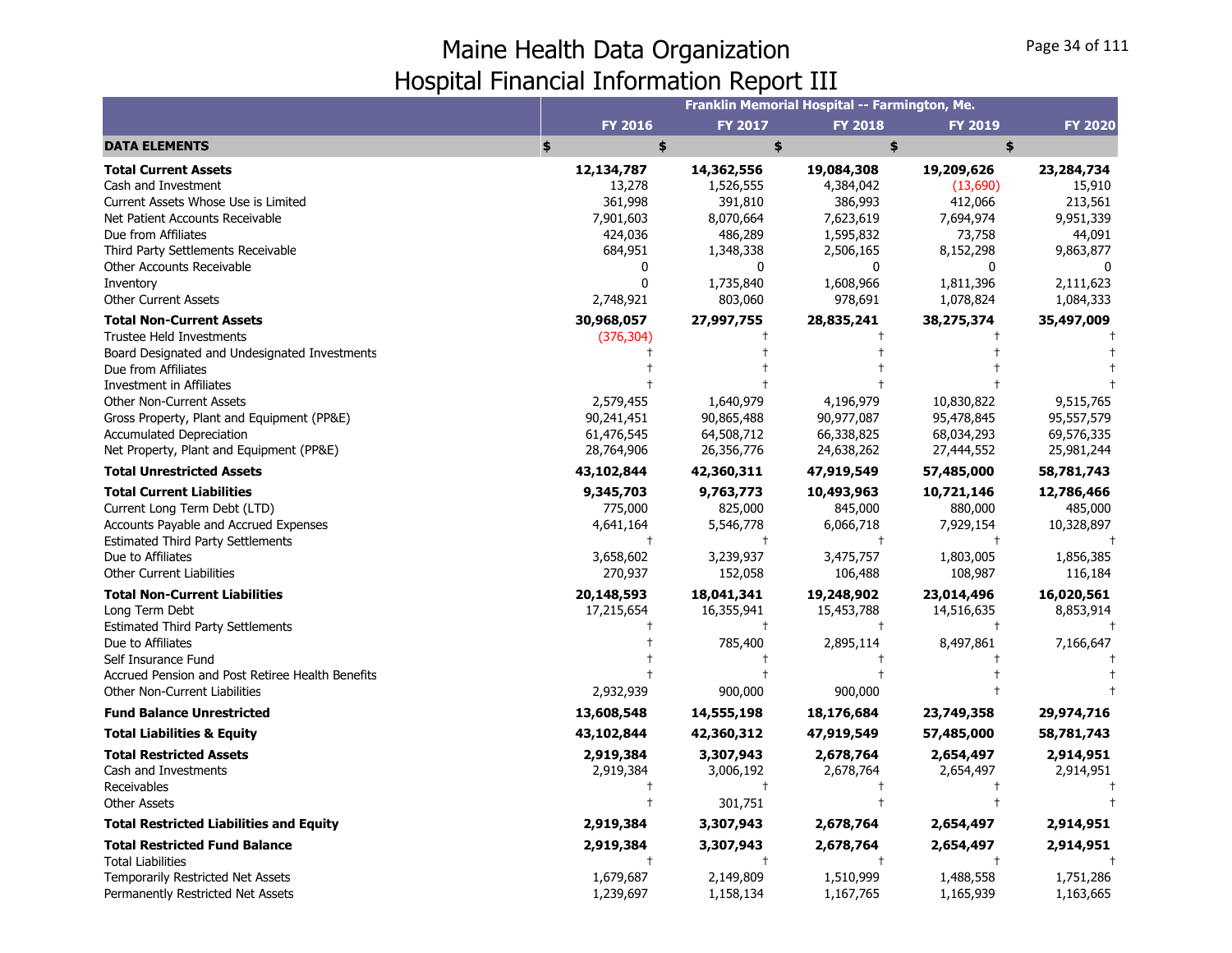# Maine Health Data Organization
## Hospital Financial Information Report III

| | Franklin Memorial Hospital -- Farmington, Me. | | | | |
|---|---|---|---|---|---|
| | **FY 2016** | **FY 2017** | **FY 2018** | **FY 2019** | **FY 2020** |
| **DATA ELEMENTS** | **$** | **$** | **$** | **$** | **$** |
| **Total Current Assets** | **12,134,787** | **14,362,556** | **19,084,308** | **19,209,626** | **23,284,734** |
| Cash and Investment | 13,278 | 1,526,555 | 4,384,042 | (13,690) | 15,910 |
| Current Assets Whose Use is Limited | 361,998 | 391,810 | 386,993 | 412,066 | 213,561 |
| Net Patient Accounts Receivable | 7,901,603 | 8,070,664 | 7,623,619 | 7,694,974 | 9,951,339 |
| Due from Affiliates | 424,036 | 486,289 | 1,595,832 | 73,758 | 44,091 |
| Third Party Settlements Receivable | 684,951 | 1,348,338 | 2,506,165 | 8,152,298 | 9,863,877 |
| Other Accounts Receivable | 0 | 0 | 0 | 0 | 0 |
| Inventory | 0 | 1,735,840 | 1,608,966 | 1,811,396 | 2,111,623 |
| Other Current Assets | 2,748,921 | 803,060 | 978,691 | 1,078,824 | 1,084,333 |
| **Total Non-Current Assets** | **30,968,057** | **27,997,755** | **28,835,241** | **38,275,374** | **35,497,009** |
| Trustee Held Investments | (376,304) | † | † | † | † |
| Board Designated and Undesignated Investments | † | † | † | † | † |
| Due from Affiliates | † | † | † | † | † |
| Investment in Affiliates | † | † | † | † | † |
| Other Non-Current Assets | 2,579,455 | 1,640,979 | 4,196,979 | 10,830,822 | 9,515,765 |
| Gross Property, Plant and Equipment (PP&E) | 90,241,451 | 90,865,488 | 90,977,087 | 95,478,845 | 95,557,579 |
| Accumulated Depreciation | 61,476,545 | 64,508,712 | 66,338,825 | 68,034,293 | 69,576,335 |
| Net Property, Plant and Equipment (PP&E) | 28,764,906 | 26,356,776 | 24,638,262 | 27,444,552 | 25,981,244 |
| **Total Unrestricted Assets** | **43,102,844** | **42,360,311** | **47,919,549** | **57,485,000** | **58,781,743** |
| **Total Current Liabilities** | **9,345,703** | **9,763,773** | **10,493,963** | **10,721,146** | **12,786,466** |
| Current Long Term Debt (LTD) | 775,000 | 825,000 | 845,000 | 880,000 | 485,000 |
| Accounts Payable and Accrued Expenses | 4,641,164 | 5,546,778 | 6,066,718 | 7,929,154 | 10,328,897 |
| Estimated Third Party Settlements | † | † | † | † | † |
| Due to Affiliates | 3,658,602 | 3,239,937 | 3,475,757 | 1,803,005 | 1,856,385 |
| Other Current Liabilities | 270,937 | 152,058 | 106,488 | 108,987 | 116,184 |
| **Total Non-Current Liabilities** | **20,148,593** | **18,041,341** | **19,248,902** | **23,014,496** | **16,020,561** |
| Long Term Debt | 17,215,654 | 16,355,941 | 15,453,788 | 14,516,635 | 8,853,914 |
| Estimated Third Party Settlements | † | † | † | † | † |
| Due to Affiliates | † | 785,400 | 2,895,114 | 8,497,861 | 7,166,647 |
| Self Insurance Fund | † | † | † | † | † |
| Accrued Pension and Post Retiree Health Benefits | † | † | † | † | † |
| Other Non-Current Liabilities | 2,932,939 | 900,000 | 900,000 | † | † |
| **Fund Balance Unrestricted** | **13,608,548** | **14,555,198** | **18,176,684** | **23,749,358** | **29,974,716** |
| **Total Liabilities & Equity** | **43,102,844** | **42,360,312** | **47,919,549** | **57,485,000** | **58,781,743** |
| **Total Restricted Assets** | **2,919,384** | **3,307,943** | **2,678,764** | **2,654,497** | **2,914,951** |
| Cash and Investments | 2,919,384 | 3,006,192 | 2,678,764 | 2,654,497 | 2,914,951 |
| Receivables | † | † | † | † | † |
| Other Assets | † | 301,751 | † | † | † |
| **Total Restricted Liabilities and Equity** | **2,919,384** | **3,307,943** | **2,678,764** | **2,654,497** | **2,914,951** |
| **Total Restricted Fund Balance** | **2,919,384** | **3,307,943** | **2,678,764** | **2,654,497** | **2,914,951** |
| Total Liabilities | † | † | † | † | † |
| Temporarily Restricted Net Assets | 1,679,687 | 2,149,809 | 1,510,999 | 1,488,558 | 1,751,286 |
| Permanently Restricted Net Assets | 1,239,697 | 1,158,134 | 1,167,765 | 1,165,939 | 1,163,665 |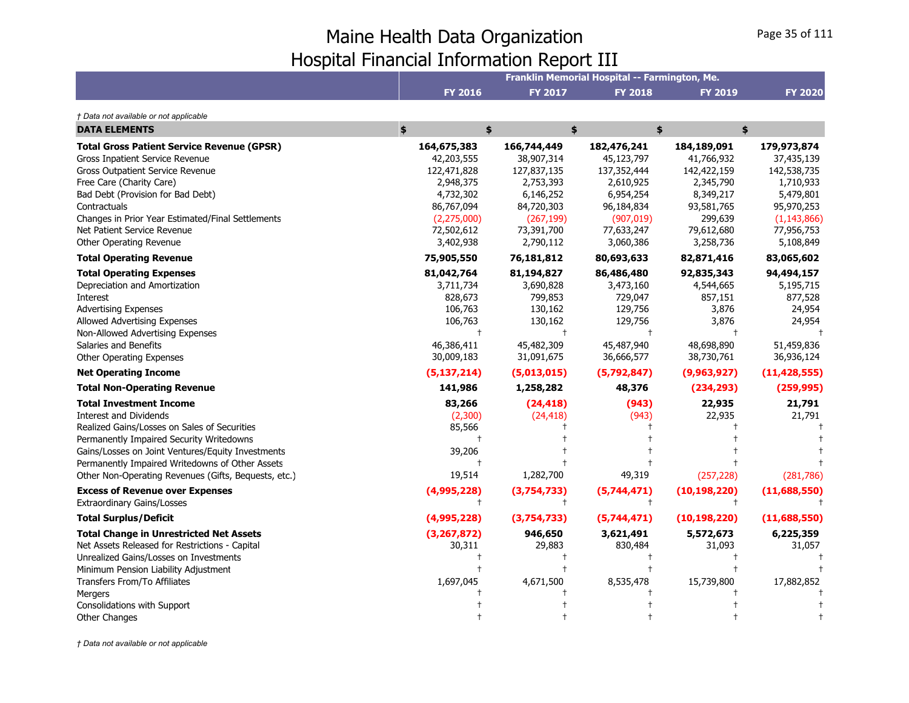# Maine Health Data Organization
## Hospital Financial Information Report III

| | Franklin Memorial Hospital -- Farmington, Me. | | | | |
|---|---|---|---|---|---|
| | FY 2016 | FY 2017 | FY 2018 | FY 2019 | FY 2020 |

*† Data not available or not applicable*

| DATA ELEMENTS | $ | $ | $ | $ | $ |
|---|---|---|---|---|---|
| **Total Gross Patient Service Revenue (GPSR)** | **164,675,383** | **166,744,449** | **182,476,241** | **184,189,091** | **179,973,874** |
| Gross Inpatient Service Revenue | 42,203,555 | 38,907,314 | 45,123,797 | 41,766,932 | 37,435,139 |
| Gross Outpatient Service Revenue | 122,471,828 | 127,837,135 | 137,352,444 | 142,422,159 | 142,538,735 |
| Free Care (Charity Care) | 2,948,375 | 2,753,393 | 2,610,925 | 2,345,790 | 1,710,933 |
| Bad Debt (Provision for Bad Debt) | 4,732,302 | 6,146,252 | 6,954,254 | 8,349,217 | 5,479,801 |
| Contractuals | 86,767,094 | 84,720,303 | 96,184,834 | 93,581,765 | 95,970,253 |
| Changes in Prior Year Estimated/Final Settlements | (2,275,000) | (267,199) | (907,019) | 299,639 | (1,143,866) |
| Net Patient Service Revenue | 72,502,612 | 73,391,700 | 77,633,247 | 79,612,680 | 77,956,753 |
| Other Operating Revenue | 3,402,938 | 2,790,112 | 3,060,386 | 3,258,736 | 5,108,849 |
| **Total Operating Revenue** | **75,905,550** | **76,181,812** | **80,693,633** | **82,871,416** | **83,065,602** |
| **Total Operating Expenses** | **81,042,764** | **81,194,827** | **86,486,480** | **92,835,343** | **94,494,157** |
| Depreciation and Amortization | 3,711,734 | 3,690,828 | 3,473,160 | 4,544,665 | 5,195,715 |
| Interest | 828,673 | 799,853 | 729,047 | 857,151 | 877,528 |
| Advertising Expenses | 106,763 | 130,162 | 129,756 | 3,876 | 24,954 |
| Allowed Advertising Expenses | 106,763 | 130,162 | 129,756 | 3,876 | 24,954 |
| Non-Allowed Advertising Expenses | † | † | † | † | † |
| Salaries and Benefits | 46,386,411 | 45,482,309 | 45,487,940 | 48,698,890 | 51,459,836 |
| Other Operating Expenses | 30,009,183 | 31,091,675 | 36,666,577 | 38,730,761 | 36,936,124 |
| **Net Operating Income** | **(5,137,214)** | **(5,013,015)** | **(5,792,847)** | **(9,963,927)** | **(11,428,555)** |
| **Total Non-Operating Revenue** | **141,986** | **1,258,282** | **48,376** | **(234,293)** | **(259,995)** |
| **Total Investment Income** | **83,266** | **(24,418)** | **(943)** | **22,935** | **21,791** |
| Interest and Dividends | (2,300) | (24,418) | (943) | 22,935 | 21,791 |
| Realized Gains/Losses on Sales of Securities | 85,566 | † | † | † | † |
| Permanently Impaired Security Writedowns | † | † | † | † | † |
| Gains/Losses on Joint Ventures/Equity Investments | 39,206 | † | † | † | † |
| Permanently Impaired Writedowns of Other Assets | † | † | † | † | † |
| Other Non-Operating Revenues (Gifts, Bequests, etc.) | 19,514 | 1,282,700 | 49,319 | (257,228) | (281,786) |
| **Excess of Revenue over Expenses** | **(4,995,228)** | **(3,754,733)** | **(5,744,471)** | **(10,198,220)** | **(11,688,550)** |
| Extraordinary Gains/Losses | † | † | † | † | † |
| **Total Surplus/Deficit** | **(4,995,228)** | **(3,754,733)** | **(5,744,471)** | **(10,198,220)** | **(11,688,550)** |
| **Total Change in Unrestricted Net Assets** | **(3,267,872)** | **946,650** | **3,621,491** | **5,572,673** | **6,225,359** |
| Net Assets Released for Restrictions - Capital | 30,311 | 29,883 | 830,484 | 31,093 | 31,057 |
| Unrealized Gains/Losses on Investments | † | † | † | † | † |
| Minimum Pension Liability Adjustment | † | † | † | † | † |
| Transfers From/To Affiliates | 1,697,045 | 4,671,500 | 8,535,478 | 15,739,800 | 17,882,852 |
| Mergers | † | † | † | † | † |
| Consolidations with Support | † | † | † | † | † |
| Other Changes | † | † | † | † | † |

*† Data not available or not applicable*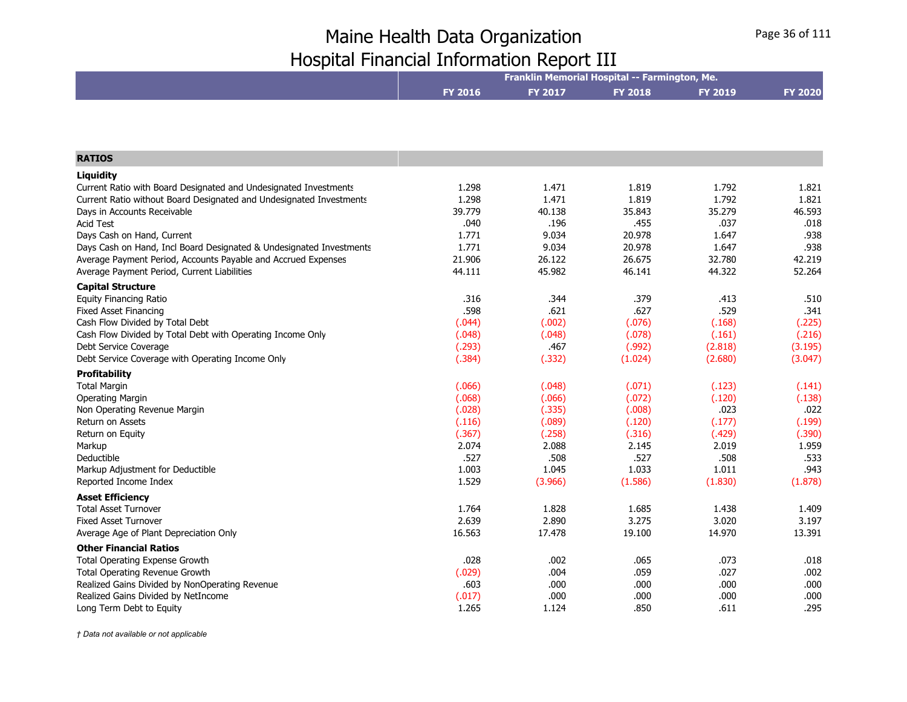# Maine Health Data Organization
# Hospital Financial Information Report III

| | Franklin Memorial Hospital -- Farmington, Me. | | | | |
|---|---|---|---|---|---|
| | FY 2016 | FY 2017 | FY 2018 | FY 2019 | FY 2020 |
| **RATIOS** | | | | | |
| **Liquidity** | | | | | |
| Current Ratio with Board Designated and Undesignated Investments | 1.298 | 1.471 | 1.819 | 1.792 | 1.821 |
| Current Ratio without Board Designated and Undesignated Investments | 1.298 | 1.471 | 1.819 | 1.792 | 1.821 |
| Days in Accounts Receivable | 39.779 | 40.138 | 35.843 | 35.279 | 46.593 |
| Acid Test | .040 | .196 | .455 | .037 | .018 |
| Days Cash on Hand, Current | 1.771 | 9.034 | 20.978 | 1.647 | .938 |
| Days Cash on Hand, Incl Board Designated & Undesignated Investments | 1.771 | 9.034 | 20.978 | 1.647 | .938 |
| Average Payment Period, Accounts Payable and Accrued Expenses | 21.906 | 26.122 | 26.675 | 32.780 | 42.219 |
| Average Payment Period, Current Liabilities | 44.111 | 45.982 | 46.141 | 44.322 | 52.264 |
| **Capital Structure** | | | | | |
| Equity Financing Ratio | .316 | .344 | .379 | .413 | .510 |
| Fixed Asset Financing | .598 | .621 | .627 | .529 | .341 |
| Cash Flow Divided by Total Debt | (.044) | (.002) | (.076) | (.168) | (.225) |
| Cash Flow Divided by Total Debt with Operating Income Only | (.048) | (.048) | (.078) | (.161) | (.216) |
| Debt Service Coverage | (.293) | .467 | (.992) | (2.818) | (3.195) |
| Debt Service Coverage with Operating Income Only | (.384) | (.332) | (1.024) | (2.680) | (3.047) |
| **Profitability** | | | | | |
| Total Margin | (.066) | (.048) | (.071) | (.123) | (.141) |
| Operating Margin | (.068) | (.066) | (.072) | (.120) | (.138) |
| Non Operating Revenue Margin | (.028) | (.335) | (.008) | .023 | .022 |
| Return on Assets | (.116) | (.089) | (.120) | (.177) | (.199) |
| Return on Equity | (.367) | (.258) | (.316) | (.429) | (.390) |
| Markup | 2.074 | 2.088 | 2.145 | 2.019 | 1.959 |
| Deductible | .527 | .508 | .527 | .508 | .533 |
| Markup Adjustment for Deductible | 1.003 | 1.045 | 1.033 | 1.011 | .943 |
| Reported Income Index | 1.529 | (3.966) | (1.586) | (1.830) | (1.878) |
| **Asset Efficiency** | | | | | |
| Total Asset Turnover | 1.764 | 1.828 | 1.685 | 1.438 | 1.409 |
| Fixed Asset Turnover | 2.639 | 2.890 | 3.275 | 3.020 | 3.197 |
| Average Age of Plant Depreciation Only | 16.563 | 17.478 | 19.100 | 14.970 | 13.391 |
| **Other Financial Ratios** | | | | | |
| Total Operating Expense Growth | .028 | .002 | .065 | .073 | .018 |
| Total Operating Revenue Growth | (.029) | .004 | .059 | .027 | .002 |
| Realized Gains Divided by NonOperating Revenue | .603 | .000 | .000 | .000 | .000 |
| Realized Gains Divided by NetIncome | (.017) | .000 | .000 | .000 | .000 |
| Long Term Debt to Equity | 1.265 | 1.124 | .850 | .611 | .295 |

*† Data not available or not applicable*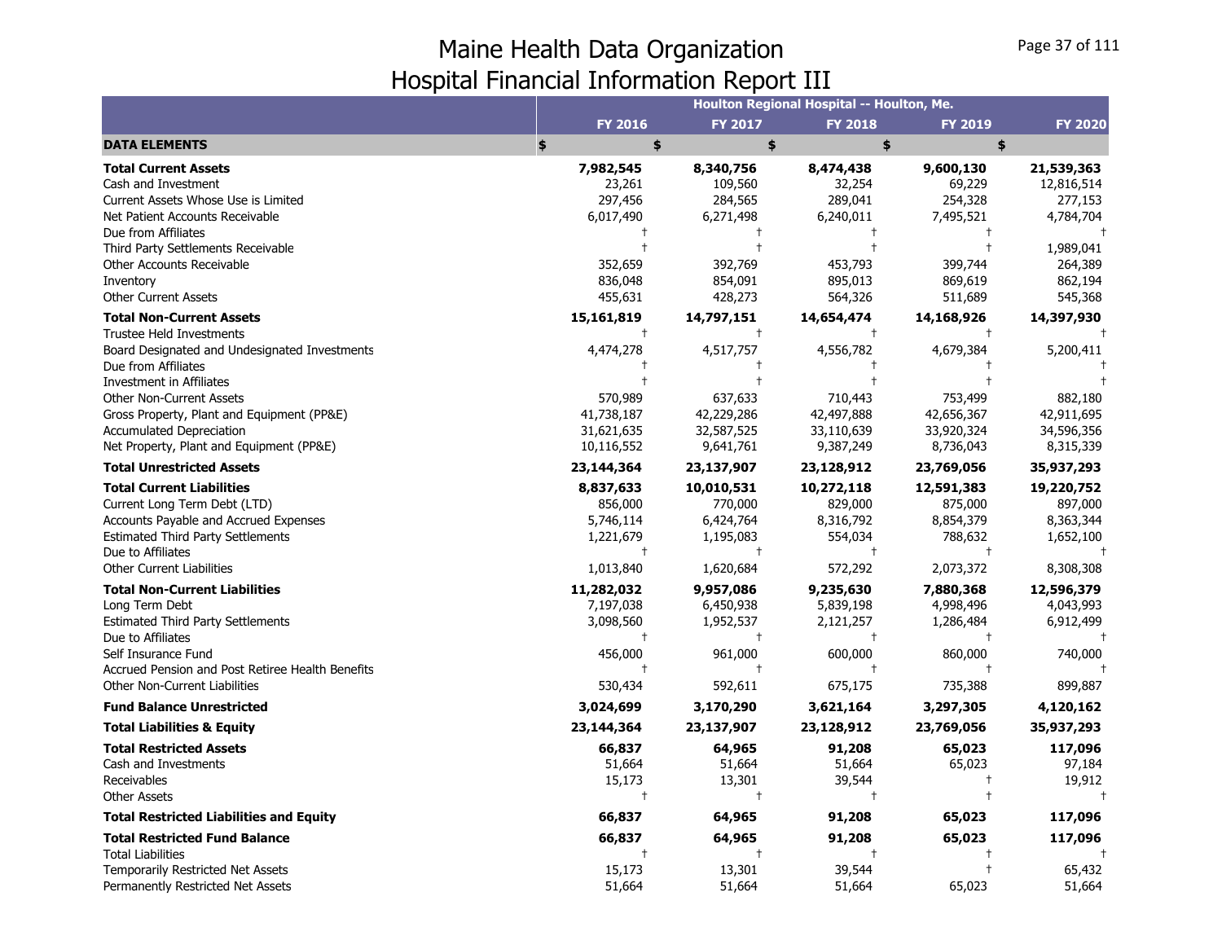# Maine Health Data Organization
## Hospital Financial Information Report III

| | Houlton Regional Hospital -- Houlton, Me. | | | | |
|---|---|---|---|---|---|
| | FY 2016 | FY 2017 | FY 2018 | FY 2019 | FY 2020 |
| **DATA ELEMENTS** | $ | $ | $ | $ | $ |
| **Total Current Assets** | **7,982,545** | **8,340,756** | **8,474,438** | **9,600,130** | **21,539,363** |
| Cash and Investment | 23,261 | 109,560 | 32,254 | 69,229 | 12,816,514 |
| Current Assets Whose Use is Limited | 297,456 | 284,565 | 289,041 | 254,328 | 277,153 |
| Net Patient Accounts Receivable | 6,017,490 | 6,271,498 | 6,240,011 | 7,495,521 | 4,784,704 |
| Due from Affiliates | † | † | † | † | † |
| Third Party Settlements Receivable | † | † | † | † | 1,989,041 |
| Other Accounts Receivable | 352,659 | 392,769 | 453,793 | 399,744 | 264,389 |
| Inventory | 836,048 | 854,091 | 895,013 | 869,619 | 862,194 |
| Other Current Assets | 455,631 | 428,273 | 564,326 | 511,689 | 545,368 |
| **Total Non-Current Assets** | **15,161,819** | **14,797,151** | **14,654,474** | **14,168,926** | **14,397,930** |
| Trustee Held Investments | † | † | † | † | † |
| Board Designated and Undesignated Investments | 4,474,278 | 4,517,757 | 4,556,782 | 4,679,384 | 5,200,411 |
| Due from Affiliates | † | † | † | † | † |
| Investment in Affiliates | † | † | † | † | † |
| Other Non-Current Assets | 570,989 | 637,633 | 710,443 | 753,499 | 882,180 |
| Gross Property, Plant and Equipment (PP&E) | 41,738,187 | 42,229,286 | 42,497,888 | 42,656,367 | 42,911,695 |
| Accumulated Depreciation | 31,621,635 | 32,587,525 | 33,110,639 | 33,920,324 | 34,596,356 |
| Net Property, Plant and Equipment (PP&E) | 10,116,552 | 9,641,761 | 9,387,249 | 8,736,043 | 8,315,339 |
| **Total Unrestricted Assets** | **23,144,364** | **23,137,907** | **23,128,912** | **23,769,056** | **35,937,293** |
| **Total Current Liabilities** | **8,837,633** | **10,010,531** | **10,272,118** | **12,591,383** | **19,220,752** |
| Current Long Term Debt (LTD) | 856,000 | 770,000 | 829,000 | 875,000 | 897,000 |
| Accounts Payable and Accrued Expenses | 5,746,114 | 6,424,764 | 8,316,792 | 8,854,379 | 8,363,344 |
| Estimated Third Party Settlements | 1,221,679 | 1,195,083 | 554,034 | 788,632 | 1,652,100 |
| Due to Affiliates | † | † | † | † | † |
| Other Current Liabilities | 1,013,840 | 1,620,684 | 572,292 | 2,073,372 | 8,308,308 |
| **Total Non-Current Liabilities** | **11,282,032** | **9,957,086** | **9,235,630** | **7,880,368** | **12,596,379** |
| Long Term Debt | 7,197,038 | 6,450,938 | 5,839,198 | 4,998,496 | 4,043,993 |
| Estimated Third Party Settlements | 3,098,560 | 1,952,537 | 2,121,257 | 1,286,484 | 6,912,499 |
| Due to Affiliates | † | † | † | † | † |
| Self Insurance Fund | 456,000 | 961,000 | 600,000 | 860,000 | 740,000 |
| Accrued Pension and Post Retiree Health Benefits | † | † | † | † | † |
| Other Non-Current Liabilities | 530,434 | 592,611 | 675,175 | 735,388 | 899,887 |
| **Fund Balance Unrestricted** | **3,024,699** | **3,170,290** | **3,621,164** | **3,297,305** | **4,120,162** |
| **Total Liabilities & Equity** | **23,144,364** | **23,137,907** | **23,128,912** | **23,769,056** | **35,937,293** |
| **Total Restricted Assets** | **66,837** | **64,965** | **91,208** | **65,023** | **117,096** |
| Cash and Investments | 51,664 | 51,664 | 51,664 | 65,023 | 97,184 |
| Receivables | 15,173 | 13,301 | 39,544 | † | 19,912 |
| Other Assets | † | † | † | † | † |
| **Total Restricted Liabilities and Equity** | **66,837** | **64,965** | **91,208** | **65,023** | **117,096** |
| **Total Restricted Fund Balance** | **66,837** | **64,965** | **91,208** | **65,023** | **117,096** |
| Total Liabilities | † | † | † | † | † |
| Temporarily Restricted Net Assets | 15,173 | 13,301 | 39,544 | † | 65,432 |
| Permanently Restricted Net Assets | 51,664 | 51,664 | 51,664 | 65,023 | 51,664 |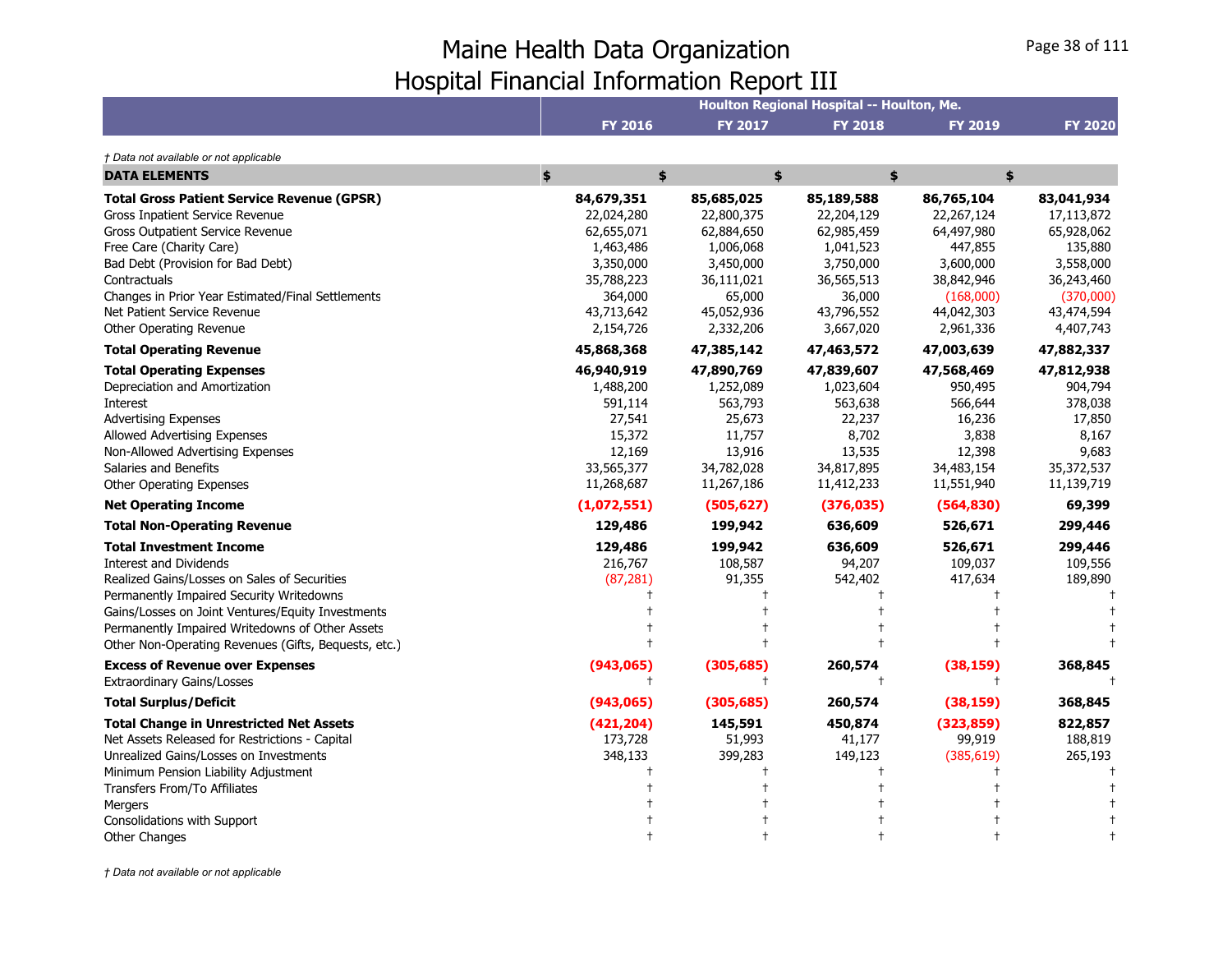# Maine Health Data Organization
# Hospital Financial Information Report III

| | Houlton Regional Hospital -- Houlton, Me. | | | | |
|---|---|---|---|---|---|
| | **FY 2016** | **FY 2017** | **FY 2018** | **FY 2019** | **FY 2020** |

*† Data not available or not applicable*

| **DATA ELEMENTS** | **$** | **$** | **$** | **$** | **$** |
|---|---|---|---|---|---|
| **Total Gross Patient Service Revenue (GPSR)** | **84,679,351** | **85,685,025** | **85,189,588** | **86,765,104** | **83,041,934** |
| Gross Inpatient Service Revenue | 22,024,280 | 22,800,375 | 22,204,129 | 22,267,124 | 17,113,872 |
| Gross Outpatient Service Revenue | 62,655,071 | 62,884,650 | 62,985,459 | 64,497,980 | 65,928,062 |
| Free Care (Charity Care) | 1,463,486 | 1,006,068 | 1,041,523 | 447,855 | 135,880 |
| Bad Debt (Provision for Bad Debt) | 3,350,000 | 3,450,000 | 3,750,000 | 3,600,000 | 3,558,000 |
| Contractuals | 35,788,223 | 36,111,021 | 36,565,513 | 38,842,946 | 36,243,460 |
| Changes in Prior Year Estimated/Final Settlements | 364,000 | 65,000 | 36,000 | (168,000) | (370,000) |
| Net Patient Service Revenue | 43,713,642 | 45,052,936 | 43,796,552 | 44,042,303 | 43,474,594 |
| Other Operating Revenue | 2,154,726 | 2,332,206 | 3,667,020 | 2,961,336 | 4,407,743 |
| **Total Operating Revenue** | **45,868,368** | **47,385,142** | **47,463,572** | **47,003,639** | **47,882,337** |
| **Total Operating Expenses** | **46,940,919** | **47,890,769** | **47,839,607** | **47,568,469** | **47,812,938** |
| Depreciation and Amortization | 1,488,200 | 1,252,089 | 1,023,604 | 950,495 | 904,794 |
| Interest | 591,114 | 563,793 | 563,638 | 566,644 | 378,038 |
| Advertising Expenses | 27,541 | 25,673 | 22,237 | 16,236 | 17,850 |
| Allowed Advertising Expenses | 15,372 | 11,757 | 8,702 | 3,838 | 8,167 |
| Non-Allowed Advertising Expenses | 12,169 | 13,916 | 13,535 | 12,398 | 9,683 |
| Salaries and Benefits | 33,565,377 | 34,782,028 | 34,817,895 | 34,483,154 | 35,372,537 |
| Other Operating Expenses | 11,268,687 | 11,267,186 | 11,412,233 | 11,551,940 | 11,139,719 |
| **Net Operating Income** | **(1,072,551)** | **(505,627)** | **(376,035)** | **(564,830)** | **69,399** |
| **Total Non-Operating Revenue** | **129,486** | **199,942** | **636,609** | **526,671** | **299,446** |
| **Total Investment Income** | **129,486** | **199,942** | **636,609** | **526,671** | **299,446** |
| Interest and Dividends | 216,767 | 108,587 | 94,207 | 109,037 | 109,556 |
| Realized Gains/Losses on Sales of Securities | (87,281) | 91,355 | 542,402 | 417,634 | 189,890 |
| Permanently Impaired Security Writedowns | † | † | † | † | † |
| Gains/Losses on Joint Ventures/Equity Investments | † | † | † | † | † |
| Permanently Impaired Writedowns of Other Assets | † | † | † | † | † |
| Other Non-Operating Revenues (Gifts, Bequests, etc.) | † | † | † | † | † |
| **Excess of Revenue over Expenses** | **(943,065)** | **(305,685)** | **260,574** | **(38,159)** | **368,845** |
| Extraordinary Gains/Losses | † | † | † | † | † |
| **Total Surplus/Deficit** | **(943,065)** | **(305,685)** | **260,574** | **(38,159)** | **368,845** |
| **Total Change in Unrestricted Net Assets** | **(421,204)** | **145,591** | **450,874** | **(323,859)** | **822,857** |
| Net Assets Released for Restrictions - Capital | 173,728 | 51,993 | 41,177 | 99,919 | 188,819 |
| Unrealized Gains/Losses on Investments | 348,133 | 399,283 | 149,123 | (385,619) | 265,193 |
| Minimum Pension Liability Adjustment | † | † | † | † | † |
| Transfers From/To Affiliates | † | † | † | † | † |
| Mergers | † | † | † | † | † |
| Consolidations with Support | † | † | † | † | † |
| Other Changes | † | † | † | † | † |

*† Data not available or not applicable*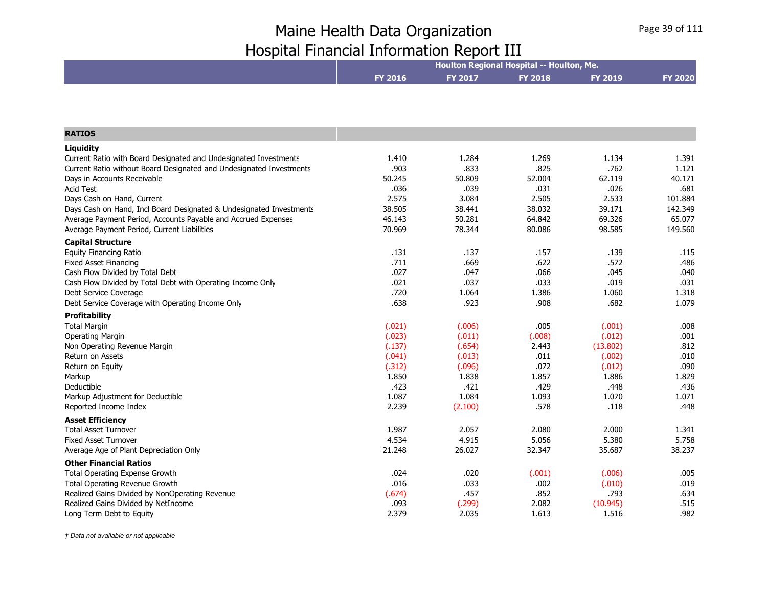# Maine Health Data Organization
## Hospital Financial Information Report III

| | Houlton Regional Hospital -- Houlton, Me. | | | | |
|---|---|---|---|---|---|
| | FY 2016 | FY 2017 | FY 2018 | FY 2019 | FY 2020 |
| **RATIOS** | | | | | |
| **Liquidity** | | | | | |
| Current Ratio with Board Designated and Undesignated Investments | 1.410 | 1.284 | 1.269 | 1.134 | 1.391 |
| Current Ratio without Board Designated and Undesignated Investments | .903 | .833 | .825 | .762 | 1.121 |
| Days in Accounts Receivable | 50.245 | 50.809 | 52.004 | 62.119 | 40.171 |
| Acid Test | .036 | .039 | .031 | .026 | .681 |
| Days Cash on Hand, Current | 2.575 | 3.084 | 2.505 | 2.533 | 101.884 |
| Days Cash on Hand, Incl Board Designated & Undesignated Investments | 38.505 | 38.441 | 38.032 | 39.171 | 142.349 |
| Average Payment Period, Accounts Payable and Accrued Expenses | 46.143 | 50.281 | 64.842 | 69.326 | 65.077 |
| Average Payment Period, Current Liabilities | 70.969 | 78.344 | 80.086 | 98.585 | 149.560 |
| **Capital Structure** | | | | | |
| Equity Financing Ratio | .131 | .137 | .157 | .139 | .115 |
| Fixed Asset Financing | .711 | .669 | .622 | .572 | .486 |
| Cash Flow Divided by Total Debt | .027 | .047 | .066 | .045 | .040 |
| Cash Flow Divided by Total Debt with Operating Income Only | .021 | .037 | .033 | .019 | .031 |
| Debt Service Coverage | .720 | 1.064 | 1.386 | 1.060 | 1.318 |
| Debt Service Coverage with Operating Income Only | .638 | .923 | .908 | .682 | 1.079 |
| **Profitability** | | | | | |
| Total Margin | (.021) | (.006) | .005 | (.001) | .008 |
| Operating Margin | (.023) | (.011) | (.008) | (.012) | .001 |
| Non Operating Revenue Margin | (.137) | (.654) | 2.443 | (13.802) | .812 |
| Return on Assets | (.041) | (.013) | .011 | (.002) | .010 |
| Return on Equity | (.312) | (.096) | .072 | (.012) | .090 |
| Markup | 1.850 | 1.838 | 1.857 | 1.886 | 1.829 |
| Deductible | .423 | .421 | .429 | .448 | .436 |
| Markup Adjustment for Deductible | 1.087 | 1.084 | 1.093 | 1.070 | 1.071 |
| Reported Income Index | 2.239 | (2.100) | .578 | .118 | .448 |
| **Asset Efficiency** | | | | | |
| Total Asset Turnover | 1.987 | 2.057 | 2.080 | 2.000 | 1.341 |
| Fixed Asset Turnover | 4.534 | 4.915 | 5.056 | 5.380 | 5.758 |
| Average Age of Plant Depreciation Only | 21.248 | 26.027 | 32.347 | 35.687 | 38.237 |
| **Other Financial Ratios** | | | | | |
| Total Operating Expense Growth | .024 | .020 | (.001) | (.006) | .005 |
| Total Operating Revenue Growth | .016 | .033 | .002 | (.010) | .019 |
| Realized Gains Divided by NonOperating Revenue | (.674) | .457 | .852 | .793 | .634 |
| Realized Gains Divided by NetIncome | .093 | (.299) | 2.082 | (10.945) | .515 |
| Long Term Debt to Equity | 2.379 | 2.035 | 1.613 | 1.516 | .982 |

*† Data not available or not applicable*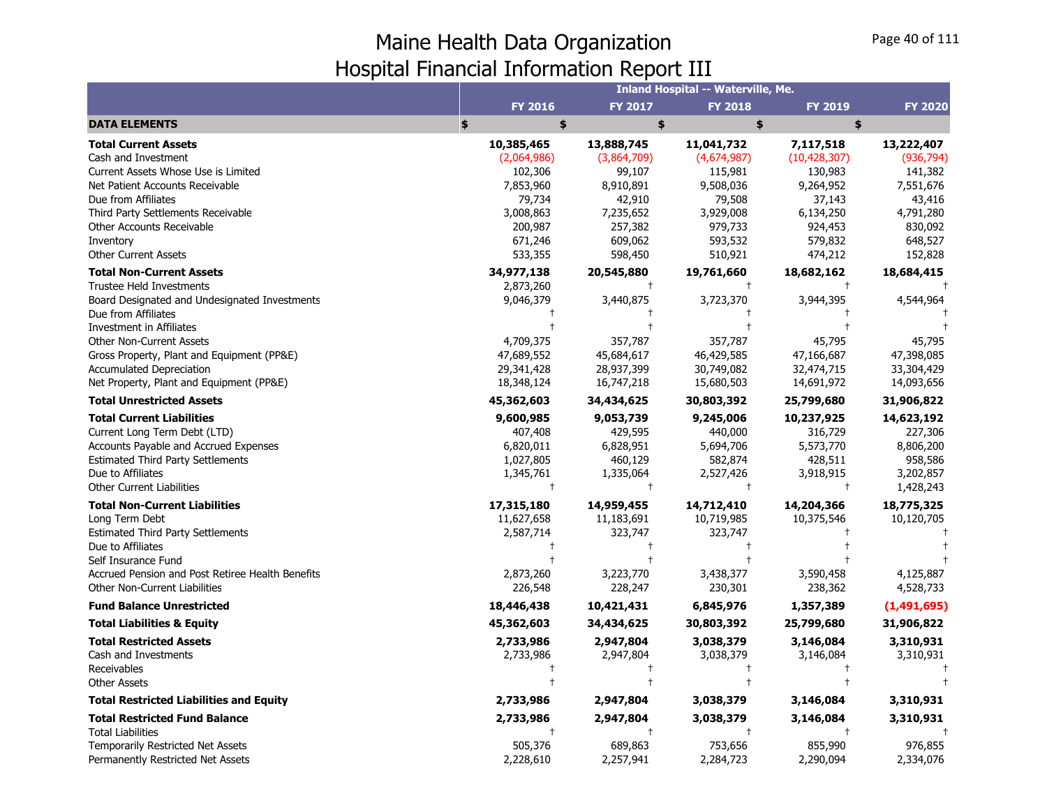# Maine Health Data Organization
## Hospital Financial Information Report III

| | Inland Hospital -- Waterville, Me. | | | | |
|---|---|---|---|---|---|
| | **FY 2016** | **FY 2017** | **FY 2018** | **FY 2019** | **FY 2020** |
| **DATA ELEMENTS** | **$** | **$** | **$** | **$** | **$** |
| **Total Current Assets** | **10,385,465** | **13,888,745** | **11,041,732** | **7,117,518** | **13,222,407** |
| Cash and Investment | (2,064,986) | (3,864,709) | (4,674,987) | (10,428,307) | (936,794) |
| Current Assets Whose Use is Limited | 102,306 | 99,107 | 115,981 | 130,983 | 141,382 |
| Net Patient Accounts Receivable | 7,853,960 | 8,910,891 | 9,508,036 | 9,264,952 | 7,551,676 |
| Due from Affiliates | 79,734 | 42,910 | 79,508 | 37,143 | 43,416 |
| Third Party Settlements Receivable | 3,008,863 | 7,235,652 | 3,929,008 | 6,134,250 | 4,791,280 |
| Other Accounts Receivable | 200,987 | 257,382 | 979,733 | 924,453 | 830,092 |
| Inventory | 671,246 | 609,062 | 593,532 | 579,832 | 648,527 |
| Other Current Assets | 533,355 | 598,450 | 510,921 | 474,212 | 152,828 |
| **Total Non-Current Assets** | **34,977,138** | **20,545,880** | **19,761,660** | **18,682,162** | **18,684,415** |
| Trustee Held Investments | 2,873,260 | † | † | † | † |
| Board Designated and Undesignated Investments | 9,046,379 | 3,440,875 | 3,723,370 | 3,944,395 | 4,544,964 |
| Due from Affiliates | † | † | † | † | † |
| Investment in Affiliates | † | † | † | † | † |
| Other Non-Current Assets | 4,709,375 | 357,787 | 357,787 | 45,795 | 45,795 |
| Gross Property, Plant and Equipment (PP&E) | 47,689,552 | 45,684,617 | 46,429,585 | 47,166,687 | 47,398,085 |
| Accumulated Depreciation | 29,341,428 | 28,937,399 | 30,749,082 | 32,474,715 | 33,304,429 |
| Net Property, Plant and Equipment (PP&E) | 18,348,124 | 16,747,218 | 15,680,503 | 14,691,972 | 14,093,656 |
| **Total Unrestricted Assets** | **45,362,603** | **34,434,625** | **30,803,392** | **25,799,680** | **31,906,822** |
| **Total Current Liabilities** | **9,600,985** | **9,053,739** | **9,245,006** | **10,237,925** | **14,623,192** |
| Current Long Term Debt (LTD) | 407,408 | 429,595 | 440,000 | 316,729 | 227,306 |
| Accounts Payable and Accrued Expenses | 6,820,011 | 6,828,951 | 5,694,706 | 5,573,770 | 8,806,200 |
| Estimated Third Party Settlements | 1,027,805 | 460,129 | 582,874 | 428,511 | 958,586 |
| Due to Affiliates | 1,345,761 | 1,335,064 | 2,527,426 | 3,918,915 | 3,202,857 |
| Other Current Liabilities | † | † | † | † | 1,428,243 |
| **Total Non-Current Liabilities** | **17,315,180** | **14,959,455** | **14,712,410** | **14,204,366** | **18,775,325** |
| Long Term Debt | 11,627,658 | 11,183,691 | 10,719,985 | 10,375,546 | 10,120,705 |
| Estimated Third Party Settlements | 2,587,714 | 323,747 | 323,747 | † | † |
| Due to Affiliates | † | † | † | † | † |
| Self Insurance Fund | † | † | † | † | † |
| Accrued Pension and Post Retiree Health Benefits | 2,873,260 | 3,223,770 | 3,438,377 | 3,590,458 | 4,125,887 |
| Other Non-Current Liabilities | 226,548 | 228,247 | 230,301 | 238,362 | 4,528,733 |
| **Fund Balance Unrestricted** | **18,446,438** | **10,421,431** | **6,845,976** | **1,357,389** | **(1,491,695)** |
| **Total Liabilities & Equity** | **45,362,603** | **34,434,625** | **30,803,392** | **25,799,680** | **31,906,822** |
| **Total Restricted Assets** | **2,733,986** | **2,947,804** | **3,038,379** | **3,146,084** | **3,310,931** |
| Cash and Investments | 2,733,986 | 2,947,804 | 3,038,379 | 3,146,084 | 3,310,931 |
| Receivables | † | † | † | † | † |
| Other Assets | † | † | † | † | † |
| **Total Restricted Liabilities and Equity** | **2,733,986** | **2,947,804** | **3,038,379** | **3,146,084** | **3,310,931** |
| **Total Restricted Fund Balance** | **2,733,986** | **2,947,804** | **3,038,379** | **3,146,084** | **3,310,931** |
| Total Liabilities | † | † | † | † | † |
| Temporarily Restricted Net Assets | 505,376 | 689,863 | 753,656 | 855,990 | 976,855 |
| Permanently Restricted Net Assets | 2,228,610 | 2,257,941 | 2,284,723 | 2,290,094 | 2,334,076 |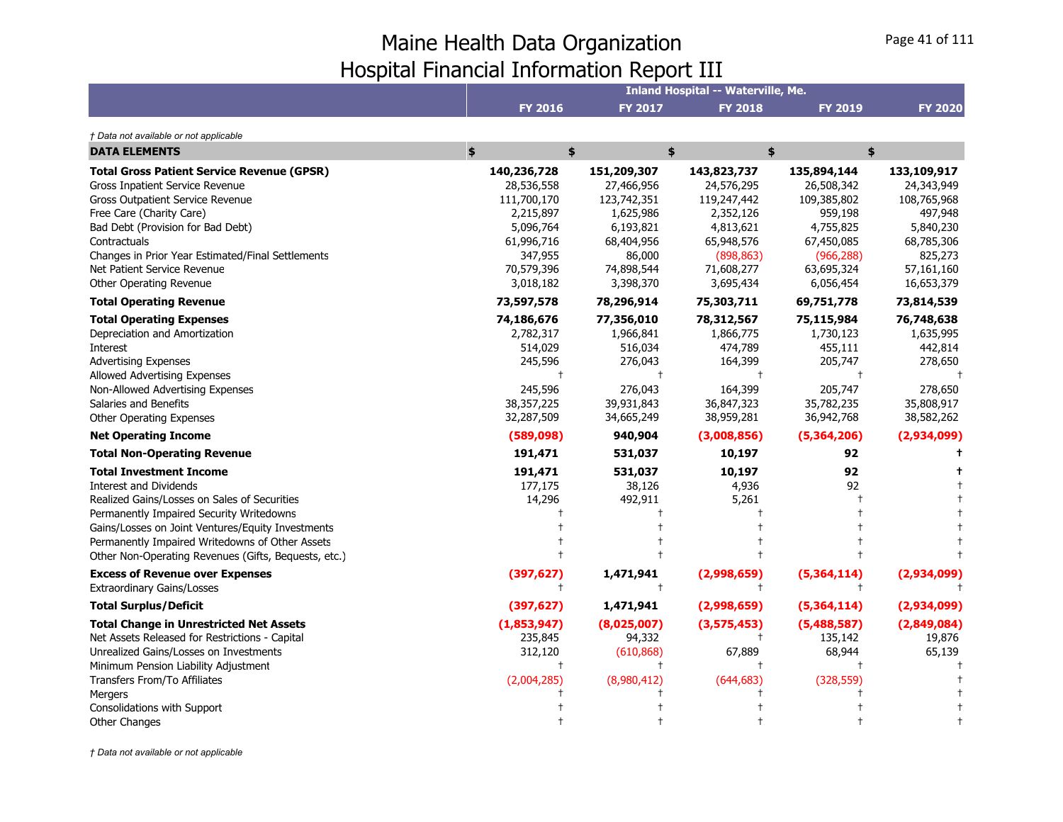# Maine Health Data Organization
## Hospital Financial Information Report III

| | Inland Hospital -- Waterville, Me. | | | | |
|---|---|---|---|---|---|
| | **FY 2016** | **FY 2017** | **FY 2018** | **FY 2019** | **FY 2020** |

*† Data not available or not applicable*

| DATA ELEMENTS | $ | $ | $ | $ | $ |
|---|---|---|---|---|---|
| **Total Gross Patient Service Revenue (GPSR)** | **140,236,728** | **151,209,307** | **143,823,737** | **135,894,144** | **133,109,917** |
| Gross Inpatient Service Revenue | 28,536,558 | 27,466,956 | 24,576,295 | 26,508,342 | 24,343,949 |
| Gross Outpatient Service Revenue | 111,700,170 | 123,742,351 | 119,247,442 | 109,385,802 | 108,765,968 |
| Free Care (Charity Care) | 2,215,897 | 1,625,986 | 2,352,126 | 959,198 | 497,948 |
| Bad Debt (Provision for Bad Debt) | 5,096,764 | 6,193,821 | 4,813,621 | 4,755,825 | 5,840,230 |
| Contractuals | 61,996,716 | 68,404,956 | 65,948,576 | 67,450,085 | 68,785,306 |
| Changes in Prior Year Estimated/Final Settlements | 347,955 | 86,000 | (898,863) | (966,288) | 825,273 |
| Net Patient Service Revenue | 70,579,396 | 74,898,544 | 71,608,277 | 63,695,324 | 57,161,160 |
| Other Operating Revenue | 3,018,182 | 3,398,370 | 3,695,434 | 6,056,454 | 16,653,379 |
| **Total Operating Revenue** | **73,597,578** | **78,296,914** | **75,303,711** | **69,751,778** | **73,814,539** |
| **Total Operating Expenses** | **74,186,676** | **77,356,010** | **78,312,567** | **75,115,984** | **76,748,638** |
| Depreciation and Amortization | 2,782,317 | 1,966,841 | 1,866,775 | 1,730,123 | 1,635,995 |
| Interest | 514,029 | 516,034 | 474,789 | 455,111 | 442,814 |
| Advertising Expenses | 245,596 | 276,043 | 164,399 | 205,747 | 278,650 |
| Allowed Advertising Expenses | † | † | † | † | † |
| Non-Allowed Advertising Expenses | 245,596 | 276,043 | 164,399 | 205,747 | 278,650 |
| Salaries and Benefits | 38,357,225 | 39,931,843 | 36,847,323 | 35,782,235 | 35,808,917 |
| Other Operating Expenses | 32,287,509 | 34,665,249 | 38,959,281 | 36,942,768 | 38,582,262 |
| **Net Operating Income** | **(589,098)** | **940,904** | **(3,008,856)** | **(5,364,206)** | **(2,934,099)** |
| **Total Non-Operating Revenue** | **191,471** | **531,037** | **10,197** | **92** | **†** |
| **Total Investment Income** | **191,471** | **531,037** | **10,197** | **92** | **†** |
| Interest and Dividends | 177,175 | 38,126 | 4,936 | 92 | † |
| Realized Gains/Losses on Sales of Securities | 14,296 | 492,911 | 5,261 | † | † |
| Permanently Impaired Security Writedowns | † | † | † | † | † |
| Gains/Losses on Joint Ventures/Equity Investments | † | † | † | † | † |
| Permanently Impaired Writedowns of Other Assets | † | † | † | † | † |
| Other Non-Operating Revenues (Gifts, Bequests, etc.) | † | † | † | † | † |
| **Excess of Revenue over Expenses** | **(397,627)** | **1,471,941** | **(2,998,659)** | **(5,364,114)** | **(2,934,099)** |
| Extraordinary Gains/Losses | † | † | † | † | † |
| **Total Surplus/Deficit** | **(397,627)** | **1,471,941** | **(2,998,659)** | **(5,364,114)** | **(2,934,099)** |
| **Total Change in Unrestricted Net Assets** | **(1,853,947)** | **(8,025,007)** | **(3,575,453)** | **(5,488,587)** | **(2,849,084)** |
| Net Assets Released for Restrictions - Capital | 235,845 | 94,332 | † | 135,142 | 19,876 |
| Unrealized Gains/Losses on Investments | 312,120 | (610,868) | 67,889 | 68,944 | 65,139 |
| Minimum Pension Liability Adjustment | † | † | † | † | † |
| Transfers From/To Affiliates | (2,004,285) | (8,980,412) | (644,683) | (328,559) | † |
| Mergers | † | † | † | † | † |
| Consolidations with Support | † | † | † | † | † |
| Other Changes | † | † | † | † | † |

*† Data not available or not applicable*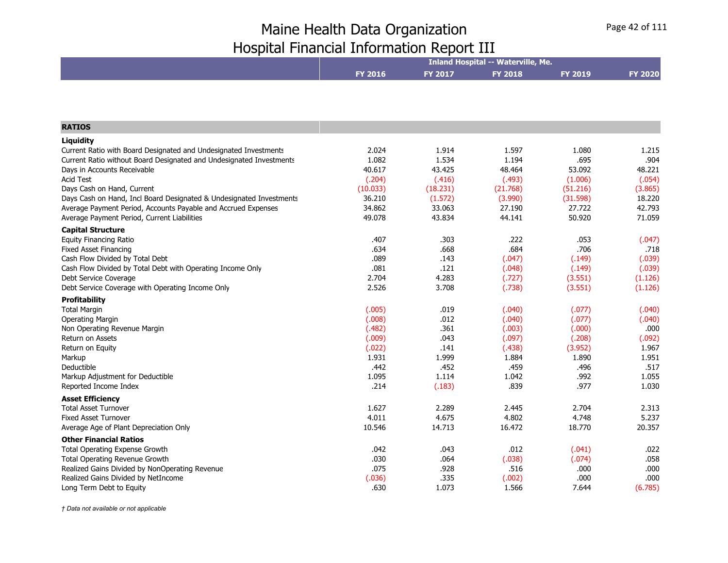# Maine Health Data Organization
# Hospital Financial Information Report III

| | Inland Hospital -- Waterville, Me. | | | | |
|---|---|---|---|---|---|
| | **FY 2016** | **FY 2017** | **FY 2018** | **FY 2019** | **FY 2020** |
| **RATIOS** | | | | | |
| **Liquidity** | | | | | |
| Current Ratio with Board Designated and Undesignated Investments | 2.024 | 1.914 | 1.597 | 1.080 | 1.215 |
| Current Ratio without Board Designated and Undesignated Investments | 1.082 | 1.534 | 1.194 | .695 | .904 |
| Days in Accounts Receivable | 40.617 | 43.425 | 48.464 | 53.092 | 48.221 |
| Acid Test | (.204) | (.416) | (.493) | (1.006) | (.054) |
| Days Cash on Hand, Current | (10.033) | (18.231) | (21.768) | (51.216) | (3.865) |
| Days Cash on Hand, Incl Board Designated & Undesignated Investments | 36.210 | (1.572) | (3.990) | (31.598) | 18.220 |
| Average Payment Period, Accounts Payable and Accrued Expenses | 34.862 | 33.063 | 27.190 | 27.722 | 42.793 |
| Average Payment Period, Current Liabilities | 49.078 | 43.834 | 44.141 | 50.920 | 71.059 |
| **Capital Structure** | | | | | |
| Equity Financing Ratio | .407 | .303 | .222 | .053 | (.047) |
| Fixed Asset Financing | .634 | .668 | .684 | .706 | .718 |
| Cash Flow Divided by Total Debt | .089 | .143 | (.047) | (.149) | (.039) |
| Cash Flow Divided by Total Debt with Operating Income Only | .081 | .121 | (.048) | (.149) | (.039) |
| Debt Service Coverage | 2.704 | 4.283 | (.727) | (3.551) | (1.126) |
| Debt Service Coverage with Operating Income Only | 2.526 | 3.708 | (.738) | (3.551) | (1.126) |
| **Profitability** | | | | | |
| Total Margin | (.005) | .019 | (.040) | (.077) | (.040) |
| Operating Margin | (.008) | .012 | (.040) | (.077) | (.040) |
| Non Operating Revenue Margin | (.482) | .361 | (.003) | (.000) | .000 |
| Return on Assets | (.009) | .043 | (.097) | (.208) | (.092) |
| Return on Equity | (.022) | .141 | (.438) | (3.952) | 1.967 |
| Markup | 1.931 | 1.999 | 1.884 | 1.890 | 1.951 |
| Deductible | .442 | .452 | .459 | .496 | .517 |
| Markup Adjustment for Deductible | 1.095 | 1.114 | 1.042 | .992 | 1.055 |
| Reported Income Index | .214 | (.183) | .839 | .977 | 1.030 |
| **Asset Efficiency** | | | | | |
| Total Asset Turnover | 1.627 | 2.289 | 2.445 | 2.704 | 2.313 |
| Fixed Asset Turnover | 4.011 | 4.675 | 4.802 | 4.748 | 5.237 |
| Average Age of Plant Depreciation Only | 10.546 | 14.713 | 16.472 | 18.770 | 20.357 |
| **Other Financial Ratios** | | | | | |
| Total Operating Expense Growth | .042 | .043 | .012 | (.041) | .022 |
| Total Operating Revenue Growth | .030 | .064 | (.038) | (.074) | .058 |
| Realized Gains Divided by NonOperating Revenue | .075 | .928 | .516 | .000 | .000 |
| Realized Gains Divided by NetIncome | (.036) | .335 | (.002) | .000 | .000 |
| Long Term Debt to Equity | .630 | 1.073 | 1.566 | 7.644 | (6.785) |

*† Data not available or not applicable*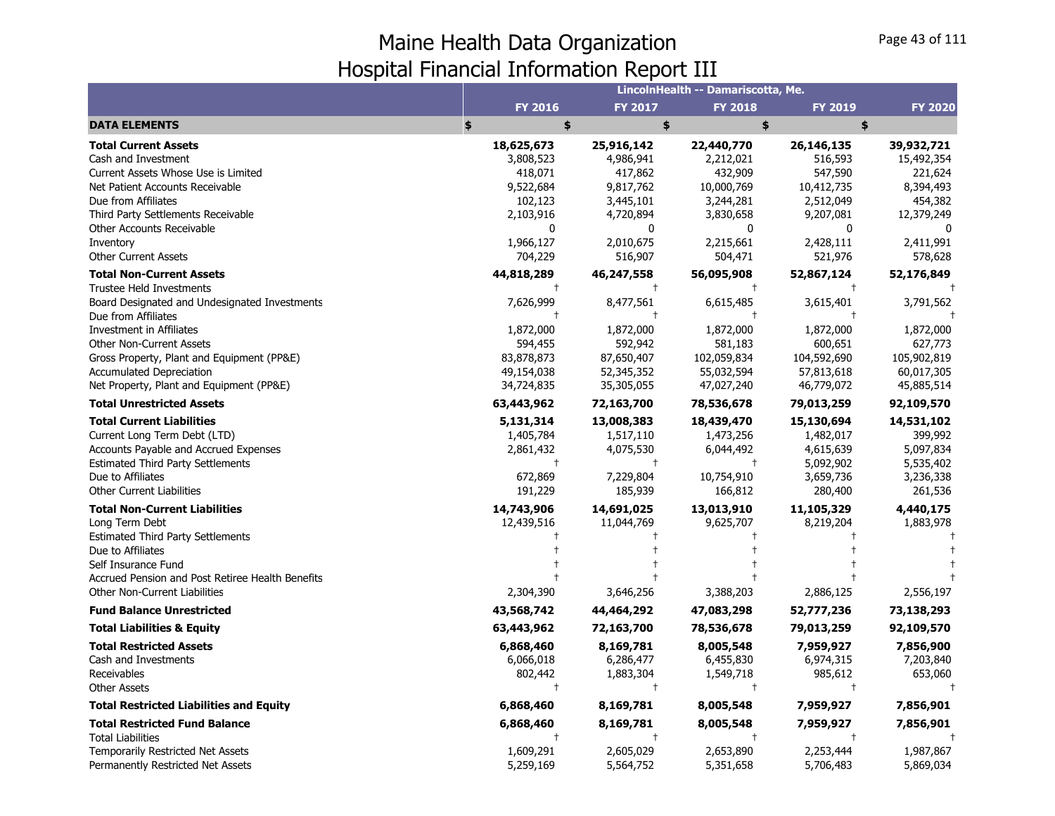# Maine Health Data Organization
## Hospital Financial Information Report III

| | LincolnHealth -- Damariscotta, Me. | | | | |
|---|---|---|---|---|---|
| | FY 2016 | FY 2017 | FY 2018 | FY 2019 | FY 2020 |
| **DATA ELEMENTS** | $ | $ | $ | $ | $ |
| **Total Current Assets** | **18,625,673** | **25,916,142** | **22,440,770** | **26,146,135** | **39,932,721** |
| Cash and Investment | 3,808,523 | 4,986,941 | 2,212,021 | 516,593 | 15,492,354 |
| Current Assets Whose Use is Limited | 418,071 | 417,862 | 432,909 | 547,590 | 221,624 |
| Net Patient Accounts Receivable | 9,522,684 | 9,817,762 | 10,000,769 | 10,412,735 | 8,394,493 |
| Due from Affiliates | 102,123 | 3,445,101 | 3,244,281 | 2,512,049 | 454,382 |
| Third Party Settlements Receivable | 2,103,916 | 4,720,894 | 3,830,658 | 9,207,081 | 12,379,249 |
| Other Accounts Receivable | 0 | 0 | 0 | 0 | 0 |
| Inventory | 1,966,127 | 2,010,675 | 2,215,661 | 2,428,111 | 2,411,991 |
| Other Current Assets | 704,229 | 516,907 | 504,471 | 521,976 | 578,628 |
| **Total Non-Current Assets** | **44,818,289** | **46,247,558** | **56,095,908** | **52,867,124** | **52,176,849** |
| Trustee Held Investments | † | † | † | † | † |
| Board Designated and Undesignated Investments | 7,626,999 | 8,477,561 | 6,615,485 | 3,615,401 | 3,791,562 |
| Due from Affiliates | † | † | † | † | † |
| Investment in Affiliates | 1,872,000 | 1,872,000 | 1,872,000 | 1,872,000 | 1,872,000 |
| Other Non-Current Assets | 594,455 | 592,942 | 581,183 | 600,651 | 627,773 |
| Gross Property, Plant and Equipment (PP&E) | 83,878,873 | 87,650,407 | 102,059,834 | 104,592,690 | 105,902,819 |
| Accumulated Depreciation | 49,154,038 | 52,345,352 | 55,032,594 | 57,813,618 | 60,017,305 |
| Net Property, Plant and Equipment (PP&E) | 34,724,835 | 35,305,055 | 47,027,240 | 46,779,072 | 45,885,514 |
| **Total Unrestricted Assets** | **63,443,962** | **72,163,700** | **78,536,678** | **79,013,259** | **92,109,570** |
| **Total Current Liabilities** | **5,131,314** | **13,008,383** | **18,439,470** | **15,130,694** | **14,531,102** |
| Current Long Term Debt (LTD) | 1,405,784 | 1,517,110 | 1,473,256 | 1,482,017 | 399,992 |
| Accounts Payable and Accrued Expenses | 2,861,432 | 4,075,530 | 6,044,492 | 4,615,639 | 5,097,834 |
| Estimated Third Party Settlements | † | † | † | 5,092,902 | 5,535,402 |
| Due to Affiliates | 672,869 | 7,229,804 | 10,754,910 | 3,659,736 | 3,236,338 |
| Other Current Liabilities | 191,229 | 185,939 | 166,812 | 280,400 | 261,536 |
| **Total Non-Current Liabilities** | **14,743,906** | **14,691,025** | **13,013,910** | **11,105,329** | **4,440,175** |
| Long Term Debt | 12,439,516 | 11,044,769 | 9,625,707 | 8,219,204 | 1,883,978 |
| Estimated Third Party Settlements | † | † | † | † | † |
| Due to Affiliates | † | † | † | † | † |
| Self Insurance Fund | † | † | † | † | † |
| Accrued Pension and Post Retiree Health Benefits | † | † | † | † | † |
| Other Non-Current Liabilities | 2,304,390 | 3,646,256 | 3,388,203 | 2,886,125 | 2,556,197 |
| **Fund Balance Unrestricted** | **43,568,742** | **44,464,292** | **47,083,298** | **52,777,236** | **73,138,293** |
| **Total Liabilities & Equity** | **63,443,962** | **72,163,700** | **78,536,678** | **79,013,259** | **92,109,570** |
| **Total Restricted Assets** | **6,868,460** | **8,169,781** | **8,005,548** | **7,959,927** | **7,856,900** |
| Cash and Investments | 6,066,018 | 6,286,477 | 6,455,830 | 6,974,315 | 7,203,840 |
| Receivables | 802,442 | 1,883,304 | 1,549,718 | 985,612 | 653,060 |
| Other Assets | † | † | † | † | † |
| **Total Restricted Liabilities and Equity** | **6,868,460** | **8,169,781** | **8,005,548** | **7,959,927** | **7,856,901** |
| **Total Restricted Fund Balance** | **6,868,460** | **8,169,781** | **8,005,548** | **7,959,927** | **7,856,901** |
| Total Liabilities | † | † | † | † | † |
| Temporarily Restricted Net Assets | 1,609,291 | 2,605,029 | 2,653,890 | 2,253,444 | 1,987,867 |
| Permanently Restricted Net Assets | 5,259,169 | 5,564,752 | 5,351,658 | 5,706,483 | 5,869,034 |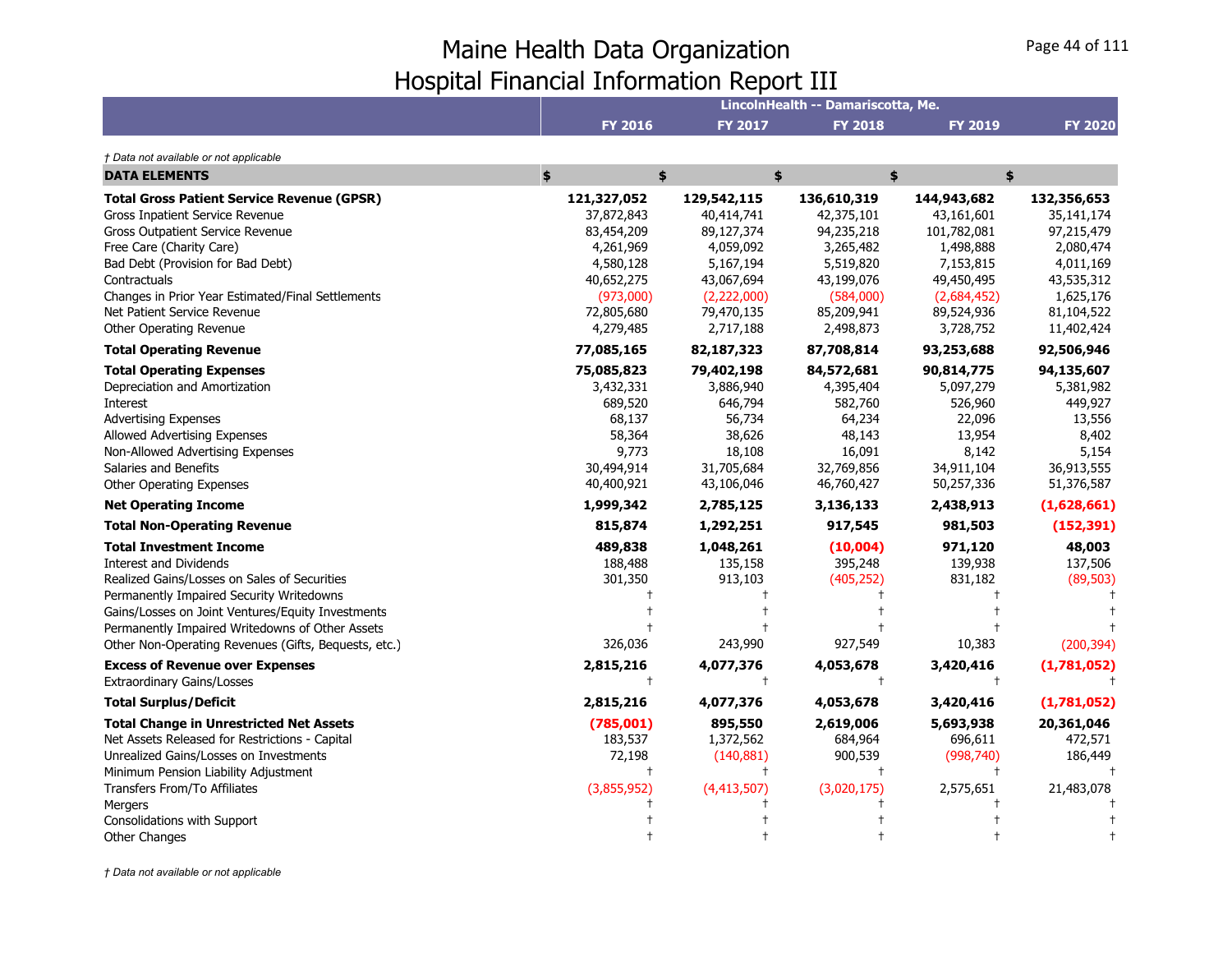# Maine Health Data Organization
## Hospital Financial Information Report III

| | LincolnHealth -- Damariscotta, Me. | | | | |
|---|---|---|---|---|---|
| | FY 2016 | FY 2017 | FY 2018 | FY 2019 | FY 2020 |

*† Data not available or not applicable*

| DATA ELEMENTS | $ | $ | $ | $ | $ |
|---|---|---|---|---|---|
| **Total Gross Patient Service Revenue (GPSR)** | **121,327,052** | **129,542,115** | **136,610,319** | **144,943,682** | **132,356,653** |
| Gross Inpatient Service Revenue | 37,872,843 | 40,414,741 | 42,375,101 | 43,161,601 | 35,141,174 |
| Gross Outpatient Service Revenue | 83,454,209 | 89,127,374 | 94,235,218 | 101,782,081 | 97,215,479 |
| Free Care (Charity Care) | 4,261,969 | 4,059,092 | 3,265,482 | 1,498,888 | 2,080,474 |
| Bad Debt (Provision for Bad Debt) | 4,580,128 | 5,167,194 | 5,519,820 | 7,153,815 | 4,011,169 |
| Contractuals | 40,652,275 | 43,067,694 | 43,199,076 | 49,450,495 | 43,535,312 |
| Changes in Prior Year Estimated/Final Settlements | (973,000) | (2,222,000) | (584,000) | (2,684,452) | 1,625,176 |
| Net Patient Service Revenue | 72,805,680 | 79,470,135 | 85,209,941 | 89,524,936 | 81,104,522 |
| Other Operating Revenue | 4,279,485 | 2,717,188 | 2,498,873 | 3,728,752 | 11,402,424 |
| **Total Operating Revenue** | **77,085,165** | **82,187,323** | **87,708,814** | **93,253,688** | **92,506,946** |
| **Total Operating Expenses** | **75,085,823** | **79,402,198** | **84,572,681** | **90,814,775** | **94,135,607** |
| Depreciation and Amortization | 3,432,331 | 3,886,940 | 4,395,404 | 5,097,279 | 5,381,982 |
| Interest | 689,520 | 646,794 | 582,760 | 526,960 | 449,927 |
| Advertising Expenses | 68,137 | 56,734 | 64,234 | 22,096 | 13,556 |
| Allowed Advertising Expenses | 58,364 | 38,626 | 48,143 | 13,954 | 8,402 |
| Non-Allowed Advertising Expenses | 9,773 | 18,108 | 16,091 | 8,142 | 5,154 |
| Salaries and Benefits | 30,494,914 | 31,705,684 | 32,769,856 | 34,911,104 | 36,913,555 |
| Other Operating Expenses | 40,400,921 | 43,106,046 | 46,760,427 | 50,257,336 | 51,376,587 |
| **Net Operating Income** | **1,999,342** | **2,785,125** | **3,136,133** | **2,438,913** | **(1,628,661)** |
| **Total Non-Operating Revenue** | **815,874** | **1,292,251** | **917,545** | **981,503** | **(152,391)** |
| **Total Investment Income** | **489,838** | **1,048,261** | **(10,004)** | **971,120** | **48,003** |
| Interest and Dividends | 188,488 | 135,158 | 395,248 | 139,938 | 137,506 |
| Realized Gains/Losses on Sales of Securities | 301,350 | 913,103 | (405,252) | 831,182 | (89,503) |
| Permanently Impaired Security Writedowns | † | † | † | † | † |
| Gains/Losses on Joint Ventures/Equity Investments | † | † | † | † | † |
| Permanently Impaired Writedowns of Other Assets | † | † | † | † | † |
| Other Non-Operating Revenues (Gifts, Bequests, etc.) | 326,036 | 243,990 | 927,549 | 10,383 | (200,394) |
| **Excess of Revenue over Expenses** | **2,815,216** | **4,077,376** | **4,053,678** | **3,420,416** | **(1,781,052)** |
| Extraordinary Gains/Losses | † | † | † | † | † |
| **Total Surplus/Deficit** | **2,815,216** | **4,077,376** | **4,053,678** | **3,420,416** | **(1,781,052)** |
| **Total Change in Unrestricted Net Assets** | **(785,001)** | **895,550** | **2,619,006** | **5,693,938** | **20,361,046** |
| Net Assets Released for Restrictions - Capital | 183,537 | 1,372,562 | 684,964 | 696,611 | 472,571 |
| Unrealized Gains/Losses on Investments | 72,198 | (140,881) | 900,539 | (998,740) | 186,449 |
| Minimum Pension Liability Adjustment | † | † | † | † | † |
| Transfers From/To Affiliates | (3,855,952) | (4,413,507) | (3,020,175) | 2,575,651 | 21,483,078 |
| Mergers | † | † | † | † | † |
| Consolidations with Support | † | † | † | † | † |
| Other Changes | † | † | † | † | † |

*† Data not available or not applicable*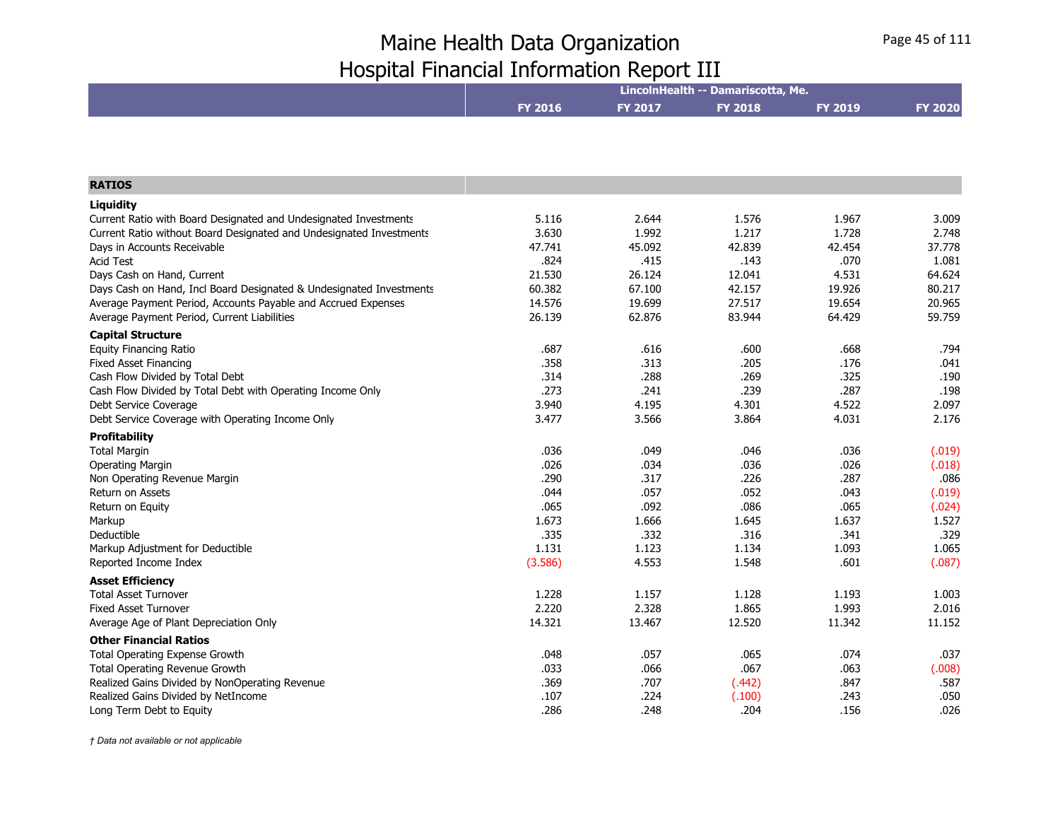# Maine Health Data Organization
## Hospital Financial Information Report III

| | LincolnHealth -- Damariscotta, Me. | | | | |
|---|---|---|---|---|---|
| | FY 2016 | FY 2017 | FY 2018 | FY 2019 | FY 2020 |
| **RATIOS** | | | | | |
| **Liquidity** | | | | | |
| Current Ratio with Board Designated and Undesignated Investments | 5.116 | 2.644 | 1.576 | 1.967 | 3.009 |
| Current Ratio without Board Designated and Undesignated Investments | 3.630 | 1.992 | 1.217 | 1.728 | 2.748 |
| Days in Accounts Receivable | 47.741 | 45.092 | 42.839 | 42.454 | 37.778 |
| Acid Test | .824 | .415 | .143 | .070 | 1.081 |
| Days Cash on Hand, Current | 21.530 | 26.124 | 12.041 | 4.531 | 64.624 |
| Days Cash on Hand, Incl Board Designated & Undesignated Investments | 60.382 | 67.100 | 42.157 | 19.926 | 80.217 |
| Average Payment Period, Accounts Payable and Accrued Expenses | 14.576 | 19.699 | 27.517 | 19.654 | 20.965 |
| Average Payment Period, Current Liabilities | 26.139 | 62.876 | 83.944 | 64.429 | 59.759 |
| **Capital Structure** | | | | | |
| Equity Financing Ratio | .687 | .616 | .600 | .668 | .794 |
| Fixed Asset Financing | .358 | .313 | .205 | .176 | .041 |
| Cash Flow Divided by Total Debt | .314 | .288 | .269 | .325 | .190 |
| Cash Flow Divided by Total Debt with Operating Income Only | .273 | .241 | .239 | .287 | .198 |
| Debt Service Coverage | 3.940 | 4.195 | 4.301 | 4.522 | 2.097 |
| Debt Service Coverage with Operating Income Only | 3.477 | 3.566 | 3.864 | 4.031 | 2.176 |
| **Profitability** | | | | | |
| Total Margin | .036 | .049 | .046 | .036 | (.019) |
| Operating Margin | .026 | .034 | .036 | .026 | (.018) |
| Non Operating Revenue Margin | .290 | .317 | .226 | .287 | .086 |
| Return on Assets | .044 | .057 | .052 | .043 | (.019) |
| Return on Equity | .065 | .092 | .086 | .065 | (.024) |
| Markup | 1.673 | 1.666 | 1.645 | 1.637 | 1.527 |
| Deductible | .335 | .332 | .316 | .341 | .329 |
| Markup Adjustment for Deductible | 1.131 | 1.123 | 1.134 | 1.093 | 1.065 |
| Reported Income Index | (3.586) | 4.553 | 1.548 | .601 | (.087) |
| **Asset Efficiency** | | | | | |
| Total Asset Turnover | 1.228 | 1.157 | 1.128 | 1.193 | 1.003 |
| Fixed Asset Turnover | 2.220 | 2.328 | 1.865 | 1.993 | 2.016 |
| Average Age of Plant Depreciation Only | 14.321 | 13.467 | 12.520 | 11.342 | 11.152 |
| **Other Financial Ratios** | | | | | |
| Total Operating Expense Growth | .048 | .057 | .065 | .074 | .037 |
| Total Operating Revenue Growth | .033 | .066 | .067 | .063 | (.008) |
| Realized Gains Divided by NonOperating Revenue | .369 | .707 | (.442) | .847 | .587 |
| Realized Gains Divided by NetIncome | .107 | .224 | (.100) | .243 | .050 |
| Long Term Debt to Equity | .286 | .248 | .204 | .156 | .026 |

*† Data not available or not applicable*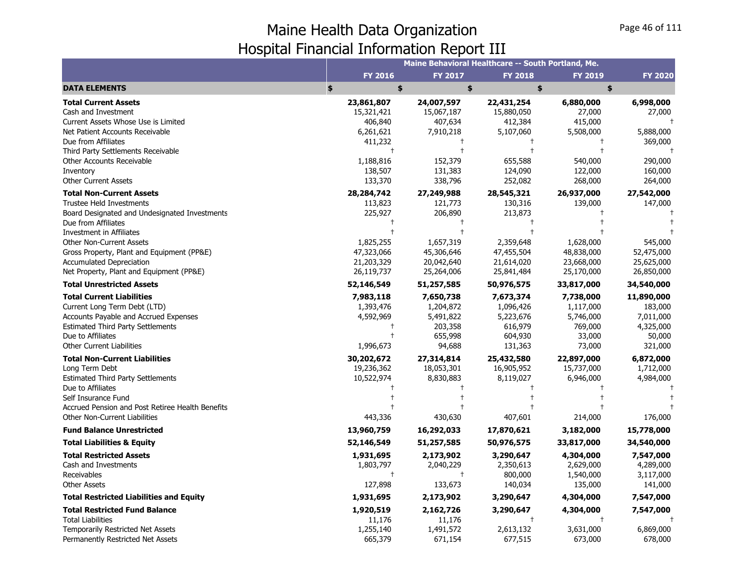# Maine Health Data Organization
# Hospital Financial Information Report III

| | Maine Behavioral Healthcare -- South Portland, Me. | | | | |
|---|---|---|---|---|---|
| | FY 2016 | FY 2017 | FY 2018 | FY 2019 | FY 2020 |
| **DATA ELEMENTS** | $ | $ | $ | $ | $ |
| **Total Current Assets** | **23,861,807** | **24,007,597** | **22,431,254** | **6,880,000** | **6,998,000** |
| Cash and Investment | 15,321,421 | 15,067,187 | 15,880,050 | 27,000 | 27,000 |
| Current Assets Whose Use is Limited | 406,840 | 407,634 | 412,384 | 415,000 | † |
| Net Patient Accounts Receivable | 6,261,621 | 7,910,218 | 5,107,060 | 5,508,000 | 5,888,000 |
| Due from Affiliates | 411,232 | † | † | † | 369,000 |
| Third Party Settlements Receivable | † | † | † | † | † |
| Other Accounts Receivable | 1,188,816 | 152,379 | 655,588 | 540,000 | 290,000 |
| Inventory | 138,507 | 131,383 | 124,090 | 122,000 | 160,000 |
| Other Current Assets | 133,370 | 338,796 | 252,082 | 268,000 | 264,000 |
| **Total Non-Current Assets** | **28,284,742** | **27,249,988** | **28,545,321** | **26,937,000** | **27,542,000** |
| Trustee Held Investments | 113,823 | 121,773 | 130,316 | 139,000 | 147,000 |
| Board Designated and Undesignated Investments | 225,927 | 206,890 | 213,873 | † | † |
| Due from Affiliates | † | † | † | † | † |
| Investment in Affiliates | † | † | † | † | † |
| Other Non-Current Assets | 1,825,255 | 1,657,319 | 2,359,648 | 1,628,000 | 545,000 |
| Gross Property, Plant and Equipment (PP&E) | 47,323,066 | 45,306,646 | 47,455,504 | 48,838,000 | 52,475,000 |
| Accumulated Depreciation | 21,203,329 | 20,042,640 | 21,614,020 | 23,668,000 | 25,625,000 |
| Net Property, Plant and Equipment (PP&E) | 26,119,737 | 25,264,006 | 25,841,484 | 25,170,000 | 26,850,000 |
| **Total Unrestricted Assets** | **52,146,549** | **51,257,585** | **50,976,575** | **33,817,000** | **34,540,000** |
| **Total Current Liabilities** | **7,983,118** | **7,650,738** | **7,673,374** | **7,738,000** | **11,890,000** |
| Current Long Term Debt (LTD) | 1,393,476 | 1,204,872 | 1,096,426 | 1,117,000 | 183,000 |
| Accounts Payable and Accrued Expenses | 4,592,969 | 5,491,822 | 5,223,676 | 5,746,000 | 7,011,000 |
| Estimated Third Party Settlements | † | 203,358 | 616,979 | 769,000 | 4,325,000 |
| Due to Affiliates | † | 655,998 | 604,930 | 33,000 | 50,000 |
| Other Current Liabilities | 1,996,673 | 94,688 | 131,363 | 73,000 | 321,000 |
| **Total Non-Current Liabilities** | **30,202,672** | **27,314,814** | **25,432,580** | **22,897,000** | **6,872,000** |
| Long Term Debt | 19,236,362 | 18,053,301 | 16,905,952 | 15,737,000 | 1,712,000 |
| Estimated Third Party Settlements | 10,522,974 | 8,830,883 | 8,119,027 | 6,946,000 | 4,984,000 |
| Due to Affiliates | † | † | † | † | † |
| Self Insurance Fund | † | † | † | † | † |
| Accrued Pension and Post Retiree Health Benefits | † | † | † | † | † |
| Other Non-Current Liabilities | 443,336 | 430,630 | 407,601 | 214,000 | 176,000 |
| **Fund Balance Unrestricted** | **13,960,759** | **16,292,033** | **17,870,621** | **3,182,000** | **15,778,000** |
| **Total Liabilities & Equity** | **52,146,549** | **51,257,585** | **50,976,575** | **33,817,000** | **34,540,000** |
| **Total Restricted Assets** | **1,931,695** | **2,173,902** | **3,290,647** | **4,304,000** | **7,547,000** |
| Cash and Investments | 1,803,797 | 2,040,229 | 2,350,613 | 2,629,000 | 4,289,000 |
| Receivables | † | † | 800,000 | 1,540,000 | 3,117,000 |
| Other Assets | 127,898 | 133,673 | 140,034 | 135,000 | 141,000 |
| **Total Restricted Liabilities and Equity** | **1,931,695** | **2,173,902** | **3,290,647** | **4,304,000** | **7,547,000** |
| **Total Restricted Fund Balance** | **1,920,519** | **2,162,726** | **3,290,647** | **4,304,000** | **7,547,000** |
| Total Liabilities | 11,176 | 11,176 | † | † | † |
| Temporarily Restricted Net Assets | 1,255,140 | 1,491,572 | 2,613,132 | 3,631,000 | 6,869,000 |
| Permanently Restricted Net Assets | 665,379 | 671,154 | 677,515 | 673,000 | 678,000 |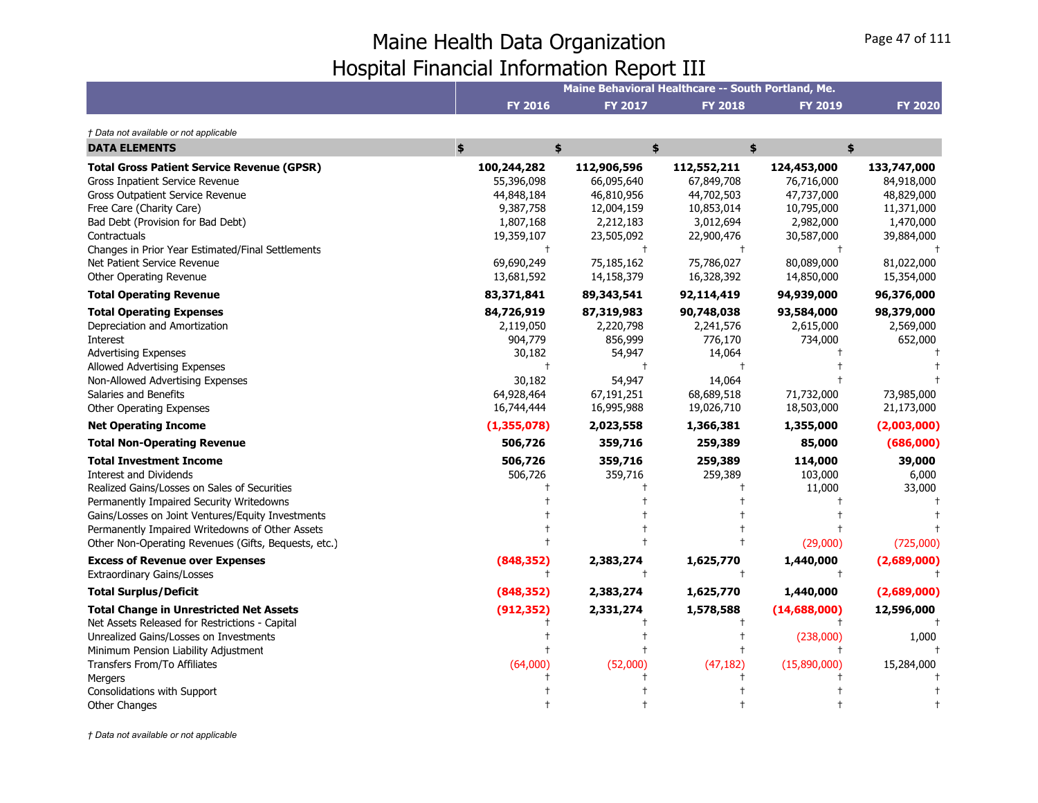# Maine Health Data Organization
## Hospital Financial Information Report III

*† Data not available or not applicable*

| | Maine Behavioral Healthcare -- South Portland, Me. | | | | |
|---|---|---|---|---|---|
| | **FY 2016** | **FY 2017** | **FY 2018** | **FY 2019** | **FY 2020** |
| **DATA ELEMENTS** | **$** | **$** | **$** | **$** | **$** |
| **Total Gross Patient Service Revenue (GPSR)** | **100,244,282** | **112,906,596** | **112,552,211** | **124,453,000** | **133,747,000** |
| Gross Inpatient Service Revenue | 55,396,098 | 66,095,640 | 67,849,708 | 76,716,000 | 84,918,000 |
| Gross Outpatient Service Revenue | 44,848,184 | 46,810,956 | 44,702,503 | 47,737,000 | 48,829,000 |
| Free Care (Charity Care) | 9,387,758 | 12,004,159 | 10,853,014 | 10,795,000 | 11,371,000 |
| Bad Debt (Provision for Bad Debt) | 1,807,168 | 2,212,183 | 3,012,694 | 2,982,000 | 1,470,000 |
| Contractuals | 19,359,107 | 23,505,092 | 22,900,476 | 30,587,000 | 39,884,000 |
| Changes in Prior Year Estimated/Final Settlements | † | † | † | † | † |
| Net Patient Service Revenue | 69,690,249 | 75,185,162 | 75,786,027 | 80,089,000 | 81,022,000 |
| Other Operating Revenue | 13,681,592 | 14,158,379 | 16,328,392 | 14,850,000 | 15,354,000 |
| **Total Operating Revenue** | **83,371,841** | **89,343,541** | **92,114,419** | **94,939,000** | **96,376,000** |
| **Total Operating Expenses** | **84,726,919** | **87,319,983** | **90,748,038** | **93,584,000** | **98,379,000** |
| Depreciation and Amortization | 2,119,050 | 2,220,798 | 2,241,576 | 2,615,000 | 2,569,000 |
| Interest | 904,779 | 856,999 | 776,170 | 734,000 | 652,000 |
| Advertising Expenses | 30,182 | 54,947 | 14,064 | † | † |
| Allowed Advertising Expenses | † | † | † | † | † |
| Non-Allowed Advertising Expenses | 30,182 | 54,947 | 14,064 | † | † |
| Salaries and Benefits | 64,928,464 | 67,191,251 | 68,689,518 | 71,732,000 | 73,985,000 |
| Other Operating Expenses | 16,744,444 | 16,995,988 | 19,026,710 | 18,503,000 | 21,173,000 |
| **Net Operating Income** | **(1,355,078)** | **2,023,558** | **1,366,381** | **1,355,000** | **(2,003,000)** |
| **Total Non-Operating Revenue** | **506,726** | **359,716** | **259,389** | **85,000** | **(686,000)** |
| **Total Investment Income** | **506,726** | **359,716** | **259,389** | **114,000** | **39,000** |
| Interest and Dividends | 506,726 | 359,716 | 259,389 | 103,000 | 6,000 |
| Realized Gains/Losses on Sales of Securities | † | † | † | 11,000 | 33,000 |
| Permanently Impaired Security Writedowns | † | † | † | † | † |
| Gains/Losses on Joint Ventures/Equity Investments | † | † | † | † | † |
| Permanently Impaired Writedowns of Other Assets | † | † | † | † | † |
| Other Non-Operating Revenues (Gifts, Bequests, etc.) | † | † | † | (29,000) | (725,000) |
| **Excess of Revenue over Expenses** | **(848,352)** | **2,383,274** | **1,625,770** | **1,440,000** | **(2,689,000)** |
| Extraordinary Gains/Losses | † | † | † | † | † |
| **Total Surplus/Deficit** | **(848,352)** | **2,383,274** | **1,625,770** | **1,440,000** | **(2,689,000)** |
| **Total Change in Unrestricted Net Assets** | **(912,352)** | **2,331,274** | **1,578,588** | **(14,688,000)** | **12,596,000** |
| Net Assets Released for Restrictions - Capital | † | † | † | † | † |
| Unrealized Gains/Losses on Investments | † | † | † | (238,000) | 1,000 |
| Minimum Pension Liability Adjustment | † | † | † | † | † |
| Transfers From/To Affiliates | (64,000) | (52,000) | (47,182) | (15,890,000) | 15,284,000 |
| Mergers | † | † | † | † | † |
| Consolidations with Support | † | † | † | † | † |
| Other Changes | † | † | † | † | † |

*† Data not available or not applicable*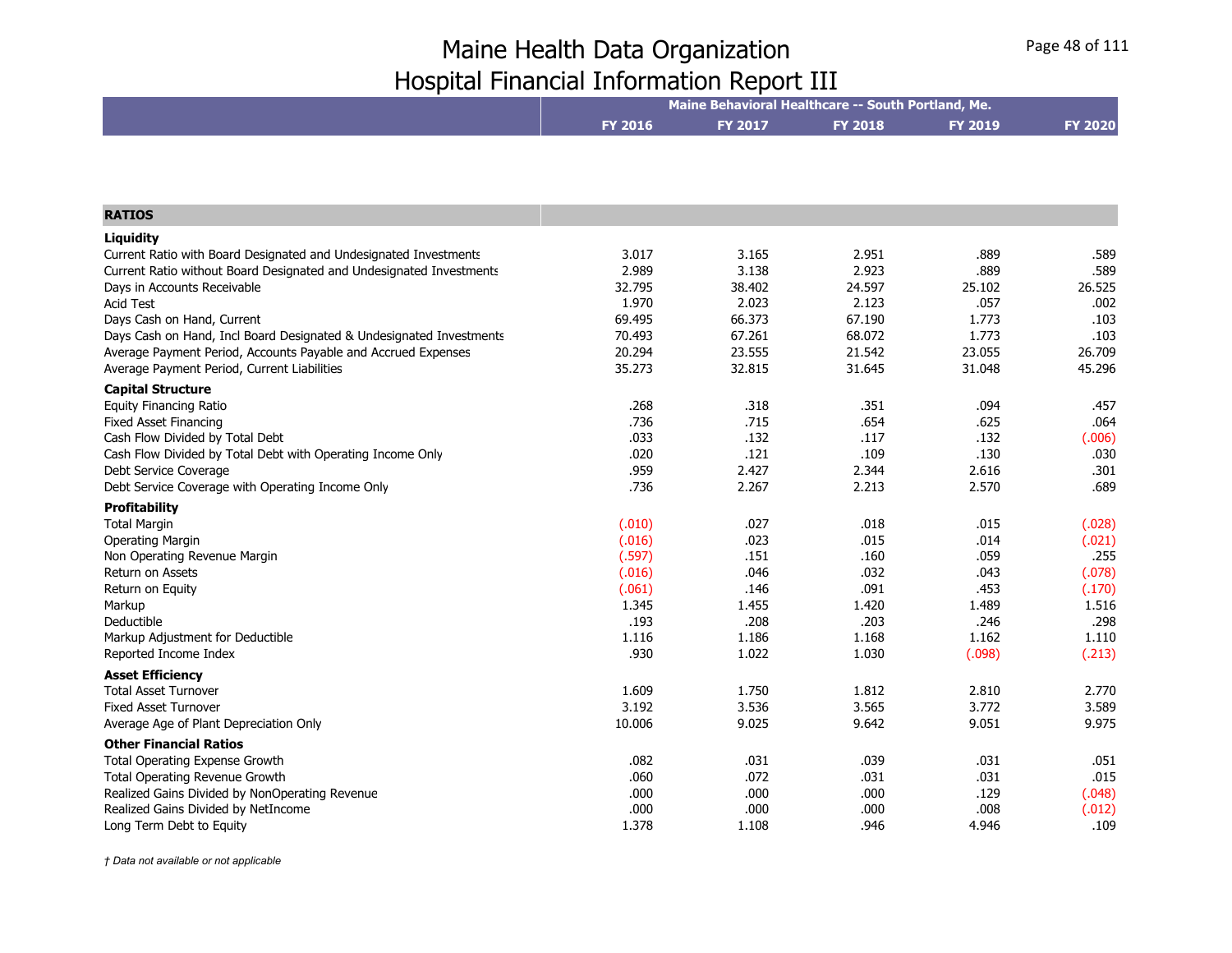# Maine Health Data Organization
## Hospital Financial Information Report III

| | Maine Behavioral Healthcare -- South Portland, Me. | | | | |
|---|---|---|---|---|---|
| | FY 2016 | FY 2017 | FY 2018 | FY 2019 | FY 2020 |
| **RATIOS** | | | | | |
| **Liquidity** | | | | | |
| Current Ratio with Board Designated and Undesignated Investments | 3.017 | 3.165 | 2.951 | .889 | .589 |
| Current Ratio without Board Designated and Undesignated Investments | 2.989 | 3.138 | 2.923 | .889 | .589 |
| Days in Accounts Receivable | 32.795 | 38.402 | 24.597 | 25.102 | 26.525 |
| Acid Test | 1.970 | 2.023 | 2.123 | .057 | .002 |
| Days Cash on Hand, Current | 69.495 | 66.373 | 67.190 | 1.773 | .103 |
| Days Cash on Hand, Incl Board Designated & Undesignated Investments | 70.493 | 67.261 | 68.072 | 1.773 | .103 |
| Average Payment Period, Accounts Payable and Accrued Expenses | 20.294 | 23.555 | 21.542 | 23.055 | 26.709 |
| Average Payment Period, Current Liabilities | 35.273 | 32.815 | 31.645 | 31.048 | 45.296 |
| **Capital Structure** | | | | | |
| Equity Financing Ratio | .268 | .318 | .351 | .094 | .457 |
| Fixed Asset Financing | .736 | .715 | .654 | .625 | .064 |
| Cash Flow Divided by Total Debt | .033 | .132 | .117 | .132 | (.006) |
| Cash Flow Divided by Total Debt with Operating Income Only | .020 | .121 | .109 | .130 | .030 |
| Debt Service Coverage | .959 | 2.427 | 2.344 | 2.616 | .301 |
| Debt Service Coverage with Operating Income Only | .736 | 2.267 | 2.213 | 2.570 | .689 |
| **Profitability** | | | | | |
| Total Margin | (.010) | .027 | .018 | .015 | (.028) |
| Operating Margin | (.016) | .023 | .015 | .014 | (.021) |
| Non Operating Revenue Margin | (.597) | .151 | .160 | .059 | .255 |
| Return on Assets | (.016) | .046 | .032 | .043 | (.078) |
| Return on Equity | (.061) | .146 | .091 | .453 | (.170) |
| Markup | 1.345 | 1.455 | 1.420 | 1.489 | 1.516 |
| Deductible | .193 | .208 | .203 | .246 | .298 |
| Markup Adjustment for Deductible | 1.116 | 1.186 | 1.168 | 1.162 | 1.110 |
| Reported Income Index | .930 | 1.022 | 1.030 | (.098) | (.213) |
| **Asset Efficiency** | | | | | |
| Total Asset Turnover | 1.609 | 1.750 | 1.812 | 2.810 | 2.770 |
| Fixed Asset Turnover | 3.192 | 3.536 | 3.565 | 3.772 | 3.589 |
| Average Age of Plant Depreciation Only | 10.006 | 9.025 | 9.642 | 9.051 | 9.975 |
| **Other Financial Ratios** | | | | | |
| Total Operating Expense Growth | .082 | .031 | .039 | .031 | .051 |
| Total Operating Revenue Growth | .060 | .072 | .031 | .031 | .015 |
| Realized Gains Divided by NonOperating Revenue | .000 | .000 | .000 | .129 | (.048) |
| Realized Gains Divided by NetIncome | .000 | .000 | .000 | .008 | (.012) |
| Long Term Debt to Equity | 1.378 | 1.108 | .946 | 4.946 | .109 |

*† Data not available or not applicable*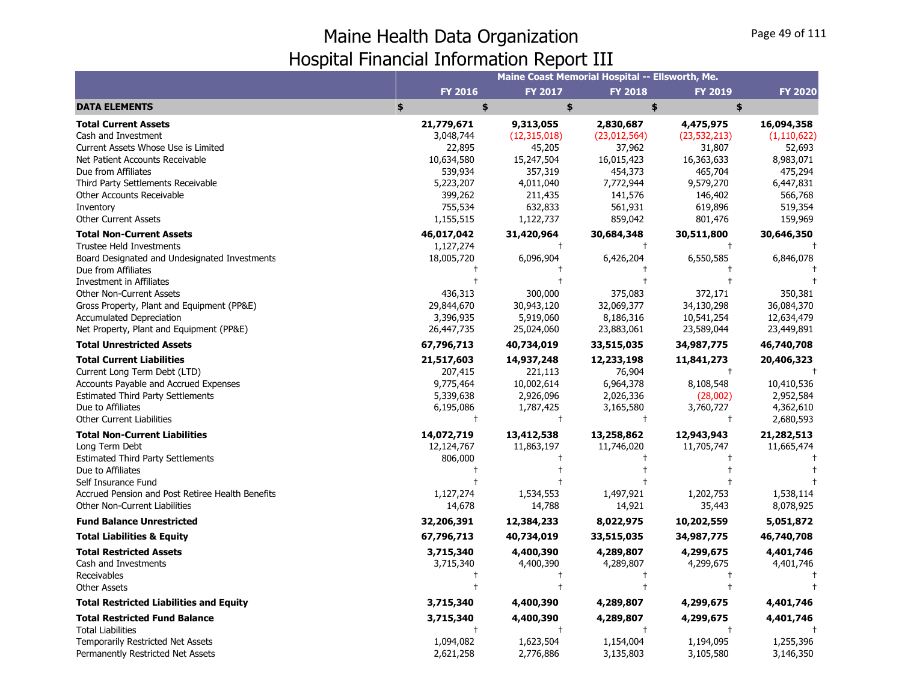# Maine Health Data Organization
## Hospital Financial Information Report III

| | Maine Coast Memorial Hospital -- Ellsworth, Me. | | | | |
|---|---|---|---|---|---|
| | FY 2016 | FY 2017 | FY 2018 | FY 2019 | FY 2020 |
| **DATA ELEMENTS** | $ | $ | $ | $ | $ |
| **Total Current Assets** | **21,779,671** | **9,313,055** | **2,830,687** | **4,475,975** | **16,094,358** |
| Cash and Investment | 3,048,744 | (12,315,018) | (23,012,564) | (23,532,213) | (1,110,622) |
| Current Assets Whose Use is Limited | 22,895 | 45,205 | 37,962 | 31,807 | 52,693 |
| Net Patient Accounts Receivable | 10,634,580 | 15,247,504 | 16,015,423 | 16,363,633 | 8,983,071 |
| Due from Affiliates | 539,934 | 357,319 | 454,373 | 465,704 | 475,294 |
| Third Party Settlements Receivable | 5,223,207 | 4,011,040 | 7,772,944 | 9,579,270 | 6,447,831 |
| Other Accounts Receivable | 399,262 | 211,435 | 141,576 | 146,402 | 566,768 |
| Inventory | 755,534 | 632,833 | 561,931 | 619,896 | 519,354 |
| Other Current Assets | 1,155,515 | 1,122,737 | 859,042 | 801,476 | 159,969 |
| **Total Non-Current Assets** | **46,017,042** | **31,420,964** | **30,684,348** | **30,511,800** | **30,646,350** |
| Trustee Held Investments | 1,127,274 | † | † | † | † |
| Board Designated and Undesignated Investments | 18,005,720 | 6,096,904 | 6,426,204 | 6,550,585 | 6,846,078 |
| Due from Affiliates | † | † | † | † | † |
| Investment in Affiliates | † | † | † | † | † |
| Other Non-Current Assets | 436,313 | 300,000 | 375,083 | 372,171 | 350,381 |
| Gross Property, Plant and Equipment (PP&E) | 29,844,670 | 30,943,120 | 32,069,377 | 34,130,298 | 36,084,370 |
| Accumulated Depreciation | 3,396,935 | 5,919,060 | 8,186,316 | 10,541,254 | 12,634,479 |
| Net Property, Plant and Equipment (PP&E) | 26,447,735 | 25,024,060 | 23,883,061 | 23,589,044 | 23,449,891 |
| **Total Unrestricted Assets** | **67,796,713** | **40,734,019** | **33,515,035** | **34,987,775** | **46,740,708** |
| **Total Current Liabilities** | **21,517,603** | **14,937,248** | **12,233,198** | **11,841,273** | **20,406,323** |
| Current Long Term Debt (LTD) | 207,415 | 221,113 | 76,904 | † | † |
| Accounts Payable and Accrued Expenses | 9,775,464 | 10,002,614 | 6,964,378 | 8,108,548 | 10,410,536 |
| Estimated Third Party Settlements | 5,339,638 | 2,926,096 | 2,026,336 | (28,002) | 2,952,584 |
| Due to Affiliates | 6,195,086 | 1,787,425 | 3,165,580 | 3,760,727 | 4,362,610 |
| Other Current Liabilities | † | † | † | † | 2,680,593 |
| **Total Non-Current Liabilities** | **14,072,719** | **13,412,538** | **13,258,862** | **12,943,943** | **21,282,513** |
| Long Term Debt | 12,124,767 | 11,863,197 | 11,746,020 | 11,705,747 | 11,665,474 |
| Estimated Third Party Settlements | 806,000 | † | † | † | † |
| Due to Affiliates | † | † | † | † | † |
| Self Insurance Fund | † | † | † | † | † |
| Accrued Pension and Post Retiree Health Benefits | 1,127,274 | 1,534,553 | 1,497,921 | 1,202,753 | 1,538,114 |
| Other Non-Current Liabilities | 14,678 | 14,788 | 14,921 | 35,443 | 8,078,925 |
| **Fund Balance Unrestricted** | **32,206,391** | **12,384,233** | **8,022,975** | **10,202,559** | **5,051,872** |
| **Total Liabilities & Equity** | **67,796,713** | **40,734,019** | **33,515,035** | **34,987,775** | **46,740,708** |
| **Total Restricted Assets** | **3,715,340** | **4,400,390** | **4,289,807** | **4,299,675** | **4,401,746** |
| Cash and Investments | 3,715,340 | 4,400,390 | 4,289,807 | 4,299,675 | 4,401,746 |
| Receivables | † | † | † | † | † |
| Other Assets | † | † | † | † | † |
| **Total Restricted Liabilities and Equity** | **3,715,340** | **4,400,390** | **4,289,807** | **4,299,675** | **4,401,746** |
| **Total Restricted Fund Balance** | **3,715,340** | **4,400,390** | **4,289,807** | **4,299,675** | **4,401,746** |
| Total Liabilities | † | † | † | † | † |
| Temporarily Restricted Net Assets | 1,094,082 | 1,623,504 | 1,154,004 | 1,194,095 | 1,255,396 |
| Permanently Restricted Net Assets | 2,621,258 | 2,776,886 | 3,135,803 | 3,105,580 | 3,146,350 |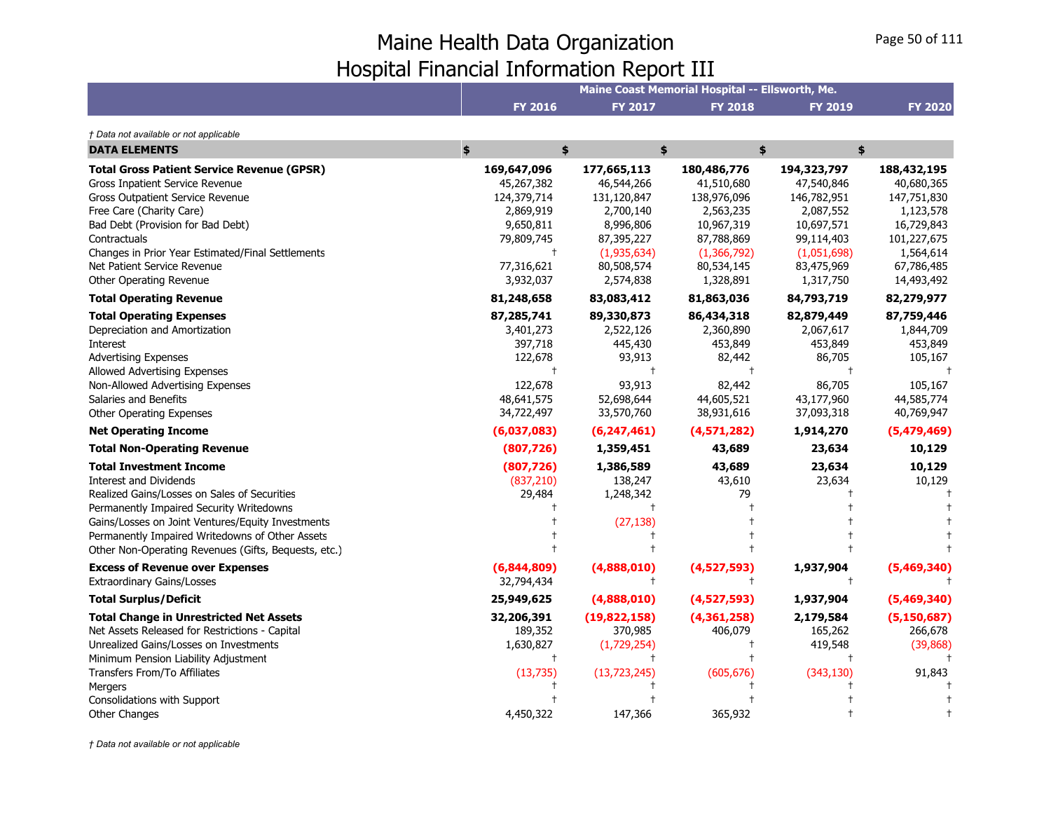# Maine Health Data Organization
## Hospital Financial Information Report III

*† Data not available or not applicable*

| | Maine Coast Memorial Hospital -- Ellsworth, Me. | | | | |
|---|---|---|---|---|---|
| | **FY 2016** | **FY 2017** | **FY 2018** | **FY 2019** | **FY 2020** |
| **DATA ELEMENTS** | **$** | **$** | **$** | **$** | **$** |
| **Total Gross Patient Service Revenue (GPSR)** | **169,647,096** | **177,665,113** | **180,486,776** | **194,323,797** | **188,432,195** |
| Gross Inpatient Service Revenue | 45,267,382 | 46,544,266 | 41,510,680 | 47,540,846 | 40,680,365 |
| Gross Outpatient Service Revenue | 124,379,714 | 131,120,847 | 138,976,096 | 146,782,951 | 147,751,830 |
| Free Care (Charity Care) | 2,869,919 | 2,700,140 | 2,563,235 | 2,087,552 | 1,123,578 |
| Bad Debt (Provision for Bad Debt) | 9,650,811 | 8,996,806 | 10,967,319 | 10,697,571 | 16,729,843 |
| Contractuals | 79,809,745 | 87,395,227 | 87,788,869 | 99,114,403 | 101,227,675 |
| Changes in Prior Year Estimated/Final Settlements | † | (1,935,634) | (1,366,792) | (1,051,698) | 1,564,614 |
| Net Patient Service Revenue | 77,316,621 | 80,508,574 | 80,534,145 | 83,475,969 | 67,786,485 |
| Other Operating Revenue | 3,932,037 | 2,574,838 | 1,328,891 | 1,317,750 | 14,493,492 |
| **Total Operating Revenue** | **81,248,658** | **83,083,412** | **81,863,036** | **84,793,719** | **82,279,977** |
| **Total Operating Expenses** | **87,285,741** | **89,330,873** | **86,434,318** | **82,879,449** | **87,759,446** |
| Depreciation and Amortization | 3,401,273 | 2,522,126 | 2,360,890 | 2,067,617 | 1,844,709 |
| Interest | 397,718 | 445,430 | 453,849 | 453,849 | 453,849 |
| Advertising Expenses | 122,678 | 93,913 | 82,442 | 86,705 | 105,167 |
| Allowed Advertising Expenses | † | † | † | † | † |
| Non-Allowed Advertising Expenses | 122,678 | 93,913 | 82,442 | 86,705 | 105,167 |
| Salaries and Benefits | 48,641,575 | 52,698,644 | 44,605,521 | 43,177,960 | 44,585,774 |
| Other Operating Expenses | 34,722,497 | 33,570,760 | 38,931,616 | 37,093,318 | 40,769,947 |
| **Net Operating Income** | **(6,037,083)** | **(6,247,461)** | **(4,571,282)** | **1,914,270** | **(5,479,469)** |
| **Total Non-Operating Revenue** | **(807,726)** | **1,359,451** | **43,689** | **23,634** | **10,129** |
| **Total Investment Income** | **(807,726)** | **1,386,589** | **43,689** | **23,634** | **10,129** |
| Interest and Dividends | (837,210) | 138,247 | 43,610 | 23,634 | 10,129 |
| Realized Gains/Losses on Sales of Securities | 29,484 | 1,248,342 | 79 | † | † |
| Permanently Impaired Security Writedowns | † | † | † | † | † |
| Gains/Losses on Joint Ventures/Equity Investments | † | (27,138) | † | † | † |
| Permanently Impaired Writedowns of Other Assets | † | † | † | † | † |
| Other Non-Operating Revenues (Gifts, Bequests, etc.) | † | † | † | † | † |
| **Excess of Revenue over Expenses** | **(6,844,809)** | **(4,888,010)** | **(4,527,593)** | **1,937,904** | **(5,469,340)** |
| Extraordinary Gains/Losses | 32,794,434 | † | † | † | † |
| **Total Surplus/Deficit** | **25,949,625** | **(4,888,010)** | **(4,527,593)** | **1,937,904** | **(5,469,340)** |
| **Total Change in Unrestricted Net Assets** | **32,206,391** | **(19,822,158)** | **(4,361,258)** | **2,179,584** | **(5,150,687)** |
| Net Assets Released for Restrictions - Capital | 189,352 | 370,985 | 406,079 | 165,262 | 266,678 |
| Unrealized Gains/Losses on Investments | 1,630,827 | (1,729,254) | † | 419,548 | (39,868) |
| Minimum Pension Liability Adjustment | † | † | † | † | † |
| Transfers From/To Affiliates | (13,735) | (13,723,245) | (605,676) | (343,130) | 91,843 |
| Mergers | † | † | † | † | † |
| Consolidations with Support | † | † | † | † | † |
| Other Changes | 4,450,322 | 147,366 | 365,932 | † | † |

*† Data not available or not applicable*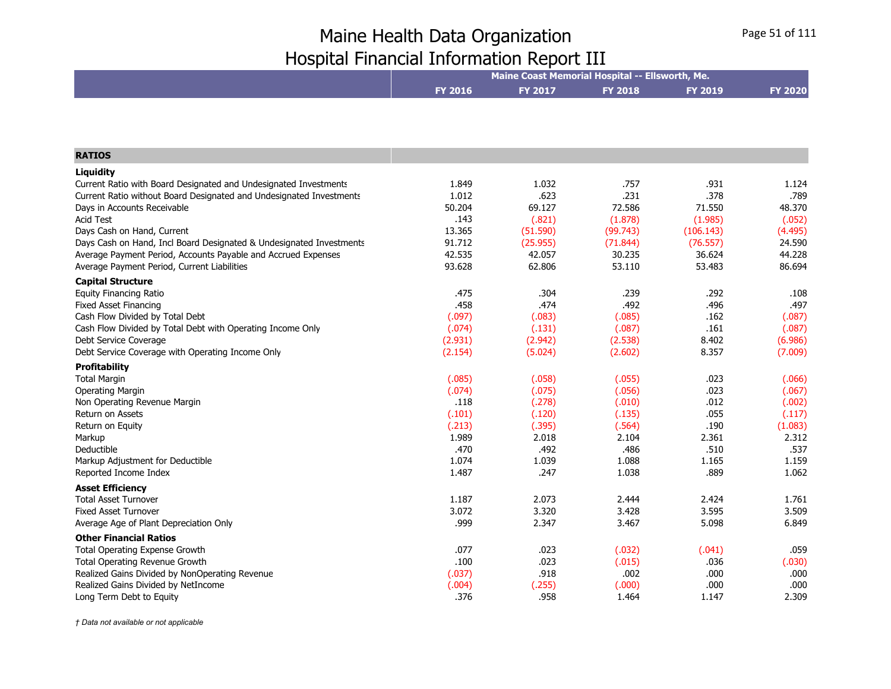# Maine Health Data Organization
# Hospital Financial Information Report III

| | Maine Coast Memorial Hospital -- Ellsworth, Me. | | | | |
|---|---|---|---|---|---|
| | FY 2016 | FY 2017 | FY 2018 | FY 2019 | FY 2020 |
| **RATIOS** | | | | | |
| **Liquidity** | | | | | |
| Current Ratio with Board Designated and Undesignated Investments | 1.849 | 1.032 | .757 | .931 | 1.124 |
| Current Ratio without Board Designated and Undesignated Investments | 1.012 | .623 | .231 | .378 | .789 |
| Days in Accounts Receivable | 50.204 | 69.127 | 72.586 | 71.550 | 48.370 |
| Acid Test | .143 | (.821) | (1.878) | (1.985) | (.052) |
| Days Cash on Hand, Current | 13.365 | (51.590) | (99.743) | (106.143) | (4.495) |
| Days Cash on Hand, Incl Board Designated & Undesignated Investments | 91.712 | (25.955) | (71.844) | (76.557) | 24.590 |
| Average Payment Period, Accounts Payable and Accrued Expenses | 42.535 | 42.057 | 30.235 | 36.624 | 44.228 |
| Average Payment Period, Current Liabilities | 93.628 | 62.806 | 53.110 | 53.483 | 86.694 |
| **Capital Structure** | | | | | |
| Equity Financing Ratio | .475 | .304 | .239 | .292 | .108 |
| Fixed Asset Financing | .458 | .474 | .492 | .496 | .497 |
| Cash Flow Divided by Total Debt | (.097) | (.083) | (.085) | .162 | (.087) |
| Cash Flow Divided by Total Debt with Operating Income Only | (.074) | (.131) | (.087) | .161 | (.087) |
| Debt Service Coverage | (2.931) | (2.942) | (2.538) | 8.402 | (6.986) |
| Debt Service Coverage with Operating Income Only | (2.154) | (5.024) | (2.602) | 8.357 | (7.009) |
| **Profitability** | | | | | |
| Total Margin | (.085) | (.058) | (.055) | .023 | (.066) |
| Operating Margin | (.074) | (.075) | (.056) | .023 | (.067) |
| Non Operating Revenue Margin | .118 | (.278) | (.010) | .012 | (.002) |
| Return on Assets | (.101) | (.120) | (.135) | .055 | (.117) |
| Return on Equity | (.213) | (.395) | (.564) | .190 | (1.083) |
| Markup | 1.989 | 2.018 | 2.104 | 2.361 | 2.312 |
| Deductible | .470 | .492 | .486 | .510 | .537 |
| Markup Adjustment for Deductible | 1.074 | 1.039 | 1.088 | 1.165 | 1.159 |
| Reported Income Index | 1.487 | .247 | 1.038 | .889 | 1.062 |
| **Asset Efficiency** | | | | | |
| Total Asset Turnover | 1.187 | 2.073 | 2.444 | 2.424 | 1.761 |
| Fixed Asset Turnover | 3.072 | 3.320 | 3.428 | 3.595 | 3.509 |
| Average Age of Plant Depreciation Only | .999 | 2.347 | 3.467 | 5.098 | 6.849 |
| **Other Financial Ratios** | | | | | |
| Total Operating Expense Growth | .077 | .023 | (.032) | (.041) | .059 |
| Total Operating Revenue Growth | .100 | .023 | (.015) | .036 | (.030) |
| Realized Gains Divided by NonOperating Revenue | (.037) | .918 | .002 | .000 | .000 |
| Realized Gains Divided by NetIncome | (.004) | (.255) | (.000) | .000 | .000 |
| Long Term Debt to Equity | .376 | .958 | 1.464 | 1.147 | 2.309 |

*† Data not available or not applicable*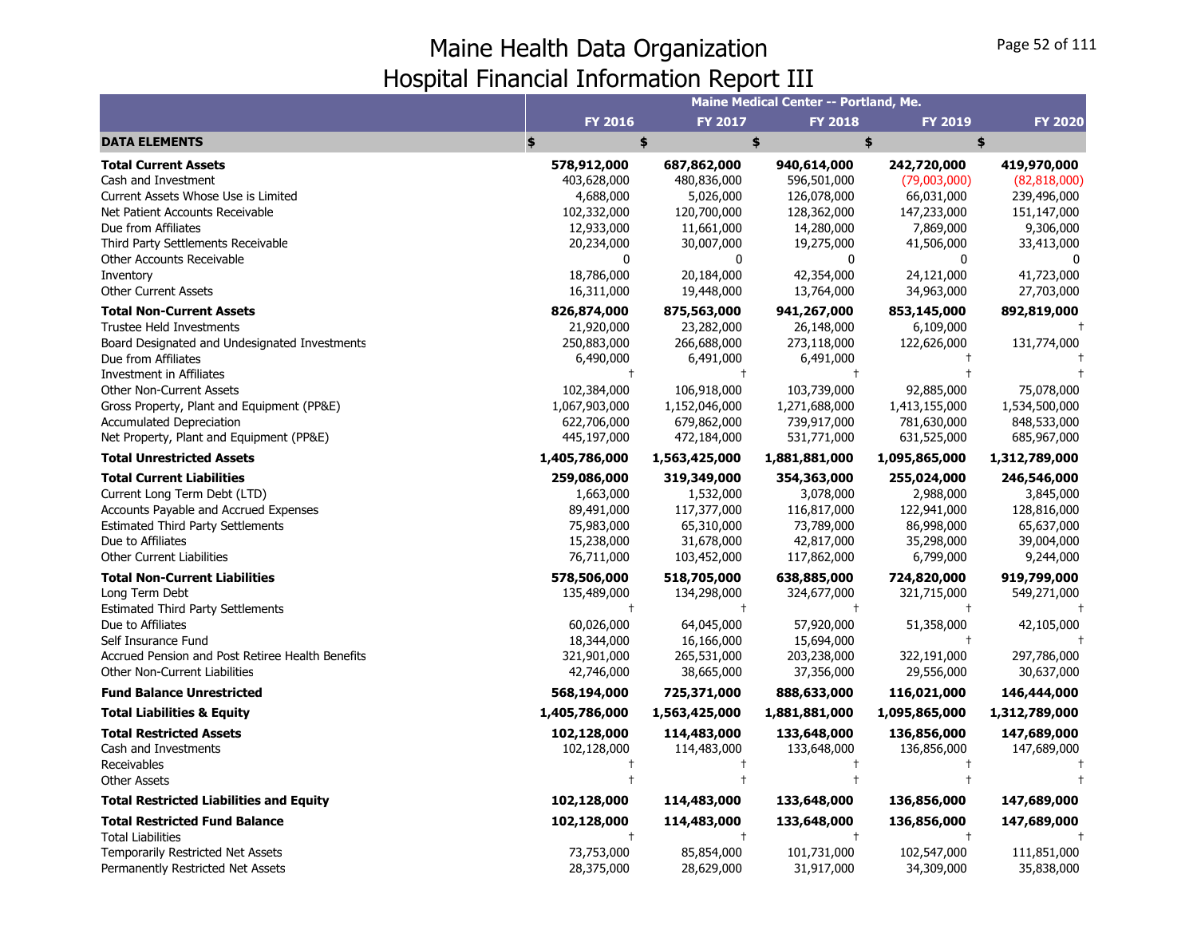# Maine Health Data Organization
## Hospital Financial Information Report III

| | Maine Medical Center -- Portland, Me. | | | | |
|---|---|---|---|---|---|
| | FY 2016 | FY 2017 | FY 2018 | FY 2019 | FY 2020 |
| **DATA ELEMENTS** | $ | $ | $ | $ | $ |
| **Total Current Assets** | **578,912,000** | **687,862,000** | **940,614,000** | **242,720,000** | **419,970,000** |
| Cash and Investment | 403,628,000 | 480,836,000 | 596,501,000 | (79,003,000) | (82,818,000) |
| Current Assets Whose Use is Limited | 4,688,000 | 5,026,000 | 126,078,000 | 66,031,000 | 239,496,000 |
| Net Patient Accounts Receivable | 102,332,000 | 120,700,000 | 128,362,000 | 147,233,000 | 151,147,000 |
| Due from Affiliates | 12,933,000 | 11,661,000 | 14,280,000 | 7,869,000 | 9,306,000 |
| Third Party Settlements Receivable | 20,234,000 | 30,007,000 | 19,275,000 | 41,506,000 | 33,413,000 |
| Other Accounts Receivable | 0 | 0 | 0 | 0 | 0 |
| Inventory | 18,786,000 | 20,184,000 | 42,354,000 | 24,121,000 | 41,723,000 |
| Other Current Assets | 16,311,000 | 19,448,000 | 13,764,000 | 34,963,000 | 27,703,000 |
| **Total Non-Current Assets** | **826,874,000** | **875,563,000** | **941,267,000** | **853,145,000** | **892,819,000** |
| Trustee Held Investments | 21,920,000 | 23,282,000 | 26,148,000 | 6,109,000 | † |
| Board Designated and Undesignated Investments | 250,883,000 | 266,688,000 | 273,118,000 | 122,626,000 | 131,774,000 |
| Due from Affiliates | 6,490,000 | 6,491,000 | 6,491,000 | † | † |
| Investment in Affiliates | † | † | † | † | † |
| Other Non-Current Assets | 102,384,000 | 106,918,000 | 103,739,000 | 92,885,000 | 75,078,000 |
| Gross Property, Plant and Equipment (PP&E) | 1,067,903,000 | 1,152,046,000 | 1,271,688,000 | 1,413,155,000 | 1,534,500,000 |
| Accumulated Depreciation | 622,706,000 | 679,862,000 | 739,917,000 | 781,630,000 | 848,533,000 |
| Net Property, Plant and Equipment (PP&E) | 445,197,000 | 472,184,000 | 531,771,000 | 631,525,000 | 685,967,000 |
| **Total Unrestricted Assets** | **1,405,786,000** | **1,563,425,000** | **1,881,881,000** | **1,095,865,000** | **1,312,789,000** |
| **Total Current Liabilities** | **259,086,000** | **319,349,000** | **354,363,000** | **255,024,000** | **246,546,000** |
| Current Long Term Debt (LTD) | 1,663,000 | 1,532,000 | 3,078,000 | 2,988,000 | 3,845,000 |
| Accounts Payable and Accrued Expenses | 89,491,000 | 117,377,000 | 116,817,000 | 122,941,000 | 128,816,000 |
| Estimated Third Party Settlements | 75,983,000 | 65,310,000 | 73,789,000 | 86,998,000 | 65,637,000 |
| Due to Affiliates | 15,238,000 | 31,678,000 | 42,817,000 | 35,298,000 | 39,004,000 |
| Other Current Liabilities | 76,711,000 | 103,452,000 | 117,862,000 | 6,799,000 | 9,244,000 |
| **Total Non-Current Liabilities** | **578,506,000** | **518,705,000** | **638,885,000** | **724,820,000** | **919,799,000** |
| Long Term Debt | 135,489,000 | 134,298,000 | 324,677,000 | 321,715,000 | 549,271,000 |
| Estimated Third Party Settlements | † | † | † | † | † |
| Due to Affiliates | 60,026,000 | 64,045,000 | 57,920,000 | 51,358,000 | 42,105,000 |
| Self Insurance Fund | 18,344,000 | 16,166,000 | 15,694,000 | † | † |
| Accrued Pension and Post Retiree Health Benefits | 321,901,000 | 265,531,000 | 203,238,000 | 322,191,000 | 297,786,000 |
| Other Non-Current Liabilities | 42,746,000 | 38,665,000 | 37,356,000 | 29,556,000 | 30,637,000 |
| **Fund Balance Unrestricted** | **568,194,000** | **725,371,000** | **888,633,000** | **116,021,000** | **146,444,000** |
| **Total Liabilities & Equity** | **1,405,786,000** | **1,563,425,000** | **1,881,881,000** | **1,095,865,000** | **1,312,789,000** |
| **Total Restricted Assets** | **102,128,000** | **114,483,000** | **133,648,000** | **136,856,000** | **147,689,000** |
| Cash and Investments | 102,128,000 | 114,483,000 | 133,648,000 | 136,856,000 | 147,689,000 |
| Receivables | † | † | † | † | † |
| Other Assets | † | † | † | † | † |
| **Total Restricted Liabilities and Equity** | **102,128,000** | **114,483,000** | **133,648,000** | **136,856,000** | **147,689,000** |
| **Total Restricted Fund Balance** | **102,128,000** | **114,483,000** | **133,648,000** | **136,856,000** | **147,689,000** |
| Total Liabilities | † | † | † | † | † |
| Temporarily Restricted Net Assets | 73,753,000 | 85,854,000 | 101,731,000 | 102,547,000 | 111,851,000 |
| Permanently Restricted Net Assets | 28,375,000 | 28,629,000 | 31,917,000 | 34,309,000 | 35,838,000 |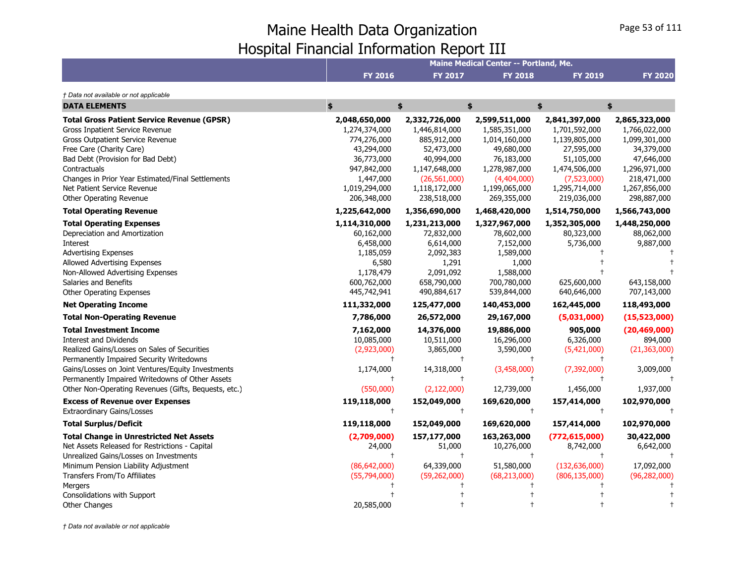# Maine Health Data Organization
# Hospital Financial Information Report III

| | Maine Medical Center -- Portland, Me. | | | | |
|---|---|---|---|---|---|
| | FY 2016 | FY 2017 | FY 2018 | FY 2019 | FY 2020 |

*† Data not available or not applicable*

| DATA ELEMENTS | $ | $ | $ | $ | $ |
|---|---|---|---|---|---|
| **Total Gross Patient Service Revenue (GPSR)** | **2,048,650,000** | **2,332,726,000** | **2,599,511,000** | **2,841,397,000** | **2,865,323,000** |
| Gross Inpatient Service Revenue | 1,274,374,000 | 1,446,814,000 | 1,585,351,000 | 1,701,592,000 | 1,766,022,000 |
| Gross Outpatient Service Revenue | 774,276,000 | 885,912,000 | 1,014,160,000 | 1,139,805,000 | 1,099,301,000 |
| Free Care (Charity Care) | 43,294,000 | 52,473,000 | 49,680,000 | 27,595,000 | 34,379,000 |
| Bad Debt (Provision for Bad Debt) | 36,773,000 | 40,994,000 | 76,183,000 | 51,105,000 | 47,646,000 |
| Contractuals | 947,842,000 | 1,147,648,000 | 1,278,987,000 | 1,474,506,000 | 1,296,971,000 |
| Changes in Prior Year Estimated/Final Settlements | 1,447,000 | (26,561,000) | (4,404,000) | (7,523,000) | 218,471,000 |
| Net Patient Service Revenue | 1,019,294,000 | 1,118,172,000 | 1,199,065,000 | 1,295,714,000 | 1,267,856,000 |
| Other Operating Revenue | 206,348,000 | 238,518,000 | 269,355,000 | 219,036,000 | 298,887,000 |
| **Total Operating Revenue** | **1,225,642,000** | **1,356,690,000** | **1,468,420,000** | **1,514,750,000** | **1,566,743,000** |
| **Total Operating Expenses** | **1,114,310,000** | **1,231,213,000** | **1,327,967,000** | **1,352,305,000** | **1,448,250,000** |
| Depreciation and Amortization | 60,162,000 | 72,832,000 | 78,602,000 | 80,323,000 | 88,062,000 |
| Interest | 6,458,000 | 6,614,000 | 7,152,000 | 5,736,000 | 9,887,000 |
| Advertising Expenses | 1,185,059 | 2,092,383 | 1,589,000 | † | † |
| Allowed Advertising Expenses | 6,580 | 1,291 | 1,000 | † | † |
| Non-Allowed Advertising Expenses | 1,178,479 | 2,091,092 | 1,588,000 | † | † |
| Salaries and Benefits | 600,762,000 | 658,790,000 | 700,780,000 | 625,600,000 | 643,158,000 |
| Other Operating Expenses | 445,742,941 | 490,884,617 | 539,844,000 | 640,646,000 | 707,143,000 |
| **Net Operating Income** | **111,332,000** | **125,477,000** | **140,453,000** | **162,445,000** | **118,493,000** |
| **Total Non-Operating Revenue** | **7,786,000** | **26,572,000** | **29,167,000** | **(5,031,000)** | **(15,523,000)** |
| **Total Investment Income** | **7,162,000** | **14,376,000** | **19,886,000** | **905,000** | **(20,469,000)** |
| Interest and Dividends | 10,085,000 | 10,511,000 | 16,296,000 | 6,326,000 | 894,000 |
| Realized Gains/Losses on Sales of Securities | (2,923,000) | 3,865,000 | 3,590,000 | (5,421,000) | (21,363,000) |
| Permanently Impaired Security Writedowns | † | † | † | † | † |
| Gains/Losses on Joint Ventures/Equity Investments | 1,174,000 | 14,318,000 | (3,458,000) | (7,392,000) | 3,009,000 |
| Permanently Impaired Writedowns of Other Assets | † | † | † | † | † |
| Other Non-Operating Revenues (Gifts, Bequests, etc.) | (550,000) | (2,122,000) | 12,739,000 | 1,456,000 | 1,937,000 |
| **Excess of Revenue over Expenses** | **119,118,000** | **152,049,000** | **169,620,000** | **157,414,000** | **102,970,000** |
| Extraordinary Gains/Losses | † | † | † | † | † |
| **Total Surplus/Deficit** | **119,118,000** | **152,049,000** | **169,620,000** | **157,414,000** | **102,970,000** |
| **Total Change in Unrestricted Net Assets** | **(2,709,000)** | **157,177,000** | **163,263,000** | **(772,615,000)** | **30,422,000** |
| Net Assets Released for Restrictions - Capital | 24,000 | 51,000 | 10,276,000 | 8,742,000 | 6,642,000 |
| Unrealized Gains/Losses on Investments | † | † | † | † | † |
| Minimum Pension Liability Adjustment | (86,642,000) | 64,339,000 | 51,580,000 | (132,636,000) | 17,092,000 |
| Transfers From/To Affiliates | (55,794,000) | (59,262,000) | (68,213,000) | (806,135,000) | (96,282,000) |
| Mergers | † | † | † | † | † |
| Consolidations with Support | † | † | † | † | † |
| Other Changes | 20,585,000 | † | † | † | † |

*† Data not available or not applicable*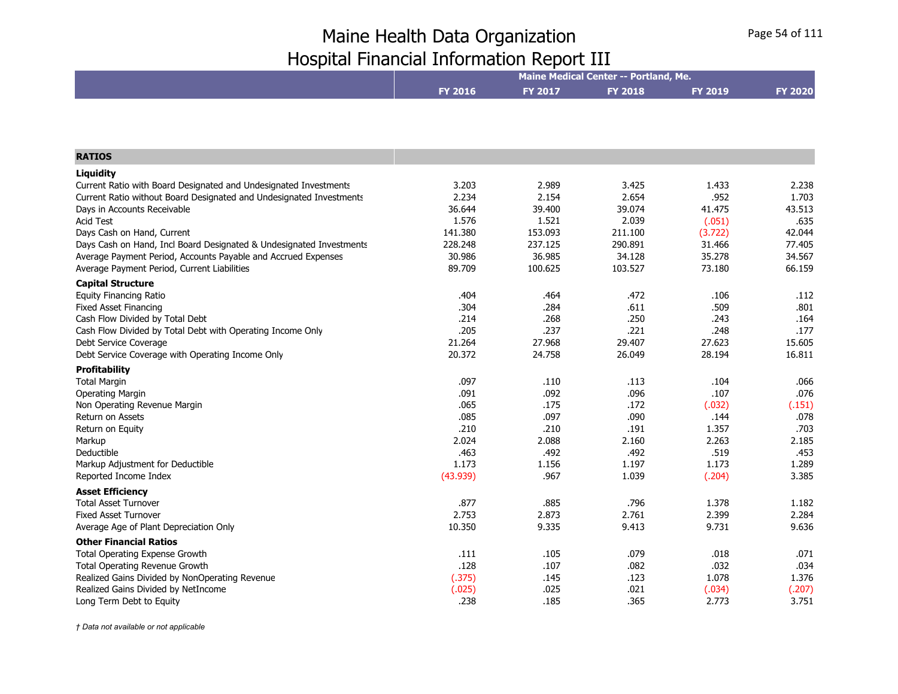# Maine Health Data Organization
# Hospital Financial Information Report III

| | Maine Medical Center -- Portland, Me. | | | | |
|---|---|---|---|---|---|
| | FY 2016 | FY 2017 | FY 2018 | FY 2019 | FY 2020 |
| **RATIOS** | | | | | |
| **Liquidity** | | | | | |
| Current Ratio with Board Designated and Undesignated Investments | 3.203 | 2.989 | 3.425 | 1.433 | 2.238 |
| Current Ratio without Board Designated and Undesignated Investments | 2.234 | 2.154 | 2.654 | .952 | 1.703 |
| Days in Accounts Receivable | 36.644 | 39.400 | 39.074 | 41.475 | 43.513 |
| Acid Test | 1.576 | 1.521 | 2.039 | (.051) | .635 |
| Days Cash on Hand, Current | 141.380 | 153.093 | 211.100 | (3.722) | 42.044 |
| Days Cash on Hand, Incl Board Designated & Undesignated Investments | 228.248 | 237.125 | 290.891 | 31.466 | 77.405 |
| Average Payment Period, Accounts Payable and Accrued Expenses | 30.986 | 36.985 | 34.128 | 35.278 | 34.567 |
| Average Payment Period, Current Liabilities | 89.709 | 100.625 | 103.527 | 73.180 | 66.159 |
| **Capital Structure** | | | | | |
| Equity Financing Ratio | .404 | .464 | .472 | .106 | .112 |
| Fixed Asset Financing | .304 | .284 | .611 | .509 | .801 |
| Cash Flow Divided by Total Debt | .214 | .268 | .250 | .243 | .164 |
| Cash Flow Divided by Total Debt with Operating Income Only | .205 | .237 | .221 | .248 | .177 |
| Debt Service Coverage | 21.264 | 27.968 | 29.407 | 27.623 | 15.605 |
| Debt Service Coverage with Operating Income Only | 20.372 | 24.758 | 26.049 | 28.194 | 16.811 |
| **Profitability** | | | | | |
| Total Margin | .097 | .110 | .113 | .104 | .066 |
| Operating Margin | .091 | .092 | .096 | .107 | .076 |
| Non Operating Revenue Margin | .065 | .175 | .172 | (.032) | (.151) |
| Return on Assets | .085 | .097 | .090 | .144 | .078 |
| Return on Equity | .210 | .210 | .191 | 1.357 | .703 |
| Markup | 2.024 | 2.088 | 2.160 | 2.263 | 2.185 |
| Deductible | .463 | .492 | .492 | .519 | .453 |
| Markup Adjustment for Deductible | 1.173 | 1.156 | 1.197 | 1.173 | 1.289 |
| Reported Income Index | (43.939) | .967 | 1.039 | (.204) | 3.385 |
| **Asset Efficiency** | | | | | |
| Total Asset Turnover | .877 | .885 | .796 | 1.378 | 1.182 |
| Fixed Asset Turnover | 2.753 | 2.873 | 2.761 | 2.399 | 2.284 |
| Average Age of Plant Depreciation Only | 10.350 | 9.335 | 9.413 | 9.731 | 9.636 |
| **Other Financial Ratios** | | | | | |
| Total Operating Expense Growth | .111 | .105 | .079 | .018 | .071 |
| Total Operating Revenue Growth | .128 | .107 | .082 | .032 | .034 |
| Realized Gains Divided by NonOperating Revenue | (.375) | .145 | .123 | 1.078 | 1.376 |
| Realized Gains Divided by NetIncome | (.025) | .025 | .021 | (.034) | (.207) |
| Long Term Debt to Equity | .238 | .185 | .365 | 2.773 | 3.751 |

*† Data not available or not applicable*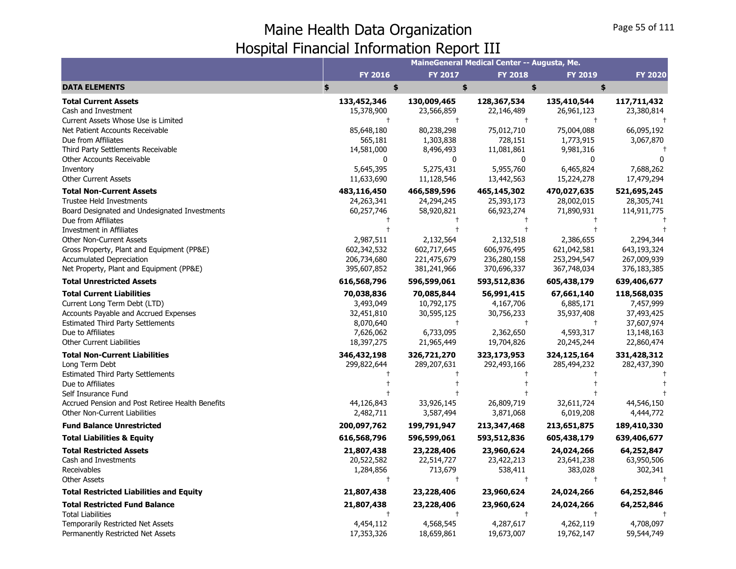# Maine Health Data Organization
## Hospital Financial Information Report III

| | MaineGeneral Medical Center -- Augusta, Me. | | | | |
|---|---|---|---|---|---|
| | FY 2016 | FY 2017 | FY 2018 | FY 2019 | FY 2020 |
| **DATA ELEMENTS** | $ | $ | $ | $ | $ |
| **Total Current Assets** | **133,452,346** | **130,009,465** | **128,367,534** | **135,410,544** | **117,711,432** |
| Cash and Investment | 15,378,900 | 23,566,859 | 22,146,489 | 26,961,123 | 23,380,814 |
| Current Assets Whose Use is Limited | † | † | † | † | † |
| Net Patient Accounts Receivable | 85,648,180 | 80,238,298 | 75,012,710 | 75,004,088 | 66,095,192 |
| Due from Affiliates | 565,181 | 1,303,838 | 728,151 | 1,773,915 | 3,067,870 |
| Third Party Settlements Receivable | 14,581,000 | 8,496,493 | 11,081,861 | 9,981,316 | † |
| Other Accounts Receivable | 0 | 0 | 0 | 0 | 0 |
| Inventory | 5,645,395 | 5,275,431 | 5,955,760 | 6,465,824 | 7,688,262 |
| Other Current Assets | 11,633,690 | 11,128,546 | 13,442,563 | 15,224,278 | 17,479,294 |
| **Total Non-Current Assets** | **483,116,450** | **466,589,596** | **465,145,302** | **470,027,635** | **521,695,245** |
| Trustee Held Investments | 24,263,341 | 24,294,245 | 25,393,173 | 28,002,015 | 28,305,741 |
| Board Designated and Undesignated Investments | 60,257,746 | 58,920,821 | 66,923,274 | 71,890,931 | 114,911,775 |
| Due from Affiliates | † | † | † | † | † |
| Investment in Affiliates | † | † | † | † | † |
| Other Non-Current Assets | 2,987,511 | 2,132,564 | 2,132,518 | 2,386,655 | 2,294,344 |
| Gross Property, Plant and Equipment (PP&E) | 602,342,532 | 602,717,645 | 606,976,495 | 621,042,581 | 643,193,324 |
| Accumulated Depreciation | 206,734,680 | 221,475,679 | 236,280,158 | 253,294,547 | 267,009,939 |
| Net Property, Plant and Equipment (PP&E) | 395,607,852 | 381,241,966 | 370,696,337 | 367,748,034 | 376,183,385 |
| **Total Unrestricted Assets** | **616,568,796** | **596,599,061** | **593,512,836** | **605,438,179** | **639,406,677** |
| **Total Current Liabilities** | **70,038,836** | **70,085,844** | **56,991,415** | **67,661,140** | **118,568,035** |
| Current Long Term Debt (LTD) | 3,493,049 | 10,792,175 | 4,167,706 | 6,885,171 | 7,457,999 |
| Accounts Payable and Accrued Expenses | 32,451,810 | 30,595,125 | 30,756,233 | 35,937,408 | 37,493,425 |
| Estimated Third Party Settlements | 8,070,640 | † | † | † | 37,607,974 |
| Due to Affiliates | 7,626,062 | 6,733,095 | 2,362,650 | 4,593,317 | 13,148,163 |
| Other Current Liabilities | 18,397,275 | 21,965,449 | 19,704,826 | 20,245,244 | 22,860,474 |
| **Total Non-Current Liabilities** | **346,432,198** | **326,721,270** | **323,173,953** | **324,125,164** | **331,428,312** |
| Long Term Debt | 299,822,644 | 289,207,631 | 292,493,166 | 285,494,232 | 282,437,390 |
| Estimated Third Party Settlements | † | † | † | † | † |
| Due to Affiliates | † | † | † | † | † |
| Self Insurance Fund | † | † | † | † | † |
| Accrued Pension and Post Retiree Health Benefits | 44,126,843 | 33,926,145 | 26,809,719 | 32,611,724 | 44,546,150 |
| Other Non-Current Liabilities | 2,482,711 | 3,587,494 | 3,871,068 | 6,019,208 | 4,444,772 |
| **Fund Balance Unrestricted** | **200,097,762** | **199,791,947** | **213,347,468** | **213,651,875** | **189,410,330** |
| **Total Liabilities & Equity** | **616,568,796** | **596,599,061** | **593,512,836** | **605,438,179** | **639,406,677** |
| **Total Restricted Assets** | **21,807,438** | **23,228,406** | **23,960,624** | **24,024,266** | **64,252,847** |
| Cash and Investments | 20,522,582 | 22,514,727 | 23,422,213 | 23,641,238 | 63,950,506 |
| Receivables | 1,284,856 | 713,679 | 538,411 | 383,028 | 302,341 |
| Other Assets | † | † | † | † | † |
| **Total Restricted Liabilities and Equity** | **21,807,438** | **23,228,406** | **23,960,624** | **24,024,266** | **64,252,846** |
| **Total Restricted Fund Balance** | **21,807,438** | **23,228,406** | **23,960,624** | **24,024,266** | **64,252,846** |
| Total Liabilities | † | † | † | † | † |
| Temporarily Restricted Net Assets | 4,454,112 | 4,568,545 | 4,287,617 | 4,262,119 | 4,708,097 |
| Permanently Restricted Net Assets | 17,353,326 | 18,659,861 | 19,673,007 | 19,762,147 | 59,544,749 |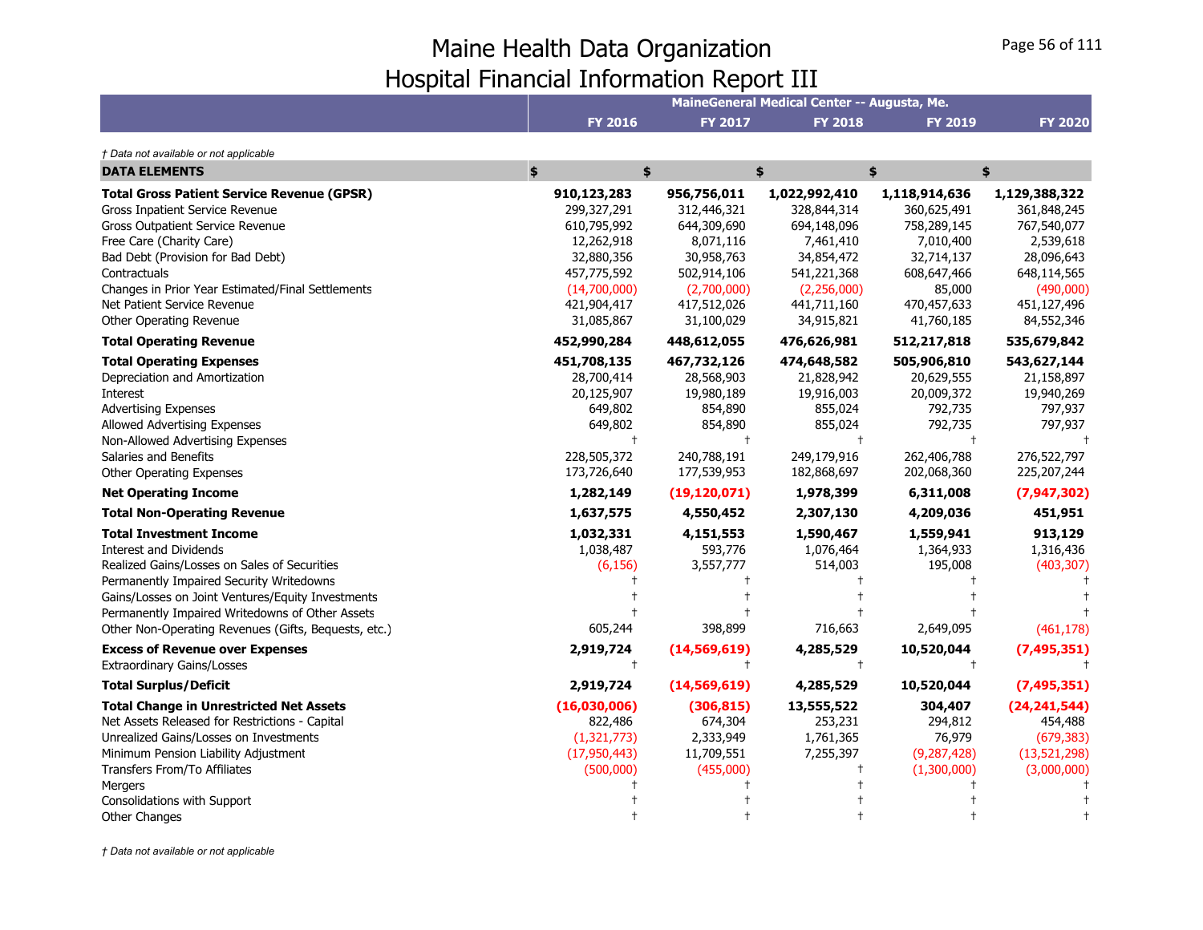# Maine Health Data Organization
## Hospital Financial Information Report III

| | MaineGeneral Medical Center -- Augusta, Me. | | | | |
|---|---|---|---|---|---|
| | FY 2016 | FY 2017 | FY 2018 | FY 2019 | FY 2020 |

*† Data not available or not applicable*

| DATA ELEMENTS | $ | $ | $ | $ | $ |
|---|---|---|---|---|---|
| **Total Gross Patient Service Revenue (GPSR)** | **910,123,283** | **956,756,011** | **1,022,992,410** | **1,118,914,636** | **1,129,388,322** |
| Gross Inpatient Service Revenue | 299,327,291 | 312,446,321 | 328,844,314 | 360,625,491 | 361,848,245 |
| Gross Outpatient Service Revenue | 610,795,992 | 644,309,690 | 694,148,096 | 758,289,145 | 767,540,077 |
| Free Care (Charity Care) | 12,262,918 | 8,071,116 | 7,461,410 | 7,010,400 | 2,539,618 |
| Bad Debt (Provision for Bad Debt) | 32,880,356 | 30,958,763 | 34,854,472 | 32,714,137 | 28,096,643 |
| Contractuals | 457,775,592 | 502,914,106 | 541,221,368 | 608,647,466 | 648,114,565 |
| Changes in Prior Year Estimated/Final Settlements | (14,700,000) | (2,700,000) | (2,256,000) | 85,000 | (490,000) |
| Net Patient Service Revenue | 421,904,417 | 417,512,026 | 441,711,160 | 470,457,633 | 451,127,496 |
| Other Operating Revenue | 31,085,867 | 31,100,029 | 34,915,821 | 41,760,185 | 84,552,346 |
| **Total Operating Revenue** | **452,990,284** | **448,612,055** | **476,626,981** | **512,217,818** | **535,679,842** |
| **Total Operating Expenses** | **451,708,135** | **467,732,126** | **474,648,582** | **505,906,810** | **543,627,144** |
| Depreciation and Amortization | 28,700,414 | 28,568,903 | 21,828,942 | 20,629,555 | 21,158,897 |
| Interest | 20,125,907 | 19,980,189 | 19,916,003 | 20,009,372 | 19,940,269 |
| Advertising Expenses | 649,802 | 854,890 | 855,024 | 792,735 | 797,937 |
| Allowed Advertising Expenses | 649,802 | 854,890 | 855,024 | 792,735 | 797,937 |
| Non-Allowed Advertising Expenses | † | † | † | † | † |
| Salaries and Benefits | 228,505,372 | 240,788,191 | 249,179,916 | 262,406,788 | 276,522,797 |
| Other Operating Expenses | 173,726,640 | 177,539,953 | 182,868,697 | 202,068,360 | 225,207,244 |
| **Net Operating Income** | **1,282,149** | **(19,120,071)** | **1,978,399** | **6,311,008** | **(7,947,302)** |
| **Total Non-Operating Revenue** | **1,637,575** | **4,550,452** | **2,307,130** | **4,209,036** | **451,951** |
| **Total Investment Income** | **1,032,331** | **4,151,553** | **1,590,467** | **1,559,941** | **913,129** |
| Interest and Dividends | 1,038,487 | 593,776 | 1,076,464 | 1,364,933 | 1,316,436 |
| Realized Gains/Losses on Sales of Securities | (6,156) | 3,557,777 | 514,003 | 195,008 | (403,307) |
| Permanently Impaired Security Writedowns | † | † | † | † | † |
| Gains/Losses on Joint Ventures/Equity Investments | † | † | † | † | † |
| Permanently Impaired Writedowns of Other Assets | † | † | † | † | † |
| Other Non-Operating Revenues (Gifts, Bequests, etc.) | 605,244 | 398,899 | 716,663 | 2,649,095 | (461,178) |
| **Excess of Revenue over Expenses** | **2,919,724** | **(14,569,619)** | **4,285,529** | **10,520,044** | **(7,495,351)** |
| Extraordinary Gains/Losses | † | † | † | † | † |
| **Total Surplus/Deficit** | **2,919,724** | **(14,569,619)** | **4,285,529** | **10,520,044** | **(7,495,351)** |
| **Total Change in Unrestricted Net Assets** | **(16,030,006)** | **(306,815)** | **13,555,522** | **304,407** | **(24,241,544)** |
| Net Assets Released for Restrictions - Capital | 822,486 | 674,304 | 253,231 | 294,812 | 454,488 |
| Unrealized Gains/Losses on Investments | (1,321,773) | 2,333,949 | 1,761,365 | 76,979 | (679,383) |
| Minimum Pension Liability Adjustment | (17,950,443) | 11,709,551 | 7,255,397 | (9,287,428) | (13,521,298) |
| Transfers From/To Affiliates | (500,000) | (455,000) | † | (1,300,000) | (3,000,000) |
| Mergers | † | † | † | † | † |
| Consolidations with Support | † | † | † | † | † |
| Other Changes | † | † | † | † | † |

*† Data not available or not applicable*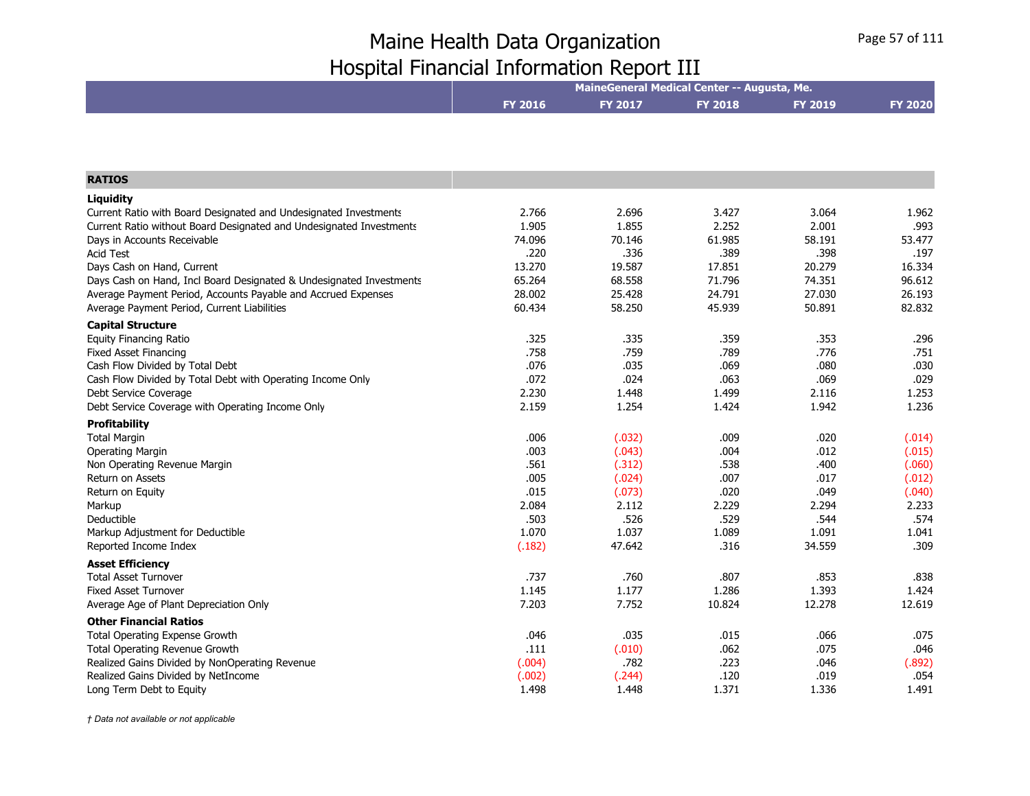# Maine Health Data Organization
## Hospital Financial Information Report III

| | MaineGeneral Medical Center -- Augusta, Me. | | | | |
|---|---|---|---|---|---|
| | FY 2016 | FY 2017 | FY 2018 | FY 2019 | FY 2020 |
| **RATIOS** | | | | | |
| **Liquidity** | | | | | |
| Current Ratio with Board Designated and Undesignated Investments | 2.766 | 2.696 | 3.427 | 3.064 | 1.962 |
| Current Ratio without Board Designated and Undesignated Investments | 1.905 | 1.855 | 2.252 | 2.001 | .993 |
| Days in Accounts Receivable | 74.096 | 70.146 | 61.985 | 58.191 | 53.477 |
| Acid Test | .220 | .336 | .389 | .398 | .197 |
| Days Cash on Hand, Current | 13.270 | 19.587 | 17.851 | 20.279 | 16.334 |
| Days Cash on Hand, Incl Board Designated & Undesignated Investments | 65.264 | 68.558 | 71.796 | 74.351 | 96.612 |
| Average Payment Period, Accounts Payable and Accrued Expenses | 28.002 | 25.428 | 24.791 | 27.030 | 26.193 |
| Average Payment Period, Current Liabilities | 60.434 | 58.250 | 45.939 | 50.891 | 82.832 |
| **Capital Structure** | | | | | |
| Equity Financing Ratio | .325 | .335 | .359 | .353 | .296 |
| Fixed Asset Financing | .758 | .759 | .789 | .776 | .751 |
| Cash Flow Divided by Total Debt | .076 | .035 | .069 | .080 | .030 |
| Cash Flow Divided by Total Debt with Operating Income Only | .072 | .024 | .063 | .069 | .029 |
| Debt Service Coverage | 2.230 | 1.448 | 1.499 | 2.116 | 1.253 |
| Debt Service Coverage with Operating Income Only | 2.159 | 1.254 | 1.424 | 1.942 | 1.236 |
| **Profitability** | | | | | |
| Total Margin | .006 | (.032) | .009 | .020 | (.014) |
| Operating Margin | .003 | (.043) | .004 | .012 | (.015) |
| Non Operating Revenue Margin | .561 | (.312) | .538 | .400 | (.060) |
| Return on Assets | .005 | (.024) | .007 | .017 | (.012) |
| Return on Equity | .015 | (.073) | .020 | .049 | (.040) |
| Markup | 2.084 | 2.112 | 2.229 | 2.294 | 2.233 |
| Deductible | .503 | .526 | .529 | .544 | .574 |
| Markup Adjustment for Deductible | 1.070 | 1.037 | 1.089 | 1.091 | 1.041 |
| Reported Income Index | (.182) | 47.642 | .316 | 34.559 | .309 |
| **Asset Efficiency** | | | | | |
| Total Asset Turnover | .737 | .760 | .807 | .853 | .838 |
| Fixed Asset Turnover | 1.145 | 1.177 | 1.286 | 1.393 | 1.424 |
| Average Age of Plant Depreciation Only | 7.203 | 7.752 | 10.824 | 12.278 | 12.619 |
| **Other Financial Ratios** | | | | | |
| Total Operating Expense Growth | .046 | .035 | .015 | .066 | .075 |
| Total Operating Revenue Growth | .111 | (.010) | .062 | .075 | .046 |
| Realized Gains Divided by NonOperating Revenue | (.004) | .782 | .223 | .046 | (.892) |
| Realized Gains Divided by NetIncome | (.002) | (.244) | .120 | .019 | .054 |
| Long Term Debt to Equity | 1.498 | 1.448 | 1.371 | 1.336 | 1.491 |

*† Data not available or not applicable*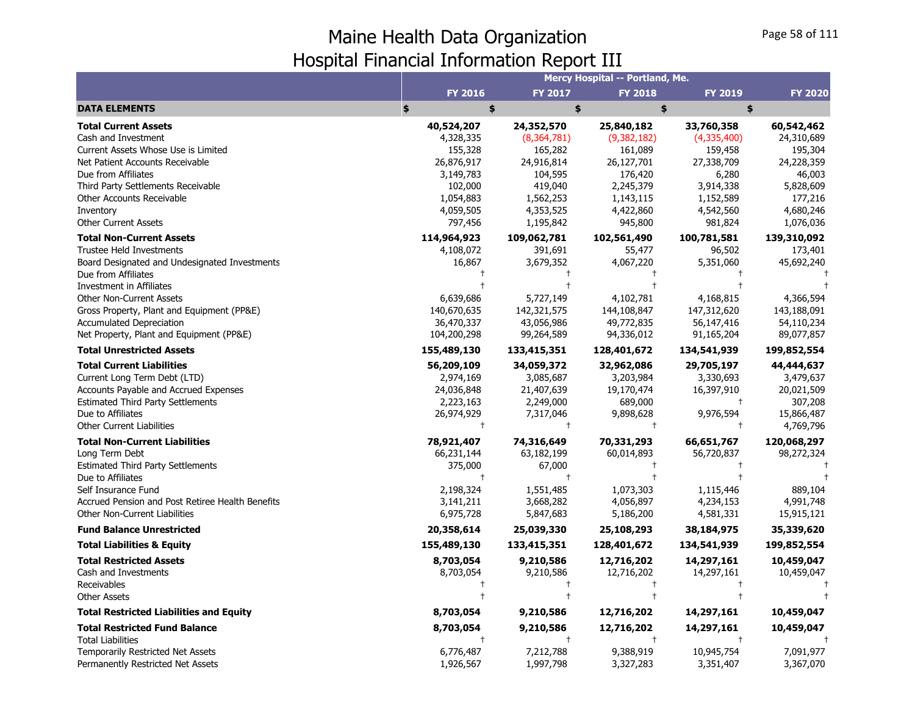# Maine Health Data Organization
## Hospital Financial Information Report III

| | Mercy Hospital -- Portland, Me. | | | | |
|---|---|---|---|---|---|
| | FY 2016 | FY 2017 | FY 2018 | FY 2019 | FY 2020 |
| **DATA ELEMENTS** | $ | $ | $ | $ | $ |
| **Total Current Assets** | **40,524,207** | **24,352,570** | **25,840,182** | **33,760,358** | **60,542,462** |
| Cash and Investment | 4,328,335 | (8,364,781) | (9,382,182) | (4,335,400) | 24,310,689 |
| Current Assets Whose Use is Limited | 155,328 | 165,282 | 161,089 | 159,458 | 195,304 |
| Net Patient Accounts Receivable | 26,876,917 | 24,916,814 | 26,127,701 | 27,338,709 | 24,228,359 |
| Due from Affiliates | 3,149,783 | 104,595 | 176,420 | 6,280 | 46,003 |
| Third Party Settlements Receivable | 102,000 | 419,040 | 2,245,379 | 3,914,338 | 5,828,609 |
| Other Accounts Receivable | 1,054,883 | 1,562,253 | 1,143,115 | 1,152,589 | 177,216 |
| Inventory | 4,059,505 | 4,353,525 | 4,422,860 | 4,542,560 | 4,680,246 |
| Other Current Assets | 797,456 | 1,195,842 | 945,800 | 981,824 | 1,076,036 |
| **Total Non-Current Assets** | **114,964,923** | **109,062,781** | **102,561,490** | **100,781,581** | **139,310,092** |
| Trustee Held Investments | 4,108,072 | 391,691 | 55,477 | 96,502 | 173,401 |
| Board Designated and Undesignated Investments | 16,867 | 3,679,352 | 4,067,220 | 5,351,060 | 45,692,240 |
| Due from Affiliates | † | † | † | † | † |
| Investment in Affiliates | † | † | † | † | † |
| Other Non-Current Assets | 6,639,686 | 5,727,149 | 4,102,781 | 4,168,815 | 4,366,594 |
| Gross Property, Plant and Equipment (PP&E) | 140,670,635 | 142,321,575 | 144,108,847 | 147,312,620 | 143,188,091 |
| Accumulated Depreciation | 36,470,337 | 43,056,986 | 49,772,835 | 56,147,416 | 54,110,234 |
| Net Property, Plant and Equipment (PP&E) | 104,200,298 | 99,264,589 | 94,336,012 | 91,165,204 | 89,077,857 |
| **Total Unrestricted Assets** | **155,489,130** | **133,415,351** | **128,401,672** | **134,541,939** | **199,852,554** |
| **Total Current Liabilities** | **56,209,109** | **34,059,372** | **32,962,086** | **29,705,197** | **44,444,637** |
| Current Long Term Debt (LTD) | 2,974,169 | 3,085,687 | 3,203,984 | 3,330,693 | 3,479,637 |
| Accounts Payable and Accrued Expenses | 24,036,848 | 21,407,639 | 19,170,474 | 16,397,910 | 20,021,509 |
| Estimated Third Party Settlements | 2,223,163 | 2,249,000 | 689,000 | † | 307,208 |
| Due to Affiliates | 26,974,929 | 7,317,046 | 9,898,628 | 9,976,594 | 15,866,487 |
| Other Current Liabilities | † | † | † | † | 4,769,796 |
| **Total Non-Current Liabilities** | **78,921,407** | **74,316,649** | **70,331,293** | **66,651,767** | **120,068,297** |
| Long Term Debt | 66,231,144 | 63,182,199 | 60,014,893 | 56,720,837 | 98,272,324 |
| Estimated Third Party Settlements | 375,000 | 67,000 | † | † | † |
| Due to Affiliates | † | † | † | † | † |
| Self Insurance Fund | 2,198,324 | 1,551,485 | 1,073,303 | 1,115,446 | 889,104 |
| Accrued Pension and Post Retiree Health Benefits | 3,141,211 | 3,668,282 | 4,056,897 | 4,234,153 | 4,991,748 |
| Other Non-Current Liabilities | 6,975,728 | 5,847,683 | 5,186,200 | 4,581,331 | 15,915,121 |
| **Fund Balance Unrestricted** | **20,358,614** | **25,039,330** | **25,108,293** | **38,184,975** | **35,339,620** |
| **Total Liabilities & Equity** | **155,489,130** | **133,415,351** | **128,401,672** | **134,541,939** | **199,852,554** |
| **Total Restricted Assets** | **8,703,054** | **9,210,586** | **12,716,202** | **14,297,161** | **10,459,047** |
| Cash and Investments | 8,703,054 | 9,210,586 | 12,716,202 | 14,297,161 | 10,459,047 |
| Receivables | † | † | † | † | † |
| Other Assets | † | † | † | † | † |
| **Total Restricted Liabilities and Equity** | **8,703,054** | **9,210,586** | **12,716,202** | **14,297,161** | **10,459,047** |
| **Total Restricted Fund Balance** | **8,703,054** | **9,210,586** | **12,716,202** | **14,297,161** | **10,459,047** |
| Total Liabilities | † | † | † | † | † |
| Temporarily Restricted Net Assets | 6,776,487 | 7,212,788 | 9,388,919 | 10,945,754 | 7,091,977 |
| Permanently Restricted Net Assets | 1,926,567 | 1,997,798 | 3,327,283 | 3,351,407 | 3,367,070 |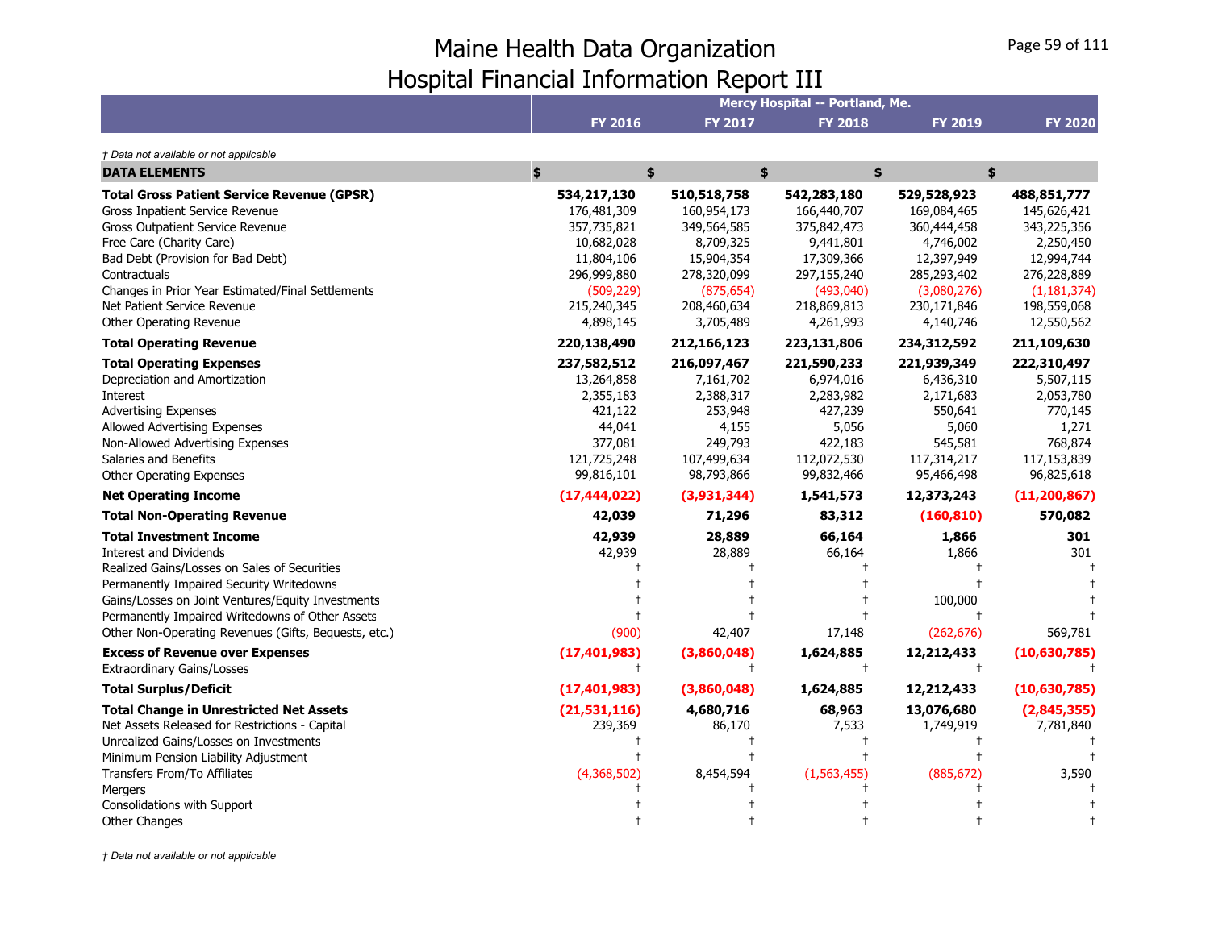# Maine Health Data Organization
# Hospital Financial Information Report III

† Data not available or not applicable

| DATA ELEMENTS | Mercy Hospital -- Portland, Me. FY 2016 | FY 2017 | FY 2018 | FY 2019 | FY 2020 |
|---|---|---|---|---|---|
| | $ | $ | $ | $ | $ |
| **Total Gross Patient Service Revenue (GPSR)** | **534,217,130** | **510,518,758** | **542,283,180** | **529,528,923** | **488,851,777** |
| Gross Inpatient Service Revenue | 176,481,309 | 160,954,173 | 166,440,707 | 169,084,465 | 145,626,421 |
| Gross Outpatient Service Revenue | 357,735,821 | 349,564,585 | 375,842,473 | 360,444,458 | 343,225,356 |
| Free Care (Charity Care) | 10,682,028 | 8,709,325 | 9,441,801 | 4,746,002 | 2,250,450 |
| Bad Debt (Provision for Bad Debt) | 11,804,106 | 15,904,354 | 17,309,366 | 12,397,949 | 12,994,744 |
| Contractuals | 296,999,880 | 278,320,099 | 297,155,240 | 285,293,402 | 276,228,889 |
| Changes in Prior Year Estimated/Final Settlements | (509,229) | (875,654) | (493,040) | (3,080,276) | (1,181,374) |
| Net Patient Service Revenue | 215,240,345 | 208,460,634 | 218,869,813 | 230,171,846 | 198,559,068 |
| Other Operating Revenue | 4,898,145 | 3,705,489 | 4,261,993 | 4,140,746 | 12,550,562 |
| **Total Operating Revenue** | **220,138,490** | **212,166,123** | **223,131,806** | **234,312,592** | **211,109,630** |
| **Total Operating Expenses** | **237,582,512** | **216,097,467** | **221,590,233** | **221,939,349** | **222,310,497** |
| Depreciation and Amortization | 13,264,858 | 7,161,702 | 6,974,016 | 6,436,310 | 5,507,115 |
| Interest | 2,355,183 | 2,388,317 | 2,283,982 | 2,171,683 | 2,053,780 |
| Advertising Expenses | 421,122 | 253,948 | 427,239 | 550,641 | 770,145 |
| Allowed Advertising Expenses | 44,041 | 4,155 | 5,056 | 5,060 | 1,271 |
| Non-Allowed Advertising Expenses | 377,081 | 249,793 | 422,183 | 545,581 | 768,874 |
| Salaries and Benefits | 121,725,248 | 107,499,634 | 112,072,530 | 117,314,217 | 117,153,839 |
| Other Operating Expenses | 99,816,101 | 98,793,866 | 99,832,466 | 95,466,498 | 96,825,618 |
| **Net Operating Income** | **(17,444,022)** | **(3,931,344)** | **1,541,573** | **12,373,243** | **(11,200,867)** |
| **Total Non-Operating Revenue** | **42,039** | **71,296** | **83,312** | **(160,810)** | **570,082** |
| **Total Investment Income** | **42,939** | **28,889** | **66,164** | **1,866** | **301** |
| Interest and Dividends | 42,939 | 28,889 | 66,164 | 1,866 | 301 |
| Realized Gains/Losses on Sales of Securities | † | † | † | † | † |
| Permanently Impaired Security Writedowns | † | † | † | † | † |
| Gains/Losses on Joint Ventures/Equity Investments | † | † | † | 100,000 | † |
| Permanently Impaired Writedowns of Other Assets | † | † | † | † | † |
| Other Non-Operating Revenues (Gifts, Bequests, etc.) | (900) | 42,407 | 17,148 | (262,676) | 569,781 |
| **Excess of Revenue over Expenses** | **(17,401,983)** | **(3,860,048)** | **1,624,885** | **12,212,433** | **(10,630,785)** |
| Extraordinary Gains/Losses | † | † | † | † | † |
| **Total Surplus/Deficit** | **(17,401,983)** | **(3,860,048)** | **1,624,885** | **12,212,433** | **(10,630,785)** |
| **Total Change in Unrestricted Net Assets** | **(21,531,116)** | **4,680,716** | **68,963** | **13,076,680** | **(2,845,355)** |
| Net Assets Released for Restrictions - Capital | 239,369 | 86,170 | 7,533 | 1,749,919 | 7,781,840 |
| Unrealized Gains/Losses on Investments | † | † | † | † | † |
| Minimum Pension Liability Adjustment | † | † | † | † | † |
| Transfers From/To Affiliates | (4,368,502) | 8,454,594 | (1,563,455) | (885,672) | 3,590 |
| Mergers | † | † | † | † | † |
| Consolidations with Support | † | † | † | † | † |
| Other Changes | † | † | † | † | † |

† Data not available or not applicable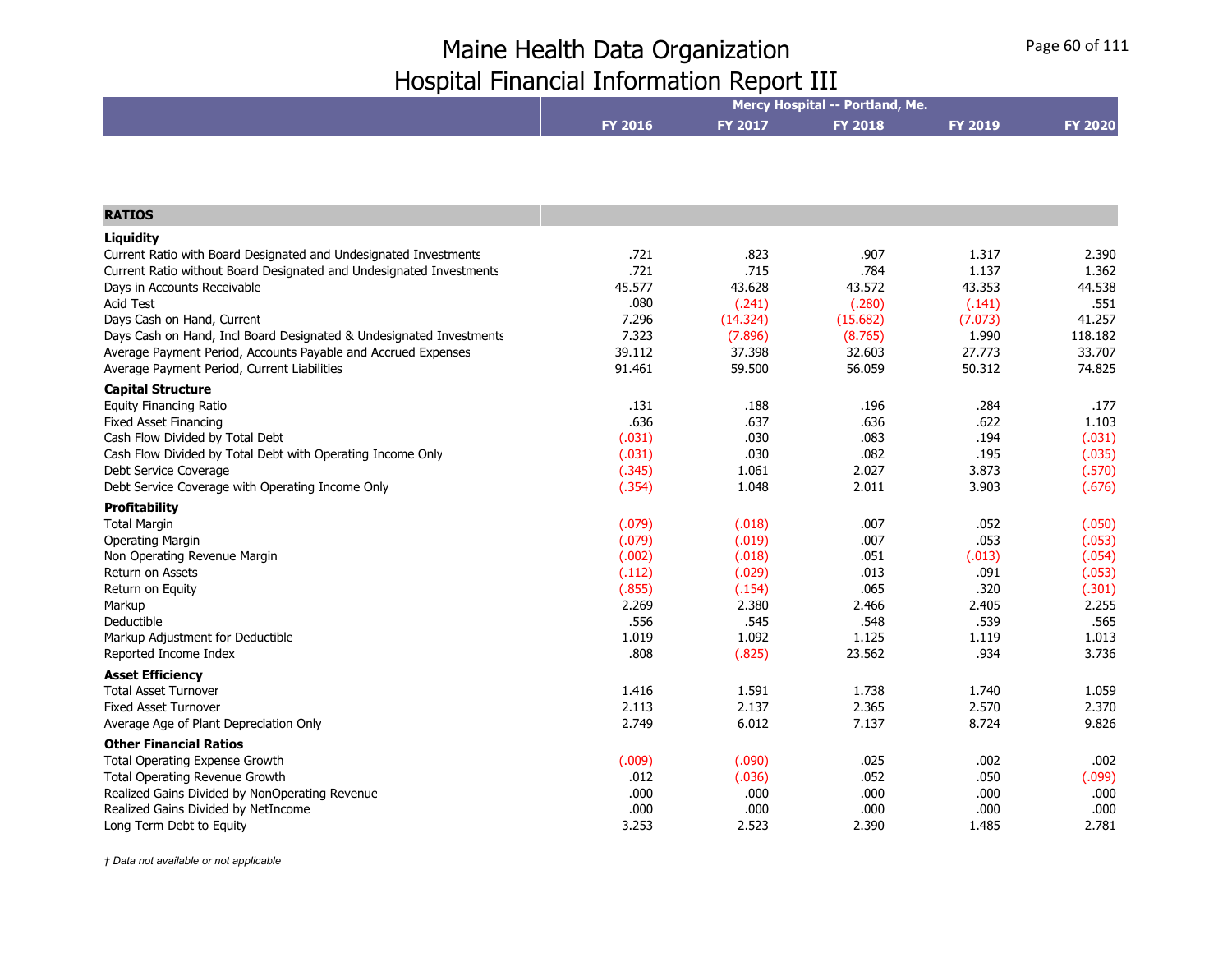# Maine Health Data Organization
## Hospital Financial Information Report III

| | Mercy Hospital -- Portland, Me. | | | | |
|---|---|---|---|---|---|
| | FY 2016 | FY 2017 | FY 2018 | FY 2019 | FY 2020 |
| **RATIOS** | | | | | |
| **Liquidity** | | | | | |
| Current Ratio with Board Designated and Undesignated Investments | .721 | .823 | .907 | 1.317 | 2.390 |
| Current Ratio without Board Designated and Undesignated Investments | .721 | .715 | .784 | 1.137 | 1.362 |
| Days in Accounts Receivable | 45.577 | 43.628 | 43.572 | 43.353 | 44.538 |
| Acid Test | .080 | (.241) | (.280) | (.141) | .551 |
| Days Cash on Hand, Current | 7.296 | (14.324) | (15.682) | (7.073) | 41.257 |
| Days Cash on Hand, Incl Board Designated & Undesignated Investments | 7.323 | (7.896) | (8.765) | 1.990 | 118.182 |
| Average Payment Period, Accounts Payable and Accrued Expenses | 39.112 | 37.398 | 32.603 | 27.773 | 33.707 |
| Average Payment Period, Current Liabilities | 91.461 | 59.500 | 56.059 | 50.312 | 74.825 |
| **Capital Structure** | | | | | |
| Equity Financing Ratio | .131 | .188 | .196 | .284 | .177 |
| Fixed Asset Financing | .636 | .637 | .636 | .622 | 1.103 |
| Cash Flow Divided by Total Debt | (.031) | .030 | .083 | .194 | (.031) |
| Cash Flow Divided by Total Debt with Operating Income Only | (.031) | .030 | .082 | .195 | (.035) |
| Debt Service Coverage | (.345) | 1.061 | 2.027 | 3.873 | (.570) |
| Debt Service Coverage with Operating Income Only | (.354) | 1.048 | 2.011 | 3.903 | (.676) |
| **Profitability** | | | | | |
| Total Margin | (.079) | (.018) | .007 | .052 | (.050) |
| Operating Margin | (.079) | (.019) | .007 | .053 | (.053) |
| Non Operating Revenue Margin | (.002) | (.018) | .051 | (.013) | (.054) |
| Return on Assets | (.112) | (.029) | .013 | .091 | (.053) |
| Return on Equity | (.855) | (.154) | .065 | .320 | (.301) |
| Markup | 2.269 | 2.380 | 2.466 | 2.405 | 2.255 |
| Deductible | .556 | .545 | .548 | .539 | .565 |
| Markup Adjustment for Deductible | 1.019 | 1.092 | 1.125 | 1.119 | 1.013 |
| Reported Income Index | .808 | (.825) | 23.562 | .934 | 3.736 |
| **Asset Efficiency** | | | | | |
| Total Asset Turnover | 1.416 | 1.591 | 1.738 | 1.740 | 1.059 |
| Fixed Asset Turnover | 2.113 | 2.137 | 2.365 | 2.570 | 2.370 |
| Average Age of Plant Depreciation Only | 2.749 | 6.012 | 7.137 | 8.724 | 9.826 |
| **Other Financial Ratios** | | | | | |
| Total Operating Expense Growth | (.009) | (.090) | .025 | .002 | .002 |
| Total Operating Revenue Growth | .012 | (.036) | .052 | .050 | (.099) |
| Realized Gains Divided by NonOperating Revenue | .000 | .000 | .000 | .000 | .000 |
| Realized Gains Divided by NetIncome | .000 | .000 | .000 | .000 | .000 |
| Long Term Debt to Equity | 3.253 | 2.523 | 2.390 | 1.485 | 2.781 |

*† Data not available or not applicable*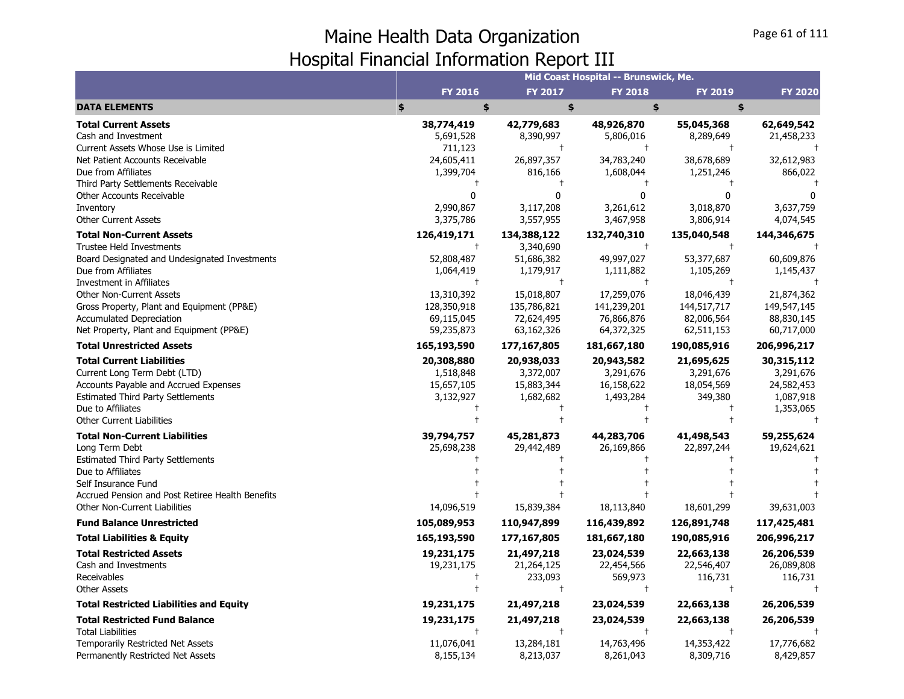# Maine Health Data Organization
## Hospital Financial Information Report III

| | Mid Coast Hospital -- Brunswick, Me. | | | | |
|---|---|---|---|---|---|
| | FY 2016 | FY 2017 | FY 2018 | FY 2019 | FY 2020 |
| **DATA ELEMENTS** | $ | $ | $ | $ | $ |
| **Total Current Assets** | **38,774,419** | **42,779,683** | **48,926,870** | **55,045,368** | **62,649,542** |
| Cash and Investment | 5,691,528 | 8,390,997 | 5,806,016 | 8,289,649 | 21,458,233 |
| Current Assets Whose Use is Limited | 711,123 | † | † | † | † |
| Net Patient Accounts Receivable | 24,605,411 | 26,897,357 | 34,783,240 | 38,678,689 | 32,612,983 |
| Due from Affiliates | 1,399,704 | 816,166 | 1,608,044 | 1,251,246 | 866,022 |
| Third Party Settlements Receivable | † | † | † | † | † |
| Other Accounts Receivable | 0 | 0 | 0 | 0 | 0 |
| Inventory | 2,990,867 | 3,117,208 | 3,261,612 | 3,018,870 | 3,637,759 |
| Other Current Assets | 3,375,786 | 3,557,955 | 3,467,958 | 3,806,914 | 4,074,545 |
| **Total Non-Current Assets** | **126,419,171** | **134,388,122** | **132,740,310** | **135,040,548** | **144,346,675** |
| Trustee Held Investments | † | 3,340,690 | † | † | † |
| Board Designated and Undesignated Investments | 52,808,487 | 51,686,382 | 49,997,027 | 53,377,687 | 60,609,876 |
| Due from Affiliates | 1,064,419 | 1,179,917 | 1,111,882 | 1,105,269 | 1,145,437 |
| Investment in Affiliates | † | † | † | † | † |
| Other Non-Current Assets | 13,310,392 | 15,018,807 | 17,259,076 | 18,046,439 | 21,874,362 |
| Gross Property, Plant and Equipment (PP&E) | 128,350,918 | 135,786,821 | 141,239,201 | 144,517,717 | 149,547,145 |
| Accumulated Depreciation | 69,115,045 | 72,624,495 | 76,866,876 | 82,006,564 | 88,830,145 |
| Net Property, Plant and Equipment (PP&E) | 59,235,873 | 63,162,326 | 64,372,325 | 62,511,153 | 60,717,000 |
| **Total Unrestricted Assets** | **165,193,590** | **177,167,805** | **181,667,180** | **190,085,916** | **206,996,217** |
| **Total Current Liabilities** | **20,308,880** | **20,938,033** | **20,943,582** | **21,695,625** | **30,315,112** |
| Current Long Term Debt (LTD) | 1,518,848 | 3,372,007 | 3,291,676 | 3,291,676 | 3,291,676 |
| Accounts Payable and Accrued Expenses | 15,657,105 | 15,883,344 | 16,158,622 | 18,054,569 | 24,582,453 |
| Estimated Third Party Settlements | 3,132,927 | 1,682,682 | 1,493,284 | 349,380 | 1,087,918 |
| Due to Affiliates | † | † | † | † | 1,353,065 |
| Other Current Liabilities | † | † | † | † | † |
| **Total Non-Current Liabilities** | **39,794,757** | **45,281,873** | **44,283,706** | **41,498,543** | **59,255,624** |
| Long Term Debt | 25,698,238 | 29,442,489 | 26,169,866 | 22,897,244 | 19,624,621 |
| Estimated Third Party Settlements | † | † | † | † | † |
| Due to Affiliates | † | † | † | † | † |
| Self Insurance Fund | † | † | † | † | † |
| Accrued Pension and Post Retiree Health Benefits | † | † | † | † | † |
| Other Non-Current Liabilities | 14,096,519 | 15,839,384 | 18,113,840 | 18,601,299 | 39,631,003 |
| **Fund Balance Unrestricted** | **105,089,953** | **110,947,899** | **116,439,892** | **126,891,748** | **117,425,481** |
| **Total Liabilities & Equity** | **165,193,590** | **177,167,805** | **181,667,180** | **190,085,916** | **206,996,217** |
| **Total Restricted Assets** | **19,231,175** | **21,497,218** | **23,024,539** | **22,663,138** | **26,206,539** |
| Cash and Investments | 19,231,175 | 21,264,125 | 22,454,566 | 22,546,407 | 26,089,808 |
| Receivables | † | 233,093 | 569,973 | 116,731 | 116,731 |
| Other Assets | † | † | † | † | † |
| **Total Restricted Liabilities and Equity** | **19,231,175** | **21,497,218** | **23,024,539** | **22,663,138** | **26,206,539** |
| **Total Restricted Fund Balance** | **19,231,175** | **21,497,218** | **23,024,539** | **22,663,138** | **26,206,539** |
| Total Liabilities | † | † | † | † | † |
| Temporarily Restricted Net Assets | 11,076,041 | 13,284,181 | 14,763,496 | 14,353,422 | 17,776,682 |
| Permanently Restricted Net Assets | 8,155,134 | 8,213,037 | 8,261,043 | 8,309,716 | 8,429,857 |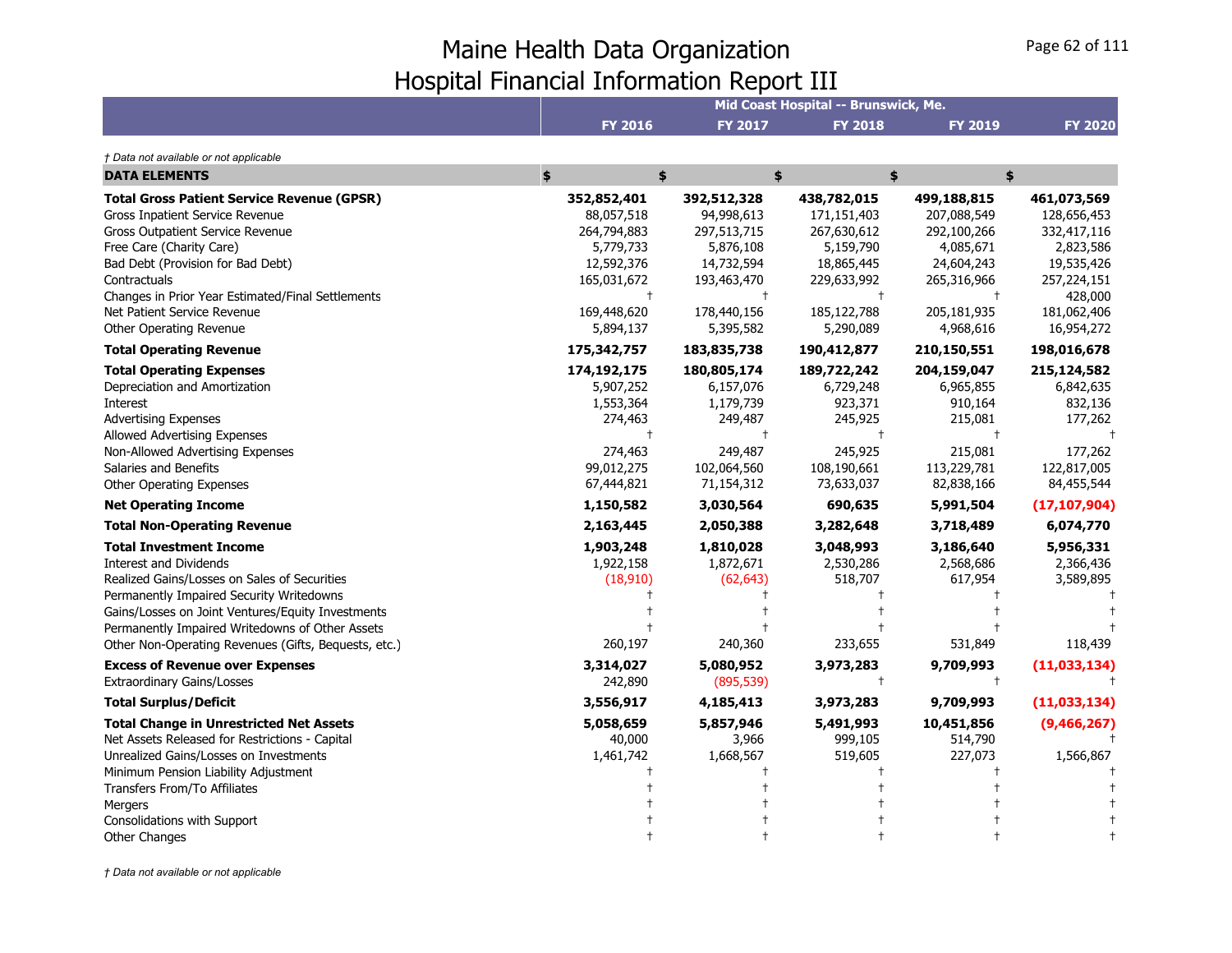# Maine Health Data Organization
## Hospital Financial Information Report III

| | Mid Coast Hospital -- Brunswick, Me. | | | | |
|---|---|---|---|---|---|
| | FY 2016 | FY 2017 | FY 2018 | FY 2019 | FY 2020 |

*† Data not available or not applicable*

| DATA ELEMENTS | $ | $ | $ | $ | $ |
|---|---|---|---|---|---|
| **Total Gross Patient Service Revenue (GPSR)** | **352,852,401** | **392,512,328** | **438,782,015** | **499,188,815** | **461,073,569** |
| Gross Inpatient Service Revenue | 88,057,518 | 94,998,613 | 171,151,403 | 207,088,549 | 128,656,453 |
| Gross Outpatient Service Revenue | 264,794,883 | 297,513,715 | 267,630,612 | 292,100,266 | 332,417,116 |
| Free Care (Charity Care) | 5,779,733 | 5,876,108 | 5,159,790 | 4,085,671 | 2,823,586 |
| Bad Debt (Provision for Bad Debt) | 12,592,376 | 14,732,594 | 18,865,445 | 24,604,243 | 19,535,426 |
| Contractuals | 165,031,672 | 193,463,470 | 229,633,992 | 265,316,966 | 257,224,151 |
| Changes in Prior Year Estimated/Final Settlements | † | † | † | † | 428,000 |
| Net Patient Service Revenue | 169,448,620 | 178,440,156 | 185,122,788 | 205,181,935 | 181,062,406 |
| Other Operating Revenue | 5,894,137 | 5,395,582 | 5,290,089 | 4,968,616 | 16,954,272 |
| **Total Operating Revenue** | **175,342,757** | **183,835,738** | **190,412,877** | **210,150,551** | **198,016,678** |
| **Total Operating Expenses** | **174,192,175** | **180,805,174** | **189,722,242** | **204,159,047** | **215,124,582** |
| Depreciation and Amortization | 5,907,252 | 6,157,076 | 6,729,248 | 6,965,855 | 6,842,635 |
| Interest | 1,553,364 | 1,179,739 | 923,371 | 910,164 | 832,136 |
| Advertising Expenses | 274,463 | 249,487 | 245,925 | 215,081 | 177,262 |
| Allowed Advertising Expenses | † | † | † | † | † |
| Non-Allowed Advertising Expenses | 274,463 | 249,487 | 245,925 | 215,081 | 177,262 |
| Salaries and Benefits | 99,012,275 | 102,064,560 | 108,190,661 | 113,229,781 | 122,817,005 |
| Other Operating Expenses | 67,444,821 | 71,154,312 | 73,633,037 | 82,838,166 | 84,455,544 |
| **Net Operating Income** | **1,150,582** | **3,030,564** | **690,635** | **5,991,504** | **(17,107,904)** |
| **Total Non-Operating Revenue** | **2,163,445** | **2,050,388** | **3,282,648** | **3,718,489** | **6,074,770** |
| **Total Investment Income** | **1,903,248** | **1,810,028** | **3,048,993** | **3,186,640** | **5,956,331** |
| Interest and Dividends | 1,922,158 | 1,872,671 | 2,530,286 | 2,568,686 | 2,366,436 |
| Realized Gains/Losses on Sales of Securities | (18,910) | (62,643) | 518,707 | 617,954 | 3,589,895 |
| Permanently Impaired Security Writedowns | † | † | † | † | † |
| Gains/Losses on Joint Ventures/Equity Investments | † | † | † | † | † |
| Permanently Impaired Writedowns of Other Assets | † | † | † | † | † |
| Other Non-Operating Revenues (Gifts, Bequests, etc.) | 260,197 | 240,360 | 233,655 | 531,849 | 118,439 |
| **Excess of Revenue over Expenses** | **3,314,027** | **5,080,952** | **3,973,283** | **9,709,993** | **(11,033,134)** |
| Extraordinary Gains/Losses | 242,890 | (895,539) | † | † | † |
| **Total Surplus/Deficit** | **3,556,917** | **4,185,413** | **3,973,283** | **9,709,993** | **(11,033,134)** |
| **Total Change in Unrestricted Net Assets** | **5,058,659** | **5,857,946** | **5,491,993** | **10,451,856** | **(9,466,267)** |
| Net Assets Released for Restrictions - Capital | 40,000 | 3,966 | 999,105 | 514,790 | † |
| Unrealized Gains/Losses on Investments | 1,461,742 | 1,668,567 | 519,605 | 227,073 | 1,566,867 |
| Minimum Pension Liability Adjustment | † | † | † | † | † |
| Transfers From/To Affiliates | † | † | † | † | † |
| Mergers | † | † | † | † | † |
| Consolidations with Support | † | † | † | † | † |
| Other Changes | † | † | † | † | † |

*† Data not available or not applicable*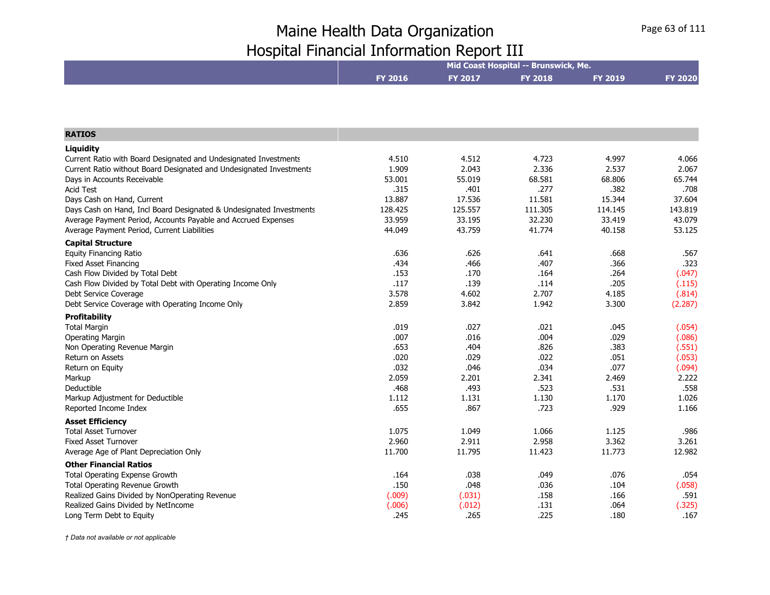# Maine Health Data Organization
# Hospital Financial Information Report III

| | Mid Coast Hospital -- Brunswick, Me. | | | | |
|---|---|---|---|---|---|
| | FY 2016 | FY 2017 | FY 2018 | FY 2019 | FY 2020 |
| **RATIOS** | | | | | |
| **Liquidity** | | | | | |
| Current Ratio with Board Designated and Undesignated Investments | 4.510 | 4.512 | 4.723 | 4.997 | 4.066 |
| Current Ratio without Board Designated and Undesignated Investments | 1.909 | 2.043 | 2.336 | 2.537 | 2.067 |
| Days in Accounts Receivable | 53.001 | 55.019 | 68.581 | 68.806 | 65.744 |
| Acid Test | .315 | .401 | .277 | .382 | .708 |
| Days Cash on Hand, Current | 13.887 | 17.536 | 11.581 | 15.344 | 37.604 |
| Days Cash on Hand, Incl Board Designated & Undesignated Investments | 128.425 | 125.557 | 111.305 | 114.145 | 143.819 |
| Average Payment Period, Accounts Payable and Accrued Expenses | 33.959 | 33.195 | 32.230 | 33.419 | 43.079 |
| Average Payment Period, Current Liabilities | 44.049 | 43.759 | 41.774 | 40.158 | 53.125 |
| **Capital Structure** | | | | | |
| Equity Financing Ratio | .636 | .626 | .641 | .668 | .567 |
| Fixed Asset Financing | .434 | .466 | .407 | .366 | .323 |
| Cash Flow Divided by Total Debt | .153 | .170 | .164 | .264 | (.047) |
| Cash Flow Divided by Total Debt with Operating Income Only | .117 | .139 | .114 | .205 | (.115) |
| Debt Service Coverage | 3.578 | 4.602 | 2.707 | 4.185 | (.814) |
| Debt Service Coverage with Operating Income Only | 2.859 | 3.842 | 1.942 | 3.300 | (2.287) |
| **Profitability** | | | | | |
| Total Margin | .019 | .027 | .021 | .045 | (.054) |
| Operating Margin | .007 | .016 | .004 | .029 | (.086) |
| Non Operating Revenue Margin | .653 | .404 | .826 | .383 | (.551) |
| Return on Assets | .020 | .029 | .022 | .051 | (.053) |
| Return on Equity | .032 | .046 | .034 | .077 | (.094) |
| Markup | 2.059 | 2.201 | 2.341 | 2.469 | 2.222 |
| Deductible | .468 | .493 | .523 | .531 | .558 |
| Markup Adjustment for Deductible | 1.112 | 1.131 | 1.130 | 1.170 | 1.026 |
| Reported Income Index | .655 | .867 | .723 | .929 | 1.166 |
| **Asset Efficiency** | | | | | |
| Total Asset Turnover | 1.075 | 1.049 | 1.066 | 1.125 | .986 |
| Fixed Asset Turnover | 2.960 | 2.911 | 2.958 | 3.362 | 3.261 |
| Average Age of Plant Depreciation Only | 11.700 | 11.795 | 11.423 | 11.773 | 12.982 |
| **Other Financial Ratios** | | | | | |
| Total Operating Expense Growth | .164 | .038 | .049 | .076 | .054 |
| Total Operating Revenue Growth | .150 | .048 | .036 | .104 | (.058) |
| Realized Gains Divided by NonOperating Revenue | (.009) | (.031) | .158 | .166 | .591 |
| Realized Gains Divided by NetIncome | (.006) | (.012) | .131 | .064 | (.325) |
| Long Term Debt to Equity | .245 | .265 | .225 | .180 | .167 |

*† Data not available or not applicable*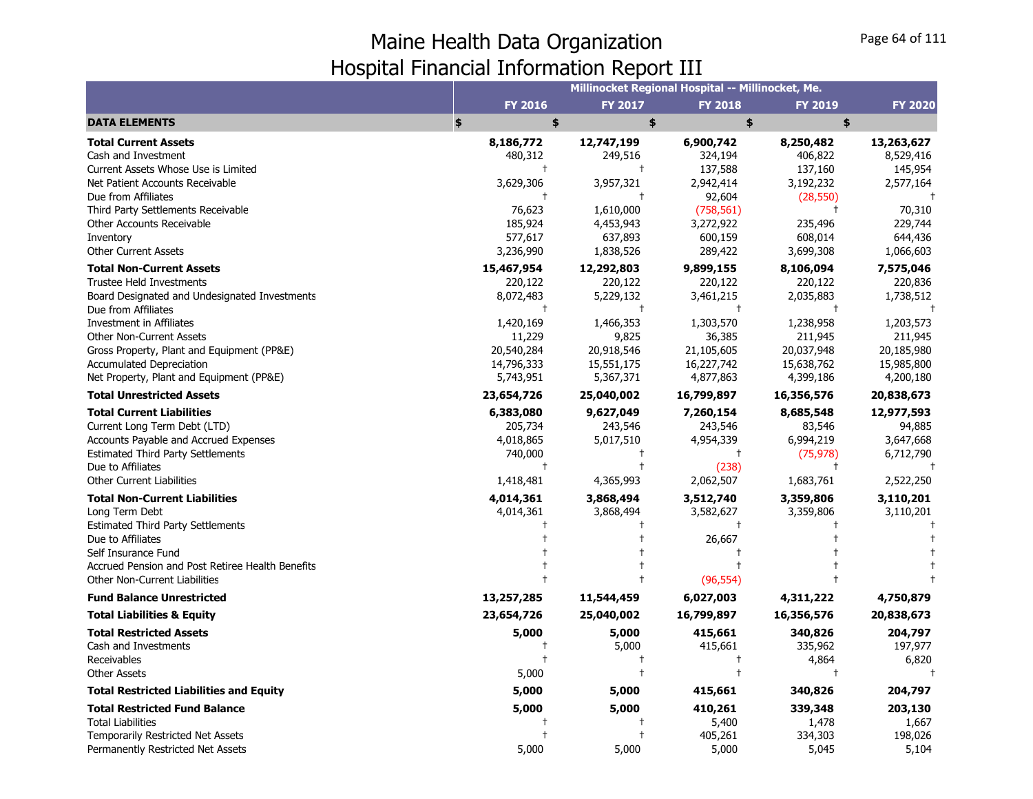# Maine Health Data Organization
## Hospital Financial Information Report III

| | Millinocket Regional Hospital -- Millinocket, Me. | | | | |
|---|---|---|---|---|---|
| | **FY 2016** | **FY 2017** | **FY 2018** | **FY 2019** | **FY 2020** |
| **DATA ELEMENTS** | **$** | **$** | **$** | **$** | **$** |
| **Total Current Assets** | **8,186,772** | **12,747,199** | **6,900,742** | **8,250,482** | **13,263,627** |
| Cash and Investment | 480,312 | 249,516 | 324,194 | 406,822 | 8,529,416 |
| Current Assets Whose Use is Limited | † | † | 137,588 | 137,160 | 145,954 |
| Net Patient Accounts Receivable | 3,629,306 | 3,957,321 | 2,942,414 | 3,192,232 | 2,577,164 |
| Due from Affiliates | † | † | 92,604 | (28,550) | † |
| Third Party Settlements Receivable | 76,623 | 1,610,000 | (758,561) | † | 70,310 |
| Other Accounts Receivable | 185,924 | 4,453,943 | 3,272,922 | 235,496 | 229,744 |
| Inventory | 577,617 | 637,893 | 600,159 | 608,014 | 644,436 |
| Other Current Assets | 3,236,990 | 1,838,526 | 289,422 | 3,699,308 | 1,066,603 |
| **Total Non-Current Assets** | **15,467,954** | **12,292,803** | **9,899,155** | **8,106,094** | **7,575,046** |
| Trustee Held Investments | 220,122 | 220,122 | 220,122 | 220,122 | 220,836 |
| Board Designated and Undesignated Investments | 8,072,483 | 5,229,132 | 3,461,215 | 2,035,883 | 1,738,512 |
| Due from Affiliates | † | † | † | † | † |
| Investment in Affiliates | 1,420,169 | 1,466,353 | 1,303,570 | 1,238,958 | 1,203,573 |
| Other Non-Current Assets | 11,229 | 9,825 | 36,385 | 211,945 | 211,945 |
| Gross Property, Plant and Equipment (PP&E) | 20,540,284 | 20,918,546 | 21,105,605 | 20,037,948 | 20,185,980 |
| Accumulated Depreciation | 14,796,333 | 15,551,175 | 16,227,742 | 15,638,762 | 15,985,800 |
| Net Property, Plant and Equipment (PP&E) | 5,743,951 | 5,367,371 | 4,877,863 | 4,399,186 | 4,200,180 |
| **Total Unrestricted Assets** | **23,654,726** | **25,040,002** | **16,799,897** | **16,356,576** | **20,838,673** |
| **Total Current Liabilities** | **6,383,080** | **9,627,049** | **7,260,154** | **8,685,548** | **12,977,593** |
| Current Long Term Debt (LTD) | 205,734 | 243,546 | 243,546 | 83,546 | 94,885 |
| Accounts Payable and Accrued Expenses | 4,018,865 | 5,017,510 | 4,954,339 | 6,994,219 | 3,647,668 |
| Estimated Third Party Settlements | 740,000 | † | † | (75,978) | 6,712,790 |
| Due to Affiliates | † | † | (238) | † | † |
| Other Current Liabilities | 1,418,481 | 4,365,993 | 2,062,507 | 1,683,761 | 2,522,250 |
| **Total Non-Current Liabilities** | **4,014,361** | **3,868,494** | **3,512,740** | **3,359,806** | **3,110,201** |
| Long Term Debt | 4,014,361 | 3,868,494 | 3,582,627 | 3,359,806 | 3,110,201 |
| Estimated Third Party Settlements | † | † | † | † | † |
| Due to Affiliates | † | † | 26,667 | † | † |
| Self Insurance Fund | † | † | † | † | † |
| Accrued Pension and Post Retiree Health Benefits | † | † | † | † | † |
| Other Non-Current Liabilities | † | † | (96,554) | † | † |
| **Fund Balance Unrestricted** | **13,257,285** | **11,544,459** | **6,027,003** | **4,311,222** | **4,750,879** |
| **Total Liabilities & Equity** | **23,654,726** | **25,040,002** | **16,799,897** | **16,356,576** | **20,838,673** |
| **Total Restricted Assets** | **5,000** | **5,000** | **415,661** | **340,826** | **204,797** |
| Cash and Investments | † | 5,000 | 415,661 | 335,962 | 197,977 |
| Receivables | † | † | † | 4,864 | 6,820 |
| Other Assets | 5,000 | † | † | † | † |
| **Total Restricted Liabilities and Equity** | **5,000** | **5,000** | **415,661** | **340,826** | **204,797** |
| **Total Restricted Fund Balance** | **5,000** | **5,000** | **410,261** | **339,348** | **203,130** |
| Total Liabilities | † | † | 5,400 | 1,478 | 1,667 |
| Temporarily Restricted Net Assets | † | † | 405,261 | 334,303 | 198,026 |
| Permanently Restricted Net Assets | 5,000 | 5,000 | 5,000 | 5,045 | 5,104 |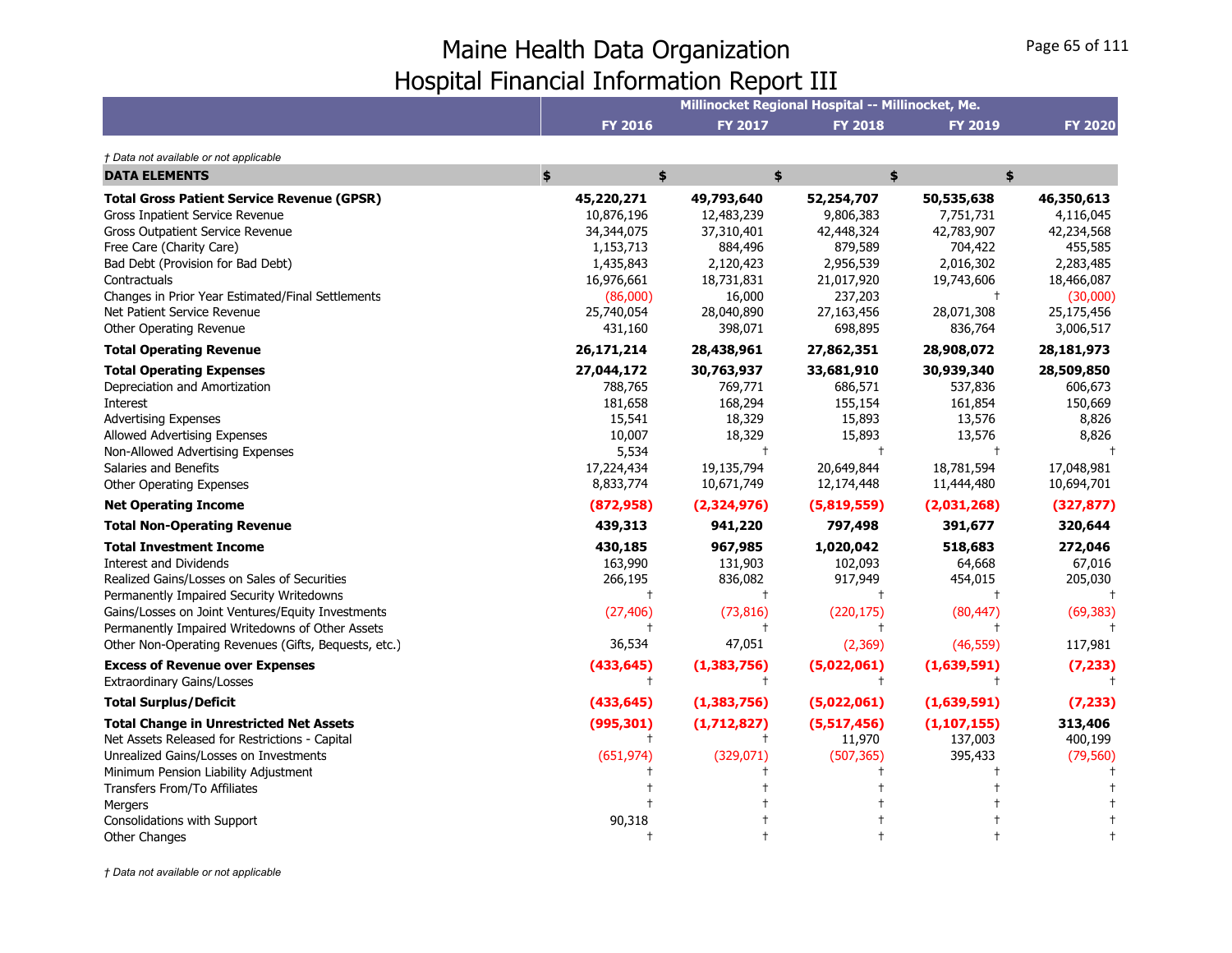# Maine Health Data Organization
## Hospital Financial Information Report III

| | Millinocket Regional Hospital -- Millinocket, Me. | | | | |
|---|---|---|---|---|---|
| | **FY 2016** | **FY 2017** | **FY 2018** | **FY 2019** | **FY 2020** |

*† Data not available or not applicable*

| **DATA ELEMENTS** | **$** | **$** | **$** | **$** | **$** |
|---|---|---|---|---|---|
| **Total Gross Patient Service Revenue (GPSR)** | **45,220,271** | **49,793,640** | **52,254,707** | **50,535,638** | **46,350,613** |
| Gross Inpatient Service Revenue | 10,876,196 | 12,483,239 | 9,806,383 | 7,751,731 | 4,116,045 |
| Gross Outpatient Service Revenue | 34,344,075 | 37,310,401 | 42,448,324 | 42,783,907 | 42,234,568 |
| Free Care (Charity Care) | 1,153,713 | 884,496 | 879,589 | 704,422 | 455,585 |
| Bad Debt (Provision for Bad Debt) | 1,435,843 | 2,120,423 | 2,956,539 | 2,016,302 | 2,283,485 |
| Contractuals | 16,976,661 | 18,731,831 | 21,017,920 | 19,743,606 | 18,466,087 |
| Changes in Prior Year Estimated/Final Settlements | (86,000) | 16,000 | 237,203 | † | (30,000) |
| Net Patient Service Revenue | 25,740,054 | 28,040,890 | 27,163,456 | 28,071,308 | 25,175,456 |
| Other Operating Revenue | 431,160 | 398,071 | 698,895 | 836,764 | 3,006,517 |
| **Total Operating Revenue** | **26,171,214** | **28,438,961** | **27,862,351** | **28,908,072** | **28,181,973** |
| **Total Operating Expenses** | **27,044,172** | **30,763,937** | **33,681,910** | **30,939,340** | **28,509,850** |
| Depreciation and Amortization | 788,765 | 769,771 | 686,571 | 537,836 | 606,673 |
| Interest | 181,658 | 168,294 | 155,154 | 161,854 | 150,669 |
| Advertising Expenses | 15,541 | 18,329 | 15,893 | 13,576 | 8,826 |
| Allowed Advertising Expenses | 10,007 | 18,329 | 15,893 | 13,576 | 8,826 |
| Non-Allowed Advertising Expenses | 5,534 | † | † | † | † |
| Salaries and Benefits | 17,224,434 | 19,135,794 | 20,649,844 | 18,781,594 | 17,048,981 |
| Other Operating Expenses | 8,833,774 | 10,671,749 | 12,174,448 | 11,444,480 | 10,694,701 |
| **Net Operating Income** | **(872,958)** | **(2,324,976)** | **(5,819,559)** | **(2,031,268)** | **(327,877)** |
| **Total Non-Operating Revenue** | **439,313** | **941,220** | **797,498** | **391,677** | **320,644** |
| **Total Investment Income** | **430,185** | **967,985** | **1,020,042** | **518,683** | **272,046** |
| Interest and Dividends | 163,990 | 131,903 | 102,093 | 64,668 | 67,016 |
| Realized Gains/Losses on Sales of Securities | 266,195 | 836,082 | 917,949 | 454,015 | 205,030 |
| Permanently Impaired Security Writedowns | † | † | † | † | † |
| Gains/Losses on Joint Ventures/Equity Investments | (27,406) | (73,816) | (220,175) | (80,447) | (69,383) |
| Permanently Impaired Writedowns of Other Assets | † | † | † | † | † |
| Other Non-Operating Revenues (Gifts, Bequests, etc.) | 36,534 | 47,051 | (2,369) | (46,559) | 117,981 |
| **Excess of Revenue over Expenses** | **(433,645)** | **(1,383,756)** | **(5,022,061)** | **(1,639,591)** | **(7,233)** |
| Extraordinary Gains/Losses | † | † | † | † | † |
| **Total Surplus/Deficit** | **(433,645)** | **(1,383,756)** | **(5,022,061)** | **(1,639,591)** | **(7,233)** |
| **Total Change in Unrestricted Net Assets** | **(995,301)** | **(1,712,827)** | **(5,517,456)** | **(1,107,155)** | **313,406** |
| Net Assets Released for Restrictions - Capital | † | † | 11,970 | 137,003 | 400,199 |
| Unrealized Gains/Losses on Investments | (651,974) | (329,071) | (507,365) | 395,433 | (79,560) |
| Minimum Pension Liability Adjustment | † | † | † | † | † |
| Transfers From/To Affiliates | † | † | † | † | † |
| Mergers | † | † | † | † | † |
| Consolidations with Support | 90,318 | † | † | † | † |
| Other Changes | † | † | † | † | † |

*† Data not available or not applicable*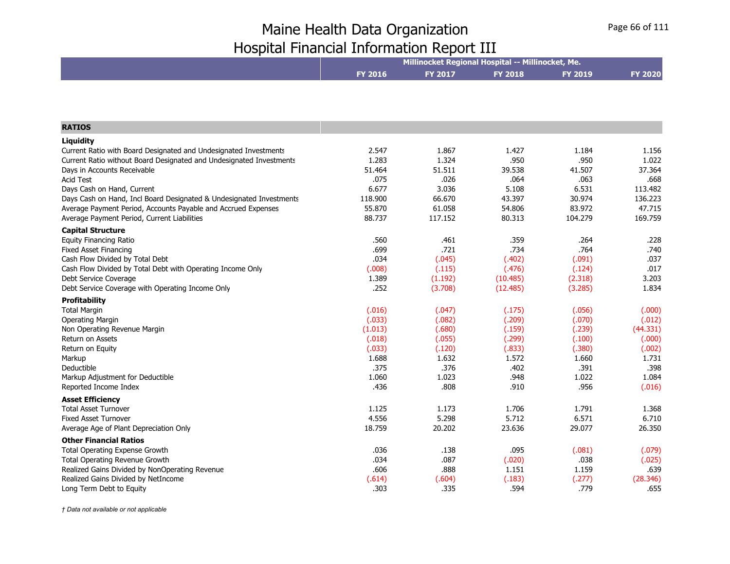# Maine Health Data Organization
## Hospital Financial Information Report III

| | Millinocket Regional Hospital -- Millinocket, Me. | | | | |
|---|---|---|---|---|---|
| | **FY 2016** | **FY 2017** | **FY 2018** | **FY 2019** | **FY 2020** |
| **RATIOS** | | | | | |
| **Liquidity** | | | | | |
| Current Ratio with Board Designated and Undesignated Investments | 2.547 | 1.867 | 1.427 | 1.184 | 1.156 |
| Current Ratio without Board Designated and Undesignated Investments | 1.283 | 1.324 | .950 | .950 | 1.022 |
| Days in Accounts Receivable | 51.464 | 51.511 | 39.538 | 41.507 | 37.364 |
| Acid Test | .075 | .026 | .064 | .063 | .668 |
| Days Cash on Hand, Current | 6.677 | 3.036 | 5.108 | 6.531 | 113.482 |
| Days Cash on Hand, Incl Board Designated & Undesignated Investments | 118.900 | 66.670 | 43.397 | 30.974 | 136.223 |
| Average Payment Period, Accounts Payable and Accrued Expenses | 55.870 | 61.058 | 54.806 | 83.972 | 47.715 |
| Average Payment Period, Current Liabilities | 88.737 | 117.152 | 80.313 | 104.279 | 169.759 |
| **Capital Structure** | | | | | |
| Equity Financing Ratio | .560 | .461 | .359 | .264 | .228 |
| Fixed Asset Financing | .699 | .721 | .734 | .764 | .740 |
| Cash Flow Divided by Total Debt | .034 | (.045) | (.402) | (.091) | .037 |
| Cash Flow Divided by Total Debt with Operating Income Only | (.008) | (.115) | (.476) | (.124) | .017 |
| Debt Service Coverage | 1.389 | (1.192) | (10.485) | (2.318) | 3.203 |
| Debt Service Coverage with Operating Income Only | .252 | (3.708) | (12.485) | (3.285) | 1.834 |
| **Profitability** | | | | | |
| Total Margin | (.016) | (.047) | (.175) | (.056) | (.000) |
| Operating Margin | (.033) | (.082) | (.209) | (.070) | (.012) |
| Non Operating Revenue Margin | (1.013) | (.680) | (.159) | (.239) | (44.331) |
| Return on Assets | (.018) | (.055) | (.299) | (.100) | (.000) |
| Return on Equity | (.033) | (.120) | (.833) | (.380) | (.002) |
| Markup | 1.688 | 1.632 | 1.572 | 1.660 | 1.731 |
| Deductible | .375 | .376 | .402 | .391 | .398 |
| Markup Adjustment for Deductible | 1.060 | 1.023 | .948 | 1.022 | 1.084 |
| Reported Income Index | .436 | .808 | .910 | .956 | (.016) |
| **Asset Efficiency** | | | | | |
| Total Asset Turnover | 1.125 | 1.173 | 1.706 | 1.791 | 1.368 |
| Fixed Asset Turnover | 4.556 | 5.298 | 5.712 | 6.571 | 6.710 |
| Average Age of Plant Depreciation Only | 18.759 | 20.202 | 23.636 | 29.077 | 26.350 |
| **Other Financial Ratios** | | | | | |
| Total Operating Expense Growth | .036 | .138 | .095 | (.081) | (.079) |
| Total Operating Revenue Growth | .034 | .087 | (.020) | .038 | (.025) |
| Realized Gains Divided by NonOperating Revenue | .606 | .888 | 1.151 | 1.159 | .639 |
| Realized Gains Divided by NetIncome | (.614) | (.604) | (.183) | (.277) | (28.346) |
| Long Term Debt to Equity | .303 | .335 | .594 | .779 | .655 |

*† Data not available or not applicable*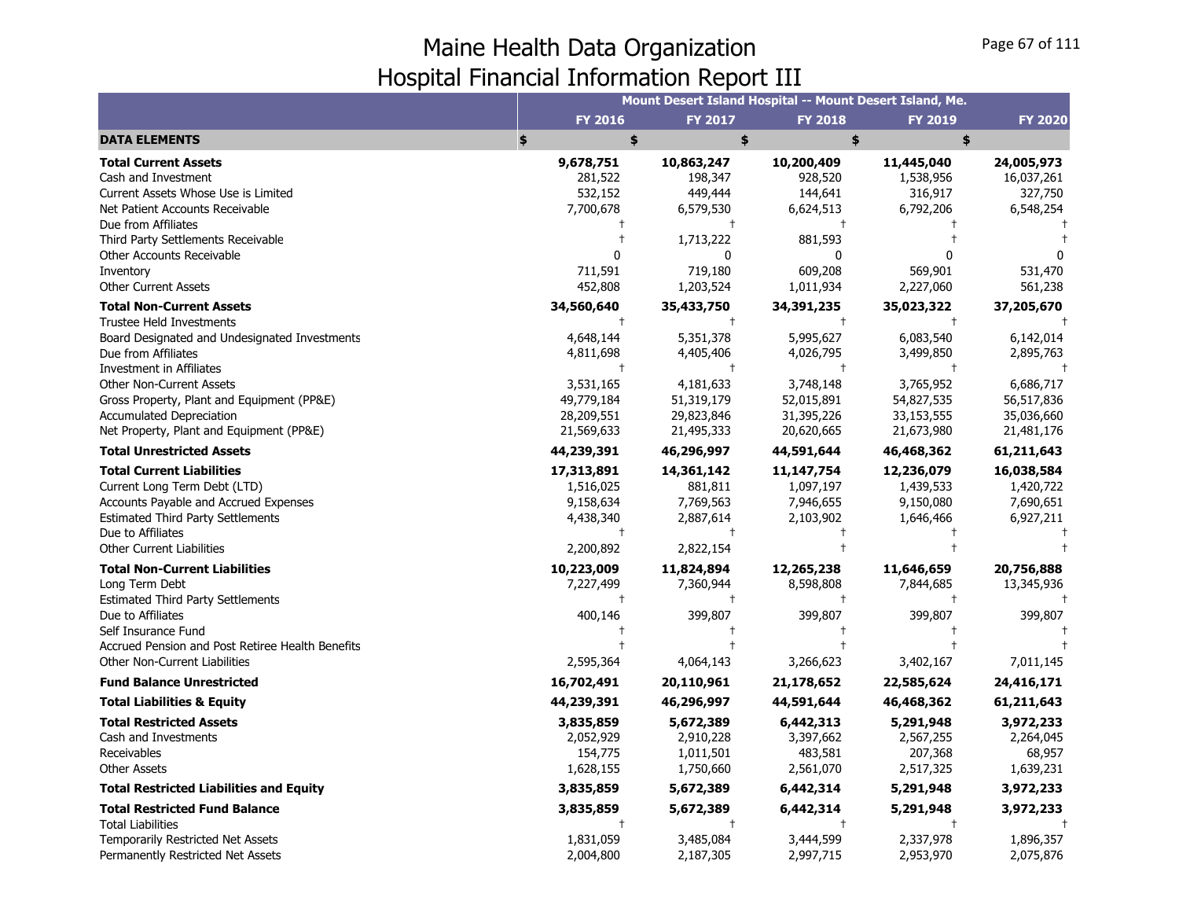# Maine Health Data Organization
## Hospital Financial Information Report III

| | Mount Desert Island Hospital -- Mount Desert Island, Me. | | | | |
|---|---|---|---|---|---|
| | FY 2016 | FY 2017 | FY 2018 | FY 2019 | FY 2020 |
| **DATA ELEMENTS** | $ | $ | $ | $ | $ |
| **Total Current Assets** | **9,678,751** | **10,863,247** | **10,200,409** | **11,445,040** | **24,005,973** |
| Cash and Investment | 281,522 | 198,347 | 928,520 | 1,538,956 | 16,037,261 |
| Current Assets Whose Use is Limited | 532,152 | 449,444 | 144,641 | 316,917 | 327,750 |
| Net Patient Accounts Receivable | 7,700,678 | 6,579,530 | 6,624,513 | 6,792,206 | 6,548,254 |
| Due from Affiliates | † | † | † | † | † |
| Third Party Settlements Receivable | † | 1,713,222 | 881,593 | † | † |
| Other Accounts Receivable | 0 | 0 | 0 | 0 | 0 |
| Inventory | 711,591 | 719,180 | 609,208 | 569,901 | 531,470 |
| Other Current Assets | 452,808 | 1,203,524 | 1,011,934 | 2,227,060 | 561,238 |
| **Total Non-Current Assets** | **34,560,640** | **35,433,750** | **34,391,235** | **35,023,322** | **37,205,670** |
| Trustee Held Investments | † | † | † | † | † |
| Board Designated and Undesignated Investments | 4,648,144 | 5,351,378 | 5,995,627 | 6,083,540 | 6,142,014 |
| Due from Affiliates | 4,811,698 | 4,405,406 | 4,026,795 | 3,499,850 | 2,895,763 |
| Investment in Affiliates | † | † | † | † | † |
| Other Non-Current Assets | 3,531,165 | 4,181,633 | 3,748,148 | 3,765,952 | 6,686,717 |
| Gross Property, Plant and Equipment (PP&E) | 49,779,184 | 51,319,179 | 52,015,891 | 54,827,535 | 56,517,836 |
| Accumulated Depreciation | 28,209,551 | 29,823,846 | 31,395,226 | 33,153,555 | 35,036,660 |
| Net Property, Plant and Equipment (PP&E) | 21,569,633 | 21,495,333 | 20,620,665 | 21,673,980 | 21,481,176 |
| **Total Unrestricted Assets** | **44,239,391** | **46,296,997** | **44,591,644** | **46,468,362** | **61,211,643** |
| **Total Current Liabilities** | **17,313,891** | **14,361,142** | **11,147,754** | **12,236,079** | **16,038,584** |
| Current Long Term Debt (LTD) | 1,516,025 | 881,811 | 1,097,197 | 1,439,533 | 1,420,722 |
| Accounts Payable and Accrued Expenses | 9,158,634 | 7,769,563 | 7,946,655 | 9,150,080 | 7,690,651 |
| Estimated Third Party Settlements | 4,438,340 | 2,887,614 | 2,103,902 | 1,646,466 | 6,927,211 |
| Due to Affiliates | † | † | † | † | † |
| Other Current Liabilities | 2,200,892 | 2,822,154 | † | † | † |
| **Total Non-Current Liabilities** | **10,223,009** | **11,824,894** | **12,265,238** | **11,646,659** | **20,756,888** |
| Long Term Debt | 7,227,499 | 7,360,944 | 8,598,808 | 7,844,685 | 13,345,936 |
| Estimated Third Party Settlements | † | † | † | † | † |
| Due to Affiliates | 400,146 | 399,807 | 399,807 | 399,807 | 399,807 |
| Self Insurance Fund | † | † | † | † | † |
| Accrued Pension and Post Retiree Health Benefits | † | † | † | † | † |
| Other Non-Current Liabilities | 2,595,364 | 4,064,143 | 3,266,623 | 3,402,167 | 7,011,145 |
| **Fund Balance Unrestricted** | **16,702,491** | **20,110,961** | **21,178,652** | **22,585,624** | **24,416,171** |
| **Total Liabilities & Equity** | **44,239,391** | **46,296,997** | **44,591,644** | **46,468,362** | **61,211,643** |
| **Total Restricted Assets** | **3,835,859** | **5,672,389** | **6,442,313** | **5,291,948** | **3,972,233** |
| Cash and Investments | 2,052,929 | 2,910,228 | 3,397,662 | 2,567,255 | 2,264,045 |
| Receivables | 154,775 | 1,011,501 | 483,581 | 207,368 | 68,957 |
| Other Assets | 1,628,155 | 1,750,660 | 2,561,070 | 2,517,325 | 1,639,231 |
| **Total Restricted Liabilities and Equity** | **3,835,859** | **5,672,389** | **6,442,314** | **5,291,948** | **3,972,233** |
| **Total Restricted Fund Balance** | **3,835,859** | **5,672,389** | **6,442,314** | **5,291,948** | **3,972,233** |
| Total Liabilities | † | † | † | † | † |
| Temporarily Restricted Net Assets | 1,831,059 | 3,485,084 | 3,444,599 | 2,337,978 | 1,896,357 |
| Permanently Restricted Net Assets | 2,004,800 | 2,187,305 | 2,997,715 | 2,953,970 | 2,075,876 |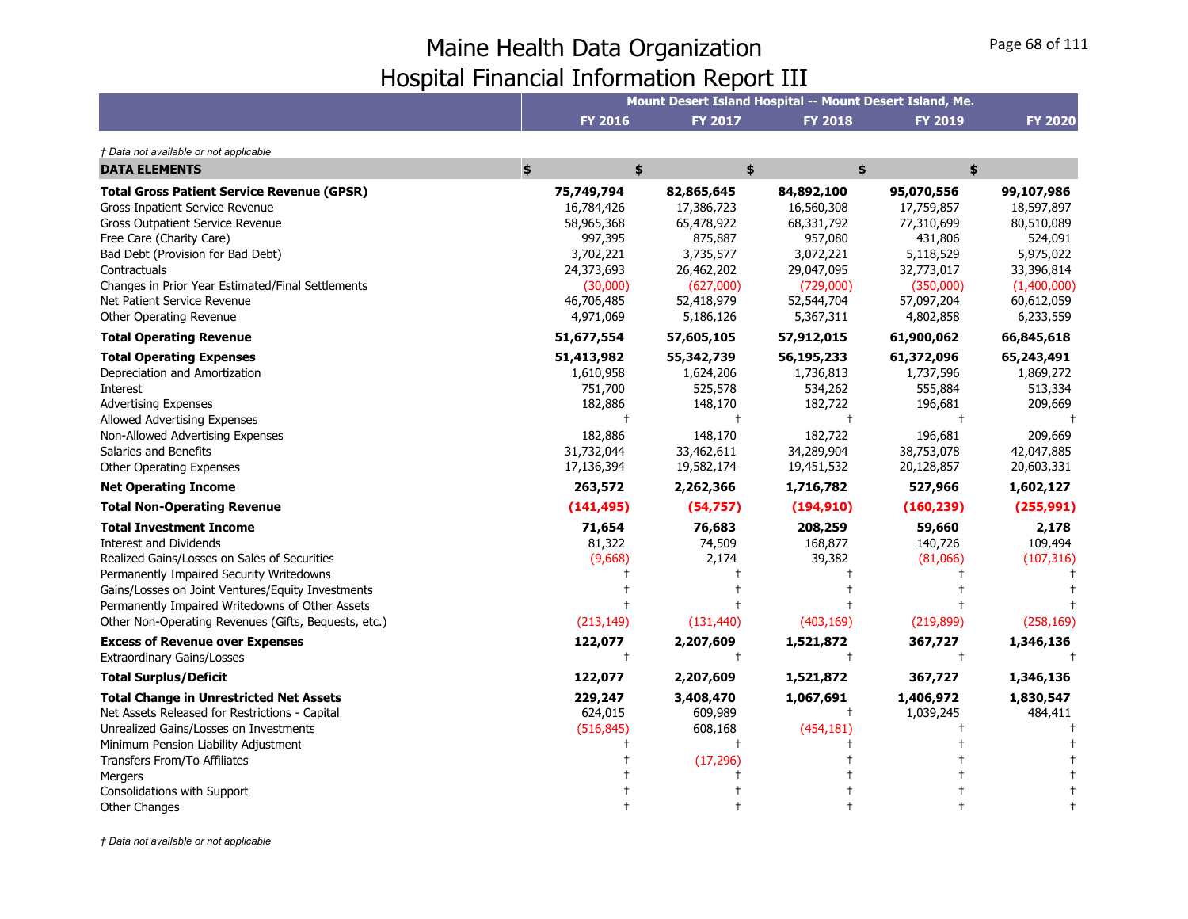# Maine Health Data Organization
## Hospital Financial Information Report III

| | Mount Desert Island Hospital -- Mount Desert Island, Me. | | | | |
|---|---|---|---|---|---|
| | **FY 2016** | **FY 2017** | **FY 2018** | **FY 2019** | **FY 2020** |

*† Data not available or not applicable*

| **DATA ELEMENTS** | **$** | **$** | **$** | **$** | **$** |
|---|---|---|---|---|---|
| **Total Gross Patient Service Revenue (GPSR)** | **75,749,794** | **82,865,645** | **84,892,100** | **95,070,556** | **99,107,986** |
| Gross Inpatient Service Revenue | 16,784,426 | 17,386,723 | 16,560,308 | 17,759,857 | 18,597,897 |
| Gross Outpatient Service Revenue | 58,965,368 | 65,478,922 | 68,331,792 | 77,310,699 | 80,510,089 |
| Free Care (Charity Care) | 997,395 | 875,887 | 957,080 | 431,806 | 524,091 |
| Bad Debt (Provision for Bad Debt) | 3,702,221 | 3,735,577 | 3,072,221 | 5,118,529 | 5,975,022 |
| Contractuals | 24,373,693 | 26,462,202 | 29,047,095 | 32,773,017 | 33,396,814 |
| Changes in Prior Year Estimated/Final Settlements | (30,000) | (627,000) | (729,000) | (350,000) | (1,400,000) |
| Net Patient Service Revenue | 46,706,485 | 52,418,979 | 52,544,704 | 57,097,204 | 60,612,059 |
| Other Operating Revenue | 4,971,069 | 5,186,126 | 5,367,311 | 4,802,858 | 6,233,559 |
| **Total Operating Revenue** | **51,677,554** | **57,605,105** | **57,912,015** | **61,900,062** | **66,845,618** |
| **Total Operating Expenses** | **51,413,982** | **55,342,739** | **56,195,233** | **61,372,096** | **65,243,491** |
| Depreciation and Amortization | 1,610,958 | 1,624,206 | 1,736,813 | 1,737,596 | 1,869,272 |
| Interest | 751,700 | 525,578 | 534,262 | 555,884 | 513,334 |
| Advertising Expenses | 182,886 | 148,170 | 182,722 | 196,681 | 209,669 |
| Allowed Advertising Expenses | † | † | † | † | † |
| Non-Allowed Advertising Expenses | 182,886 | 148,170 | 182,722 | 196,681 | 209,669 |
| Salaries and Benefits | 31,732,044 | 33,462,611 | 34,289,904 | 38,753,078 | 42,047,885 |
| Other Operating Expenses | 17,136,394 | 19,582,174 | 19,451,532 | 20,128,857 | 20,603,331 |
| **Net Operating Income** | **263,572** | **2,262,366** | **1,716,782** | **527,966** | **1,602,127** |
| **Total Non-Operating Revenue** | **(141,495)** | **(54,757)** | **(194,910)** | **(160,239)** | **(255,991)** |
| **Total Investment Income** | **71,654** | **76,683** | **208,259** | **59,660** | **2,178** |
| Interest and Dividends | 81,322 | 74,509 | 168,877 | 140,726 | 109,494 |
| Realized Gains/Losses on Sales of Securities | (9,668) | 2,174 | 39,382 | (81,066) | (107,316) |
| Permanently Impaired Security Writedowns | † | † | † | † | † |
| Gains/Losses on Joint Ventures/Equity Investments | † | † | † | † | † |
| Permanently Impaired Writedowns of Other Assets | † | † | † | † | † |
| Other Non-Operating Revenues (Gifts, Bequests, etc.) | (213,149) | (131,440) | (403,169) | (219,899) | (258,169) |
| **Excess of Revenue over Expenses** | **122,077** | **2,207,609** | **1,521,872** | **367,727** | **1,346,136** |
| Extraordinary Gains/Losses | † | † | † | † | † |
| **Total Surplus/Deficit** | **122,077** | **2,207,609** | **1,521,872** | **367,727** | **1,346,136** |
| **Total Change in Unrestricted Net Assets** | **229,247** | **3,408,470** | **1,067,691** | **1,406,972** | **1,830,547** |
| Net Assets Released for Restrictions - Capital | 624,015 | 609,989 | † | 1,039,245 | 484,411 |
| Unrealized Gains/Losses on Investments | (516,845) | 608,168 | (454,181) | † | † |
| Minimum Pension Liability Adjustment | † | † | † | † | † |
| Transfers From/To Affiliates | † | (17,296) | † | † | † |
| Mergers | † | † | † | † | † |
| Consolidations with Support | † | † | † | † | † |
| Other Changes | † | † | † | † | † |

*† Data not available or not applicable*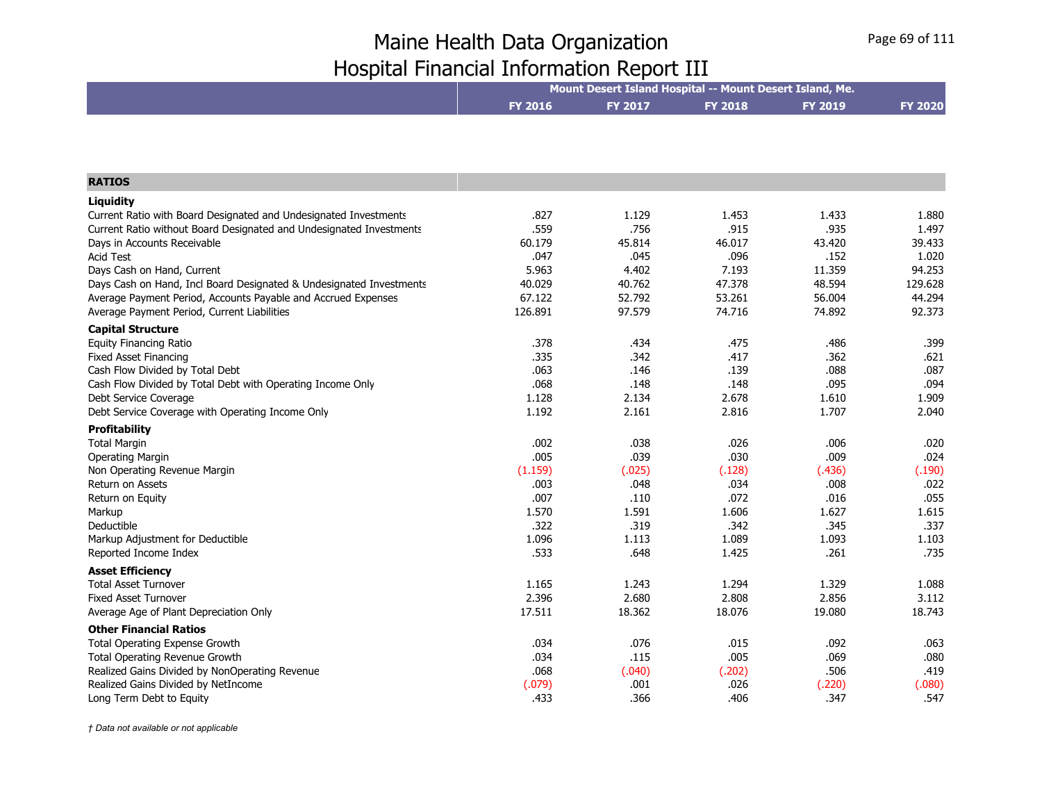# Maine Health Data Organization
## Hospital Financial Information Report III

| | Mount Desert Island Hospital -- Mount Desert Island, Me. | | | | |
|---|---|---|---|---|---|
| | FY 2016 | FY 2017 | FY 2018 | FY 2019 | FY 2020 |
| **RATIOS** | | | | | |
| **Liquidity** | | | | | |
| Current Ratio with Board Designated and Undesignated Investments | .827 | 1.129 | 1.453 | 1.433 | 1.880 |
| Current Ratio without Board Designated and Undesignated Investments | .559 | .756 | .915 | .935 | 1.497 |
| Days in Accounts Receivable | 60.179 | 45.814 | 46.017 | 43.420 | 39.433 |
| Acid Test | .047 | .045 | .096 | .152 | 1.020 |
| Days Cash on Hand, Current | 5.963 | 4.402 | 7.193 | 11.359 | 94.253 |
| Days Cash on Hand, Incl Board Designated & Undesignated Investments | 40.029 | 40.762 | 47.378 | 48.594 | 129.628 |
| Average Payment Period, Accounts Payable and Accrued Expenses | 67.122 | 52.792 | 53.261 | 56.004 | 44.294 |
| Average Payment Period, Current Liabilities | 126.891 | 97.579 | 74.716 | 74.892 | 92.373 |
| **Capital Structure** | | | | | |
| Equity Financing Ratio | .378 | .434 | .475 | .486 | .399 |
| Fixed Asset Financing | .335 | .342 | .417 | .362 | .621 |
| Cash Flow Divided by Total Debt | .063 | .146 | .139 | .088 | .087 |
| Cash Flow Divided by Total Debt with Operating Income Only | .068 | .148 | .148 | .095 | .094 |
| Debt Service Coverage | 1.128 | 2.134 | 2.678 | 1.610 | 1.909 |
| Debt Service Coverage with Operating Income Only | 1.192 | 2.161 | 2.816 | 1.707 | 2.040 |
| **Profitability** | | | | | |
| Total Margin | .002 | .038 | .026 | .006 | .020 |
| Operating Margin | .005 | .039 | .030 | .009 | .024 |
| Non Operating Revenue Margin | (1.159) | (.025) | (.128) | (.436) | (.190) |
| Return on Assets | .003 | .048 | .034 | .008 | .022 |
| Return on Equity | .007 | .110 | .072 | .016 | .055 |
| Markup | 1.570 | 1.591 | 1.606 | 1.627 | 1.615 |
| Deductible | .322 | .319 | .342 | .345 | .337 |
| Markup Adjustment for Deductible | 1.096 | 1.113 | 1.089 | 1.093 | 1.103 |
| Reported Income Index | .533 | .648 | 1.425 | .261 | .735 |
| **Asset Efficiency** | | | | | |
| Total Asset Turnover | 1.165 | 1.243 | 1.294 | 1.329 | 1.088 |
| Fixed Asset Turnover | 2.396 | 2.680 | 2.808 | 2.856 | 3.112 |
| Average Age of Plant Depreciation Only | 17.511 | 18.362 | 18.076 | 19.080 | 18.743 |
| **Other Financial Ratios** | | | | | |
| Total Operating Expense Growth | .034 | .076 | .015 | .092 | .063 |
| Total Operating Revenue Growth | .034 | .115 | .005 | .069 | .080 |
| Realized Gains Divided by NonOperating Revenue | .068 | (.040) | (.202) | .506 | .419 |
| Realized Gains Divided by NetIncome | (.079) | .001 | .026 | (.220) | (.080) |
| Long Term Debt to Equity | .433 | .366 | .406 | .347 | .547 |

*† Data not available or not applicable*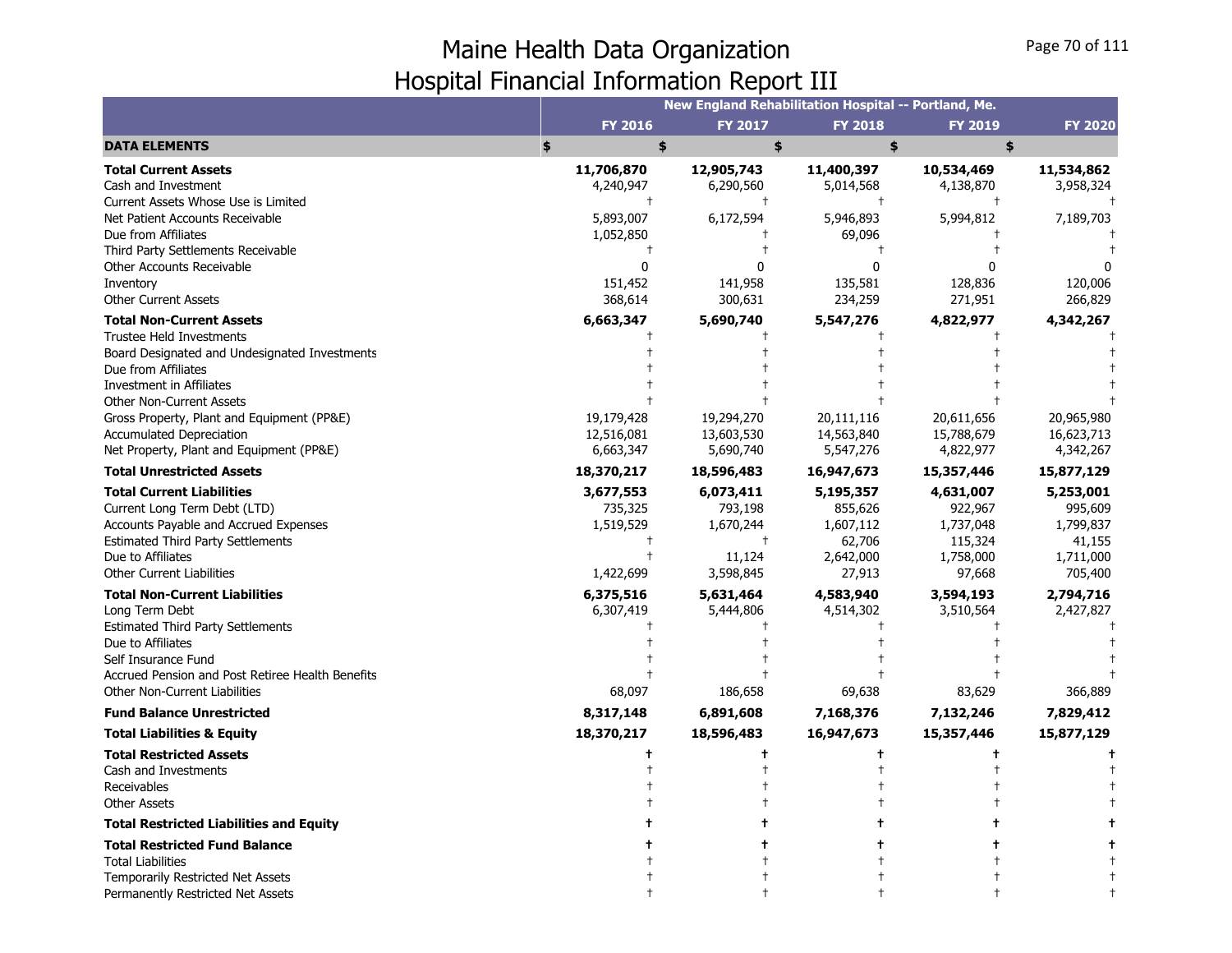# Maine Health Data Organization
## Hospital Financial Information Report III

| | New England Rehabilitation Hospital -- Portland, Me. | | | | |
|---|---|---|---|---|---|
| | FY 2016 | FY 2017 | FY 2018 | FY 2019 | FY 2020 |
| **DATA ELEMENTS** | $ | $ | $ | $ | $ |
| **Total Current Assets** | **11,706,870** | **12,905,743** | **11,400,397** | **10,534,469** | **11,534,862** |
| Cash and Investment | 4,240,947 | 6,290,560 | 5,014,568 | 4,138,870 | 3,958,324 |
| Current Assets Whose Use is Limited | † | † | † | † | † |
| Net Patient Accounts Receivable | 5,893,007 | 6,172,594 | 5,946,893 | 5,994,812 | 7,189,703 |
| Due from Affiliates | 1,052,850 | † | 69,096 | † | † |
| Third Party Settlements Receivable | † | † | † | † | † |
| Other Accounts Receivable | 0 | 0 | 0 | 0 | 0 |
| Inventory | 151,452 | 141,958 | 135,581 | 128,836 | 120,006 |
| Other Current Assets | 368,614 | 300,631 | 234,259 | 271,951 | 266,829 |
| **Total Non-Current Assets** | **6,663,347** | **5,690,740** | **5,547,276** | **4,822,977** | **4,342,267** |
| Trustee Held Investments | † | † | † | † | † |
| Board Designated and Undesignated Investments | † | † | † | † | † |
| Due from Affiliates | † | † | † | † | † |
| Investment in Affiliates | † | † | † | † | † |
| Other Non-Current Assets | † | † | † | † | † |
| Gross Property, Plant and Equipment (PP&E) | 19,179,428 | 19,294,270 | 20,111,116 | 20,611,656 | 20,965,980 |
| Accumulated Depreciation | 12,516,081 | 13,603,530 | 14,563,840 | 15,788,679 | 16,623,713 |
| Net Property, Plant and Equipment (PP&E) | 6,663,347 | 5,690,740 | 5,547,276 | 4,822,977 | 4,342,267 |
| **Total Unrestricted Assets** | **18,370,217** | **18,596,483** | **16,947,673** | **15,357,446** | **15,877,129** |
| **Total Current Liabilities** | **3,677,553** | **6,073,411** | **5,195,357** | **4,631,007** | **5,253,001** |
| Current Long Term Debt (LTD) | 735,325 | 793,198 | 855,626 | 922,967 | 995,609 |
| Accounts Payable and Accrued Expenses | 1,519,529 | 1,670,244 | 1,607,112 | 1,737,048 | 1,799,837 |
| Estimated Third Party Settlements | † | † | 62,706 | 115,324 | 41,155 |
| Due to Affiliates | † | 11,124 | 2,642,000 | 1,758,000 | 1,711,000 |
| Other Current Liabilities | 1,422,699 | 3,598,845 | 27,913 | 97,668 | 705,400 |
| **Total Non-Current Liabilities** | **6,375,516** | **5,631,464** | **4,583,940** | **3,594,193** | **2,794,716** |
| Long Term Debt | 6,307,419 | 5,444,806 | 4,514,302 | 3,510,564 | 2,427,827 |
| Estimated Third Party Settlements | † | † | † | † | † |
| Due to Affiliates | † | † | † | † | † |
| Self Insurance Fund | † | † | † | † | † |
| Accrued Pension and Post Retiree Health Benefits | † | † | † | † | † |
| Other Non-Current Liabilities | 68,097 | 186,658 | 69,638 | 83,629 | 366,889 |
| **Fund Balance Unrestricted** | **8,317,148** | **6,891,608** | **7,168,376** | **7,132,246** | **7,829,412** |
| **Total Liabilities & Equity** | **18,370,217** | **18,596,483** | **16,947,673** | **15,357,446** | **15,877,129** |
| **Total Restricted Assets** | **†** | **†** | **†** | **†** | **†** |
| Cash and Investments | † | † | † | † | † |
| Receivables | † | † | † | † | † |
| Other Assets | † | † | † | † | † |
| **Total Restricted Liabilities and Equity** | **†** | **†** | **†** | **†** | **†** |
| **Total Restricted Fund Balance** | **†** | **†** | **†** | **†** | **†** |
| Total Liabilities | † | † | † | † | † |
| Temporarily Restricted Net Assets | † | † | † | † | † |
| Permanently Restricted Net Assets | † | † | † | † | † |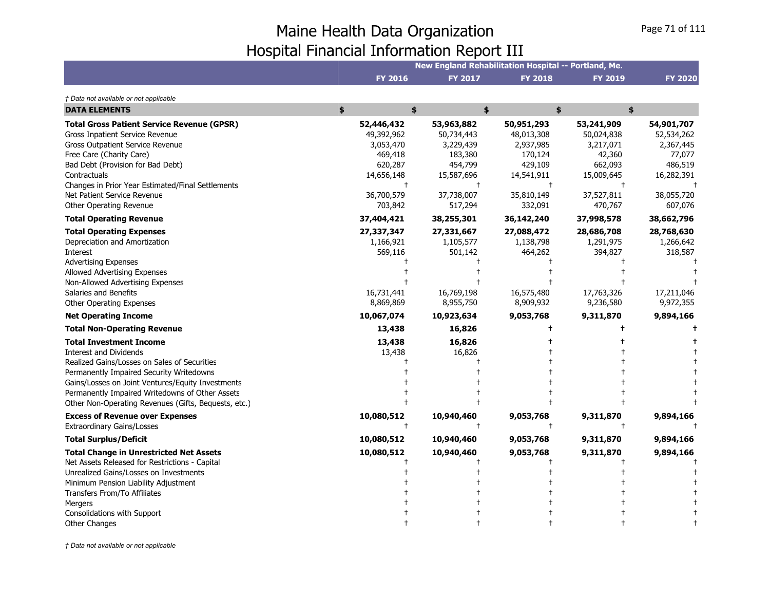# Maine Health Data Organization
## Hospital Financial Information Report III

*† Data not available or not applicable*

| | New England Rehabilitation Hospital -- Portland, Me. | | | | |
|---|---|---|---|---|---|
| | **FY 2016** | **FY 2017** | **FY 2018** | **FY 2019** | **FY 2020** |
| **DATA ELEMENTS** | **$** | **$** | **$** | **$** | **$** |
| **Total Gross Patient Service Revenue (GPSR)** | **52,446,432** | **53,963,882** | **50,951,293** | **53,241,909** | **54,901,707** |
| Gross Inpatient Service Revenue | 49,392,962 | 50,734,443 | 48,013,308 | 50,024,838 | 52,534,262 |
| Gross Outpatient Service Revenue | 3,053,470 | 3,229,439 | 2,937,985 | 3,217,071 | 2,367,445 |
| Free Care (Charity Care) | 469,418 | 183,380 | 170,124 | 42,360 | 77,077 |
| Bad Debt (Provision for Bad Debt) | 620,287 | 454,799 | 429,109 | 662,093 | 486,519 |
| Contractuals | 14,656,148 | 15,587,696 | 14,541,911 | 15,009,645 | 16,282,391 |
| Changes in Prior Year Estimated/Final Settlements | † | † | † | † | † |
| Net Patient Service Revenue | 36,700,579 | 37,738,007 | 35,810,149 | 37,527,811 | 38,055,720 |
| Other Operating Revenue | 703,842 | 517,294 | 332,091 | 470,767 | 607,076 |
| **Total Operating Revenue** | **37,404,421** | **38,255,301** | **36,142,240** | **37,998,578** | **38,662,796** |
| **Total Operating Expenses** | **27,337,347** | **27,331,667** | **27,088,472** | **28,686,708** | **28,768,630** |
| Depreciation and Amortization | 1,166,921 | 1,105,577 | 1,138,798 | 1,291,975 | 1,266,642 |
| Interest | 569,116 | 501,142 | 464,262 | 394,827 | 318,587 |
| Advertising Expenses | † | † | † | † | † |
| Allowed Advertising Expenses | † | † | † | † | † |
| Non-Allowed Advertising Expenses | † | † | † | † | † |
| Salaries and Benefits | 16,731,441 | 16,769,198 | 16,575,480 | 17,763,326 | 17,211,046 |
| Other Operating Expenses | 8,869,869 | 8,955,750 | 8,909,932 | 9,236,580 | 9,972,355 |
| **Net Operating Income** | **10,067,074** | **10,923,634** | **9,053,768** | **9,311,870** | **9,894,166** |
| **Total Non-Operating Revenue** | **13,438** | **16,826** | **†** | **†** | **†** |
| **Total Investment Income** | **13,438** | **16,826** | **†** | **†** | **†** |
| Interest and Dividends | 13,438 | 16,826 | † | † | † |
| Realized Gains/Losses on Sales of Securities | † | † | † | † | † |
| Permanently Impaired Security Writedowns | † | † | † | † | † |
| Gains/Losses on Joint Ventures/Equity Investments | † | † | † | † | † |
| Permanently Impaired Writedowns of Other Assets | † | † | † | † | † |
| Other Non-Operating Revenues (Gifts, Bequests, etc.) | † | † | † | † | † |
| **Excess of Revenue over Expenses** | **10,080,512** | **10,940,460** | **9,053,768** | **9,311,870** | **9,894,166** |
| Extraordinary Gains/Losses | † | † | † | † | † |
| **Total Surplus/Deficit** | **10,080,512** | **10,940,460** | **9,053,768** | **9,311,870** | **9,894,166** |
| **Total Change in Unrestricted Net Assets** | **10,080,512** | **10,940,460** | **9,053,768** | **9,311,870** | **9,894,166** |
| Net Assets Released for Restrictions - Capital | † | † | † | † | † |
| Unrealized Gains/Losses on Investments | † | † | † | † | † |
| Minimum Pension Liability Adjustment | † | † | † | † | † |
| Transfers From/To Affiliates | † | † | † | † | † |
| Mergers | † | † | † | † | † |
| Consolidations with Support | † | † | † | † | † |
| Other Changes | † | † | † | † | † |

*† Data not available or not applicable*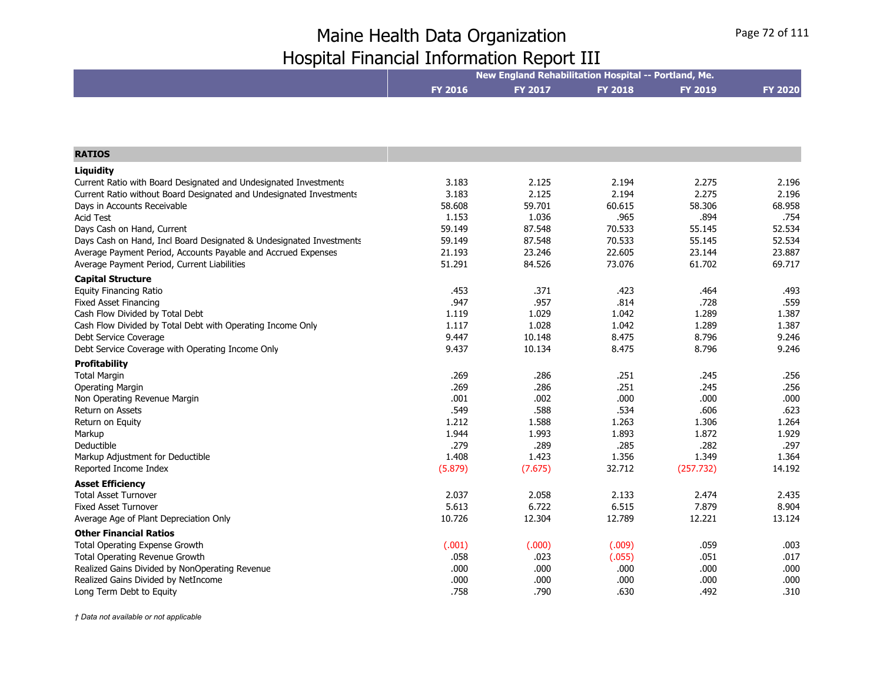# Maine Health Data Organization
# Hospital Financial Information Report III

| | New England Rehabilitation Hospital -- Portland, Me. | | | | |
|---|---|---|---|---|---|
| | FY 2016 | FY 2017 | FY 2018 | FY 2019 | FY 2020 |
| **RATIOS** | | | | | |
| **Liquidity** | | | | | |
| Current Ratio with Board Designated and Undesignated Investments | 3.183 | 2.125 | 2.194 | 2.275 | 2.196 |
| Current Ratio without Board Designated and Undesignated Investments | 3.183 | 2.125 | 2.194 | 2.275 | 2.196 |
| Days in Accounts Receivable | 58.608 | 59.701 | 60.615 | 58.306 | 68.958 |
| Acid Test | 1.153 | 1.036 | .965 | .894 | .754 |
| Days Cash on Hand, Current | 59.149 | 87.548 | 70.533 | 55.145 | 52.534 |
| Days Cash on Hand, Incl Board Designated & Undesignated Investments | 59.149 | 87.548 | 70.533 | 55.145 | 52.534 |
| Average Payment Period, Accounts Payable and Accrued Expenses | 21.193 | 23.246 | 22.605 | 23.144 | 23.887 |
| Average Payment Period, Current Liabilities | 51.291 | 84.526 | 73.076 | 61.702 | 69.717 |
| **Capital Structure** | | | | | |
| Equity Financing Ratio | .453 | .371 | .423 | .464 | .493 |
| Fixed Asset Financing | .947 | .957 | .814 | .728 | .559 |
| Cash Flow Divided by Total Debt | 1.119 | 1.029 | 1.042 | 1.289 | 1.387 |
| Cash Flow Divided by Total Debt with Operating Income Only | 1.117 | 1.028 | 1.042 | 1.289 | 1.387 |
| Debt Service Coverage | 9.447 | 10.148 | 8.475 | 8.796 | 9.246 |
| Debt Service Coverage with Operating Income Only | 9.437 | 10.134 | 8.475 | 8.796 | 9.246 |
| **Profitability** | | | | | |
| Total Margin | .269 | .286 | .251 | .245 | .256 |
| Operating Margin | .269 | .286 | .251 | .245 | .256 |
| Non Operating Revenue Margin | .001 | .002 | .000 | .000 | .000 |
| Return on Assets | .549 | .588 | .534 | .606 | .623 |
| Return on Equity | 1.212 | 1.588 | 1.263 | 1.306 | 1.264 |
| Markup | 1.944 | 1.993 | 1.893 | 1.872 | 1.929 |
| Deductible | .279 | .289 | .285 | .282 | .297 |
| Markup Adjustment for Deductible | 1.408 | 1.423 | 1.356 | 1.349 | 1.364 |
| Reported Income Index | (5.879) | (7.675) | 32.712 | (257.732) | 14.192 |
| **Asset Efficiency** | | | | | |
| Total Asset Turnover | 2.037 | 2.058 | 2.133 | 2.474 | 2.435 |
| Fixed Asset Turnover | 5.613 | 6.722 | 6.515 | 7.879 | 8.904 |
| Average Age of Plant Depreciation Only | 10.726 | 12.304 | 12.789 | 12.221 | 13.124 |
| **Other Financial Ratios** | | | | | |
| Total Operating Expense Growth | (.001) | (.000) | (.009) | .059 | .003 |
| Total Operating Revenue Growth | .058 | .023 | (.055) | .051 | .017 |
| Realized Gains Divided by NonOperating Revenue | .000 | .000 | .000 | .000 | .000 |
| Realized Gains Divided by NetIncome | .000 | .000 | .000 | .000 | .000 |
| Long Term Debt to Equity | .758 | .790 | .630 | .492 | .310 |

*† Data not available or not applicable*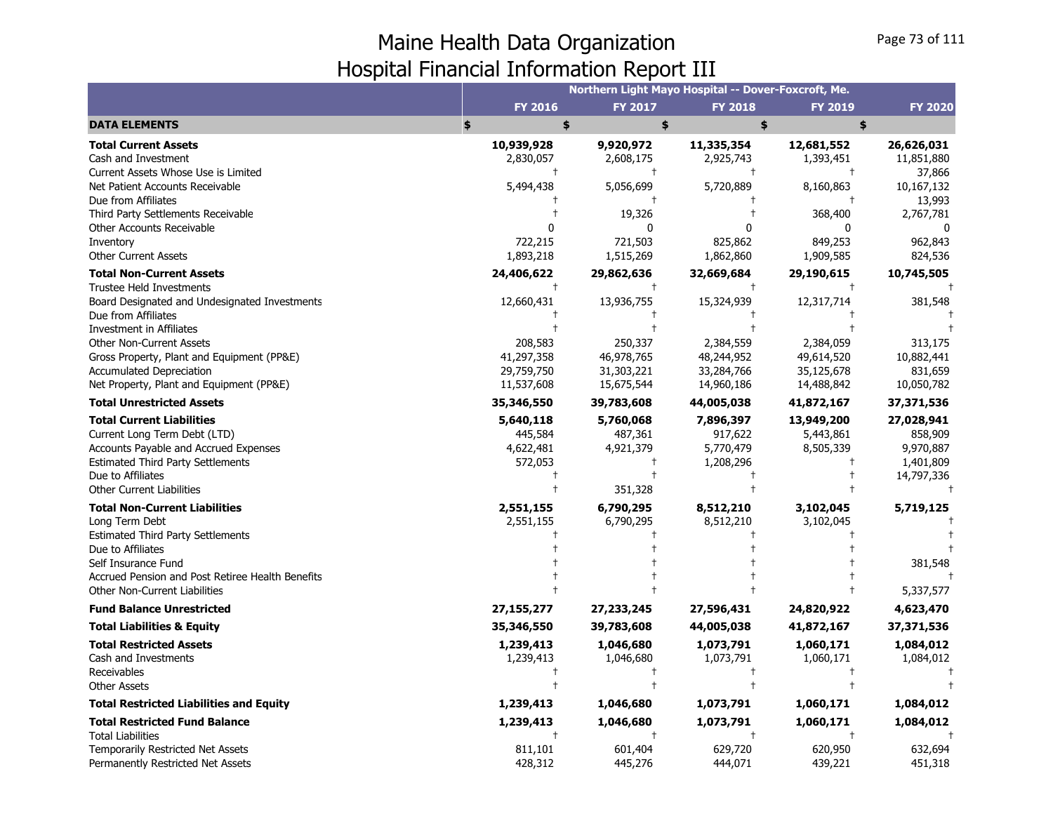# Maine Health Data Organization
## Hospital Financial Information Report III

| | Northern Light Mayo Hospital -- Dover-Foxcroft, Me. | | | | |
|---|---|---|---|---|---|
| | FY 2016 | FY 2017 | FY 2018 | FY 2019 | FY 2020 |
| **DATA ELEMENTS** | $ | $ | $ | $ | $ |
| **Total Current Assets** | **10,939,928** | **9,920,972** | **11,335,354** | **12,681,552** | **26,626,031** |
| Cash and Investment | 2,830,057 | 2,608,175 | 2,925,743 | 1,393,451 | 11,851,880 |
| Current Assets Whose Use is Limited | † | † | † | † | 37,866 |
| Net Patient Accounts Receivable | 5,494,438 | 5,056,699 | 5,720,889 | 8,160,863 | 10,167,132 |
| Due from Affiliates | † | † | † | † | 13,993 |
| Third Party Settlements Receivable | † | 19,326 | † | 368,400 | 2,767,781 |
| Other Accounts Receivable | 0 | 0 | 0 | 0 | 0 |
| Inventory | 722,215 | 721,503 | 825,862 | 849,253 | 962,843 |
| Other Current Assets | 1,893,218 | 1,515,269 | 1,862,860 | 1,909,585 | 824,536 |
| **Total Non-Current Assets** | **24,406,622** | **29,862,636** | **32,669,684** | **29,190,615** | **10,745,505** |
| Trustee Held Investments | † | † | † | † | † |
| Board Designated and Undesignated Investments | 12,660,431 | 13,936,755 | 15,324,939 | 12,317,714 | 381,548 |
| Due from Affiliates | † | † | † | † | † |
| Investment in Affiliates | † | † | † | † | † |
| Other Non-Current Assets | 208,583 | 250,337 | 2,384,559 | 2,384,059 | 313,175 |
| Gross Property, Plant and Equipment (PP&E) | 41,297,358 | 46,978,765 | 48,244,952 | 49,614,520 | 10,882,441 |
| Accumulated Depreciation | 29,759,750 | 31,303,221 | 33,284,766 | 35,125,678 | 831,659 |
| Net Property, Plant and Equipment (PP&E) | 11,537,608 | 15,675,544 | 14,960,186 | 14,488,842 | 10,050,782 |
| **Total Unrestricted Assets** | **35,346,550** | **39,783,608** | **44,005,038** | **41,872,167** | **37,371,536** |
| **Total Current Liabilities** | **5,640,118** | **5,760,068** | **7,896,397** | **13,949,200** | **27,028,941** |
| Current Long Term Debt (LTD) | 445,584 | 487,361 | 917,622 | 5,443,861 | 858,909 |
| Accounts Payable and Accrued Expenses | 4,622,481 | 4,921,379 | 5,770,479 | 8,505,339 | 9,970,887 |
| Estimated Third Party Settlements | 572,053 | † | 1,208,296 | † | 1,401,809 |
| Due to Affiliates | † | † | † | † | 14,797,336 |
| Other Current Liabilities | † | 351,328 | † | † | † |
| **Total Non-Current Liabilities** | **2,551,155** | **6,790,295** | **8,512,210** | **3,102,045** | **5,719,125** |
| Long Term Debt | 2,551,155 | 6,790,295 | 8,512,210 | 3,102,045 | † |
| Estimated Third Party Settlements | † | † | † | † | † |
| Due to Affiliates | † | † | † | † | † |
| Self Insurance Fund | † | † | † | † | 381,548 |
| Accrued Pension and Post Retiree Health Benefits | † | † | † | † | † |
| Other Non-Current Liabilities | † | † | † | † | 5,337,577 |
| **Fund Balance Unrestricted** | **27,155,277** | **27,233,245** | **27,596,431** | **24,820,922** | **4,623,470** |
| **Total Liabilities & Equity** | **35,346,550** | **39,783,608** | **44,005,038** | **41,872,167** | **37,371,536** |
| **Total Restricted Assets** | **1,239,413** | **1,046,680** | **1,073,791** | **1,060,171** | **1,084,012** |
| Cash and Investments | 1,239,413 | 1,046,680 | 1,073,791 | 1,060,171 | 1,084,012 |
| Receivables | † | † | † | † | † |
| Other Assets | † | † | † | † | † |
| **Total Restricted Liabilities and Equity** | **1,239,413** | **1,046,680** | **1,073,791** | **1,060,171** | **1,084,012** |
| **Total Restricted Fund Balance** | **1,239,413** | **1,046,680** | **1,073,791** | **1,060,171** | **1,084,012** |
| Total Liabilities | † | † | † | † | † |
| Temporarily Restricted Net Assets | 811,101 | 601,404 | 629,720 | 620,950 | 632,694 |
| Permanently Restricted Net Assets | 428,312 | 445,276 | 444,071 | 439,221 | 451,318 |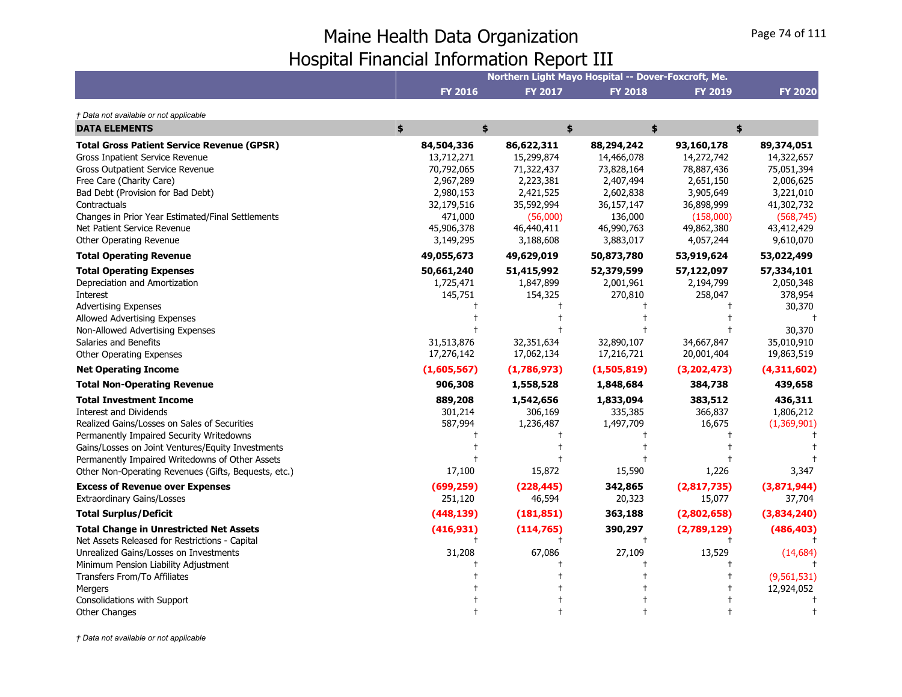# Maine Health Data Organization
## Hospital Financial Information Report III

| | Northern Light Mayo Hospital -- Dover-Foxcroft, Me. | | | | |
|---|---|---|---|---|---|
| | **FY 2016** | **FY 2017** | **FY 2018** | **FY 2019** | **FY 2020** |

*† Data not available or not applicable*

| **DATA ELEMENTS** | **$** | **$** | **$** | **$** | **$** |
|---|---|---|---|---|---|
| **Total Gross Patient Service Revenue (GPSR)** | **84,504,336** | **86,622,311** | **88,294,242** | **93,160,178** | **89,374,051** |
| Gross Inpatient Service Revenue | 13,712,271 | 15,299,874 | 14,466,078 | 14,272,742 | 14,322,657 |
| Gross Outpatient Service Revenue | 70,792,065 | 71,322,437 | 73,828,164 | 78,887,436 | 75,051,394 |
| Free Care (Charity Care) | 2,967,289 | 2,223,381 | 2,407,494 | 2,651,150 | 2,006,625 |
| Bad Debt (Provision for Bad Debt) | 2,980,153 | 2,421,525 | 2,602,838 | 3,905,649 | 3,221,010 |
| Contractuals | 32,179,516 | 35,592,994 | 36,157,147 | 36,898,999 | 41,302,732 |
| Changes in Prior Year Estimated/Final Settlements | 471,000 | (56,000) | 136,000 | (158,000) | (568,745) |
| Net Patient Service Revenue | 45,906,378 | 46,440,411 | 46,990,763 | 49,862,380 | 43,412,429 |
| Other Operating Revenue | 3,149,295 | 3,188,608 | 3,883,017 | 4,057,244 | 9,610,070 |
| **Total Operating Revenue** | **49,055,673** | **49,629,019** | **50,873,780** | **53,919,624** | **53,022,499** |
| **Total Operating Expenses** | **50,661,240** | **51,415,992** | **52,379,599** | **57,122,097** | **57,334,101** |
| Depreciation and Amortization | 1,725,471 | 1,847,899 | 2,001,961 | 2,194,799 | 2,050,348 |
| Interest | 145,751 | 154,325 | 270,810 | 258,047 | 378,954 |
| Advertising Expenses | † | † | † | † | 30,370 |
| Allowed Advertising Expenses | † | † | † | † | † |
| Non-Allowed Advertising Expenses | † | † | † | † | 30,370 |
| Salaries and Benefits | 31,513,876 | 32,351,634 | 32,890,107 | 34,667,847 | 35,010,910 |
| Other Operating Expenses | 17,276,142 | 17,062,134 | 17,216,721 | 20,001,404 | 19,863,519 |
| **Net Operating Income** | **(1,605,567)** | **(1,786,973)** | **(1,505,819)** | **(3,202,473)** | **(4,311,602)** |
| **Total Non-Operating Revenue** | **906,308** | **1,558,528** | **1,848,684** | **384,738** | **439,658** |
| **Total Investment Income** | **889,208** | **1,542,656** | **1,833,094** | **383,512** | **436,311** |
| Interest and Dividends | 301,214 | 306,169 | 335,385 | 366,837 | 1,806,212 |
| Realized Gains/Losses on Sales of Securities | 587,994 | 1,236,487 | 1,497,709 | 16,675 | (1,369,901) |
| Permanently Impaired Security Writedowns | † | † | † | † | † |
| Gains/Losses on Joint Ventures/Equity Investments | † | † | † | † | † |
| Permanently Impaired Writedowns of Other Assets | † | † | † | † | † |
| Other Non-Operating Revenues (Gifts, Bequests, etc.) | 17,100 | 15,872 | 15,590 | 1,226 | 3,347 |
| **Excess of Revenue over Expenses** | **(699,259)** | **(228,445)** | **342,865** | **(2,817,735)** | **(3,871,944)** |
| Extraordinary Gains/Losses | 251,120 | 46,594 | 20,323 | 15,077 | 37,704 |
| **Total Surplus/Deficit** | **(448,139)** | **(181,851)** | **363,188** | **(2,802,658)** | **(3,834,240)** |
| **Total Change in Unrestricted Net Assets** | **(416,931)** | **(114,765)** | **390,297** | **(2,789,129)** | **(486,403)** |
| Net Assets Released for Restrictions - Capital | † | † | † | † | † |
| Unrealized Gains/Losses on Investments | 31,208 | 67,086 | 27,109 | 13,529 | (14,684) |
| Minimum Pension Liability Adjustment | † | † | † | † | † |
| Transfers From/To Affiliates | † | † | † | † | (9,561,531) |
| Mergers | † | † | † | † | 12,924,052 |
| Consolidations with Support | † | † | † | † | † |
| Other Changes | † | † | † | † | † |

*† Data not available or not applicable*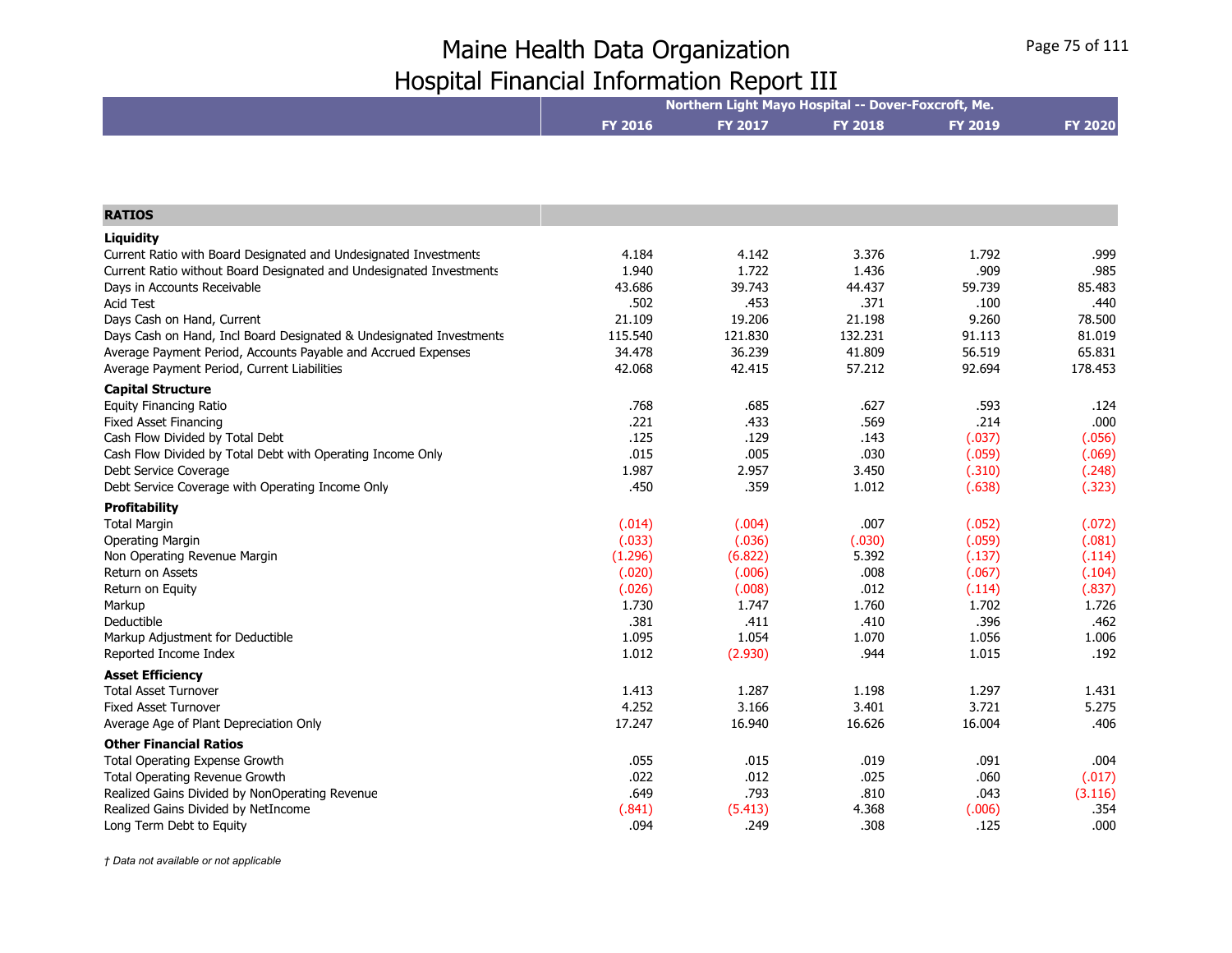# Maine Health Data Organization
## Hospital Financial Information Report III

| | Northern Light Mayo Hospital -- Dover-Foxcroft, Me. | | | | |
|---|---|---|---|---|---|
| | FY 2016 | FY 2017 | FY 2018 | FY 2019 | FY 2020 |
| **RATIOS** | | | | | |
| **Liquidity** | | | | | |
| Current Ratio with Board Designated and Undesignated Investments | 4.184 | 4.142 | 3.376 | 1.792 | .999 |
| Current Ratio without Board Designated and Undesignated Investments | 1.940 | 1.722 | 1.436 | .909 | .985 |
| Days in Accounts Receivable | 43.686 | 39.743 | 44.437 | 59.739 | 85.483 |
| Acid Test | .502 | .453 | .371 | .100 | .440 |
| Days Cash on Hand, Current | 21.109 | 19.206 | 21.198 | 9.260 | 78.500 |
| Days Cash on Hand, Incl Board Designated & Undesignated Investments | 115.540 | 121.830 | 132.231 | 91.113 | 81.019 |
| Average Payment Period, Accounts Payable and Accrued Expenses | 34.478 | 36.239 | 41.809 | 56.519 | 65.831 |
| Average Payment Period, Current Liabilities | 42.068 | 42.415 | 57.212 | 92.694 | 178.453 |
| **Capital Structure** | | | | | |
| Equity Financing Ratio | .768 | .685 | .627 | .593 | .124 |
| Fixed Asset Financing | .221 | .433 | .569 | .214 | .000 |
| Cash Flow Divided by Total Debt | .125 | .129 | .143 | (.037) | (.056) |
| Cash Flow Divided by Total Debt with Operating Income Only | .015 | .005 | .030 | (.059) | (.069) |
| Debt Service Coverage | 1.987 | 2.957 | 3.450 | (.310) | (.248) |
| Debt Service Coverage with Operating Income Only | .450 | .359 | 1.012 | (.638) | (.323) |
| **Profitability** | | | | | |
| Total Margin | (.014) | (.004) | .007 | (.052) | (.072) |
| Operating Margin | (.033) | (.036) | (.030) | (.059) | (.081) |
| Non Operating Revenue Margin | (1.296) | (6.822) | 5.392 | (.137) | (.114) |
| Return on Assets | (.020) | (.006) | .008 | (.067) | (.104) |
| Return on Equity | (.026) | (.008) | .012 | (.114) | (.837) |
| Markup | 1.730 | 1.747 | 1.760 | 1.702 | 1.726 |
| Deductible | .381 | .411 | .410 | .396 | .462 |
| Markup Adjustment for Deductible | 1.095 | 1.054 | 1.070 | 1.056 | 1.006 |
| Reported Income Index | 1.012 | (2.930) | .944 | 1.015 | .192 |
| **Asset Efficiency** | | | | | |
| Total Asset Turnover | 1.413 | 1.287 | 1.198 | 1.297 | 1.431 |
| Fixed Asset Turnover | 4.252 | 3.166 | 3.401 | 3.721 | 5.275 |
| Average Age of Plant Depreciation Only | 17.247 | 16.940 | 16.626 | 16.004 | .406 |
| **Other Financial Ratios** | | | | | |
| Total Operating Expense Growth | .055 | .015 | .019 | .091 | .004 |
| Total Operating Revenue Growth | .022 | .012 | .025 | .060 | (.017) |
| Realized Gains Divided by NonOperating Revenue | .649 | .793 | .810 | .043 | (3.116) |
| Realized Gains Divided by NetIncome | (.841) | (5.413) | 4.368 | (.006) | .354 |
| Long Term Debt to Equity | .094 | .249 | .308 | .125 | .000 |

*† Data not available or not applicable*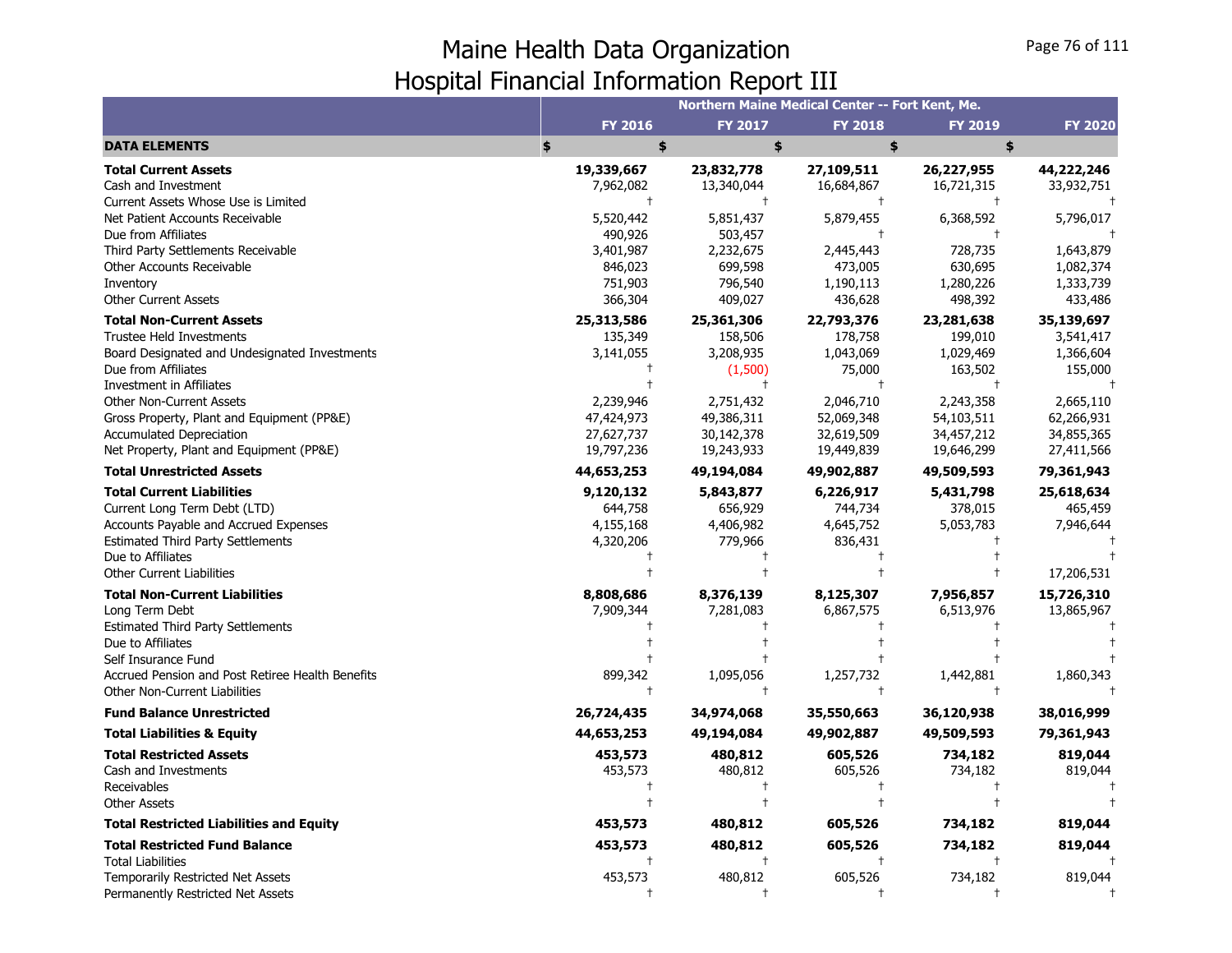# Maine Health Data Organization
## Hospital Financial Information Report III

| | Northern Maine Medical Center -- Fort Kent, Me. | | | | |
|---|---|---|---|---|---|
| | FY 2016 | FY 2017 | FY 2018 | FY 2019 | FY 2020 |
| **DATA ELEMENTS** | $ | $ | $ | $ | $ |
| **Total Current Assets** | **19,339,667** | **23,832,778** | **27,109,511** | **26,227,955** | **44,222,246** |
| Cash and Investment | 7,962,082 | 13,340,044 | 16,684,867 | 16,721,315 | 33,932,751 |
| Current Assets Whose Use is Limited | † | † | † | † | † |
| Net Patient Accounts Receivable | 5,520,442 | 5,851,437 | 5,879,455 | 6,368,592 | 5,796,017 |
| Due from Affiliates | 490,926 | 503,457 | † | † | † |
| Third Party Settlements Receivable | 3,401,987 | 2,232,675 | 2,445,443 | 728,735 | 1,643,879 |
| Other Accounts Receivable | 846,023 | 699,598 | 473,005 | 630,695 | 1,082,374 |
| Inventory | 751,903 | 796,540 | 1,190,113 | 1,280,226 | 1,333,739 |
| Other Current Assets | 366,304 | 409,027 | 436,628 | 498,392 | 433,486 |
| **Total Non-Current Assets** | **25,313,586** | **25,361,306** | **22,793,376** | **23,281,638** | **35,139,697** |
| Trustee Held Investments | 135,349 | 158,506 | 178,758 | 199,010 | 3,541,417 |
| Board Designated and Undesignated Investments | 3,141,055 | 3,208,935 | 1,043,069 | 1,029,469 | 1,366,604 |
| Due from Affiliates | † | (1,500) | 75,000 | 163,502 | 155,000 |
| Investment in Affiliates | † | † | † | † | † |
| Other Non-Current Assets | 2,239,946 | 2,751,432 | 2,046,710 | 2,243,358 | 2,665,110 |
| Gross Property, Plant and Equipment (PP&E) | 47,424,973 | 49,386,311 | 52,069,348 | 54,103,511 | 62,266,931 |
| Accumulated Depreciation | 27,627,737 | 30,142,378 | 32,619,509 | 34,457,212 | 34,855,365 |
| Net Property, Plant and Equipment (PP&E) | 19,797,236 | 19,243,933 | 19,449,839 | 19,646,299 | 27,411,566 |
| **Total Unrestricted Assets** | **44,653,253** | **49,194,084** | **49,902,887** | **49,509,593** | **79,361,943** |
| **Total Current Liabilities** | **9,120,132** | **5,843,877** | **6,226,917** | **5,431,798** | **25,618,634** |
| Current Long Term Debt (LTD) | 644,758 | 656,929 | 744,734 | 378,015 | 465,459 |
| Accounts Payable and Accrued Expenses | 4,155,168 | 4,406,982 | 4,645,752 | 5,053,783 | 7,946,644 |
| Estimated Third Party Settlements | 4,320,206 | 779,966 | 836,431 | † | † |
| Due to Affiliates | † | † | † | † | † |
| Other Current Liabilities | † | † | † | † | 17,206,531 |
| **Total Non-Current Liabilities** | **8,808,686** | **8,376,139** | **8,125,307** | **7,956,857** | **15,726,310** |
| Long Term Debt | 7,909,344 | 7,281,083 | 6,867,575 | 6,513,976 | 13,865,967 |
| Estimated Third Party Settlements | † | † | † | † | † |
| Due to Affiliates | † | † | † | † | † |
| Self Insurance Fund | † | † | † | † | † |
| Accrued Pension and Post Retiree Health Benefits | 899,342 | 1,095,056 | 1,257,732 | 1,442,881 | 1,860,343 |
| Other Non-Current Liabilities | † | † | † | † | † |
| **Fund Balance Unrestricted** | **26,724,435** | **34,974,068** | **35,550,663** | **36,120,938** | **38,016,999** |
| **Total Liabilities & Equity** | **44,653,253** | **49,194,084** | **49,902,887** | **49,509,593** | **79,361,943** |
| **Total Restricted Assets** | **453,573** | **480,812** | **605,526** | **734,182** | **819,044** |
| Cash and Investments | 453,573 | 480,812 | 605,526 | 734,182 | 819,044 |
| Receivables | † | † | † | † | † |
| Other Assets | † | † | † | † | † |
| **Total Restricted Liabilities and Equity** | **453,573** | **480,812** | **605,526** | **734,182** | **819,044** |
| **Total Restricted Fund Balance** | **453,573** | **480,812** | **605,526** | **734,182** | **819,044** |
| Total Liabilities | † | † | † | † | † |
| Temporarily Restricted Net Assets | 453,573 | 480,812 | 605,526 | 734,182 | 819,044 |
| Permanently Restricted Net Assets | † | † | † | † | † |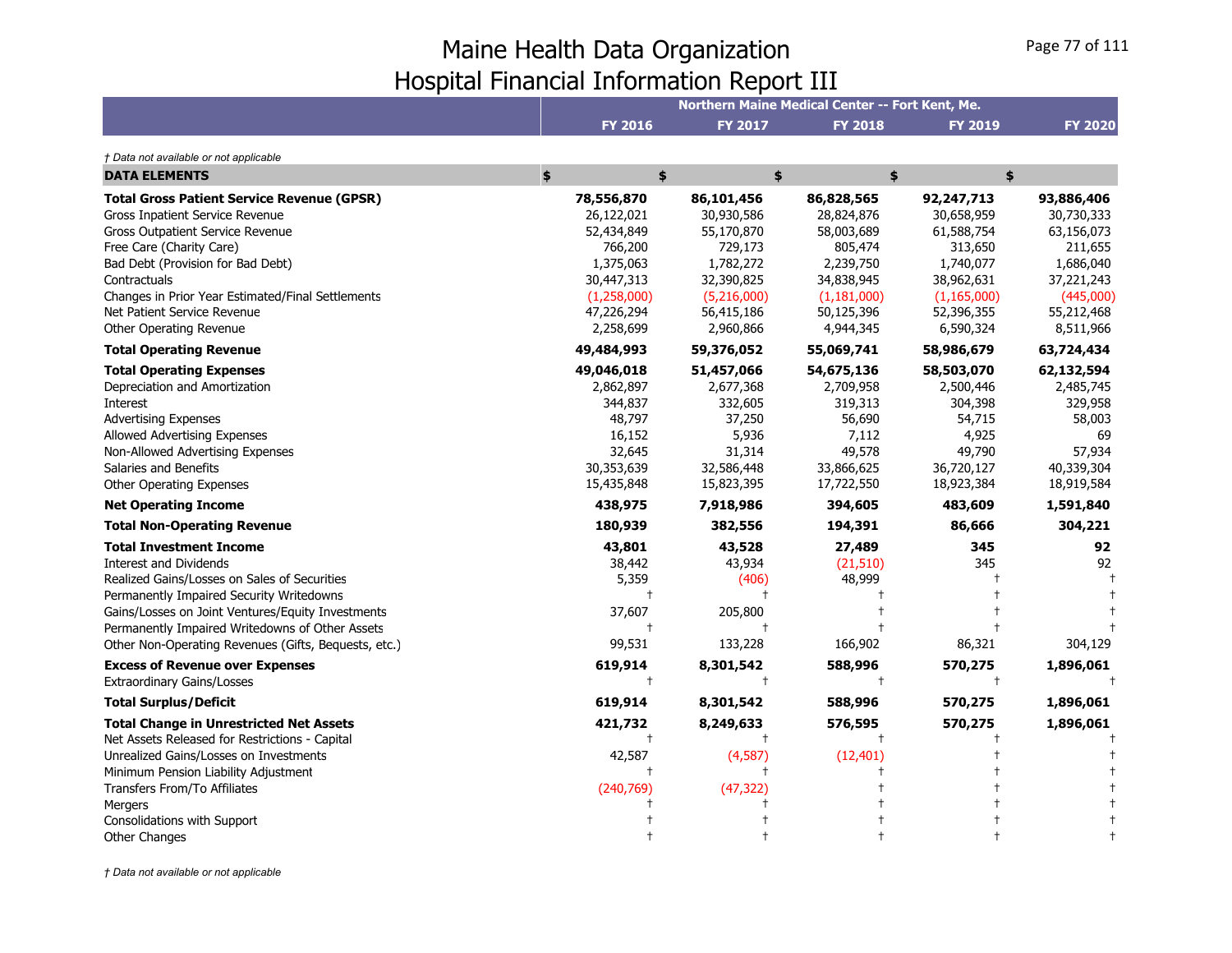# Maine Health Data Organization
# Hospital Financial Information Report III

*† Data not available or not applicable*

| | Northern Maine Medical Center -- Fort Kent, Me. | | | | |
|---|---|---|---|---|---|
| | **FY 2016** | **FY 2017** | **FY 2018** | **FY 2019** | **FY 2020** |
| **DATA ELEMENTS** | **$** | **$** | **$** | **$** | **$** |
| **Total Gross Patient Service Revenue (GPSR)** | **78,556,870** | **86,101,456** | **86,828,565** | **92,247,713** | **93,886,406** |
| Gross Inpatient Service Revenue | 26,122,021 | 30,930,586 | 28,824,876 | 30,658,959 | 30,730,333 |
| Gross Outpatient Service Revenue | 52,434,849 | 55,170,870 | 58,003,689 | 61,588,754 | 63,156,073 |
| Free Care (Charity Care) | 766,200 | 729,173 | 805,474 | 313,650 | 211,655 |
| Bad Debt (Provision for Bad Debt) | 1,375,063 | 1,782,272 | 2,239,750 | 1,740,077 | 1,686,040 |
| Contractuals | 30,447,313 | 32,390,825 | 34,838,945 | 38,962,631 | 37,221,243 |
| Changes in Prior Year Estimated/Final Settlements | (1,258,000) | (5,216,000) | (1,181,000) | (1,165,000) | (445,000) |
| Net Patient Service Revenue | 47,226,294 | 56,415,186 | 50,125,396 | 52,396,355 | 55,212,468 |
| Other Operating Revenue | 2,258,699 | 2,960,866 | 4,944,345 | 6,590,324 | 8,511,966 |
| **Total Operating Revenue** | **49,484,993** | **59,376,052** | **55,069,741** | **58,986,679** | **63,724,434** |
| **Total Operating Expenses** | **49,046,018** | **51,457,066** | **54,675,136** | **58,503,070** | **62,132,594** |
| Depreciation and Amortization | 2,862,897 | 2,677,368 | 2,709,958 | 2,500,446 | 2,485,745 |
| Interest | 344,837 | 332,605 | 319,313 | 304,398 | 329,958 |
| Advertising Expenses | 48,797 | 37,250 | 56,690 | 54,715 | 58,003 |
| Allowed Advertising Expenses | 16,152 | 5,936 | 7,112 | 4,925 | 69 |
| Non-Allowed Advertising Expenses | 32,645 | 31,314 | 49,578 | 49,790 | 57,934 |
| Salaries and Benefits | 30,353,639 | 32,586,448 | 33,866,625 | 36,720,127 | 40,339,304 |
| Other Operating Expenses | 15,435,848 | 15,823,395 | 17,722,550 | 18,923,384 | 18,919,584 |
| **Net Operating Income** | **438,975** | **7,918,986** | **394,605** | **483,609** | **1,591,840** |
| **Total Non-Operating Revenue** | **180,939** | **382,556** | **194,391** | **86,666** | **304,221** |
| **Total Investment Income** | **43,801** | **43,528** | **27,489** | **345** | **92** |
| Interest and Dividends | 38,442 | 43,934 | (21,510) | 345 | 92 |
| Realized Gains/Losses on Sales of Securities | 5,359 | (406) | 48,999 | † | † |
| Permanently Impaired Security Writedowns | † | † | † | † | † |
| Gains/Losses on Joint Ventures/Equity Investments | 37,607 | 205,800 | † | † | † |
| Permanently Impaired Writedowns of Other Assets | † | † | † | † | † |
| Other Non-Operating Revenues (Gifts, Bequests, etc.) | 99,531 | 133,228 | 166,902 | 86,321 | 304,129 |
| **Excess of Revenue over Expenses** | **619,914** | **8,301,542** | **588,996** | **570,275** | **1,896,061** |
| Extraordinary Gains/Losses | † | † | † | † | † |
| **Total Surplus/Deficit** | **619,914** | **8,301,542** | **588,996** | **570,275** | **1,896,061** |
| **Total Change in Unrestricted Net Assets** | **421,732** | **8,249,633** | **576,595** | **570,275** | **1,896,061** |
| Net Assets Released for Restrictions - Capital | † | † | † | † | † |
| Unrealized Gains/Losses on Investments | 42,587 | (4,587) | (12,401) | † | † |
| Minimum Pension Liability Adjustment | † | † | † | † | † |
| Transfers From/To Affiliates | (240,769) | (47,322) | † | † | † |
| Mergers | † | † | † | † | † |
| Consolidations with Support | † | † | † | † | † |
| Other Changes | † | † | † | † | † |

*† Data not available or not applicable*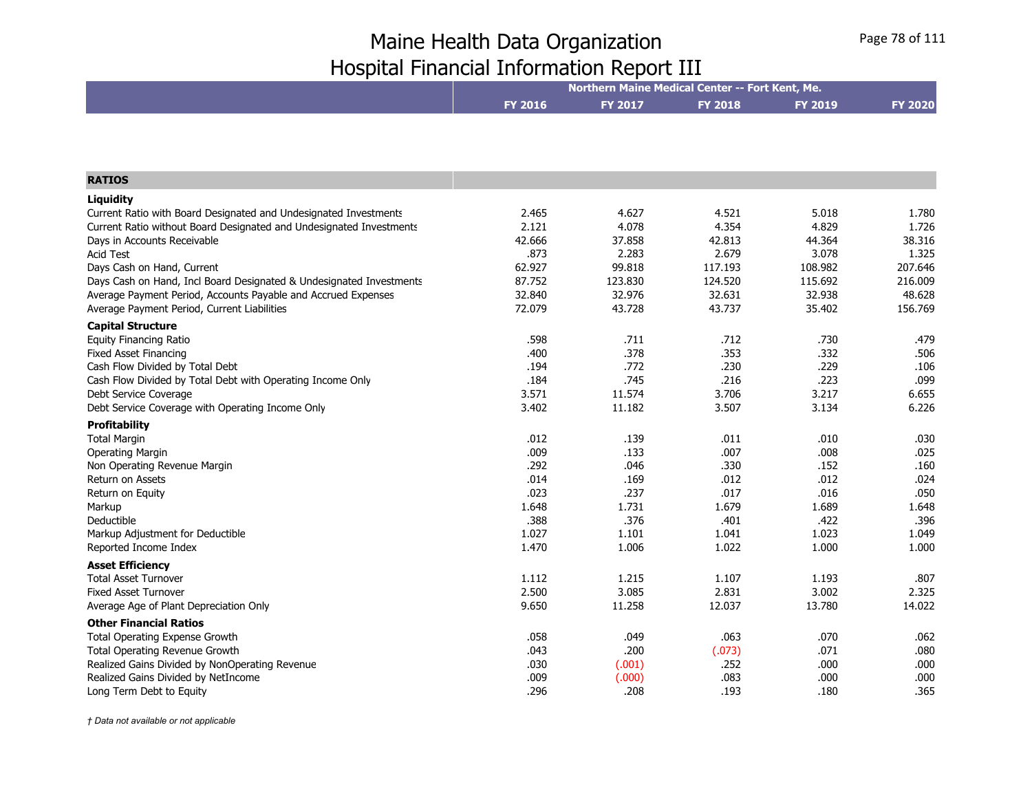# Maine Health Data Organization
# Hospital Financial Information Report III

| | Northern Maine Medical Center -- Fort Kent, Me. | | | | |
|---|---|---|---|---|---|
| | FY 2016 | FY 2017 | FY 2018 | FY 2019 | FY 2020 |
| **RATIOS** | | | | | |
| **Liquidity** | | | | | |
| Current Ratio with Board Designated and Undesignated Investments | 2.465 | 4.627 | 4.521 | 5.018 | 1.780 |
| Current Ratio without Board Designated and Undesignated Investments | 2.121 | 4.078 | 4.354 | 4.829 | 1.726 |
| Days in Accounts Receivable | 42.666 | 37.858 | 42.813 | 44.364 | 38.316 |
| Acid Test | .873 | 2.283 | 2.679 | 3.078 | 1.325 |
| Days Cash on Hand, Current | 62.927 | 99.818 | 117.193 | 108.982 | 207.646 |
| Days Cash on Hand, Incl Board Designated & Undesignated Investments | 87.752 | 123.830 | 124.520 | 115.692 | 216.009 |
| Average Payment Period, Accounts Payable and Accrued Expenses | 32.840 | 32.976 | 32.631 | 32.938 | 48.628 |
| Average Payment Period, Current Liabilities | 72.079 | 43.728 | 43.737 | 35.402 | 156.769 |
| **Capital Structure** | | | | | |
| Equity Financing Ratio | .598 | .711 | .712 | .730 | .479 |
| Fixed Asset Financing | .400 | .378 | .353 | .332 | .506 |
| Cash Flow Divided by Total Debt | .194 | .772 | .230 | .229 | .106 |
| Cash Flow Divided by Total Debt with Operating Income Only | .184 | .745 | .216 | .223 | .099 |
| Debt Service Coverage | 3.571 | 11.574 | 3.706 | 3.217 | 6.655 |
| Debt Service Coverage with Operating Income Only | 3.402 | 11.182 | 3.507 | 3.134 | 6.226 |
| **Profitability** | | | | | |
| Total Margin | .012 | .139 | .011 | .010 | .030 |
| Operating Margin | .009 | .133 | .007 | .008 | .025 |
| Non Operating Revenue Margin | .292 | .046 | .330 | .152 | .160 |
| Return on Assets | .014 | .169 | .012 | .012 | .024 |
| Return on Equity | .023 | .237 | .017 | .016 | .050 |
| Markup | 1.648 | 1.731 | 1.679 | 1.689 | 1.648 |
| Deductible | .388 | .376 | .401 | .422 | .396 |
| Markup Adjustment for Deductible | 1.027 | 1.101 | 1.041 | 1.023 | 1.049 |
| Reported Income Index | 1.470 | 1.006 | 1.022 | 1.000 | 1.000 |
| **Asset Efficiency** | | | | | |
| Total Asset Turnover | 1.112 | 1.215 | 1.107 | 1.193 | .807 |
| Fixed Asset Turnover | 2.500 | 3.085 | 2.831 | 3.002 | 2.325 |
| Average Age of Plant Depreciation Only | 9.650 | 11.258 | 12.037 | 13.780 | 14.022 |
| **Other Financial Ratios** | | | | | |
| Total Operating Expense Growth | .058 | .049 | .063 | .070 | .062 |
| Total Operating Revenue Growth | .043 | .200 | (.073) | .071 | .080 |
| Realized Gains Divided by NonOperating Revenue | .030 | (.001) | .252 | .000 | .000 |
| Realized Gains Divided by NetIncome | .009 | (.000) | .083 | .000 | .000 |
| Long Term Debt to Equity | .296 | .208 | .193 | .180 | .365 |

*† Data not available or not applicable*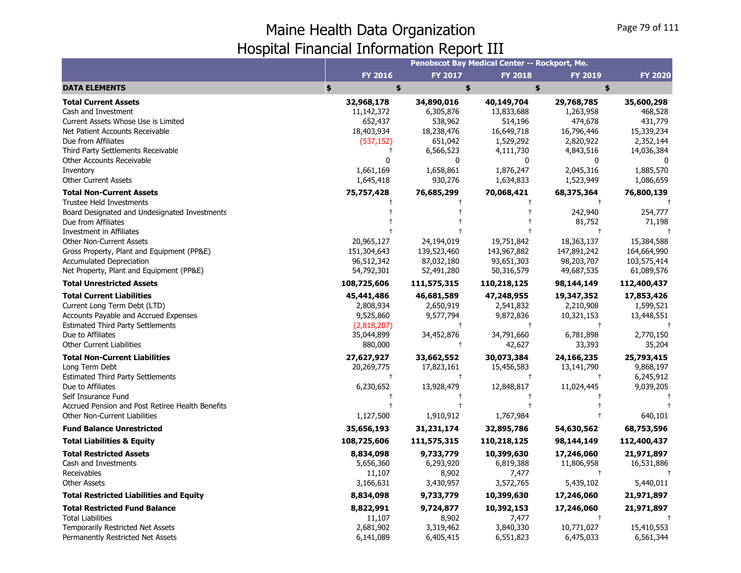# Maine Health Data Organization
## Hospital Financial Information Report III

| | Penobscot Bay Medical Center -- Rockport, Me. | | | | |
|---|---|---|---|---|---|
| | FY 2016 | FY 2017 | FY 2018 | FY 2019 | FY 2020 |
| **DATA ELEMENTS** | $ | $ | $ | $ | $ |
| **Total Current Assets** | **32,968,178** | **34,890,016** | **40,149,704** | **29,768,785** | **35,600,298** |
| Cash and Investment | 11,142,372 | 6,305,876 | 13,833,688 | 1,263,958 | 468,528 |
| Current Assets Whose Use is Limited | 652,437 | 538,962 | 514,196 | 474,678 | 431,779 |
| Net Patient Accounts Receivable | 18,403,934 | 18,238,476 | 16,649,718 | 16,796,446 | 15,339,234 |
| Due from Affiliates | (537,152) | 651,042 | 1,529,292 | 2,820,922 | 2,352,144 |
| Third Party Settlements Receivable | † | 6,566,523 | 4,111,730 | 4,843,516 | 14,036,384 |
| Other Accounts Receivable | 0 | 0 | 0 | 0 | 0 |
| Inventory | 1,661,169 | 1,658,861 | 1,876,247 | 2,045,316 | 1,885,570 |
| Other Current Assets | 1,645,418 | 930,276 | 1,634,833 | 1,523,949 | 1,086,659 |
| **Total Non-Current Assets** | **75,757,428** | **76,685,299** | **70,068,421** | **68,375,364** | **76,800,139** |
| Trustee Held Investments | † | † | † | † | † |
| Board Designated and Undesignated Investments | † | † | † | 242,940 | 254,777 |
| Due from Affiliates | † | † | † | 81,752 | 71,198 |
| Investment in Affiliates | † | † | † | † | † |
| Other Non-Current Assets | 20,965,127 | 24,194,019 | 19,751,842 | 18,363,137 | 15,384,588 |
| Gross Property, Plant and Equipment (PP&E) | 151,304,643 | 139,523,460 | 143,967,882 | 147,891,242 | 164,664,990 |
| Accumulated Depreciation | 96,512,342 | 87,032,180 | 93,651,303 | 98,203,707 | 103,575,414 |
| Net Property, Plant and Equipment (PP&E) | 54,792,301 | 52,491,280 | 50,316,579 | 49,687,535 | 61,089,576 |
| **Total Unrestricted Assets** | **108,725,606** | **111,575,315** | **110,218,125** | **98,144,149** | **112,400,437** |
| **Total Current Liabilities** | **45,441,486** | **46,681,589** | **47,248,955** | **19,347,352** | **17,853,426** |
| Current Long Term Debt (LTD) | 2,808,934 | 2,650,919 | 2,541,832 | 2,210,908 | 1,599,521 |
| Accounts Payable and Accrued Expenses | 9,525,860 | 9,577,794 | 9,872,836 | 10,321,153 | 13,448,551 |
| Estimated Third Party Settlements | (2,818,207) | † | † | † | † |
| Due to Affiliates | 35,044,899 | 34,452,876 | 34,791,660 | 6,781,898 | 2,770,150 |
| Other Current Liabilities | 880,000 | † | 42,627 | 33,393 | 35,204 |
| **Total Non-Current Liabilities** | **27,627,927** | **33,662,552** | **30,073,384** | **24,166,235** | **25,793,415** |
| Long Term Debt | 20,269,775 | 17,823,161 | 15,456,583 | 13,141,790 | 9,868,197 |
| Estimated Third Party Settlements | † | † | † | † | 6,245,912 |
| Due to Affiliates | 6,230,652 | 13,928,479 | 12,848,817 | 11,024,445 | 9,039,205 |
| Self Insurance Fund | † | † | † | † | † |
| Accrued Pension and Post Retiree Health Benefits | † | † | † | † | † |
| Other Non-Current Liabilities | 1,127,500 | 1,910,912 | 1,767,984 | † | 640,101 |
| **Fund Balance Unrestricted** | **35,656,193** | **31,231,174** | **32,895,786** | **54,630,562** | **68,753,596** |
| **Total Liabilities & Equity** | **108,725,606** | **111,575,315** | **110,218,125** | **98,144,149** | **112,400,437** |
| **Total Restricted Assets** | **8,834,098** | **9,733,779** | **10,399,630** | **17,246,060** | **21,971,897** |
| Cash and Investments | 5,656,360 | 6,293,920 | 6,819,388 | 11,806,958 | 16,531,886 |
| Receivables | 11,107 | 8,902 | 7,477 | † | † |
| Other Assets | 3,166,631 | 3,430,957 | 3,572,765 | 5,439,102 | 5,440,011 |
| **Total Restricted Liabilities and Equity** | **8,834,098** | **9,733,779** | **10,399,630** | **17,246,060** | **21,971,897** |
| **Total Restricted Fund Balance** | **8,822,991** | **9,724,877** | **10,392,153** | **17,246,060** | **21,971,897** |
| Total Liabilities | 11,107 | 8,902 | 7,477 | † | † |
| Temporarily Restricted Net Assets | 2,681,902 | 3,319,462 | 3,840,330 | 10,771,027 | 15,410,553 |
| Permanently Restricted Net Assets | 6,141,089 | 6,405,415 | 6,551,823 | 6,475,033 | 6,561,344 |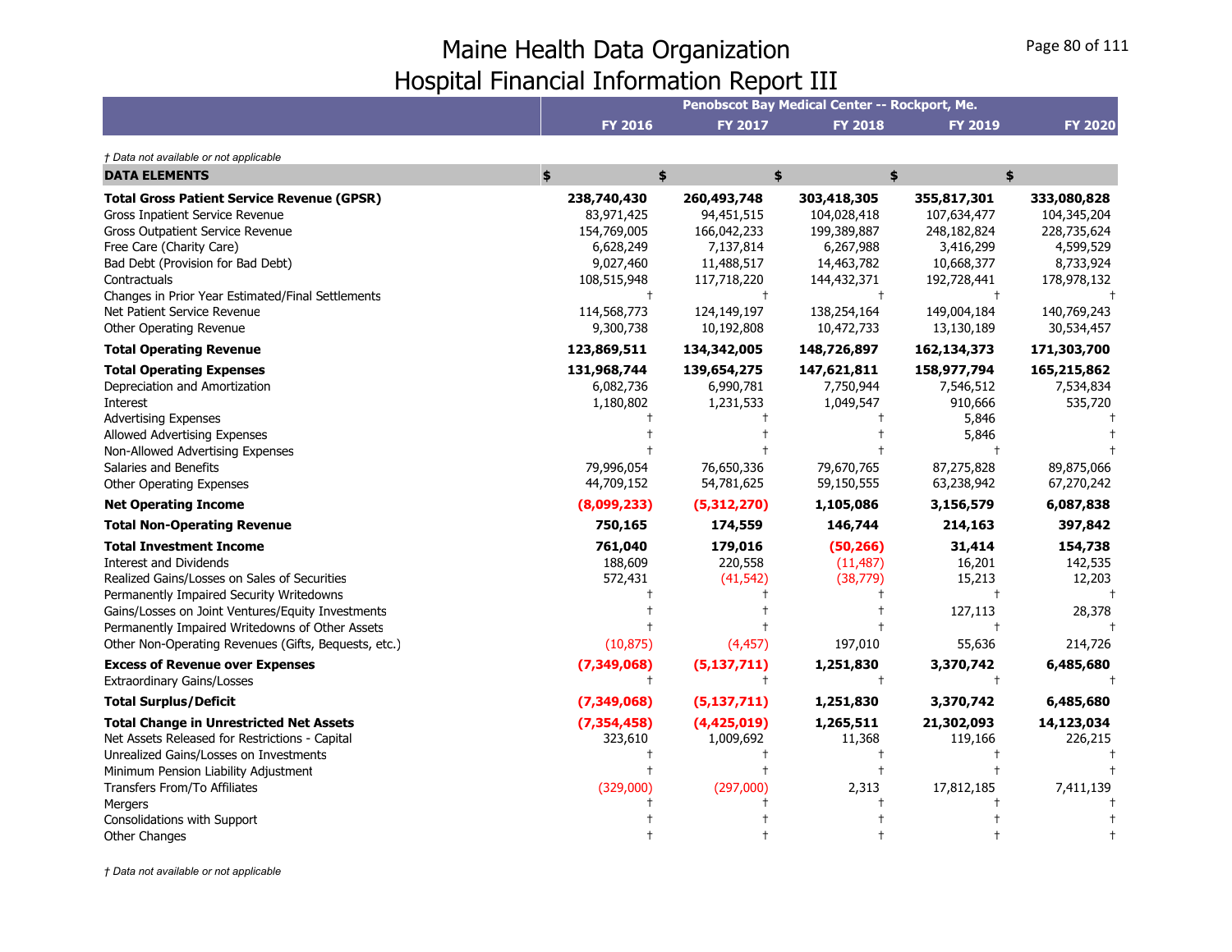# Maine Health Data Organization
## Hospital Financial Information Report III

*† Data not available or not applicable*

| | Penobscot Bay Medical Center -- Rockport, Me. | | | | |
|---|---|---|---|---|---|
| | **FY 2016** | **FY 2017** | **FY 2018** | **FY 2019** | **FY 2020** |
| **DATA ELEMENTS** | **$** | **$** | **$** | **$** | **$** |
| **Total Gross Patient Service Revenue (GPSR)** | **238,740,430** | **260,493,748** | **303,418,305** | **355,817,301** | **333,080,828** |
| Gross Inpatient Service Revenue | 83,971,425 | 94,451,515 | 104,028,418 | 107,634,477 | 104,345,204 |
| Gross Outpatient Service Revenue | 154,769,005 | 166,042,233 | 199,389,887 | 248,182,824 | 228,735,624 |
| Free Care (Charity Care) | 6,628,249 | 7,137,814 | 6,267,988 | 3,416,299 | 4,599,529 |
| Bad Debt (Provision for Bad Debt) | 9,027,460 | 11,488,517 | 14,463,782 | 10,668,377 | 8,733,924 |
| Contractuals | 108,515,948 | 117,718,220 | 144,432,371 | 192,728,441 | 178,978,132 |
| Changes in Prior Year Estimated/Final Settlements | † | † | † | † | † |
| Net Patient Service Revenue | 114,568,773 | 124,149,197 | 138,254,164 | 149,004,184 | 140,769,243 |
| Other Operating Revenue | 9,300,738 | 10,192,808 | 10,472,733 | 13,130,189 | 30,534,457 |
| **Total Operating Revenue** | **123,869,511** | **134,342,005** | **148,726,897** | **162,134,373** | **171,303,700** |
| **Total Operating Expenses** | **131,968,744** | **139,654,275** | **147,621,811** | **158,977,794** | **165,215,862** |
| Depreciation and Amortization | 6,082,736 | 6,990,781 | 7,750,944 | 7,546,512 | 7,534,834 |
| Interest | 1,180,802 | 1,231,533 | 1,049,547 | 910,666 | 535,720 |
| Advertising Expenses | † | † | † | 5,846 | † |
| Allowed Advertising Expenses | † | † | † | 5,846 | † |
| Non-Allowed Advertising Expenses | † | † | † | † | † |
| Salaries and Benefits | 79,996,054 | 76,650,336 | 79,670,765 | 87,275,828 | 89,875,066 |
| Other Operating Expenses | 44,709,152 | 54,781,625 | 59,150,555 | 63,238,942 | 67,270,242 |
| **Net Operating Income** | **(8,099,233)** | **(5,312,270)** | **1,105,086** | **3,156,579** | **6,087,838** |
| **Total Non-Operating Revenue** | **750,165** | **174,559** | **146,744** | **214,163** | **397,842** |
| **Total Investment Income** | **761,040** | **179,016** | **(50,266)** | **31,414** | **154,738** |
| Interest and Dividends | 188,609 | 220,558 | (11,487) | 16,201 | 142,535 |
| Realized Gains/Losses on Sales of Securities | 572,431 | (41,542) | (38,779) | 15,213 | 12,203 |
| Permanently Impaired Security Writedowns | † | † | † | † | † |
| Gains/Losses on Joint Ventures/Equity Investments | † | † | † | 127,113 | 28,378 |
| Permanently Impaired Writedowns of Other Assets | † | † | † | † | † |
| Other Non-Operating Revenues (Gifts, Bequests, etc.) | (10,875) | (4,457) | 197,010 | 55,636 | 214,726 |
| **Excess of Revenue over Expenses** | **(7,349,068)** | **(5,137,711)** | **1,251,830** | **3,370,742** | **6,485,680** |
| Extraordinary Gains/Losses | † | † | † | † | † |
| **Total Surplus/Deficit** | **(7,349,068)** | **(5,137,711)** | **1,251,830** | **3,370,742** | **6,485,680** |
| **Total Change in Unrestricted Net Assets** | **(7,354,458)** | **(4,425,019)** | **1,265,511** | **21,302,093** | **14,123,034** |
| Net Assets Released for Restrictions - Capital | 323,610 | 1,009,692 | 11,368 | 119,166 | 226,215 |
| Unrealized Gains/Losses on Investments | † | † | † | † | † |
| Minimum Pension Liability Adjustment | † | † | † | † | † |
| Transfers From/To Affiliates | (329,000) | (297,000) | 2,313 | 17,812,185 | 7,411,139 |
| Mergers | † | † | † | † | † |
| Consolidations with Support | † | † | † | † | † |
| Other Changes | † | † | † | † | † |

*† Data not available or not applicable*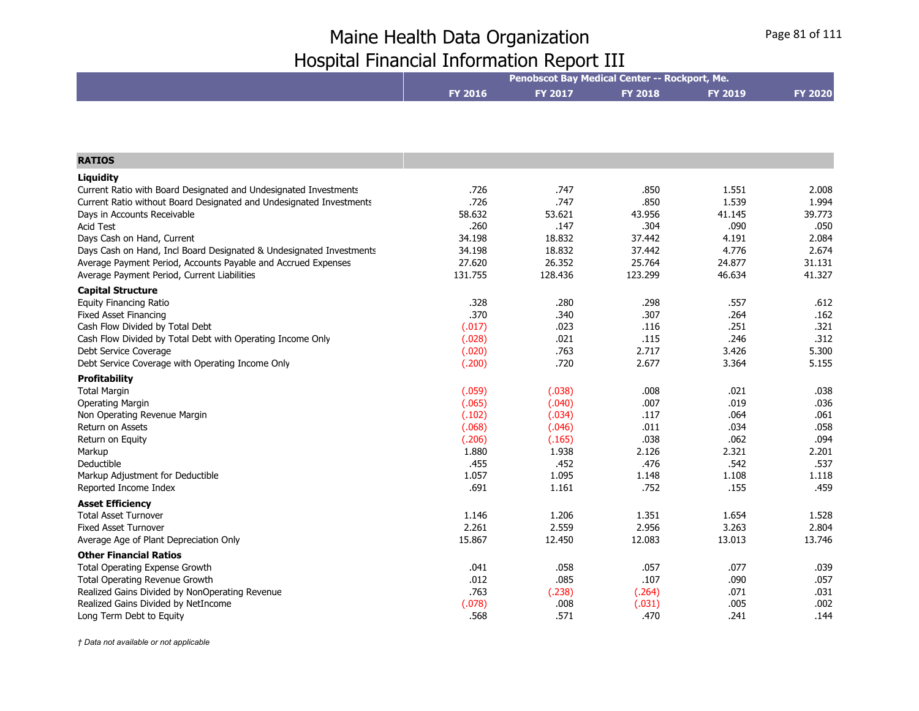# Maine Health Data Organization
## Hospital Financial Information Report III

| | Penobscot Bay Medical Center -- Rockport, Me. | | | | |
|---|---|---|---|---|---|
| | FY 2016 | FY 2017 | FY 2018 | FY 2019 | FY 2020 |
| **RATIOS** | | | | | |
| **Liquidity** | | | | | |
| Current Ratio with Board Designated and Undesignated Investments | .726 | .747 | .850 | 1.551 | 2.008 |
| Current Ratio without Board Designated and Undesignated Investments | .726 | .747 | .850 | 1.539 | 1.994 |
| Days in Accounts Receivable | 58.632 | 53.621 | 43.956 | 41.145 | 39.773 |
| Acid Test | .260 | .147 | .304 | .090 | .050 |
| Days Cash on Hand, Current | 34.198 | 18.832 | 37.442 | 4.191 | 2.084 |
| Days Cash on Hand, Incl Board Designated & Undesignated Investments | 34.198 | 18.832 | 37.442 | 4.776 | 2.674 |
| Average Payment Period, Accounts Payable and Accrued Expenses | 27.620 | 26.352 | 25.764 | 24.877 | 31.131 |
| Average Payment Period, Current Liabilities | 131.755 | 128.436 | 123.299 | 46.634 | 41.327 |
| **Capital Structure** | | | | | |
| Equity Financing Ratio | .328 | .280 | .298 | .557 | .612 |
| Fixed Asset Financing | .370 | .340 | .307 | .264 | .162 |
| Cash Flow Divided by Total Debt | (.017) | .023 | .116 | .251 | .321 |
| Cash Flow Divided by Total Debt with Operating Income Only | (.028) | .021 | .115 | .246 | .312 |
| Debt Service Coverage | (.020) | .763 | 2.717 | 3.426 | 5.300 |
| Debt Service Coverage with Operating Income Only | (.200) | .720 | 2.677 | 3.364 | 5.155 |
| **Profitability** | | | | | |
| Total Margin | (.059) | (.038) | .008 | .021 | .038 |
| Operating Margin | (.065) | (.040) | .007 | .019 | .036 |
| Non Operating Revenue Margin | (.102) | (.034) | .117 | .064 | .061 |
| Return on Assets | (.068) | (.046) | .011 | .034 | .058 |
| Return on Equity | (.206) | (.165) | .038 | .062 | .094 |
| Markup | 1.880 | 1.938 | 2.126 | 2.321 | 2.201 |
| Deductible | .455 | .452 | .476 | .542 | .537 |
| Markup Adjustment for Deductible | 1.057 | 1.095 | 1.148 | 1.108 | 1.118 |
| Reported Income Index | .691 | 1.161 | .752 | .155 | .459 |
| **Asset Efficiency** | | | | | |
| Total Asset Turnover | 1.146 | 1.206 | 1.351 | 1.654 | 1.528 |
| Fixed Asset Turnover | 2.261 | 2.559 | 2.956 | 3.263 | 2.804 |
| Average Age of Plant Depreciation Only | 15.867 | 12.450 | 12.083 | 13.013 | 13.746 |
| **Other Financial Ratios** | | | | | |
| Total Operating Expense Growth | .041 | .058 | .057 | .077 | .039 |
| Total Operating Revenue Growth | .012 | .085 | .107 | .090 | .057 |
| Realized Gains Divided by NonOperating Revenue | .763 | (.238) | (.264) | .071 | .031 |
| Realized Gains Divided by NetIncome | (.078) | .008 | (.031) | .005 | .002 |
| Long Term Debt to Equity | .568 | .571 | .470 | .241 | .144 |

*† Data not available or not applicable*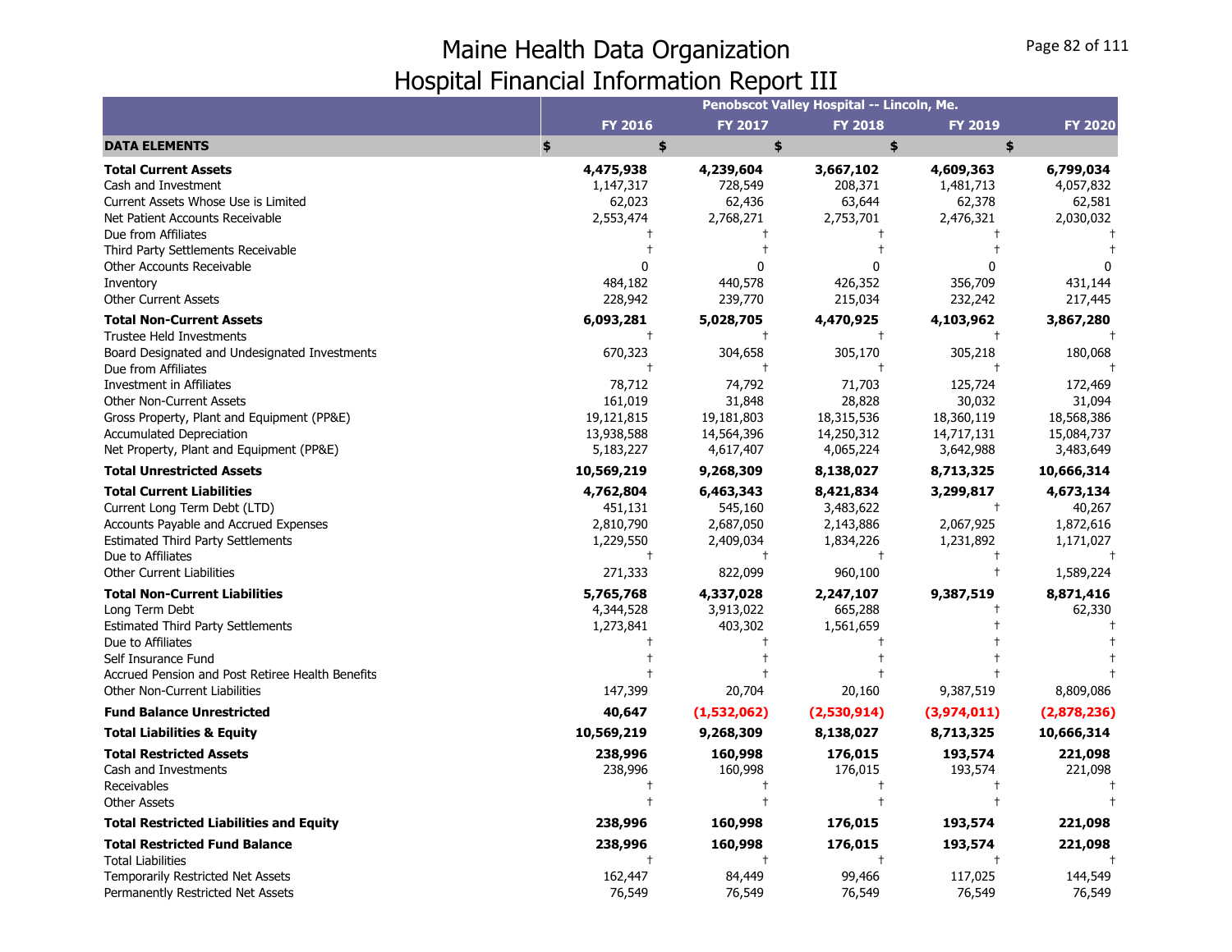# Maine Health Data Organization
## Hospital Financial Information Report III

| | Penobscot Valley Hospital -- Lincoln, Me. | | | | |
|---|---|---|---|---|---|
| | **FY 2016** | **FY 2017** | **FY 2018** | **FY 2019** | **FY 2020** |
| **DATA ELEMENTS** | **$** | **$** | **$** | **$** | **$** |
| **Total Current Assets** | **4,475,938** | **4,239,604** | **3,667,102** | **4,609,363** | **6,799,034** |
| Cash and Investment | 1,147,317 | 728,549 | 208,371 | 1,481,713 | 4,057,832 |
| Current Assets Whose Use is Limited | 62,023 | 62,436 | 63,644 | 62,378 | 62,581 |
| Net Patient Accounts Receivable | 2,553,474 | 2,768,271 | 2,753,701 | 2,476,321 | 2,030,032 |
| Due from Affiliates | † | † | † | † | † |
| Third Party Settlements Receivable | † | † | † | † | † |
| Other Accounts Receivable | 0 | 0 | 0 | 0 | 0 |
| Inventory | 484,182 | 440,578 | 426,352 | 356,709 | 431,144 |
| Other Current Assets | 228,942 | 239,770 | 215,034 | 232,242 | 217,445 |
| **Total Non-Current Assets** | **6,093,281** | **5,028,705** | **4,470,925** | **4,103,962** | **3,867,280** |
| Trustee Held Investments | † | † | † | † | † |
| Board Designated and Undesignated Investments | 670,323 | 304,658 | 305,170 | 305,218 | 180,068 |
| Due from Affiliates | † | † | † | † | † |
| Investment in Affiliates | 78,712 | 74,792 | 71,703 | 125,724 | 172,469 |
| Other Non-Current Assets | 161,019 | 31,848 | 28,828 | 30,032 | 31,094 |
| Gross Property, Plant and Equipment (PP&E) | 19,121,815 | 19,181,803 | 18,315,536 | 18,360,119 | 18,568,386 |
| Accumulated Depreciation | 13,938,588 | 14,564,396 | 14,250,312 | 14,717,131 | 15,084,737 |
| Net Property, Plant and Equipment (PP&E) | 5,183,227 | 4,617,407 | 4,065,224 | 3,642,988 | 3,483,649 |
| **Total Unrestricted Assets** | **10,569,219** | **9,268,309** | **8,138,027** | **8,713,325** | **10,666,314** |
| **Total Current Liabilities** | **4,762,804** | **6,463,343** | **8,421,834** | **3,299,817** | **4,673,134** |
| Current Long Term Debt (LTD) | 451,131 | 545,160 | 3,483,622 | † | 40,267 |
| Accounts Payable and Accrued Expenses | 2,810,790 | 2,687,050 | 2,143,886 | 2,067,925 | 1,872,616 |
| Estimated Third Party Settlements | 1,229,550 | 2,409,034 | 1,834,226 | 1,231,892 | 1,171,027 |
| Due to Affiliates | † | † | † | † | † |
| Other Current Liabilities | 271,333 | 822,099 | 960,100 | † | 1,589,224 |
| **Total Non-Current Liabilities** | **5,765,768** | **4,337,028** | **2,247,107** | **9,387,519** | **8,871,416** |
| Long Term Debt | 4,344,528 | 3,913,022 | 665,288 | † | 62,330 |
| Estimated Third Party Settlements | 1,273,841 | 403,302 | 1,561,659 | † | † |
| Due to Affiliates | † | † | † | † | † |
| Self Insurance Fund | † | † | † | † | † |
| Accrued Pension and Post Retiree Health Benefits | † | † | † | † | † |
| Other Non-Current Liabilities | 147,399 | 20,704 | 20,160 | 9,387,519 | 8,809,086 |
| **Fund Balance Unrestricted** | **40,647** | **(1,532,062)** | **(2,530,914)** | **(3,974,011)** | **(2,878,236)** |
| **Total Liabilities & Equity** | **10,569,219** | **9,268,309** | **8,138,027** | **8,713,325** | **10,666,314** |
| **Total Restricted Assets** | **238,996** | **160,998** | **176,015** | **193,574** | **221,098** |
| Cash and Investments | 238,996 | 160,998 | 176,015 | 193,574 | 221,098 |
| Receivables | † | † | † | † | † |
| Other Assets | † | † | † | † | † |
| **Total Restricted Liabilities and Equity** | **238,996** | **160,998** | **176,015** | **193,574** | **221,098** |
| **Total Restricted Fund Balance** | **238,996** | **160,998** | **176,015** | **193,574** | **221,098** |
| Total Liabilities | † | † | † | † | † |
| Temporarily Restricted Net Assets | 162,447 | 84,449 | 99,466 | 117,025 | 144,549 |
| Permanently Restricted Net Assets | 76,549 | 76,549 | 76,549 | 76,549 | 76,549 |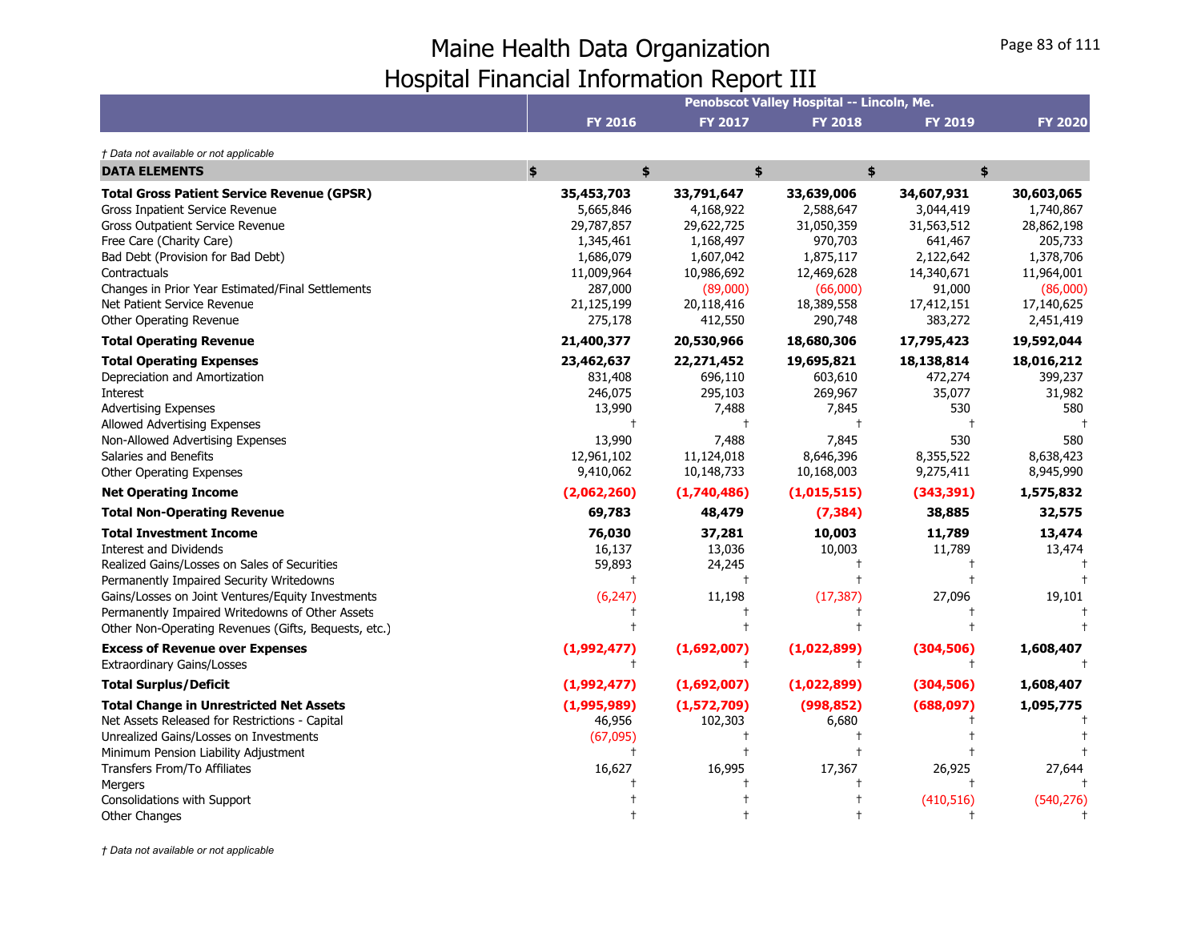# Maine Health Data Organization
## Hospital Financial Information Report III

| | Penobscot Valley Hospital -- Lincoln, Me. | | | | |
|---|---|---|---|---|---|
| | FY 2016 | FY 2017 | FY 2018 | FY 2019 | FY 2020 |

*† Data not available or not applicable*

| DATA ELEMENTS | $ | $ | $ | $ | $ |
|---|---|---|---|---|---|
| **Total Gross Patient Service Revenue (GPSR)** | **35,453,703** | **33,791,647** | **33,639,006** | **34,607,931** | **30,603,065** |
| Gross Inpatient Service Revenue | 5,665,846 | 4,168,922 | 2,588,647 | 3,044,419 | 1,740,867 |
| Gross Outpatient Service Revenue | 29,787,857 | 29,622,725 | 31,050,359 | 31,563,512 | 28,862,198 |
| Free Care (Charity Care) | 1,345,461 | 1,168,497 | 970,703 | 641,467 | 205,733 |
| Bad Debt (Provision for Bad Debt) | 1,686,079 | 1,607,042 | 1,875,117 | 2,122,642 | 1,378,706 |
| Contractuals | 11,009,964 | 10,986,692 | 12,469,628 | 14,340,671 | 11,964,001 |
| Changes in Prior Year Estimated/Final Settlements | 287,000 | (89,000) | (66,000) | 91,000 | (86,000) |
| Net Patient Service Revenue | 21,125,199 | 20,118,416 | 18,389,558 | 17,412,151 | 17,140,625 |
| Other Operating Revenue | 275,178 | 412,550 | 290,748 | 383,272 | 2,451,419 |
| **Total Operating Revenue** | **21,400,377** | **20,530,966** | **18,680,306** | **17,795,423** | **19,592,044** |
| **Total Operating Expenses** | **23,462,637** | **22,271,452** | **19,695,821** | **18,138,814** | **18,016,212** |
| Depreciation and Amortization | 831,408 | 696,110 | 603,610 | 472,274 | 399,237 |
| Interest | 246,075 | 295,103 | 269,967 | 35,077 | 31,982 |
| Advertising Expenses | 13,990 | 7,488 | 7,845 | 530 | 580 |
| Allowed Advertising Expenses | † | † | † | † | † |
| Non-Allowed Advertising Expenses | 13,990 | 7,488 | 7,845 | 530 | 580 |
| Salaries and Benefits | 12,961,102 | 11,124,018 | 8,646,396 | 8,355,522 | 8,638,423 |
| Other Operating Expenses | 9,410,062 | 10,148,733 | 10,168,003 | 9,275,411 | 8,945,990 |
| **Net Operating Income** | **(2,062,260)** | **(1,740,486)** | **(1,015,515)** | **(343,391)** | **1,575,832** |
| **Total Non-Operating Revenue** | **69,783** | **48,479** | **(7,384)** | **38,885** | **32,575** |
| **Total Investment Income** | **76,030** | **37,281** | **10,003** | **11,789** | **13,474** |
| Interest and Dividends | 16,137 | 13,036 | 10,003 | 11,789 | 13,474 |
| Realized Gains/Losses on Sales of Securities | 59,893 | 24,245 | † | † | † |
| Permanently Impaired Security Writedowns | † | † | † | † | † |
| Gains/Losses on Joint Ventures/Equity Investments | (6,247) | 11,198 | (17,387) | 27,096 | 19,101 |
| Permanently Impaired Writedowns of Other Assets | † | † | † | † | † |
| Other Non-Operating Revenues (Gifts, Bequests, etc.) | † | † | † | † | † |
| **Excess of Revenue over Expenses** | **(1,992,477)** | **(1,692,007)** | **(1,022,899)** | **(304,506)** | **1,608,407** |
| Extraordinary Gains/Losses | † | † | † | † | † |
| **Total Surplus/Deficit** | **(1,992,477)** | **(1,692,007)** | **(1,022,899)** | **(304,506)** | **1,608,407** |
| **Total Change in Unrestricted Net Assets** | **(1,995,989)** | **(1,572,709)** | **(998,852)** | **(688,097)** | **1,095,775** |
| Net Assets Released for Restrictions - Capital | 46,956 | 102,303 | 6,680 | † | † |
| Unrealized Gains/Losses on Investments | (67,095) | † | † | † | † |
| Minimum Pension Liability Adjustment | † | † | † | † | † |
| Transfers From/To Affiliates | 16,627 | 16,995 | 17,367 | 26,925 | 27,644 |
| Mergers | † | † | † | † | † |
| Consolidations with Support | † | † | † | (410,516) | (540,276) |
| Other Changes | † | † | † | † | † |

*† Data not available or not applicable*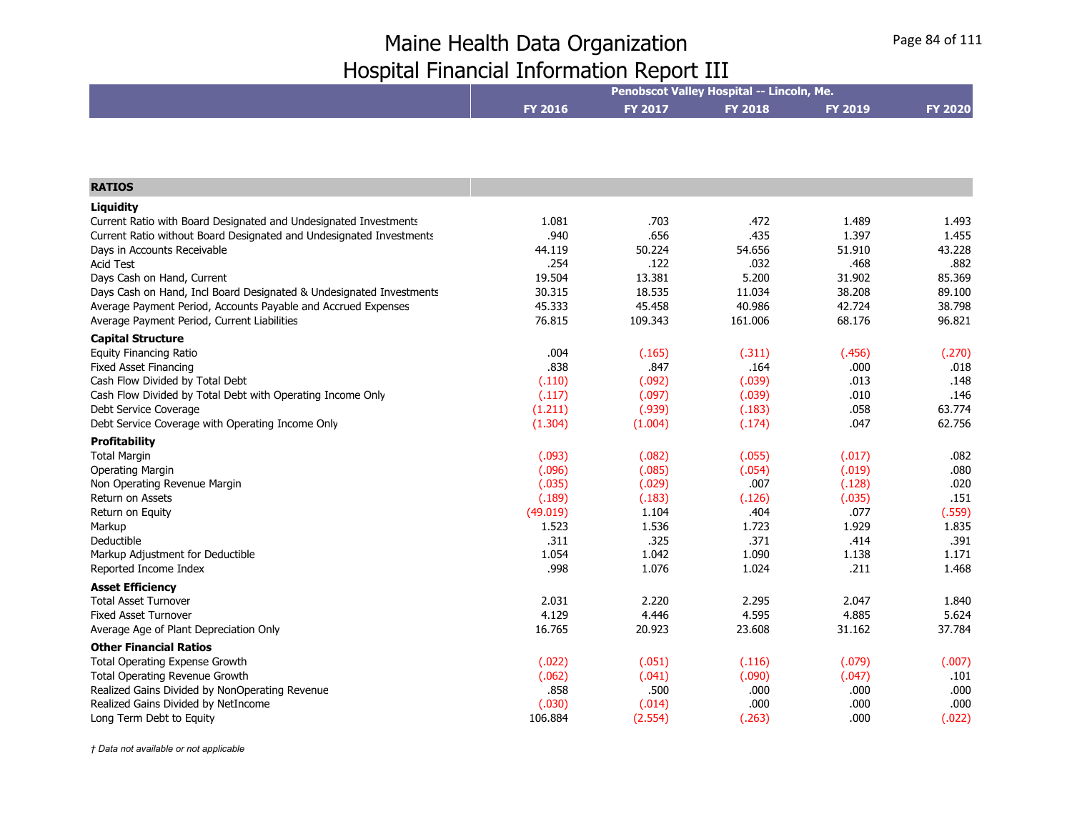# Maine Health Data Organization
# Hospital Financial Information Report III

| | Penobscot Valley Hospital -- Lincoln, Me. | | | | |
|---|---|---|---|---|---|
| | FY 2016 | FY 2017 | FY 2018 | FY 2019 | FY 2020 |
| **RATIOS** | | | | | |
| **Liquidity** | | | | | |
| Current Ratio with Board Designated and Undesignated Investments | 1.081 | .703 | .472 | 1.489 | 1.493 |
| Current Ratio without Board Designated and Undesignated Investments | .940 | .656 | .435 | 1.397 | 1.455 |
| Days in Accounts Receivable | 44.119 | 50.224 | 54.656 | 51.910 | 43.228 |
| Acid Test | .254 | .122 | .032 | .468 | .882 |
| Days Cash on Hand, Current | 19.504 | 13.381 | 5.200 | 31.902 | 85.369 |
| Days Cash on Hand, Incl Board Designated & Undesignated Investments | 30.315 | 18.535 | 11.034 | 38.208 | 89.100 |
| Average Payment Period, Accounts Payable and Accrued Expenses | 45.333 | 45.458 | 40.986 | 42.724 | 38.798 |
| Average Payment Period, Current Liabilities | 76.815 | 109.343 | 161.006 | 68.176 | 96.821 |
| **Capital Structure** | | | | | |
| Equity Financing Ratio | .004 | (.165) | (.311) | (.456) | (.270) |
| Fixed Asset Financing | .838 | .847 | .164 | .000 | .018 |
| Cash Flow Divided by Total Debt | (.110) | (.092) | (.039) | .013 | .148 |
| Cash Flow Divided by Total Debt with Operating Income Only | (.117) | (.097) | (.039) | .010 | .146 |
| Debt Service Coverage | (1.211) | (.939) | (.183) | .058 | 63.774 |
| Debt Service Coverage with Operating Income Only | (1.304) | (1.004) | (.174) | .047 | 62.756 |
| **Profitability** | | | | | |
| Total Margin | (.093) | (.082) | (.055) | (.017) | .082 |
| Operating Margin | (.096) | (.085) | (.054) | (.019) | .080 |
| Non Operating Revenue Margin | (.035) | (.029) | .007 | (.128) | .020 |
| Return on Assets | (.189) | (.183) | (.126) | (.035) | .151 |
| Return on Equity | (49.019) | 1.104 | .404 | .077 | (.559) |
| Markup | 1.523 | 1.536 | 1.723 | 1.929 | 1.835 |
| Deductible | .311 | .325 | .371 | .414 | .391 |
| Markup Adjustment for Deductible | 1.054 | 1.042 | 1.090 | 1.138 | 1.171 |
| Reported Income Index | .998 | 1.076 | 1.024 | .211 | 1.468 |
| **Asset Efficiency** | | | | | |
| Total Asset Turnover | 2.031 | 2.220 | 2.295 | 2.047 | 1.840 |
| Fixed Asset Turnover | 4.129 | 4.446 | 4.595 | 4.885 | 5.624 |
| Average Age of Plant Depreciation Only | 16.765 | 20.923 | 23.608 | 31.162 | 37.784 |
| **Other Financial Ratios** | | | | | |
| Total Operating Expense Growth | (.022) | (.051) | (.116) | (.079) | (.007) |
| Total Operating Revenue Growth | (.062) | (.041) | (.090) | (.047) | .101 |
| Realized Gains Divided by NonOperating Revenue | .858 | .500 | .000 | .000 | .000 |
| Realized Gains Divided by NetIncome | (.030) | (.014) | .000 | .000 | .000 |
| Long Term Debt to Equity | 106.884 | (2.554) | (.263) | .000 | (.022) |

*† Data not available or not applicable*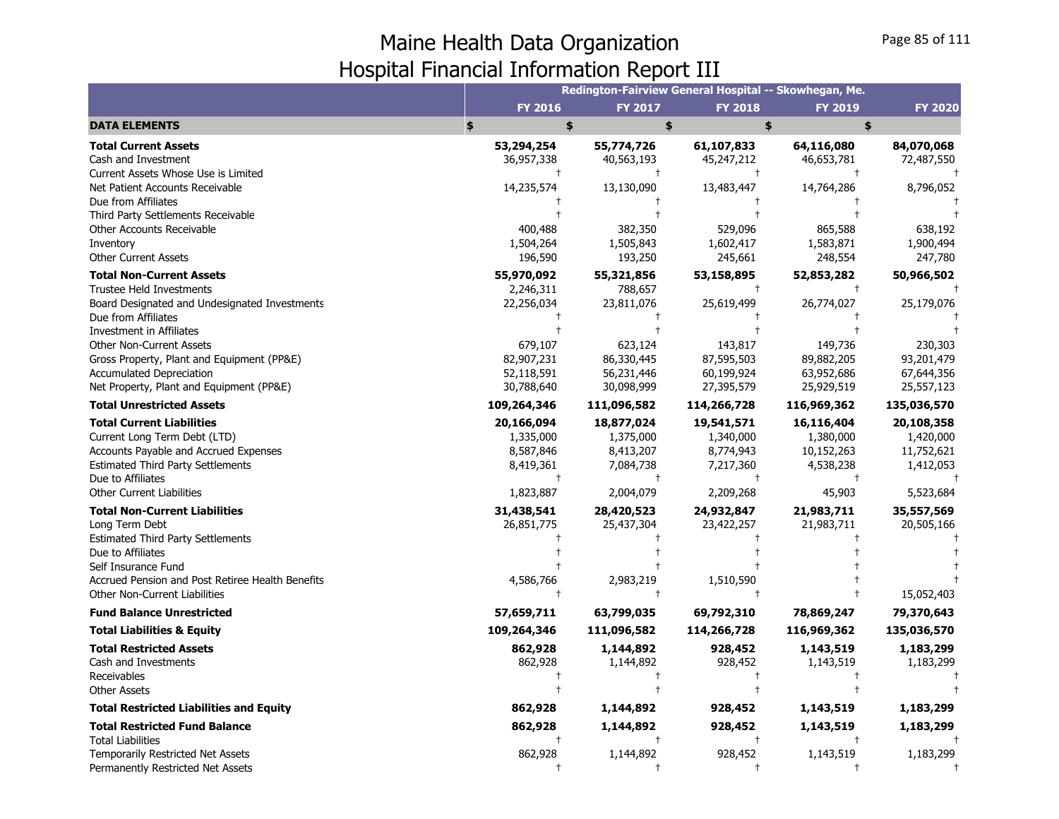# Maine Health Data Organization
## Hospital Financial Information Report III

| | Redington-Fairview General Hospital -- Skowhegan, Me. | | | | |
|---|---|---|---|---|---|
| | FY 2016 | FY 2017 | FY 2018 | FY 2019 | FY 2020 |
| **DATA ELEMENTS** | $ | $ | $ | $ | $ |
| **Total Current Assets** | **53,294,254** | **55,774,726** | **61,107,833** | **64,116,080** | **84,070,068** |
| Cash and Investment | 36,957,338 | 40,563,193 | 45,247,212 | 46,653,781 | 72,487,550 |
| Current Assets Whose Use is Limited | † | † | † | † | † |
| Net Patient Accounts Receivable | 14,235,574 | 13,130,090 | 13,483,447 | 14,764,286 | 8,796,052 |
| Due from Affiliates | † | † | † | † | † |
| Third Party Settlements Receivable | † | † | † | † | † |
| Other Accounts Receivable | 400,488 | 382,350 | 529,096 | 865,588 | 638,192 |
| Inventory | 1,504,264 | 1,505,843 | 1,602,417 | 1,583,871 | 1,900,494 |
| Other Current Assets | 196,590 | 193,250 | 245,661 | 248,554 | 247,780 |
| **Total Non-Current Assets** | **55,970,092** | **55,321,856** | **53,158,895** | **52,853,282** | **50,966,502** |
| Trustee Held Investments | 2,246,311 | 788,657 | † | † | † |
| Board Designated and Undesignated Investments | 22,256,034 | 23,811,076 | 25,619,499 | 26,774,027 | 25,179,076 |
| Due from Affiliates | † | † | † | † | † |
| Investment in Affiliates | † | † | † | † | † |
| Other Non-Current Assets | 679,107 | 623,124 | 143,817 | 149,736 | 230,303 |
| Gross Property, Plant and Equipment (PP&E) | 82,907,231 | 86,330,445 | 87,595,503 | 89,882,205 | 93,201,479 |
| Accumulated Depreciation | 52,118,591 | 56,231,446 | 60,199,924 | 63,952,686 | 67,644,356 |
| Net Property, Plant and Equipment (PP&E) | 30,788,640 | 30,098,999 | 27,395,579 | 25,929,519 | 25,557,123 |
| **Total Unrestricted Assets** | **109,264,346** | **111,096,582** | **114,266,728** | **116,969,362** | **135,036,570** |
| **Total Current Liabilities** | **20,166,094** | **18,877,024** | **19,541,571** | **16,116,404** | **20,108,358** |
| Current Long Term Debt (LTD) | 1,335,000 | 1,375,000 | 1,340,000 | 1,380,000 | 1,420,000 |
| Accounts Payable and Accrued Expenses | 8,587,846 | 8,413,207 | 8,774,943 | 10,152,263 | 11,752,621 |
| Estimated Third Party Settlements | 8,419,361 | 7,084,738 | 7,217,360 | 4,538,238 | 1,412,053 |
| Due to Affiliates | † | † | † | † | † |
| Other Current Liabilities | 1,823,887 | 2,004,079 | 2,209,268 | 45,903 | 5,523,684 |
| **Total Non-Current Liabilities** | **31,438,541** | **28,420,523** | **24,932,847** | **21,983,711** | **35,557,569** |
| Long Term Debt | 26,851,775 | 25,437,304 | 23,422,257 | 21,983,711 | 20,505,166 |
| Estimated Third Party Settlements | † | † | † | † | † |
| Due to Affiliates | † | † | † | † | † |
| Self Insurance Fund | † | † | † | † | † |
| Accrued Pension and Post Retiree Health Benefits | 4,586,766 | 2,983,219 | 1,510,590 | † | † |
| Other Non-Current Liabilities | † | † | † | † | 15,052,403 |
| **Fund Balance Unrestricted** | **57,659,711** | **63,799,035** | **69,792,310** | **78,869,247** | **79,370,643** |
| **Total Liabilities & Equity** | **109,264,346** | **111,096,582** | **114,266,728** | **116,969,362** | **135,036,570** |
| **Total Restricted Assets** | **862,928** | **1,144,892** | **928,452** | **1,143,519** | **1,183,299** |
| Cash and Investments | 862,928 | 1,144,892 | 928,452 | 1,143,519 | 1,183,299 |
| Receivables | † | † | † | † | † |
| Other Assets | † | † | † | † | † |
| **Total Restricted Liabilities and Equity** | **862,928** | **1,144,892** | **928,452** | **1,143,519** | **1,183,299** |
| **Total Restricted Fund Balance** | **862,928** | **1,144,892** | **928,452** | **1,143,519** | **1,183,299** |
| Total Liabilities | † | † | † | † | † |
| Temporarily Restricted Net Assets | 862,928 | 1,144,892 | 928,452 | 1,143,519 | 1,183,299 |
| Permanently Restricted Net Assets | † | † | † | † | † |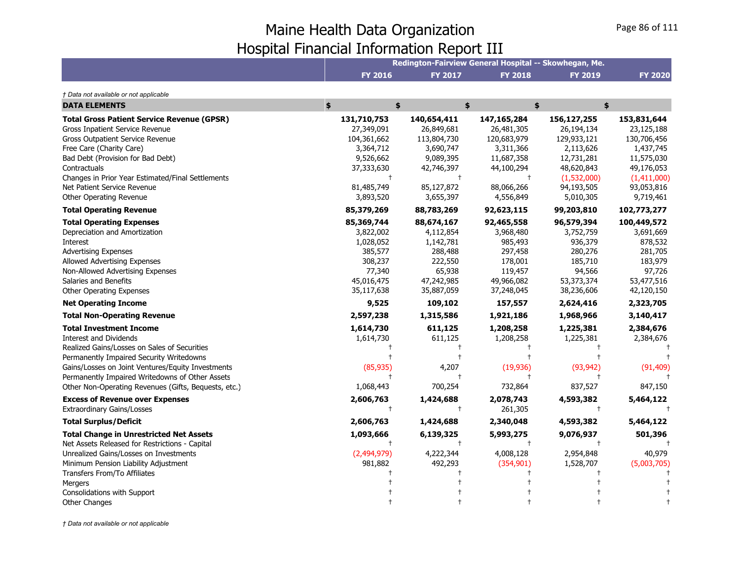# Maine Health Data Organization
## Hospital Financial Information Report III

*† Data not available or not applicable*

| | Redington-Fairview General Hospital -- Skowhegan, Me. | | | | |
|---|---|---|---|---|---|
| | **FY 2016** | **FY 2017** | **FY 2018** | **FY 2019** | **FY 2020** |
| **DATA ELEMENTS** | **$** | **$** | **$** | **$** | **$** |
| **Total Gross Patient Service Revenue (GPSR)** | **131,710,753** | **140,654,411** | **147,165,284** | **156,127,255** | **153,831,644** |
| Gross Inpatient Service Revenue | 27,349,091 | 26,849,681 | 26,481,305 | 26,194,134 | 23,125,188 |
| Gross Outpatient Service Revenue | 104,361,662 | 113,804,730 | 120,683,979 | 129,933,121 | 130,706,456 |
| Free Care (Charity Care) | 3,364,712 | 3,690,747 | 3,311,366 | 2,113,626 | 1,437,745 |
| Bad Debt (Provision for Bad Debt) | 9,526,662 | 9,089,395 | 11,687,358 | 12,731,281 | 11,575,030 |
| Contractuals | 37,333,630 | 42,746,397 | 44,100,294 | 48,620,843 | 49,176,053 |
| Changes in Prior Year Estimated/Final Settlements | † | † | † | (1,532,000) | (1,411,000) |
| Net Patient Service Revenue | 81,485,749 | 85,127,872 | 88,066,266 | 94,193,505 | 93,053,816 |
| Other Operating Revenue | 3,893,520 | 3,655,397 | 4,556,849 | 5,010,305 | 9,719,461 |
| **Total Operating Revenue** | **85,379,269** | **88,783,269** | **92,623,115** | **99,203,810** | **102,773,277** |
| **Total Operating Expenses** | **85,369,744** | **88,674,167** | **92,465,558** | **96,579,394** | **100,449,572** |
| Depreciation and Amortization | 3,822,002 | 4,112,854 | 3,968,480 | 3,752,759 | 3,691,669 |
| Interest | 1,028,052 | 1,142,781 | 985,493 | 936,379 | 878,532 |
| Advertising Expenses | 385,577 | 288,488 | 297,458 | 280,276 | 281,705 |
| Allowed Advertising Expenses | 308,237 | 222,550 | 178,001 | 185,710 | 183,979 |
| Non-Allowed Advertising Expenses | 77,340 | 65,938 | 119,457 | 94,566 | 97,726 |
| Salaries and Benefits | 45,016,475 | 47,242,985 | 49,966,082 | 53,373,374 | 53,477,516 |
| Other Operating Expenses | 35,117,638 | 35,887,059 | 37,248,045 | 38,236,606 | 42,120,150 |
| **Net Operating Income** | **9,525** | **109,102** | **157,557** | **2,624,416** | **2,323,705** |
| **Total Non-Operating Revenue** | **2,597,238** | **1,315,586** | **1,921,186** | **1,968,966** | **3,140,417** |
| **Total Investment Income** | **1,614,730** | **611,125** | **1,208,258** | **1,225,381** | **2,384,676** |
| Interest and Dividends | 1,614,730 | 611,125 | 1,208,258 | 1,225,381 | 2,384,676 |
| Realized Gains/Losses on Sales of Securities | † | † | † | † | † |
| Permanently Impaired Security Writedowns | † | † | † | † | † |
| Gains/Losses on Joint Ventures/Equity Investments | (85,935) | 4,207 | (19,936) | (93,942) | (91,409) |
| Permanently Impaired Writedowns of Other Assets | † | † | † | † | † |
| Other Non-Operating Revenues (Gifts, Bequests, etc.) | 1,068,443 | 700,254 | 732,864 | 837,527 | 847,150 |
| **Excess of Revenue over Expenses** | **2,606,763** | **1,424,688** | **2,078,743** | **4,593,382** | **5,464,122** |
| Extraordinary Gains/Losses | † | † | 261,305 | † | † |
| **Total Surplus/Deficit** | **2,606,763** | **1,424,688** | **2,340,048** | **4,593,382** | **5,464,122** |
| **Total Change in Unrestricted Net Assets** | **1,093,666** | **6,139,325** | **5,993,275** | **9,076,937** | **501,396** |
| Net Assets Released for Restrictions - Capital | † | † | † | † | † |
| Unrealized Gains/Losses on Investments | (2,494,979) | 4,222,344 | 4,008,128 | 2,954,848 | 40,979 |
| Minimum Pension Liability Adjustment | 981,882 | 492,293 | (354,901) | 1,528,707 | (5,003,705) |
| Transfers From/To Affiliates | † | † | † | † | † |
| Mergers | † | † | † | † | † |
| Consolidations with Support | † | † | † | † | † |
| Other Changes | † | † | † | † | † |

*† Data not available or not applicable*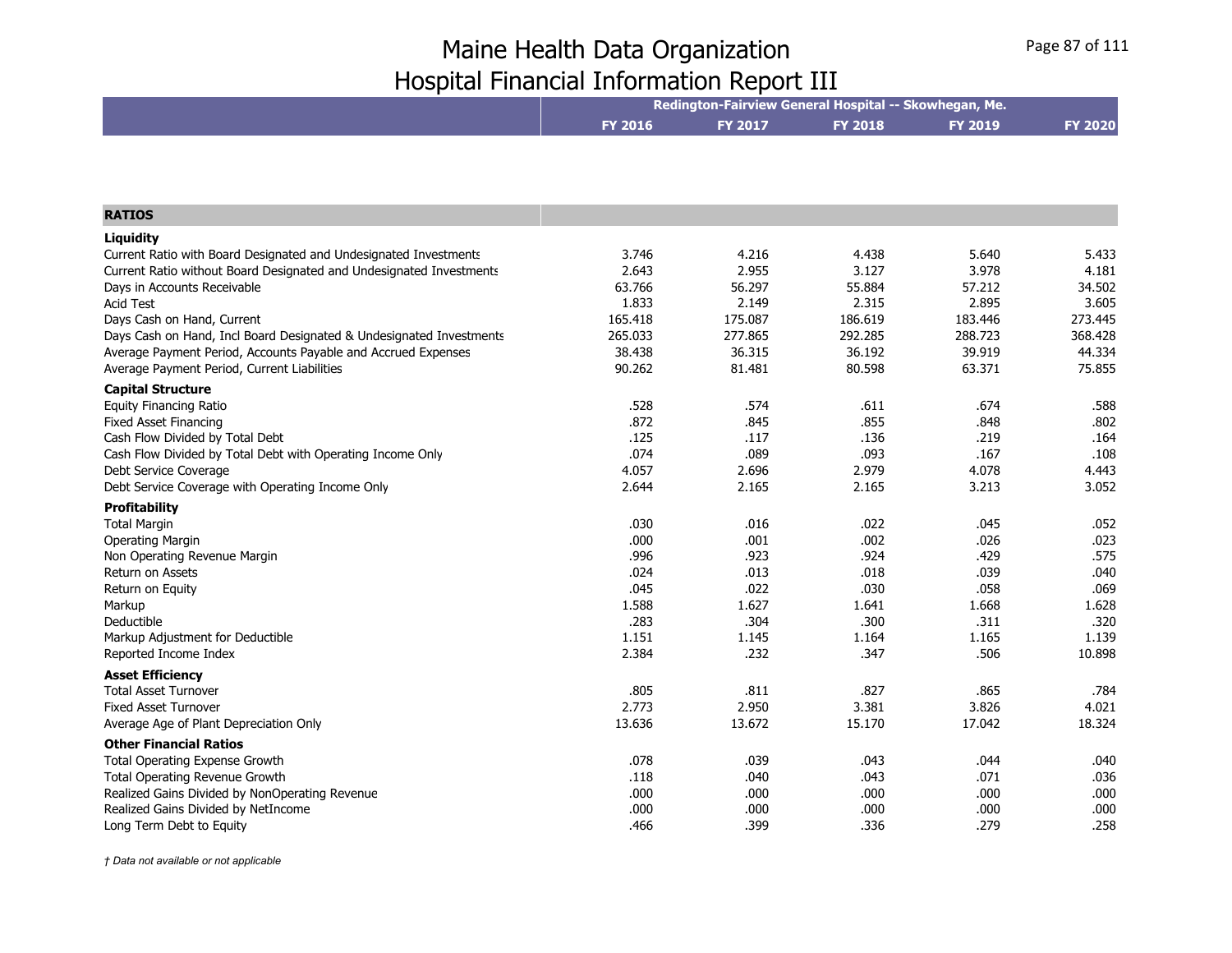# Maine Health Data Organization
# Hospital Financial Information Report III

| | Redington-Fairview General Hospital -- Skowhegan, Me. | | | | |
|---|---|---|---|---|---|
| | FY 2016 | FY 2017 | FY 2018 | FY 2019 | FY 2020 |
| **RATIOS** | | | | | |
| **Liquidity** | | | | | |
| Current Ratio with Board Designated and Undesignated Investments | 3.746 | 4.216 | 4.438 | 5.640 | 5.433 |
| Current Ratio without Board Designated and Undesignated Investments | 2.643 | 2.955 | 3.127 | 3.978 | 4.181 |
| Days in Accounts Receivable | 63.766 | 56.297 | 55.884 | 57.212 | 34.502 |
| Acid Test | 1.833 | 2.149 | 2.315 | 2.895 | 3.605 |
| Days Cash on Hand, Current | 165.418 | 175.087 | 186.619 | 183.446 | 273.445 |
| Days Cash on Hand, Incl Board Designated & Undesignated Investments | 265.033 | 277.865 | 292.285 | 288.723 | 368.428 |
| Average Payment Period, Accounts Payable and Accrued Expenses | 38.438 | 36.315 | 36.192 | 39.919 | 44.334 |
| Average Payment Period, Current Liabilities | 90.262 | 81.481 | 80.598 | 63.371 | 75.855 |
| **Capital Structure** | | | | | |
| Equity Financing Ratio | .528 | .574 | .611 | .674 | .588 |
| Fixed Asset Financing | .872 | .845 | .855 | .848 | .802 |
| Cash Flow Divided by Total Debt | .125 | .117 | .136 | .219 | .164 |
| Cash Flow Divided by Total Debt with Operating Income Only | .074 | .089 | .093 | .167 | .108 |
| Debt Service Coverage | 4.057 | 2.696 | 2.979 | 4.078 | 4.443 |
| Debt Service Coverage with Operating Income Only | 2.644 | 2.165 | 2.165 | 3.213 | 3.052 |
| **Profitability** | | | | | |
| Total Margin | .030 | .016 | .022 | .045 | .052 |
| Operating Margin | .000 | .001 | .002 | .026 | .023 |
| Non Operating Revenue Margin | .996 | .923 | .924 | .429 | .575 |
| Return on Assets | .024 | .013 | .018 | .039 | .040 |
| Return on Equity | .045 | .022 | .030 | .058 | .069 |
| Markup | 1.588 | 1.627 | 1.641 | 1.668 | 1.628 |
| Deductible | .283 | .304 | .300 | .311 | .320 |
| Markup Adjustment for Deductible | 1.151 | 1.145 | 1.164 | 1.165 | 1.139 |
| Reported Income Index | 2.384 | .232 | .347 | .506 | 10.898 |
| **Asset Efficiency** | | | | | |
| Total Asset Turnover | .805 | .811 | .827 | .865 | .784 |
| Fixed Asset Turnover | 2.773 | 2.950 | 3.381 | 3.826 | 4.021 |
| Average Age of Plant Depreciation Only | 13.636 | 13.672 | 15.170 | 17.042 | 18.324 |
| **Other Financial Ratios** | | | | | |
| Total Operating Expense Growth | .078 | .039 | .043 | .044 | .040 |
| Total Operating Revenue Growth | .118 | .040 | .043 | .071 | .036 |
| Realized Gains Divided by NonOperating Revenue | .000 | .000 | .000 | .000 | .000 |
| Realized Gains Divided by NetIncome | .000 | .000 | .000 | .000 | .000 |
| Long Term Debt to Equity | .466 | .399 | .336 | .279 | .258 |

*† Data not available or not applicable*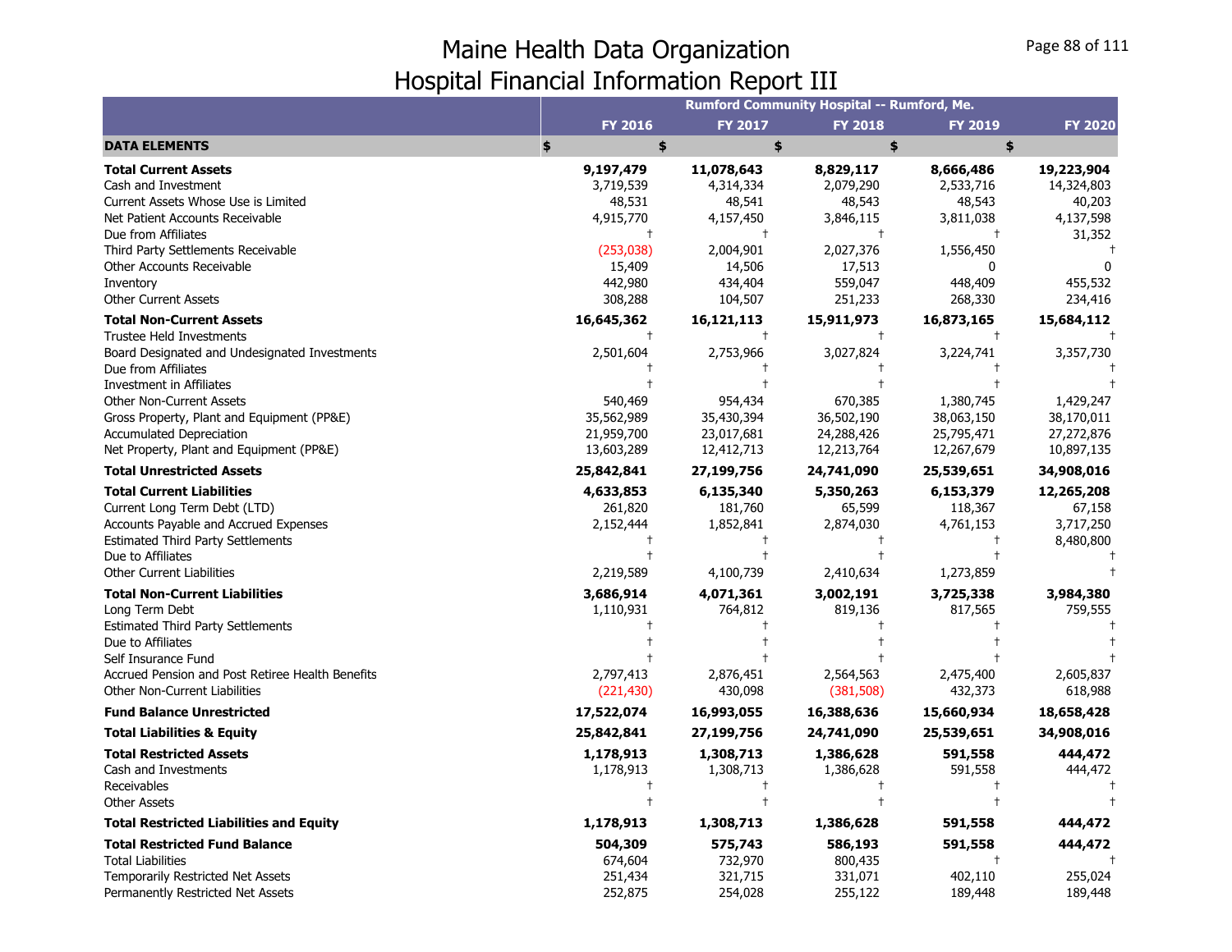# Maine Health Data Organization
## Hospital Financial Information Report III

| | Rumford Community Hospital -- Rumford, Me. | | | | |
|---|---|---|---|---|---|
| | **FY 2016** | **FY 2017** | **FY 2018** | **FY 2019** | **FY 2020** |
| **DATA ELEMENTS** | **$** | **$** | **$** | **$** | **$** |
| **Total Current Assets** | **9,197,479** | **11,078,643** | **8,829,117** | **8,666,486** | **19,223,904** |
| Cash and Investment | 3,719,539 | 4,314,334 | 2,079,290 | 2,533,716 | 14,324,803 |
| Current Assets Whose Use is Limited | 48,531 | 48,541 | 48,543 | 48,543 | 40,203 |
| Net Patient Accounts Receivable | 4,915,770 | 4,157,450 | 3,846,115 | 3,811,038 | 4,137,598 |
| Due from Affiliates | † | † | † | † | 31,352 |
| Third Party Settlements Receivable | (253,038) | 2,004,901 | 2,027,376 | 1,556,450 | † |
| Other Accounts Receivable | 15,409 | 14,506 | 17,513 | 0 | 0 |
| Inventory | 442,980 | 434,404 | 559,047 | 448,409 | 455,532 |
| Other Current Assets | 308,288 | 104,507 | 251,233 | 268,330 | 234,416 |
| **Total Non-Current Assets** | **16,645,362** | **16,121,113** | **15,911,973** | **16,873,165** | **15,684,112** |
| Trustee Held Investments | † | † | † | † | † |
| Board Designated and Undesignated Investments | 2,501,604 | 2,753,966 | 3,027,824 | 3,224,741 | 3,357,730 |
| Due from Affiliates | † | † | † | † | † |
| Investment in Affiliates | † | † | † | † | † |
| Other Non-Current Assets | 540,469 | 954,434 | 670,385 | 1,380,745 | 1,429,247 |
| Gross Property, Plant and Equipment (PP&E) | 35,562,989 | 35,430,394 | 36,502,190 | 38,063,150 | 38,170,011 |
| Accumulated Depreciation | 21,959,700 | 23,017,681 | 24,288,426 | 25,795,471 | 27,272,876 |
| Net Property, Plant and Equipment (PP&E) | 13,603,289 | 12,412,713 | 12,213,764 | 12,267,679 | 10,897,135 |
| **Total Unrestricted Assets** | **25,842,841** | **27,199,756** | **24,741,090** | **25,539,651** | **34,908,016** |
| **Total Current Liabilities** | **4,633,853** | **6,135,340** | **5,350,263** | **6,153,379** | **12,265,208** |
| Current Long Term Debt (LTD) | 261,820 | 181,760 | 65,599 | 118,367 | 67,158 |
| Accounts Payable and Accrued Expenses | 2,152,444 | 1,852,841 | 2,874,030 | 4,761,153 | 3,717,250 |
| Estimated Third Party Settlements | † | † | † | † | 8,480,800 |
| Due to Affiliates | † | † | † | † | † |
| Other Current Liabilities | 2,219,589 | 4,100,739 | 2,410,634 | 1,273,859 | † |
| **Total Non-Current Liabilities** | **3,686,914** | **4,071,361** | **3,002,191** | **3,725,338** | **3,984,380** |
| Long Term Debt | 1,110,931 | 764,812 | 819,136 | 817,565 | 759,555 |
| Estimated Third Party Settlements | † | † | † | † | † |
| Due to Affiliates | † | † | † | † | † |
| Self Insurance Fund | † | † | † | † | † |
| Accrued Pension and Post Retiree Health Benefits | 2,797,413 | 2,876,451 | 2,564,563 | 2,475,400 | 2,605,837 |
| Other Non-Current Liabilities | (221,430) | 430,098 | (381,508) | 432,373 | 618,988 |
| **Fund Balance Unrestricted** | **17,522,074** | **16,993,055** | **16,388,636** | **15,660,934** | **18,658,428** |
| **Total Liabilities & Equity** | **25,842,841** | **27,199,756** | **24,741,090** | **25,539,651** | **34,908,016** |
| **Total Restricted Assets** | **1,178,913** | **1,308,713** | **1,386,628** | **591,558** | **444,472** |
| Cash and Investments | 1,178,913 | 1,308,713 | 1,386,628 | 591,558 | 444,472 |
| Receivables | † | † | † | † | † |
| Other Assets | † | † | † | † | † |
| **Total Restricted Liabilities and Equity** | **1,178,913** | **1,308,713** | **1,386,628** | **591,558** | **444,472** |
| **Total Restricted Fund Balance** | **504,309** | **575,743** | **586,193** | **591,558** | **444,472** |
| Total Liabilities | 674,604 | 732,970 | 800,435 | † | † |
| Temporarily Restricted Net Assets | 251,434 | 321,715 | 331,071 | 402,110 | 255,024 |
| Permanently Restricted Net Assets | 252,875 | 254,028 | 255,122 | 189,448 | 189,448 |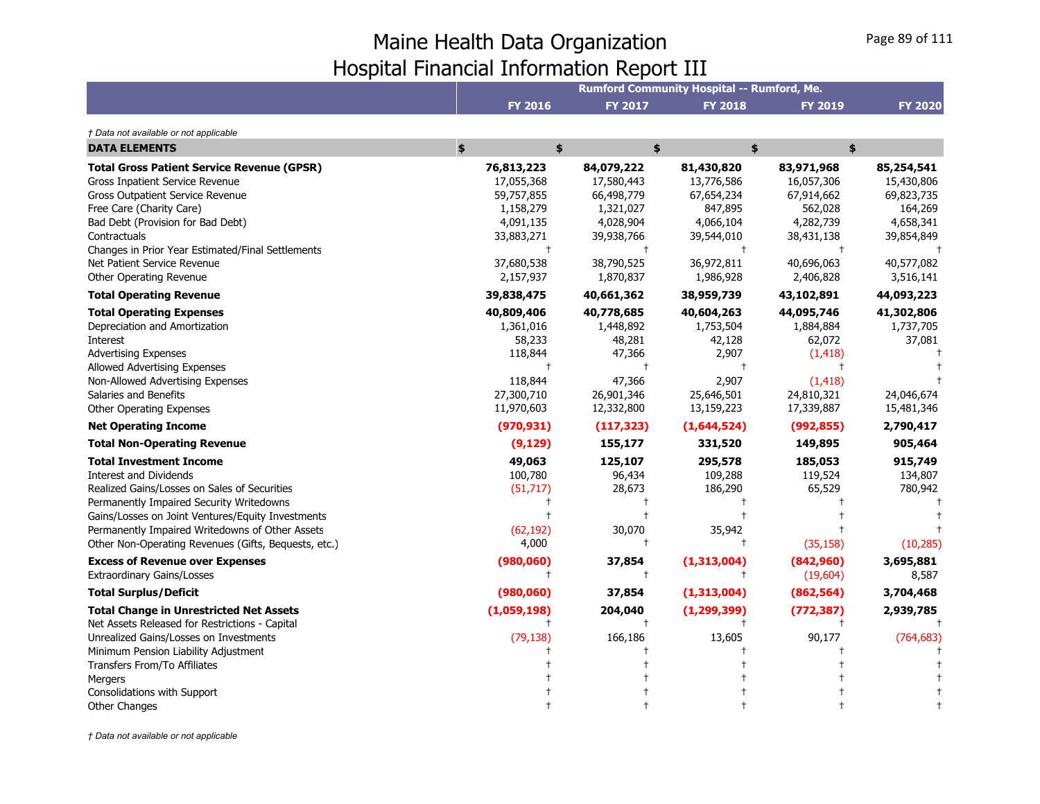# Maine Health Data Organization
## Hospital Financial Information Report III

*† Data not available or not applicable*

| | Rumford Community Hospital -- Rumford, Me. | | | | |
|---|---|---|---|---|---|
| | FY 2016 | FY 2017 | FY 2018 | FY 2019 | FY 2020 |
| **DATA ELEMENTS** | $ | $ | $ | $ | $ |
| **Total Gross Patient Service Revenue (GPSR)** | **76,813,223** | **84,079,222** | **81,430,820** | **83,971,968** | **85,254,541** |
| Gross Inpatient Service Revenue | 17,055,368 | 17,580,443 | 13,776,586 | 16,057,306 | 15,430,806 |
| Gross Outpatient Service Revenue | 59,757,855 | 66,498,779 | 67,654,234 | 67,914,662 | 69,823,735 |
| Free Care (Charity Care) | 1,158,279 | 1,321,027 | 847,895 | 562,028 | 164,269 |
| Bad Debt (Provision for Bad Debt) | 4,091,135 | 4,028,904 | 4,066,104 | 4,282,739 | 4,658,341 |
| Contractuals | 33,883,271 | 39,938,766 | 39,544,010 | 38,431,138 | 39,854,849 |
| Changes in Prior Year Estimated/Final Settlements | † | † | † | † | † |
| Net Patient Service Revenue | 37,680,538 | 38,790,525 | 36,972,811 | 40,696,063 | 40,577,082 |
| Other Operating Revenue | 2,157,937 | 1,870,837 | 1,986,928 | 2,406,828 | 3,516,141 |
| **Total Operating Revenue** | **39,838,475** | **40,661,362** | **38,959,739** | **43,102,891** | **44,093,223** |
| **Total Operating Expenses** | **40,809,406** | **40,778,685** | **40,604,263** | **44,095,746** | **41,302,806** |
| Depreciation and Amortization | 1,361,016 | 1,448,892 | 1,753,504 | 1,884,884 | 1,737,705 |
| Interest | 58,233 | 48,281 | 42,128 | 62,072 | 37,081 |
| Advertising Expenses | 118,844 | 47,366 | 2,907 | (1,418) | † |
| Allowed Advertising Expenses | † | † | † | † | † |
| Non-Allowed Advertising Expenses | 118,844 | 47,366 | 2,907 | (1,418) | † |
| Salaries and Benefits | 27,300,710 | 26,901,346 | 25,646,501 | 24,810,321 | 24,046,674 |
| Other Operating Expenses | 11,970,603 | 12,332,800 | 13,159,223 | 17,339,887 | 15,481,346 |
| **Net Operating Income** | **(970,931)** | **(117,323)** | **(1,644,524)** | **(992,855)** | **2,790,417** |
| **Total Non-Operating Revenue** | **(9,129)** | **155,177** | **331,520** | **149,895** | **905,464** |
| **Total Investment Income** | **49,063** | **125,107** | **295,578** | **185,053** | **915,749** |
| Interest and Dividends | 100,780 | 96,434 | 109,288 | 119,524 | 134,807 |
| Realized Gains/Losses on Sales of Securities | (51,717) | 28,673 | 186,290 | 65,529 | 780,942 |
| Permanently Impaired Security Writedowns | † | † | † | † | † |
| Gains/Losses on Joint Ventures/Equity Investments | † | † | † | † | † |
| Permanently Impaired Writedowns of Other Assets | (62,192) | 30,070 | 35,942 | † | † |
| Other Non-Operating Revenues (Gifts, Bequests, etc.) | 4,000 | † | † | (35,158) | (10,285) |
| **Excess of Revenue over Expenses** | **(980,060)** | **37,854** | **(1,313,004)** | **(842,960)** | **3,695,881** |
| Extraordinary Gains/Losses | † | † | † | (19,604) | 8,587 |
| **Total Surplus/Deficit** | **(980,060)** | **37,854** | **(1,313,004)** | **(862,564)** | **3,704,468** |
| **Total Change in Unrestricted Net Assets** | **(1,059,198)** | **204,040** | **(1,299,399)** | **(772,387)** | **2,939,785** |
| Net Assets Released for Restrictions - Capital | † | † | † | † | † |
| Unrealized Gains/Losses on Investments | (79,138) | 166,186 | 13,605 | 90,177 | (764,683) |
| Minimum Pension Liability Adjustment | † | † | † | † | † |
| Transfers From/To Affiliates | † | † | † | † | † |
| Mergers | † | † | † | † | † |
| Consolidations with Support | † | † | † | † | † |
| Other Changes | † | † | † | † | † |

*† Data not available or not applicable*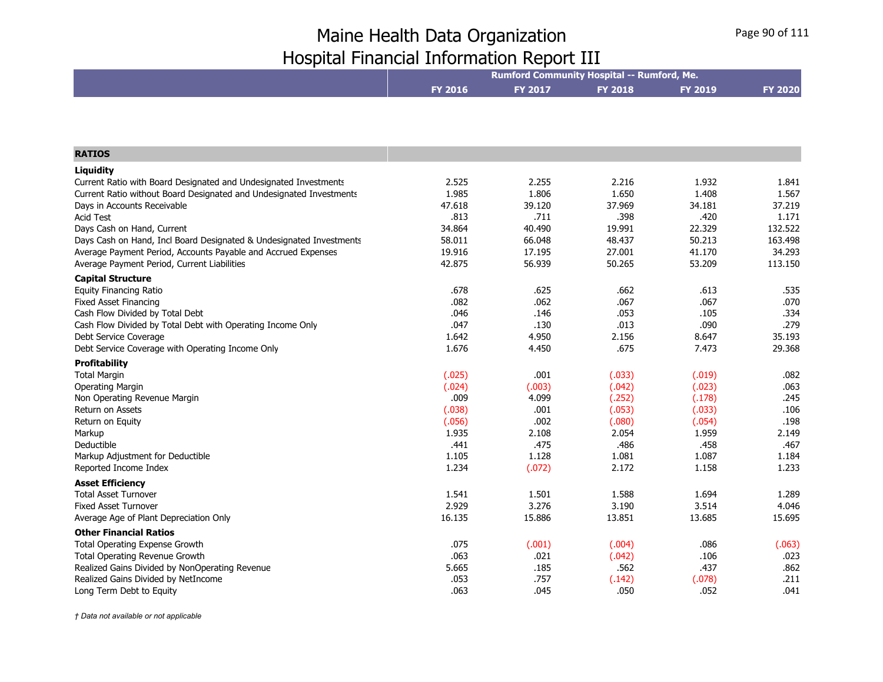# Maine Health Data Organization
## Hospital Financial Information Report III

| | Rumford Community Hospital -- Rumford, Me. | | | | |
|---|---|---|---|---|---|
| | FY 2016 | FY 2017 | FY 2018 | FY 2019 | FY 2020 |
| **RATIOS** | | | | | |
| **Liquidity** | | | | | |
| Current Ratio with Board Designated and Undesignated Investments | 2.525 | 2.255 | 2.216 | 1.932 | 1.841 |
| Current Ratio without Board Designated and Undesignated Investments | 1.985 | 1.806 | 1.650 | 1.408 | 1.567 |
| Days in Accounts Receivable | 47.618 | 39.120 | 37.969 | 34.181 | 37.219 |
| Acid Test | .813 | .711 | .398 | .420 | 1.171 |
| Days Cash on Hand, Current | 34.864 | 40.490 | 19.991 | 22.329 | 132.522 |
| Days Cash on Hand, Incl Board Designated & Undesignated Investments | 58.011 | 66.048 | 48.437 | 50.213 | 163.498 |
| Average Payment Period, Accounts Payable and Accrued Expenses | 19.916 | 17.195 | 27.001 | 41.170 | 34.293 |
| Average Payment Period, Current Liabilities | 42.875 | 56.939 | 50.265 | 53.209 | 113.150 |
| **Capital Structure** | | | | | |
| Equity Financing Ratio | .678 | .625 | .662 | .613 | .535 |
| Fixed Asset Financing | .082 | .062 | .067 | .067 | .070 |
| Cash Flow Divided by Total Debt | .046 | .146 | .053 | .105 | .334 |
| Cash Flow Divided by Total Debt with Operating Income Only | .047 | .130 | .013 | .090 | .279 |
| Debt Service Coverage | 1.642 | 4.950 | 2.156 | 8.647 | 35.193 |
| Debt Service Coverage with Operating Income Only | 1.676 | 4.450 | .675 | 7.473 | 29.368 |
| **Profitability** | | | | | |
| Total Margin | (.025) | .001 | (.033) | (.019) | .082 |
| Operating Margin | (.024) | (.003) | (.042) | (.023) | .063 |
| Non Operating Revenue Margin | .009 | 4.099 | (.252) | (.178) | .245 |
| Return on Assets | (.038) | .001 | (.053) | (.033) | .106 |
| Return on Equity | (.056) | .002 | (.080) | (.054) | .198 |
| Markup | 1.935 | 2.108 | 2.054 | 1.959 | 2.149 |
| Deductible | .441 | .475 | .486 | .458 | .467 |
| Markup Adjustment for Deductible | 1.105 | 1.128 | 1.081 | 1.087 | 1.184 |
| Reported Income Index | 1.234 | (.072) | 2.172 | 1.158 | 1.233 |
| **Asset Efficiency** | | | | | |
| Total Asset Turnover | 1.541 | 1.501 | 1.588 | 1.694 | 1.289 |
| Fixed Asset Turnover | 2.929 | 3.276 | 3.190 | 3.514 | 4.046 |
| Average Age of Plant Depreciation Only | 16.135 | 15.886 | 13.851 | 13.685 | 15.695 |
| **Other Financial Ratios** | | | | | |
| Total Operating Expense Growth | .075 | (.001) | (.004) | .086 | (.063) |
| Total Operating Revenue Growth | .063 | .021 | (.042) | .106 | .023 |
| Realized Gains Divided by NonOperating Revenue | 5.665 | .185 | .562 | .437 | .862 |
| Realized Gains Divided by NetIncome | .053 | .757 | (.142) | (.078) | .211 |
| Long Term Debt to Equity | .063 | .045 | .050 | .052 | .041 |

*† Data not available or not applicable*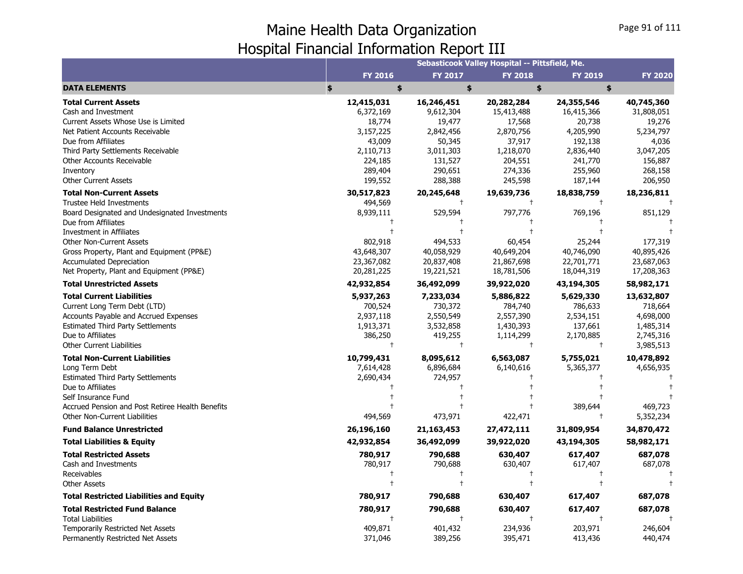# Maine Health Data Organization
# Hospital Financial Information Report III

| | Sebasticook Valley Hospital -- Pittsfield, Me. | | | | |
|---|---|---|---|---|---|
| | **FY 2016** | **FY 2017** | **FY 2018** | **FY 2019** | **FY 2020** |
| **DATA ELEMENTS** | **$** | **$** | **$** | **$** | **$** |
| **Total Current Assets** | **12,415,031** | **16,246,451** | **20,282,284** | **24,355,546** | **40,745,360** |
| Cash and Investment | 6,372,169 | 9,612,304 | 15,413,488 | 16,415,366 | 31,808,051 |
| Current Assets Whose Use is Limited | 18,774 | 19,477 | 17,568 | 20,738 | 19,276 |
| Net Patient Accounts Receivable | 3,157,225 | 2,842,456 | 2,870,756 | 4,205,990 | 5,234,797 |
| Due from Affiliates | 43,009 | 50,345 | 37,917 | 192,138 | 4,036 |
| Third Party Settlements Receivable | 2,110,713 | 3,011,303 | 1,218,070 | 2,836,440 | 3,047,205 |
| Other Accounts Receivable | 224,185 | 131,527 | 204,551 | 241,770 | 156,887 |
| Inventory | 289,404 | 290,651 | 274,336 | 255,960 | 268,158 |
| Other Current Assets | 199,552 | 288,388 | 245,598 | 187,144 | 206,950 |
| **Total Non-Current Assets** | **30,517,823** | **20,245,648** | **19,639,736** | **18,838,759** | **18,236,811** |
| Trustee Held Investments | 494,569 | † | † | † | † |
| Board Designated and Undesignated Investments | 8,939,111 | 529,594 | 797,776 | 769,196 | 851,129 |
| Due from Affiliates | † | † | † | † | † |
| Investment in Affiliates | † | † | † | † | † |
| Other Non-Current Assets | 802,918 | 494,533 | 60,454 | 25,244 | 177,319 |
| Gross Property, Plant and Equipment (PP&E) | 43,648,307 | 40,058,929 | 40,649,204 | 40,746,090 | 40,895,426 |
| Accumulated Depreciation | 23,367,082 | 20,837,408 | 21,867,698 | 22,701,771 | 23,687,063 |
| Net Property, Plant and Equipment (PP&E) | 20,281,225 | 19,221,521 | 18,781,506 | 18,044,319 | 17,208,363 |
| **Total Unrestricted Assets** | **42,932,854** | **36,492,099** | **39,922,020** | **43,194,305** | **58,982,171** |
| **Total Current Liabilities** | **5,937,263** | **7,233,034** | **5,886,822** | **5,629,330** | **13,632,807** |
| Current Long Term Debt (LTD) | 700,524 | 730,372 | 784,740 | 786,633 | 718,664 |
| Accounts Payable and Accrued Expenses | 2,937,118 | 2,550,549 | 2,557,390 | 2,534,151 | 4,698,000 |
| Estimated Third Party Settlements | 1,913,371 | 3,532,858 | 1,430,393 | 137,661 | 1,485,314 |
| Due to Affiliates | 386,250 | 419,255 | 1,114,299 | 2,170,885 | 2,745,316 |
| Other Current Liabilities | † | † | † | † | 3,985,513 |
| **Total Non-Current Liabilities** | **10,799,431** | **8,095,612** | **6,563,087** | **5,755,021** | **10,478,892** |
| Long Term Debt | 7,614,428 | 6,896,684 | 6,140,616 | 5,365,377 | 4,656,935 |
| Estimated Third Party Settlements | 2,690,434 | 724,957 | † | † | † |
| Due to Affiliates | † | † | † | † | † |
| Self Insurance Fund | † | † | † | † | † |
| Accrued Pension and Post Retiree Health Benefits | † | † | † | 389,644 | 469,723 |
| Other Non-Current Liabilities | 494,569 | 473,971 | 422,471 | † | 5,352,234 |
| **Fund Balance Unrestricted** | **26,196,160** | **21,163,453** | **27,472,111** | **31,809,954** | **34,870,472** |
| **Total Liabilities & Equity** | **42,932,854** | **36,492,099** | **39,922,020** | **43,194,305** | **58,982,171** |
| **Total Restricted Assets** | **780,917** | **790,688** | **630,407** | **617,407** | **687,078** |
| Cash and Investments | 780,917 | 790,688 | 630,407 | 617,407 | 687,078 |
| Receivables | † | † | † | † | † |
| Other Assets | † | † | † | † | † |
| **Total Restricted Liabilities and Equity** | **780,917** | **790,688** | **630,407** | **617,407** | **687,078** |
| **Total Restricted Fund Balance** | **780,917** | **790,688** | **630,407** | **617,407** | **687,078** |
| Total Liabilities | † | † | † | † | † |
| Temporarily Restricted Net Assets | 409,871 | 401,432 | 234,936 | 203,971 | 246,604 |
| Permanently Restricted Net Assets | 371,046 | 389,256 | 395,471 | 413,436 | 440,474 |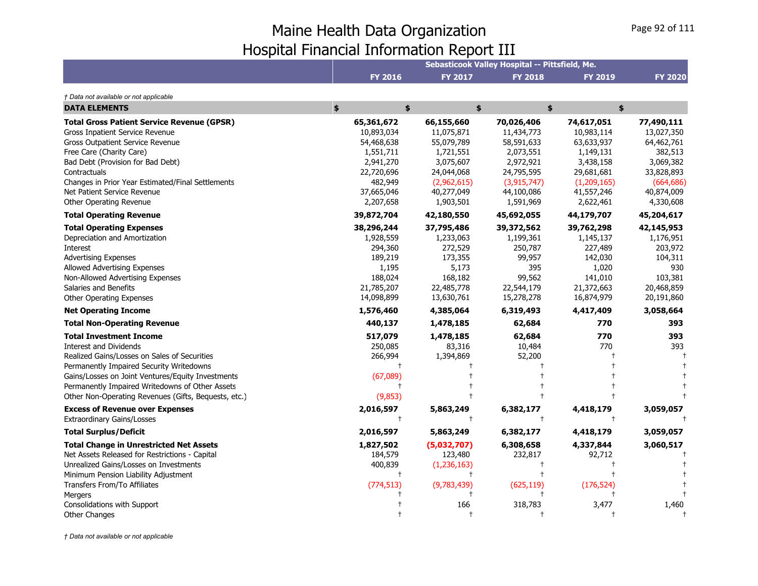# Maine Health Data Organization
## Hospital Financial Information Report III

| | Sebasticook Valley Hospital -- Pittsfield, Me. | | | | |
|---|---|---|---|---|---|
| | **FY 2016** | **FY 2017** | **FY 2018** | **FY 2019** | **FY 2020** |

*† Data not available or not applicable*

| **DATA ELEMENTS** | **$** | **$** | **$** | **$** | **$** |
|---|---|---|---|---|---|
| **Total Gross Patient Service Revenue (GPSR)** | **65,361,672** | **66,155,660** | **70,026,406** | **74,617,051** | **77,490,111** |
| Gross Inpatient Service Revenue | 10,893,034 | 11,075,871 | 11,434,773 | 10,983,114 | 13,027,350 |
| Gross Outpatient Service Revenue | 54,468,638 | 55,079,789 | 58,591,633 | 63,633,937 | 64,462,761 |
| Free Care (Charity Care) | 1,551,711 | 1,721,551 | 2,073,551 | 1,149,131 | 382,513 |
| Bad Debt (Provision for Bad Debt) | 2,941,270 | 3,075,607 | 2,972,921 | 3,438,158 | 3,069,382 |
| Contractuals | 22,720,696 | 24,044,068 | 24,795,595 | 29,681,681 | 33,828,893 |
| Changes in Prior Year Estimated/Final Settlements | 482,949 | (2,962,615) | (3,915,747) | (1,209,165) | (664,686) |
| Net Patient Service Revenue | 37,665,046 | 40,277,049 | 44,100,086 | 41,557,246 | 40,874,009 |
| Other Operating Revenue | 2,207,658 | 1,903,501 | 1,591,969 | 2,622,461 | 4,330,608 |
| **Total Operating Revenue** | **39,872,704** | **42,180,550** | **45,692,055** | **44,179,707** | **45,204,617** |
| **Total Operating Expenses** | **38,296,244** | **37,795,486** | **39,372,562** | **39,762,298** | **42,145,953** |
| Depreciation and Amortization | 1,928,559 | 1,233,063 | 1,199,361 | 1,145,137 | 1,176,951 |
| Interest | 294,360 | 272,529 | 250,787 | 227,489 | 203,972 |
| Advertising Expenses | 189,219 | 173,355 | 99,957 | 142,030 | 104,311 |
| Allowed Advertising Expenses | 1,195 | 5,173 | 395 | 1,020 | 930 |
| Non-Allowed Advertising Expenses | 188,024 | 168,182 | 99,562 | 141,010 | 103,381 |
| Salaries and Benefits | 21,785,207 | 22,485,778 | 22,544,179 | 21,372,663 | 20,468,859 |
| Other Operating Expenses | 14,098,899 | 13,630,761 | 15,278,278 | 16,874,979 | 20,191,860 |
| **Net Operating Income** | **1,576,460** | **4,385,064** | **6,319,493** | **4,417,409** | **3,058,664** |
| **Total Non-Operating Revenue** | **440,137** | **1,478,185** | **62,684** | **770** | **393** |
| **Total Investment Income** | **517,079** | **1,478,185** | **62,684** | **770** | **393** |
| Interest and Dividends | 250,085 | 83,316 | 10,484 | 770 | 393 |
| Realized Gains/Losses on Sales of Securities | 266,994 | 1,394,869 | 52,200 | † | † |
| Permanently Impaired Security Writedowns | † | † | † | † | † |
| Gains/Losses on Joint Ventures/Equity Investments | (67,089) | † | † | † | † |
| Permanently Impaired Writedowns of Other Assets | † | † | † | † | † |
| Other Non-Operating Revenues (Gifts, Bequests, etc.) | (9,853) | † | † | † | † |
| **Excess of Revenue over Expenses** | **2,016,597** | **5,863,249** | **6,382,177** | **4,418,179** | **3,059,057** |
| Extraordinary Gains/Losses | † | † | † | † | † |
| **Total Surplus/Deficit** | **2,016,597** | **5,863,249** | **6,382,177** | **4,418,179** | **3,059,057** |
| **Total Change in Unrestricted Net Assets** | **1,827,502** | **(5,032,707)** | **6,308,658** | **4,337,844** | **3,060,517** |
| Net Assets Released for Restrictions - Capital | 184,579 | 123,480 | 232,817 | 92,712 | † |
| Unrealized Gains/Losses on Investments | 400,839 | (1,236,163) | † | † | † |
| Minimum Pension Liability Adjustment | † | † | † | † | † |
| Transfers From/To Affiliates | (774,513) | (9,783,439) | (625,119) | (176,524) | † |
| Mergers | † | † | † | † | † |
| Consolidations with Support | † | 166 | 318,783 | 3,477 | 1,460 |
| Other Changes | † | † | † | † | † |

*† Data not available or not applicable*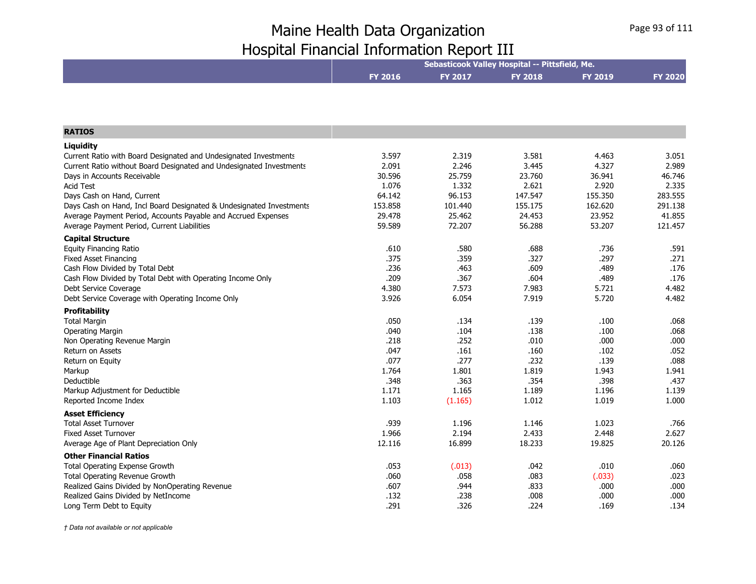# Maine Health Data Organization
# Hospital Financial Information Report III

| | Sebasticook Valley Hospital -- Pittsfield, Me. | | | | |
|---|---|---|---|---|---|
| | FY 2016 | FY 2017 | FY 2018 | FY 2019 | FY 2020 |
| **RATIOS** | | | | | |
| **Liquidity** | | | | | |
| Current Ratio with Board Designated and Undesignated Investments | 3.597 | 2.319 | 3.581 | 4.463 | 3.051 |
| Current Ratio without Board Designated and Undesignated Investments | 2.091 | 2.246 | 3.445 | 4.327 | 2.989 |
| Days in Accounts Receivable | 30.596 | 25.759 | 23.760 | 36.941 | 46.746 |
| Acid Test | 1.076 | 1.332 | 2.621 | 2.920 | 2.335 |
| Days Cash on Hand, Current | 64.142 | 96.153 | 147.547 | 155.350 | 283.555 |
| Days Cash on Hand, Incl Board Designated & Undesignated Investments | 153.858 | 101.440 | 155.175 | 162.620 | 291.138 |
| Average Payment Period, Accounts Payable and Accrued Expenses | 29.478 | 25.462 | 24.453 | 23.952 | 41.855 |
| Average Payment Period, Current Liabilities | 59.589 | 72.207 | 56.288 | 53.207 | 121.457 |
| **Capital Structure** | | | | | |
| Equity Financing Ratio | .610 | .580 | .688 | .736 | .591 |
| Fixed Asset Financing | .375 | .359 | .327 | .297 | .271 |
| Cash Flow Divided by Total Debt | .236 | .463 | .609 | .489 | .176 |
| Cash Flow Divided by Total Debt with Operating Income Only | .209 | .367 | .604 | .489 | .176 |
| Debt Service Coverage | 4.380 | 7.573 | 7.983 | 5.721 | 4.482 |
| Debt Service Coverage with Operating Income Only | 3.926 | 6.054 | 7.919 | 5.720 | 4.482 |
| **Profitability** | | | | | |
| Total Margin | .050 | .134 | .139 | .100 | .068 |
| Operating Margin | .040 | .104 | .138 | .100 | .068 |
| Non Operating Revenue Margin | .218 | .252 | .010 | .000 | .000 |
| Return on Assets | .047 | .161 | .160 | .102 | .052 |
| Return on Equity | .077 | .277 | .232 | .139 | .088 |
| Markup | 1.764 | 1.801 | 1.819 | 1.943 | 1.941 |
| Deductible | .348 | .363 | .354 | .398 | .437 |
| Markup Adjustment for Deductible | 1.171 | 1.165 | 1.189 | 1.196 | 1.139 |
| Reported Income Index | 1.103 | (1.165) | 1.012 | 1.019 | 1.000 |
| **Asset Efficiency** | | | | | |
| Total Asset Turnover | .939 | 1.196 | 1.146 | 1.023 | .766 |
| Fixed Asset Turnover | 1.966 | 2.194 | 2.433 | 2.448 | 2.627 |
| Average Age of Plant Depreciation Only | 12.116 | 16.899 | 18.233 | 19.825 | 20.126 |
| **Other Financial Ratios** | | | | | |
| Total Operating Expense Growth | .053 | (.013) | .042 | .010 | .060 |
| Total Operating Revenue Growth | .060 | .058 | .083 | (.033) | .023 |
| Realized Gains Divided by NonOperating Revenue | .607 | .944 | .833 | .000 | .000 |
| Realized Gains Divided by NetIncome | .132 | .238 | .008 | .000 | .000 |
| Long Term Debt to Equity | .291 | .326 | .224 | .169 | .134 |

*† Data not available or not applicable*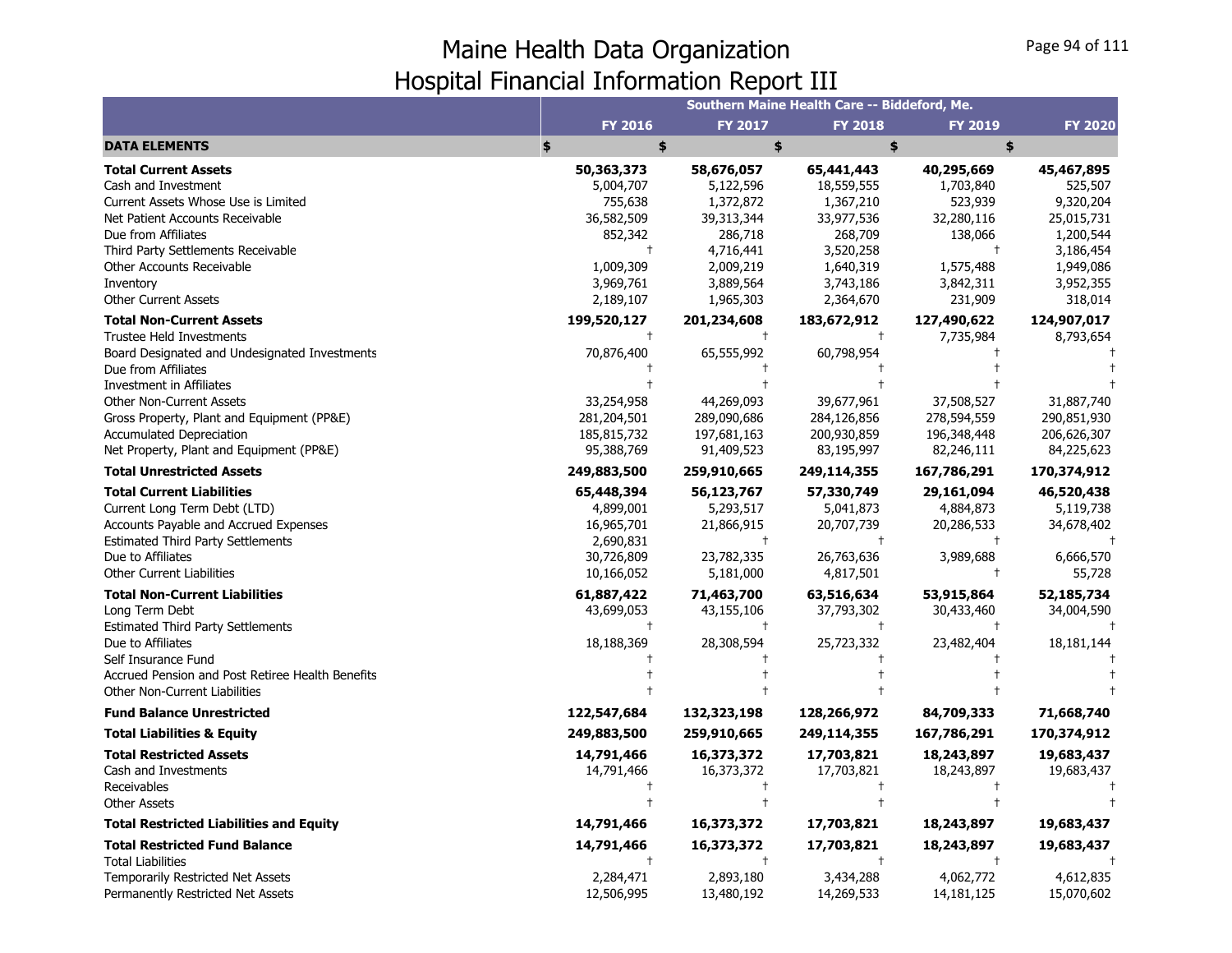# Maine Health Data Organization
# Hospital Financial Information Report III

| | Southern Maine Health Care -- Biddeford, Me. | | | | |
|---|---|---|---|---|---|
| | **FY 2016** | **FY 2017** | **FY 2018** | **FY 2019** | **FY 2020** |
| **DATA ELEMENTS** | **$** | **$** | **$** | **$** | **$** |
| **Total Current Assets** | **50,363,373** | **58,676,057** | **65,441,443** | **40,295,669** | **45,467,895** |
| Cash and Investment | 5,004,707 | 5,122,596 | 18,559,555 | 1,703,840 | 525,507 |
| Current Assets Whose Use is Limited | 755,638 | 1,372,872 | 1,367,210 | 523,939 | 9,320,204 |
| Net Patient Accounts Receivable | 36,582,509 | 39,313,344 | 33,977,536 | 32,280,116 | 25,015,731 |
| Due from Affiliates | 852,342 | 286,718 | 268,709 | 138,066 | 1,200,544 |
| Third Party Settlements Receivable | † | 4,716,441 | 3,520,258 | † | 3,186,454 |
| Other Accounts Receivable | 1,009,309 | 2,009,219 | 1,640,319 | 1,575,488 | 1,949,086 |
| Inventory | 3,969,761 | 3,889,564 | 3,743,186 | 3,842,311 | 3,952,355 |
| Other Current Assets | 2,189,107 | 1,965,303 | 2,364,670 | 231,909 | 318,014 |
| **Total Non-Current Assets** | **199,520,127** | **201,234,608** | **183,672,912** | **127,490,622** | **124,907,017** |
| Trustee Held Investments | † | † | † | 7,735,984 | 8,793,654 |
| Board Designated and Undesignated Investments | 70,876,400 | 65,555,992 | 60,798,954 | † | † |
| Due from Affiliates | † | † | † | † | † |
| Investment in Affiliates | † | † | † | † | † |
| Other Non-Current Assets | 33,254,958 | 44,269,093 | 39,677,961 | 37,508,527 | 31,887,740 |
| Gross Property, Plant and Equipment (PP&E) | 281,204,501 | 289,090,686 | 284,126,856 | 278,594,559 | 290,851,930 |
| Accumulated Depreciation | 185,815,732 | 197,681,163 | 200,930,859 | 196,348,448 | 206,626,307 |
| Net Property, Plant and Equipment (PP&E) | 95,388,769 | 91,409,523 | 83,195,997 | 82,246,111 | 84,225,623 |
| **Total Unrestricted Assets** | **249,883,500** | **259,910,665** | **249,114,355** | **167,786,291** | **170,374,912** |
| **Total Current Liabilities** | **65,448,394** | **56,123,767** | **57,330,749** | **29,161,094** | **46,520,438** |
| Current Long Term Debt (LTD) | 4,899,001 | 5,293,517 | 5,041,873 | 4,884,873 | 5,119,738 |
| Accounts Payable and Accrued Expenses | 16,965,701 | 21,866,915 | 20,707,739 | 20,286,533 | 34,678,402 |
| Estimated Third Party Settlements | 2,690,831 | † | † | † | † |
| Due to Affiliates | 30,726,809 | 23,782,335 | 26,763,636 | 3,989,688 | 6,666,570 |
| Other Current Liabilities | 10,166,052 | 5,181,000 | 4,817,501 | † | 55,728 |
| **Total Non-Current Liabilities** | **61,887,422** | **71,463,700** | **63,516,634** | **53,915,864** | **52,185,734** |
| Long Term Debt | 43,699,053 | 43,155,106 | 37,793,302 | 30,433,460 | 34,004,590 |
| Estimated Third Party Settlements | † | † | † | † | † |
| Due to Affiliates | 18,188,369 | 28,308,594 | 25,723,332 | 23,482,404 | 18,181,144 |
| Self Insurance Fund | † | † | † | † | † |
| Accrued Pension and Post Retiree Health Benefits | † | † | † | † | † |
| Other Non-Current Liabilities | † | † | † | † | † |
| **Fund Balance Unrestricted** | **122,547,684** | **132,323,198** | **128,266,972** | **84,709,333** | **71,668,740** |
| **Total Liabilities & Equity** | **249,883,500** | **259,910,665** | **249,114,355** | **167,786,291** | **170,374,912** |
| **Total Restricted Assets** | **14,791,466** | **16,373,372** | **17,703,821** | **18,243,897** | **19,683,437** |
| Cash and Investments | 14,791,466 | 16,373,372 | 17,703,821 | 18,243,897 | 19,683,437 |
| Receivables | † | † | † | † | † |
| Other Assets | † | † | † | † | † |
| **Total Restricted Liabilities and Equity** | **14,791,466** | **16,373,372** | **17,703,821** | **18,243,897** | **19,683,437** |
| **Total Restricted Fund Balance** | **14,791,466** | **16,373,372** | **17,703,821** | **18,243,897** | **19,683,437** |
| Total Liabilities | † | † | † | † | † |
| Temporarily Restricted Net Assets | 2,284,471 | 2,893,180 | 3,434,288 | 4,062,772 | 4,612,835 |
| Permanently Restricted Net Assets | 12,506,995 | 13,480,192 | 14,269,533 | 14,181,125 | 15,070,602 |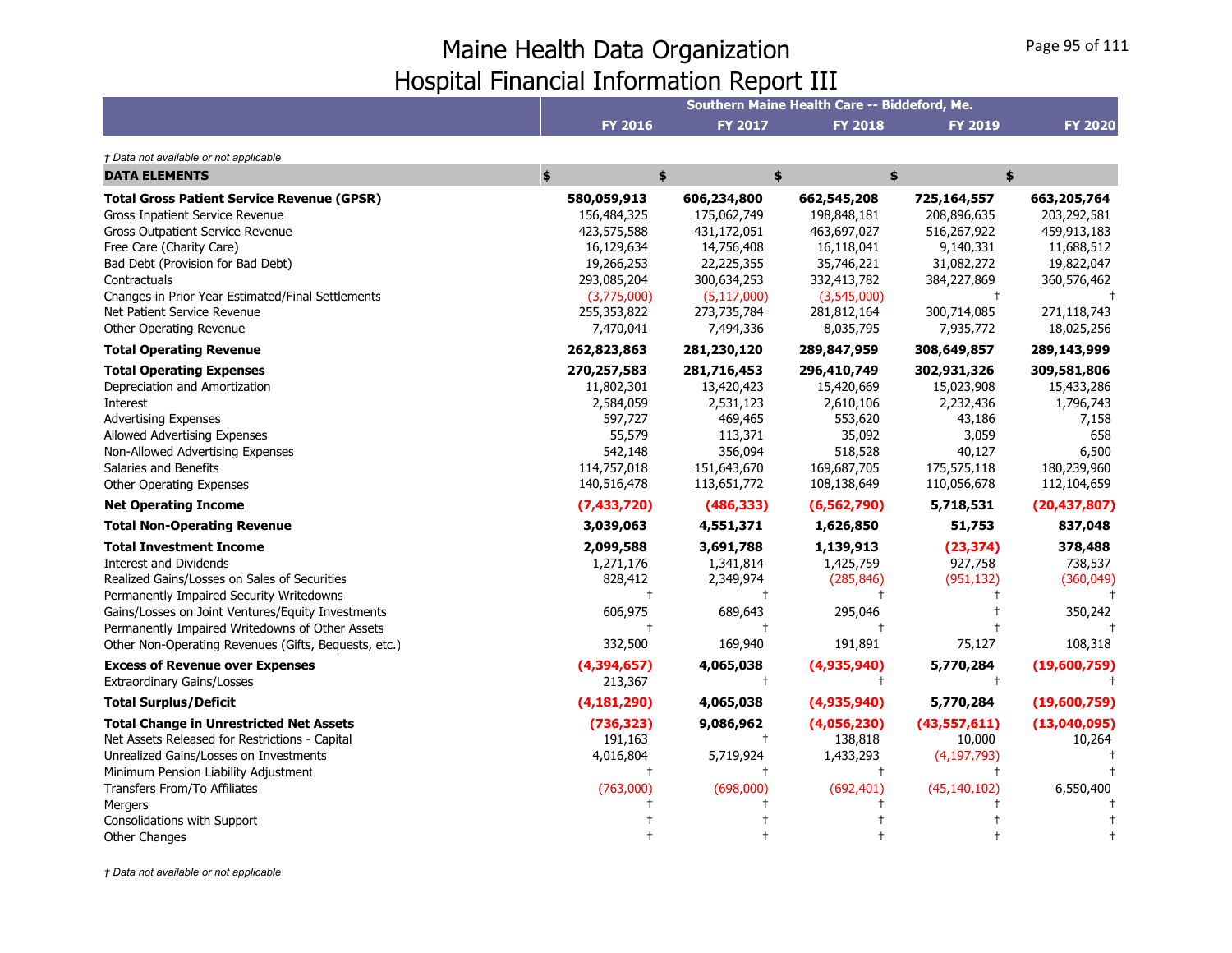# Maine Health Data Organization
# Hospital Financial Information Report III

† Data not available or not applicable

| | Southern Maine Health Care -- Biddeford, Me. | | | | |
|---|---|---|---|---|---|
| | FY 2016 | FY 2017 | FY 2018 | FY 2019 | FY 2020 |
| **DATA ELEMENTS** | $ | $ | $ | $ | $ |
| **Total Gross Patient Service Revenue (GPSR)** | **580,059,913** | **606,234,800** | **662,545,208** | **725,164,557** | **663,205,764** |
| Gross Inpatient Service Revenue | 156,484,325 | 175,062,749 | 198,848,181 | 208,896,635 | 203,292,581 |
| Gross Outpatient Service Revenue | 423,575,588 | 431,172,051 | 463,697,027 | 516,267,922 | 459,913,183 |
| Free Care (Charity Care) | 16,129,634 | 14,756,408 | 16,118,041 | 9,140,331 | 11,688,512 |
| Bad Debt (Provision for Bad Debt) | 19,266,253 | 22,225,355 | 35,746,221 | 31,082,272 | 19,822,047 |
| Contractuals | 293,085,204 | 300,634,253 | 332,413,782 | 384,227,869 | 360,576,462 |
| Changes in Prior Year Estimated/Final Settlements | (3,775,000) | (5,117,000) | (3,545,000) | † | † |
| Net Patient Service Revenue | 255,353,822 | 273,735,784 | 281,812,164 | 300,714,085 | 271,118,743 |
| Other Operating Revenue | 7,470,041 | 7,494,336 | 8,035,795 | 7,935,772 | 18,025,256 |
| **Total Operating Revenue** | **262,823,863** | **281,230,120** | **289,847,959** | **308,649,857** | **289,143,999** |
| **Total Operating Expenses** | **270,257,583** | **281,716,453** | **296,410,749** | **302,931,326** | **309,581,806** |
| Depreciation and Amortization | 11,802,301 | 13,420,423 | 15,420,669 | 15,023,908 | 15,433,286 |
| Interest | 2,584,059 | 2,531,123 | 2,610,106 | 2,232,436 | 1,796,743 |
| Advertising Expenses | 597,727 | 469,465 | 553,620 | 43,186 | 7,158 |
| Allowed Advertising Expenses | 55,579 | 113,371 | 35,092 | 3,059 | 658 |
| Non-Allowed Advertising Expenses | 542,148 | 356,094 | 518,528 | 40,127 | 6,500 |
| Salaries and Benefits | 114,757,018 | 151,643,670 | 169,687,705 | 175,575,118 | 180,239,960 |
| Other Operating Expenses | 140,516,478 | 113,651,772 | 108,138,649 | 110,056,678 | 112,104,659 |
| **Net Operating Income** | **(7,433,720)** | **(486,333)** | **(6,562,790)** | **5,718,531** | **(20,437,807)** |
| **Total Non-Operating Revenue** | **3,039,063** | **4,551,371** | **1,626,850** | **51,753** | **837,048** |
| **Total Investment Income** | **2,099,588** | **3,691,788** | **1,139,913** | **(23,374)** | **378,488** |
| Interest and Dividends | 1,271,176 | 1,341,814 | 1,425,759 | 927,758 | 738,537 |
| Realized Gains/Losses on Sales of Securities | 828,412 | 2,349,974 | (285,846) | (951,132) | (360,049) |
| Permanently Impaired Security Writedowns | † | † | † | † | † |
| Gains/Losses on Joint Ventures/Equity Investments | 606,975 | 689,643 | 295,046 | † | 350,242 |
| Permanently Impaired Writedowns of Other Assets | † | † | † | † | † |
| Other Non-Operating Revenues (Gifts, Bequests, etc.) | 332,500 | 169,940 | 191,891 | 75,127 | 108,318 |
| **Excess of Revenue over Expenses** | **(4,394,657)** | **4,065,038** | **(4,935,940)** | **5,770,284** | **(19,600,759)** |
| Extraordinary Gains/Losses | 213,367 | † | † | † | † |
| **Total Surplus/Deficit** | **(4,181,290)** | **4,065,038** | **(4,935,940)** | **5,770,284** | **(19,600,759)** |
| **Total Change in Unrestricted Net Assets** | **(736,323)** | **9,086,962** | **(4,056,230)** | **(43,557,611)** | **(13,040,095)** |
| Net Assets Released for Restrictions - Capital | 191,163 | † | 138,818 | 10,000 | 10,264 |
| Unrealized Gains/Losses on Investments | 4,016,804 | 5,719,924 | 1,433,293 | (4,197,793) | † |
| Minimum Pension Liability Adjustment | † | † | † | † | † |
| Transfers From/To Affiliates | (763,000) | (698,000) | (692,401) | (45,140,102) | 6,550,400 |
| Mergers | † | † | † | † | † |
| Consolidations with Support | † | † | † | † | † |
| Other Changes | † | † | † | † | † |

† Data not available or not applicable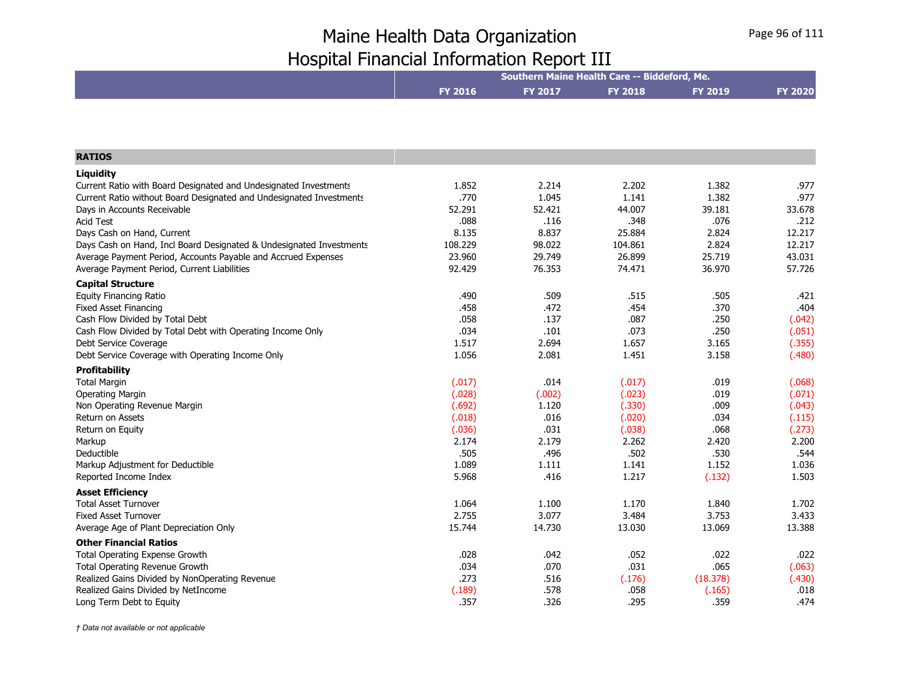# Maine Health Data Organization
## Hospital Financial Information Report III

| | Southern Maine Health Care -- Biddeford, Me. | | | | |
|---|---|---|---|---|---|
| | FY 2016 | FY 2017 | FY 2018 | FY 2019 | FY 2020 |
| **RATIOS** | | | | | |
| **Liquidity** | | | | | |
| Current Ratio with Board Designated and Undesignated Investments | 1.852 | 2.214 | 2.202 | 1.382 | .977 |
| Current Ratio without Board Designated and Undesignated Investments | .770 | 1.045 | 1.141 | 1.382 | .977 |
| Days in Accounts Receivable | 52.291 | 52.421 | 44.007 | 39.181 | 33.678 |
| Acid Test | .088 | .116 | .348 | .076 | .212 |
| Days Cash on Hand, Current | 8.135 | 8.837 | 25.884 | 2.824 | 12.217 |
| Days Cash on Hand, Incl Board Designated & Undesignated Investments | 108.229 | 98.022 | 104.861 | 2.824 | 12.217 |
| Average Payment Period, Accounts Payable and Accrued Expenses | 23.960 | 29.749 | 26.899 | 25.719 | 43.031 |
| Average Payment Period, Current Liabilities | 92.429 | 76.353 | 74.471 | 36.970 | 57.726 |
| **Capital Structure** | | | | | |
| Equity Financing Ratio | .490 | .509 | .515 | .505 | .421 |
| Fixed Asset Financing | .458 | .472 | .454 | .370 | .404 |
| Cash Flow Divided by Total Debt | .058 | .137 | .087 | .250 | (.042) |
| Cash Flow Divided by Total Debt with Operating Income Only | .034 | .101 | .073 | .250 | (.051) |
| Debt Service Coverage | 1.517 | 2.694 | 1.657 | 3.165 | (.355) |
| Debt Service Coverage with Operating Income Only | 1.056 | 2.081 | 1.451 | 3.158 | (.480) |
| **Profitability** | | | | | |
| Total Margin | (.017) | .014 | (.017) | .019 | (.068) |
| Operating Margin | (.028) | (.002) | (.023) | .019 | (.071) |
| Non Operating Revenue Margin | (.692) | 1.120 | (.330) | .009 | (.043) |
| Return on Assets | (.018) | .016 | (.020) | .034 | (.115) |
| Return on Equity | (.036) | .031 | (.038) | .068 | (.273) |
| Markup | 2.174 | 2.179 | 2.262 | 2.420 | 2.200 |
| Deductible | .505 | .496 | .502 | .530 | .544 |
| Markup Adjustment for Deductible | 1.089 | 1.111 | 1.141 | 1.152 | 1.036 |
| Reported Income Index | 5.968 | .416 | 1.217 | (.132) | 1.503 |
| **Asset Efficiency** | | | | | |
| Total Asset Turnover | 1.064 | 1.100 | 1.170 | 1.840 | 1.702 |
| Fixed Asset Turnover | 2.755 | 3.077 | 3.484 | 3.753 | 3.433 |
| Average Age of Plant Depreciation Only | 15.744 | 14.730 | 13.030 | 13.069 | 13.388 |
| **Other Financial Ratios** | | | | | |
| Total Operating Expense Growth | .028 | .042 | .052 | .022 | .022 |
| Total Operating Revenue Growth | .034 | .070 | .031 | .065 | (.063) |
| Realized Gains Divided by NonOperating Revenue | .273 | .516 | (.176) | (18.378) | (.430) |
| Realized Gains Divided by NetIncome | (.189) | .578 | .058 | (.165) | .018 |
| Long Term Debt to Equity | .357 | .326 | .295 | .359 | .474 |

*† Data not available or not applicable*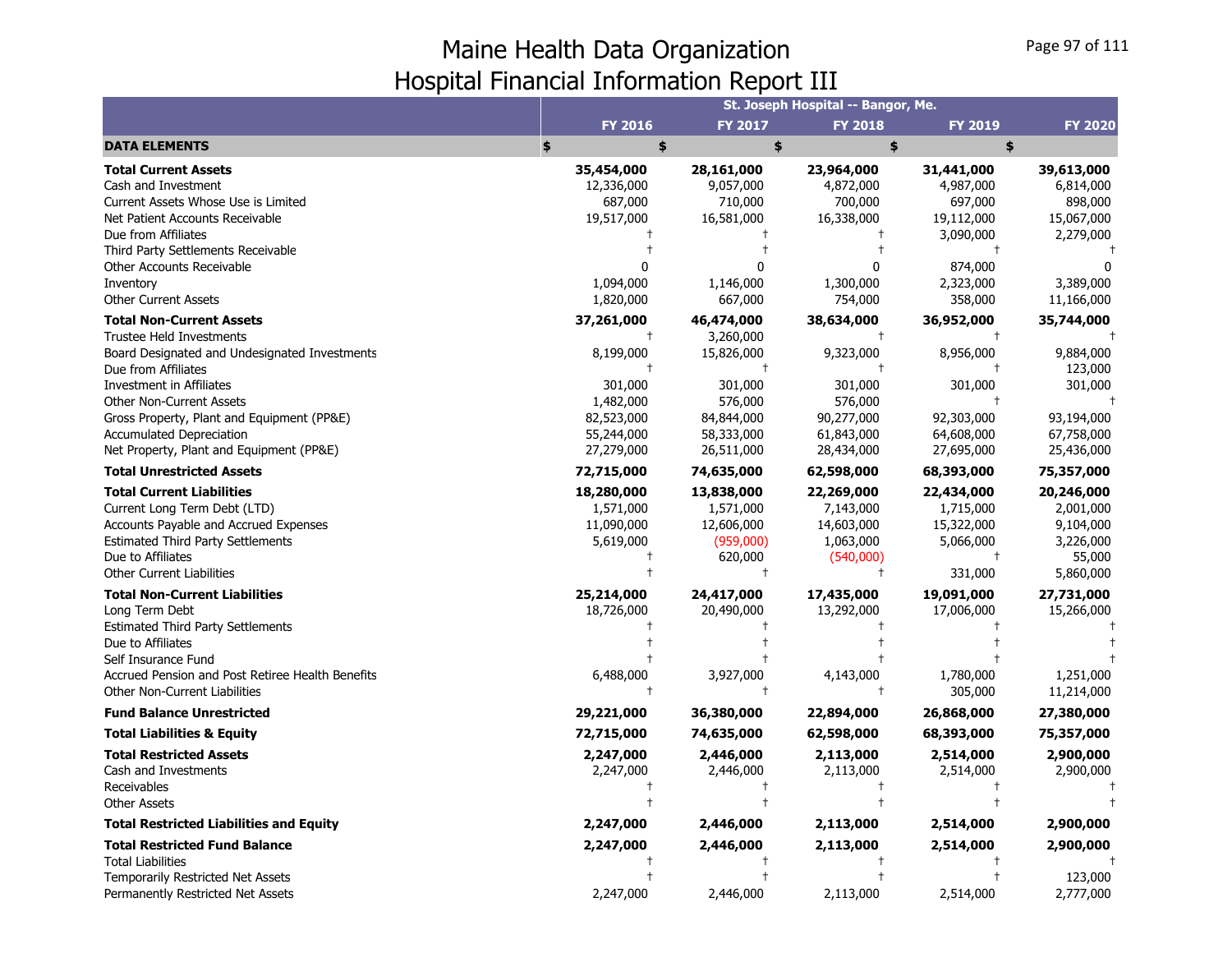# Maine Health Data Organization
## Hospital Financial Information Report III

| | St. Joseph Hospital -- Bangor, Me. | | | | |
|---|---|---|---|---|---|
| | FY 2016 | FY 2017 | FY 2018 | FY 2019 | FY 2020 |
| **DATA ELEMENTS** | $ | $ | $ | $ | $ |
| **Total Current Assets** | **35,454,000** | **28,161,000** | **23,964,000** | **31,441,000** | **39,613,000** |
| Cash and Investment | 12,336,000 | 9,057,000 | 4,872,000 | 4,987,000 | 6,814,000 |
| Current Assets Whose Use is Limited | 687,000 | 710,000 | 700,000 | 697,000 | 898,000 |
| Net Patient Accounts Receivable | 19,517,000 | 16,581,000 | 16,338,000 | 19,112,000 | 15,067,000 |
| Due from Affiliates | † | † | † | 3,090,000 | 2,279,000 |
| Third Party Settlements Receivable | † | † | † | † | † |
| Other Accounts Receivable | 0 | 0 | 0 | 874,000 | 0 |
| Inventory | 1,094,000 | 1,146,000 | 1,300,000 | 2,323,000 | 3,389,000 |
| Other Current Assets | 1,820,000 | 667,000 | 754,000 | 358,000 | 11,166,000 |
| **Total Non-Current Assets** | **37,261,000** | **46,474,000** | **38,634,000** | **36,952,000** | **35,744,000** |
| Trustee Held Investments | † | 3,260,000 | † | † | † |
| Board Designated and Undesignated Investments | 8,199,000 | 15,826,000 | 9,323,000 | 8,956,000 | 9,884,000 |
| Due from Affiliates | † | † | † | † | 123,000 |
| Investment in Affiliates | 301,000 | 301,000 | 301,000 | 301,000 | 301,000 |
| Other Non-Current Assets | 1,482,000 | 576,000 | 576,000 | † | † |
| Gross Property, Plant and Equipment (PP&E) | 82,523,000 | 84,844,000 | 90,277,000 | 92,303,000 | 93,194,000 |
| Accumulated Depreciation | 55,244,000 | 58,333,000 | 61,843,000 | 64,608,000 | 67,758,000 |
| Net Property, Plant and Equipment (PP&E) | 27,279,000 | 26,511,000 | 28,434,000 | 27,695,000 | 25,436,000 |
| **Total Unrestricted Assets** | **72,715,000** | **74,635,000** | **62,598,000** | **68,393,000** | **75,357,000** |
| **Total Current Liabilities** | **18,280,000** | **13,838,000** | **22,269,000** | **22,434,000** | **20,246,000** |
| Current Long Term Debt (LTD) | 1,571,000 | 1,571,000 | 7,143,000 | 1,715,000 | 2,001,000 |
| Accounts Payable and Accrued Expenses | 11,090,000 | 12,606,000 | 14,603,000 | 15,322,000 | 9,104,000 |
| Estimated Third Party Settlements | 5,619,000 | (959,000) | 1,063,000 | 5,066,000 | 3,226,000 |
| Due to Affiliates | † | 620,000 | (540,000) | † | 55,000 |
| Other Current Liabilities | † | † | † | 331,000 | 5,860,000 |
| **Total Non-Current Liabilities** | **25,214,000** | **24,417,000** | **17,435,000** | **19,091,000** | **27,731,000** |
| Long Term Debt | 18,726,000 | 20,490,000 | 13,292,000 | 17,006,000 | 15,266,000 |
| Estimated Third Party Settlements | † | † | † | † | † |
| Due to Affiliates | † | † | † | † | † |
| Self Insurance Fund | † | † | † | † | † |
| Accrued Pension and Post Retiree Health Benefits | 6,488,000 | 3,927,000 | 4,143,000 | 1,780,000 | 1,251,000 |
| Other Non-Current Liabilities | † | † | † | 305,000 | 11,214,000 |
| **Fund Balance Unrestricted** | **29,221,000** | **36,380,000** | **22,894,000** | **26,868,000** | **27,380,000** |
| **Total Liabilities & Equity** | **72,715,000** | **74,635,000** | **62,598,000** | **68,393,000** | **75,357,000** |
| **Total Restricted Assets** | **2,247,000** | **2,446,000** | **2,113,000** | **2,514,000** | **2,900,000** |
| Cash and Investments | 2,247,000 | 2,446,000 | 2,113,000 | 2,514,000 | 2,900,000 |
| Receivables | † | † | † | † | † |
| Other Assets | † | † | † | † | † |
| **Total Restricted Liabilities and Equity** | **2,247,000** | **2,446,000** | **2,113,000** | **2,514,000** | **2,900,000** |
| **Total Restricted Fund Balance** | **2,247,000** | **2,446,000** | **2,113,000** | **2,514,000** | **2,900,000** |
| Total Liabilities | † | † | † | † | † |
| Temporarily Restricted Net Assets | † | † | † | † | 123,000 |
| Permanently Restricted Net Assets | 2,247,000 | 2,446,000 | 2,113,000 | 2,514,000 | 2,777,000 |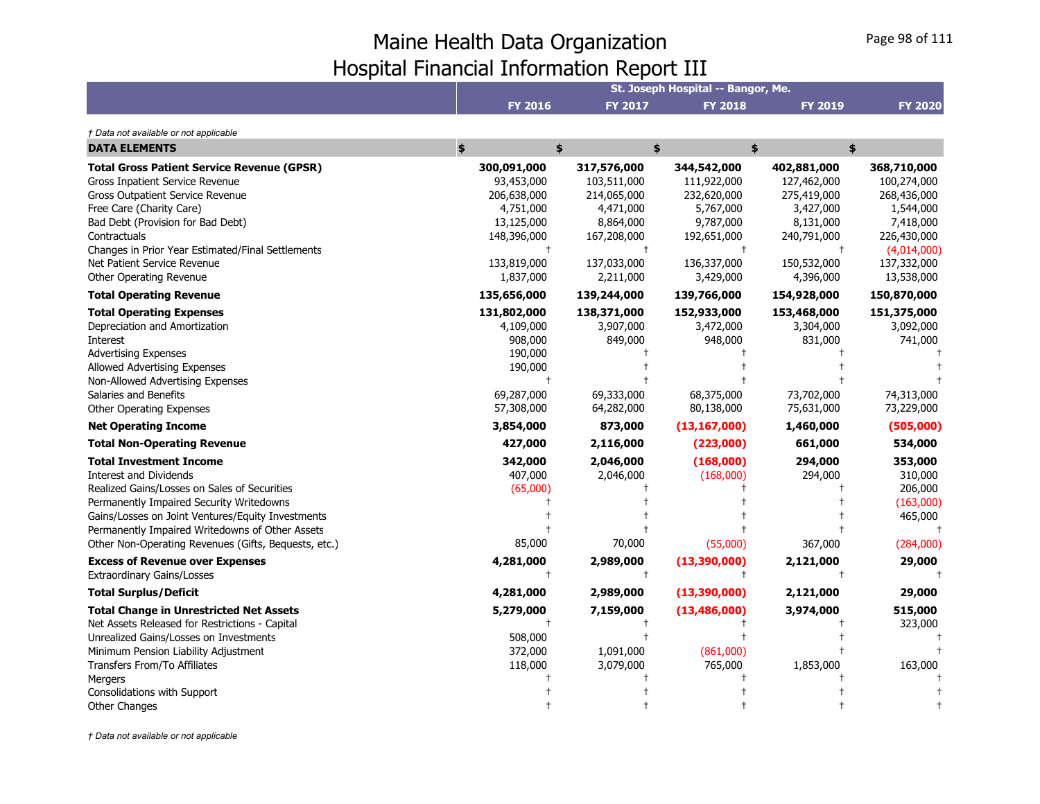# Maine Health Data Organization
## Hospital Financial Information Report III

*† Data not available or not applicable*

| | St. Joseph Hospital -- Bangor, Me. | | | | |
|---|---|---|---|---|---|
| | **FY 2016** | **FY 2017** | **FY 2018** | **FY 2019** | **FY 2020** |
| **DATA ELEMENTS** | **$** | **$** | **$** | **$** | **$** |
| **Total Gross Patient Service Revenue (GPSR)** | **300,091,000** | **317,576,000** | **344,542,000** | **402,881,000** | **368,710,000** |
| Gross Inpatient Service Revenue | 93,453,000 | 103,511,000 | 111,922,000 | 127,462,000 | 100,274,000 |
| Gross Outpatient Service Revenue | 206,638,000 | 214,065,000 | 232,620,000 | 275,419,000 | 268,436,000 |
| Free Care (Charity Care) | 4,751,000 | 4,471,000 | 5,767,000 | 3,427,000 | 1,544,000 |
| Bad Debt (Provision for Bad Debt) | 13,125,000 | 8,864,000 | 9,787,000 | 8,131,000 | 7,418,000 |
| Contractuals | 148,396,000 | 167,208,000 | 192,651,000 | 240,791,000 | 226,430,000 |
| Changes in Prior Year Estimated/Final Settlements | † | † | † | † | (4,014,000) |
| Net Patient Service Revenue | 133,819,000 | 137,033,000 | 136,337,000 | 150,532,000 | 137,332,000 |
| Other Operating Revenue | 1,837,000 | 2,211,000 | 3,429,000 | 4,396,000 | 13,538,000 |
| **Total Operating Revenue** | **135,656,000** | **139,244,000** | **139,766,000** | **154,928,000** | **150,870,000** |
| **Total Operating Expenses** | **131,802,000** | **138,371,000** | **152,933,000** | **153,468,000** | **151,375,000** |
| Depreciation and Amortization | 4,109,000 | 3,907,000 | 3,472,000 | 3,304,000 | 3,092,000 |
| Interest | 908,000 | 849,000 | 948,000 | 831,000 | 741,000 |
| Advertising Expenses | 190,000 | † | † | † | † |
| Allowed Advertising Expenses | 190,000 | † | † | † | † |
| Non-Allowed Advertising Expenses | † | † | † | † | † |
| Salaries and Benefits | 69,287,000 | 69,333,000 | 68,375,000 | 73,702,000 | 74,313,000 |
| Other Operating Expenses | 57,308,000 | 64,282,000 | 80,138,000 | 75,631,000 | 73,229,000 |
| **Net Operating Income** | **3,854,000** | **873,000** | **(13,167,000)** | **1,460,000** | **(505,000)** |
| **Total Non-Operating Revenue** | **427,000** | **2,116,000** | **(223,000)** | **661,000** | **534,000** |
| **Total Investment Income** | **342,000** | **2,046,000** | **(168,000)** | **294,000** | **353,000** |
| Interest and Dividends | 407,000 | 2,046,000 | (168,000) | 294,000 | 310,000 |
| Realized Gains/Losses on Sales of Securities | (65,000) | † | † | † | 206,000 |
| Permanently Impaired Security Writedowns | † | † | † | † | (163,000) |
| Gains/Losses on Joint Ventures/Equity Investments | † | † | † | † | 465,000 |
| Permanently Impaired Writedowns of Other Assets | † | † | † | † | † |
| Other Non-Operating Revenues (Gifts, Bequests, etc.) | 85,000 | 70,000 | (55,000) | 367,000 | (284,000) |
| **Excess of Revenue over Expenses** | **4,281,000** | **2,989,000** | **(13,390,000)** | **2,121,000** | **29,000** |
| Extraordinary Gains/Losses | † | † | † | † | † |
| **Total Surplus/Deficit** | **4,281,000** | **2,989,000** | **(13,390,000)** | **2,121,000** | **29,000** |
| **Total Change in Unrestricted Net Assets** | **5,279,000** | **7,159,000** | **(13,486,000)** | **3,974,000** | **515,000** |
| Net Assets Released for Restrictions - Capital | † | † | † | † | 323,000 |
| Unrealized Gains/Losses on Investments | 508,000 | † | † | † | † |
| Minimum Pension Liability Adjustment | 372,000 | 1,091,000 | (861,000) | † | † |
| Transfers From/To Affiliates | 118,000 | 3,079,000 | 765,000 | 1,853,000 | 163,000 |
| Mergers | † | † | † | † | † |
| Consolidations with Support | † | † | † | † | † |
| Other Changes | † | † | † | † | † |

*† Data not available or not applicable*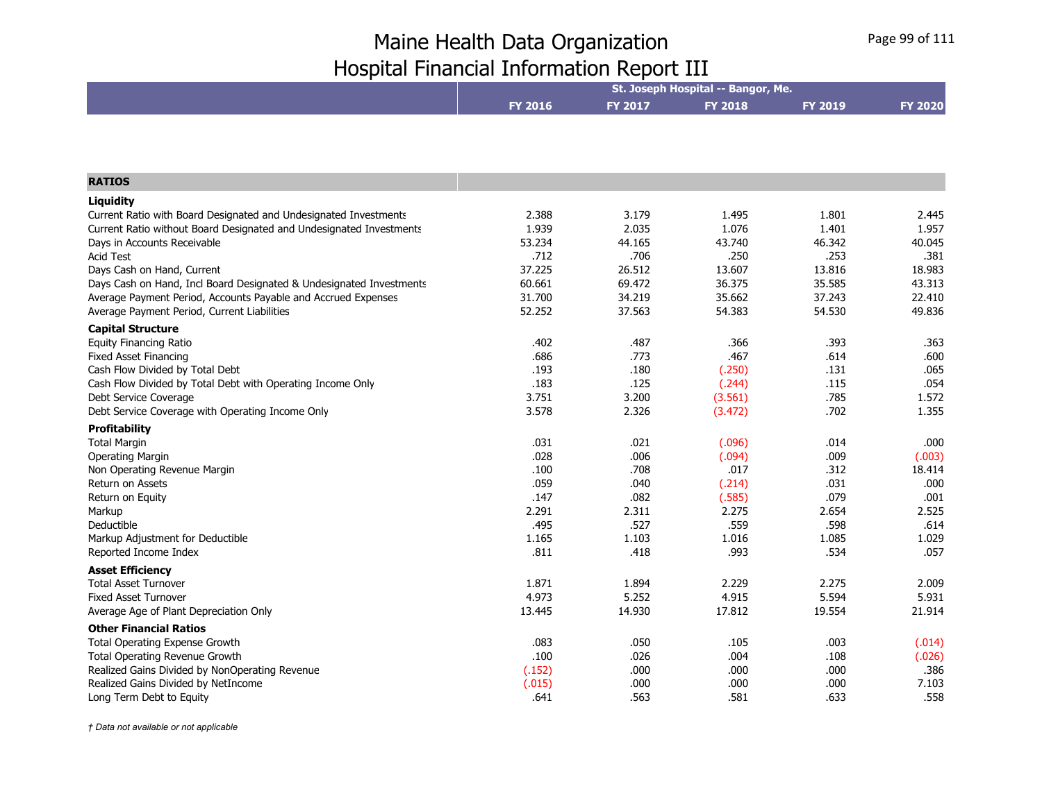# Maine Health Data Organization
# Hospital Financial Information Report III

| | St. Joseph Hospital -- Bangor, Me. | | | | |
|---|---|---|---|---|---|
| | FY 2016 | FY 2017 | FY 2018 | FY 2019 | FY 2020 |
| **RATIOS** | | | | | |
| **Liquidity** | | | | | |
| Current Ratio with Board Designated and Undesignated Investments | 2.388 | 3.179 | 1.495 | 1.801 | 2.445 |
| Current Ratio without Board Designated and Undesignated Investments | 1.939 | 2.035 | 1.076 | 1.401 | 1.957 |
| Days in Accounts Receivable | 53.234 | 44.165 | 43.740 | 46.342 | 40.045 |
| Acid Test | .712 | .706 | .250 | .253 | .381 |
| Days Cash on Hand, Current | 37.225 | 26.512 | 13.607 | 13.816 | 18.983 |
| Days Cash on Hand, Incl Board Designated & Undesignated Investments | 60.661 | 69.472 | 36.375 | 35.585 | 43.313 |
| Average Payment Period, Accounts Payable and Accrued Expenses | 31.700 | 34.219 | 35.662 | 37.243 | 22.410 |
| Average Payment Period, Current Liabilities | 52.252 | 37.563 | 54.383 | 54.530 | 49.836 |
| **Capital Structure** | | | | | |
| Equity Financing Ratio | .402 | .487 | .366 | .393 | .363 |
| Fixed Asset Financing | .686 | .773 | .467 | .614 | .600 |
| Cash Flow Divided by Total Debt | .193 | .180 | (.250) | .131 | .065 |
| Cash Flow Divided by Total Debt with Operating Income Only | .183 | .125 | (.244) | .115 | .054 |
| Debt Service Coverage | 3.751 | 3.200 | (3.561) | .785 | 1.572 |
| Debt Service Coverage with Operating Income Only | 3.578 | 2.326 | (3.472) | .702 | 1.355 |
| **Profitability** | | | | | |
| Total Margin | .031 | .021 | (.096) | .014 | .000 |
| Operating Margin | .028 | .006 | (.094) | .009 | (.003) |
| Non Operating Revenue Margin | .100 | .708 | .017 | .312 | 18.414 |
| Return on Assets | .059 | .040 | (.214) | .031 | .000 |
| Return on Equity | .147 | .082 | (.585) | .079 | .001 |
| Markup | 2.291 | 2.311 | 2.275 | 2.654 | 2.525 |
| Deductible | .495 | .527 | .559 | .598 | .614 |
| Markup Adjustment for Deductible | 1.165 | 1.103 | 1.016 | 1.085 | 1.029 |
| Reported Income Index | .811 | .418 | .993 | .534 | .057 |
| **Asset Efficiency** | | | | | |
| Total Asset Turnover | 1.871 | 1.894 | 2.229 | 2.275 | 2.009 |
| Fixed Asset Turnover | 4.973 | 5.252 | 4.915 | 5.594 | 5.931 |
| Average Age of Plant Depreciation Only | 13.445 | 14.930 | 17.812 | 19.554 | 21.914 |
| **Other Financial Ratios** | | | | | |
| Total Operating Expense Growth | .083 | .050 | .105 | .003 | (.014) |
| Total Operating Revenue Growth | .100 | .026 | .004 | .108 | (.026) |
| Realized Gains Divided by NonOperating Revenue | (.152) | .000 | .000 | .000 | .386 |
| Realized Gains Divided by NetIncome | (.015) | .000 | .000 | .000 | 7.103 |
| Long Term Debt to Equity | .641 | .563 | .581 | .633 | .558 |

*† Data not available or not applicable*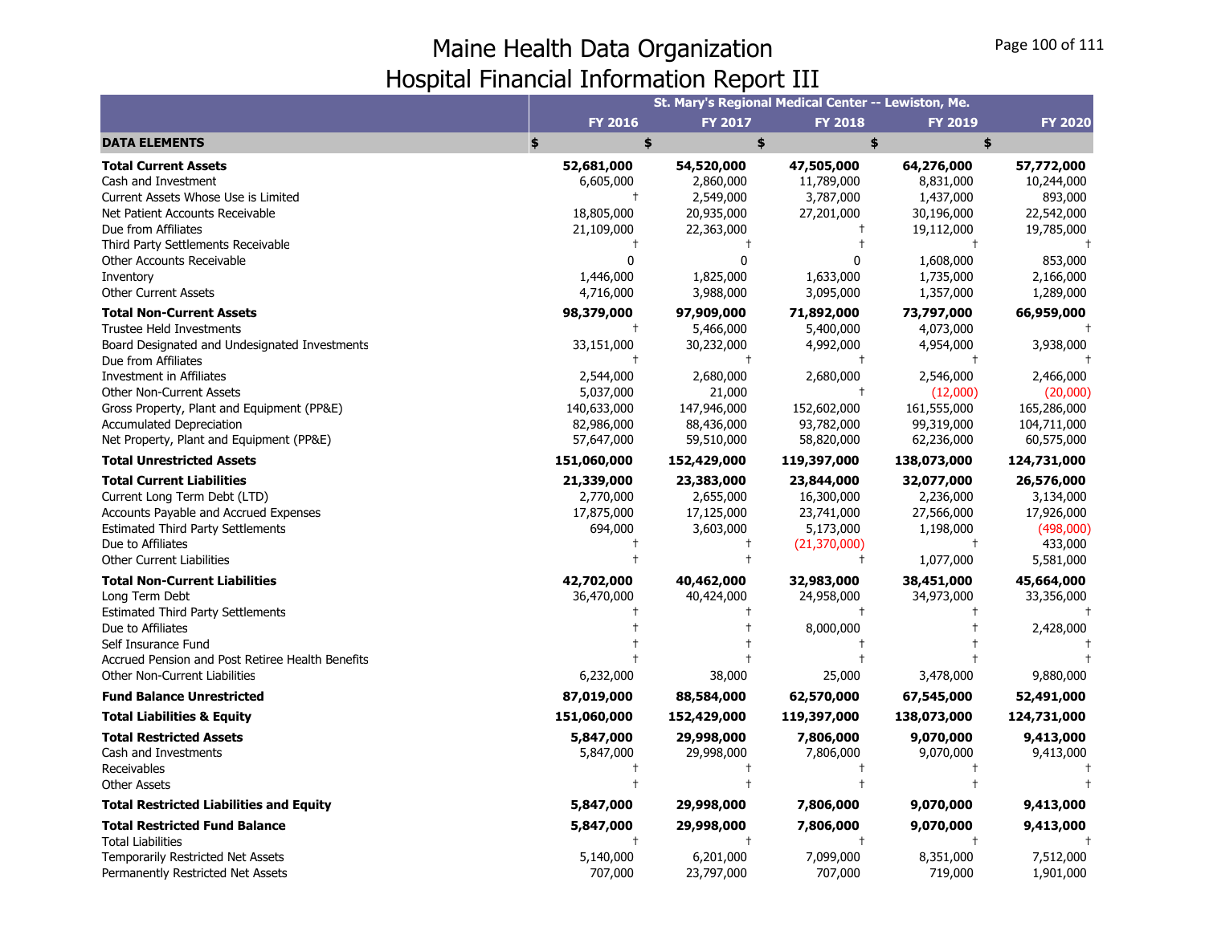# Maine Health Data Organization
## Hospital Financial Information Report III

| | St. Mary's Regional Medical Center -- Lewiston, Me. | | | | |
|---|---|---|---|---|---|
| | FY 2016 | FY 2017 | FY 2018 | FY 2019 | FY 2020 |
| **DATA ELEMENTS** | $ | $ | $ | $ | $ |
| **Total Current Assets** | **52,681,000** | **54,520,000** | **47,505,000** | **64,276,000** | **57,772,000** |
| Cash and Investment | 6,605,000 | 2,860,000 | 11,789,000 | 8,831,000 | 10,244,000 |
| Current Assets Whose Use is Limited | † | 2,549,000 | 3,787,000 | 1,437,000 | 893,000 |
| Net Patient Accounts Receivable | 18,805,000 | 20,935,000 | 27,201,000 | 30,196,000 | 22,542,000 |
| Due from Affiliates | 21,109,000 | 22,363,000 | † | 19,112,000 | 19,785,000 |
| Third Party Settlements Receivable | † | † | † | † | † |
| Other Accounts Receivable | 0 | 0 | 0 | 1,608,000 | 853,000 |
| Inventory | 1,446,000 | 1,825,000 | 1,633,000 | 1,735,000 | 2,166,000 |
| Other Current Assets | 4,716,000 | 3,988,000 | 3,095,000 | 1,357,000 | 1,289,000 |
| **Total Non-Current Assets** | **98,379,000** | **97,909,000** | **71,892,000** | **73,797,000** | **66,959,000** |
| Trustee Held Investments | † | 5,466,000 | 5,400,000 | 4,073,000 | † |
| Board Designated and Undesignated Investments | 33,151,000 | 30,232,000 | 4,992,000 | 4,954,000 | 3,938,000 |
| Due from Affiliates | † | † | † | † | † |
| Investment in Affiliates | 2,544,000 | 2,680,000 | 2,680,000 | 2,546,000 | 2,466,000 |
| Other Non-Current Assets | 5,037,000 | 21,000 | † | (12,000) | (20,000) |
| Gross Property, Plant and Equipment (PP&E) | 140,633,000 | 147,946,000 | 152,602,000 | 161,555,000 | 165,286,000 |
| Accumulated Depreciation | 82,986,000 | 88,436,000 | 93,782,000 | 99,319,000 | 104,711,000 |
| Net Property, Plant and Equipment (PP&E) | 57,647,000 | 59,510,000 | 58,820,000 | 62,236,000 | 60,575,000 |
| **Total Unrestricted Assets** | **151,060,000** | **152,429,000** | **119,397,000** | **138,073,000** | **124,731,000** |
| **Total Current Liabilities** | **21,339,000** | **23,383,000** | **23,844,000** | **32,077,000** | **26,576,000** |
| Current Long Term Debt (LTD) | 2,770,000 | 2,655,000 | 16,300,000 | 2,236,000 | 3,134,000 |
| Accounts Payable and Accrued Expenses | 17,875,000 | 17,125,000 | 23,741,000 | 27,566,000 | 17,926,000 |
| Estimated Third Party Settlements | 694,000 | 3,603,000 | 5,173,000 | 1,198,000 | (498,000) |
| Due to Affiliates | † | † | (21,370,000) | † | 433,000 |
| Other Current Liabilities | † | † | † | 1,077,000 | 5,581,000 |
| **Total Non-Current Liabilities** | **42,702,000** | **40,462,000** | **32,983,000** | **38,451,000** | **45,664,000** |
| Long Term Debt | 36,470,000 | 40,424,000 | 24,958,000 | 34,973,000 | 33,356,000 |
| Estimated Third Party Settlements | † | † | † | † | † |
| Due to Affiliates | † | † | 8,000,000 | † | 2,428,000 |
| Self Insurance Fund | † | † | † | † | † |
| Accrued Pension and Post Retiree Health Benefits | † | † | † | † | † |
| Other Non-Current Liabilities | 6,232,000 | 38,000 | 25,000 | 3,478,000 | 9,880,000 |
| **Fund Balance Unrestricted** | **87,019,000** | **88,584,000** | **62,570,000** | **67,545,000** | **52,491,000** |
| **Total Liabilities & Equity** | **151,060,000** | **152,429,000** | **119,397,000** | **138,073,000** | **124,731,000** |
| **Total Restricted Assets** | **5,847,000** | **29,998,000** | **7,806,000** | **9,070,000** | **9,413,000** |
| Cash and Investments | 5,847,000 | 29,998,000 | 7,806,000 | 9,070,000 | 9,413,000 |
| Receivables | † | † | † | † | † |
| Other Assets | † | † | † | † | † |
| **Total Restricted Liabilities and Equity** | **5,847,000** | **29,998,000** | **7,806,000** | **9,070,000** | **9,413,000** |
| **Total Restricted Fund Balance** | **5,847,000** | **29,998,000** | **7,806,000** | **9,070,000** | **9,413,000** |
| Total Liabilities | † | † | † | † | † |
| Temporarily Restricted Net Assets | 5,140,000 | 6,201,000 | 7,099,000 | 8,351,000 | 7,512,000 |
| Permanently Restricted Net Assets | 707,000 | 23,797,000 | 707,000 | 719,000 | 1,901,000 |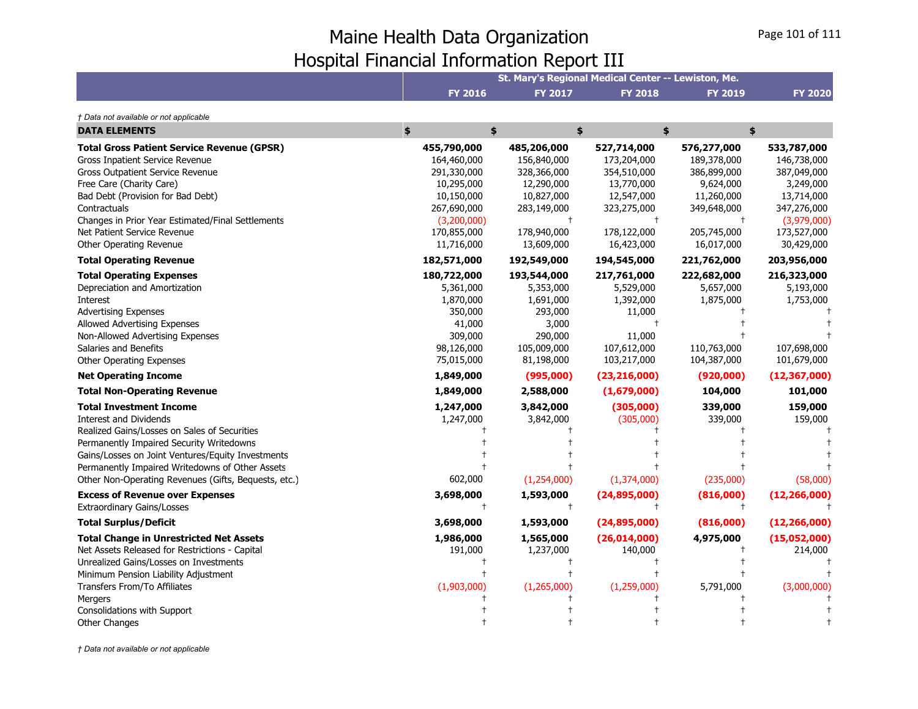# Maine Health Data Organization
## Hospital Financial Information Report III

| | St. Mary's Regional Medical Center -- Lewiston, Me. | | | | |
|---|---|---|---|---|---|
| | **FY 2016** | **FY 2017** | **FY 2018** | **FY 2019** | **FY 2020** |

*† Data not available or not applicable*

| **DATA ELEMENTS** | **$** | **$** | **$** | **$** | **$** |
|---|---|---|---|---|---|
| **Total Gross Patient Service Revenue (GPSR)** | **455,790,000** | **485,206,000** | **527,714,000** | **576,277,000** | **533,787,000** |
| Gross Inpatient Service Revenue | 164,460,000 | 156,840,000 | 173,204,000 | 189,378,000 | 146,738,000 |
| Gross Outpatient Service Revenue | 291,330,000 | 328,366,000 | 354,510,000 | 386,899,000 | 387,049,000 |
| Free Care (Charity Care) | 10,295,000 | 12,290,000 | 13,770,000 | 9,624,000 | 3,249,000 |
| Bad Debt (Provision for Bad Debt) | 10,150,000 | 10,827,000 | 12,547,000 | 11,260,000 | 13,714,000 |
| Contractuals | 267,690,000 | 283,149,000 | 323,275,000 | 349,648,000 | 347,276,000 |
| Changes in Prior Year Estimated/Final Settlements | (3,200,000) | † | † | † | (3,979,000) |
| Net Patient Service Revenue | 170,855,000 | 178,940,000 | 178,122,000 | 205,745,000 | 173,527,000 |
| Other Operating Revenue | 11,716,000 | 13,609,000 | 16,423,000 | 16,017,000 | 30,429,000 |
| **Total Operating Revenue** | **182,571,000** | **192,549,000** | **194,545,000** | **221,762,000** | **203,956,000** |
| **Total Operating Expenses** | **180,722,000** | **193,544,000** | **217,761,000** | **222,682,000** | **216,323,000** |
| Depreciation and Amortization | 5,361,000 | 5,353,000 | 5,529,000 | 5,657,000 | 5,193,000 |
| Interest | 1,870,000 | 1,691,000 | 1,392,000 | 1,875,000 | 1,753,000 |
| Advertising Expenses | 350,000 | 293,000 | 11,000 | † | † |
| Allowed Advertising Expenses | 41,000 | 3,000 | † | † | † |
| Non-Allowed Advertising Expenses | 309,000 | 290,000 | 11,000 | † | † |
| Salaries and Benefits | 98,126,000 | 105,009,000 | 107,612,000 | 110,763,000 | 107,698,000 |
| Other Operating Expenses | 75,015,000 | 81,198,000 | 103,217,000 | 104,387,000 | 101,679,000 |
| **Net Operating Income** | **1,849,000** | **(995,000)** | **(23,216,000)** | **(920,000)** | **(12,367,000)** |
| **Total Non-Operating Revenue** | **1,849,000** | **2,588,000** | **(1,679,000)** | **104,000** | **101,000** |
| **Total Investment Income** | **1,247,000** | **3,842,000** | **(305,000)** | **339,000** | **159,000** |
| Interest and Dividends | 1,247,000 | 3,842,000 | (305,000) | 339,000 | 159,000 |
| Realized Gains/Losses on Sales of Securities | † | † | † | † | † |
| Permanently Impaired Security Writedowns | † | † | † | † | † |
| Gains/Losses on Joint Ventures/Equity Investments | † | † | † | † | † |
| Permanently Impaired Writedowns of Other Assets | † | † | † | † | † |
| Other Non-Operating Revenues (Gifts, Bequests, etc.) | 602,000 | (1,254,000) | (1,374,000) | (235,000) | (58,000) |
| **Excess of Revenue over Expenses** | **3,698,000** | **1,593,000** | **(24,895,000)** | **(816,000)** | **(12,266,000)** |
| Extraordinary Gains/Losses | † | † | † | † | † |
| **Total Surplus/Deficit** | **3,698,000** | **1,593,000** | **(24,895,000)** | **(816,000)** | **(12,266,000)** |
| **Total Change in Unrestricted Net Assets** | **1,986,000** | **1,565,000** | **(26,014,000)** | **4,975,000** | **(15,052,000)** |
| Net Assets Released for Restrictions - Capital | 191,000 | 1,237,000 | 140,000 | † | 214,000 |
| Unrealized Gains/Losses on Investments | † | † | † | † | † |
| Minimum Pension Liability Adjustment | † | † | † | † | † |
| Transfers From/To Affiliates | (1,903,000) | (1,265,000) | (1,259,000) | 5,791,000 | (3,000,000) |
| Mergers | † | † | † | † | † |
| Consolidations with Support | † | † | † | † | † |
| Other Changes | † | † | † | † | † |

*† Data not available or not applicable*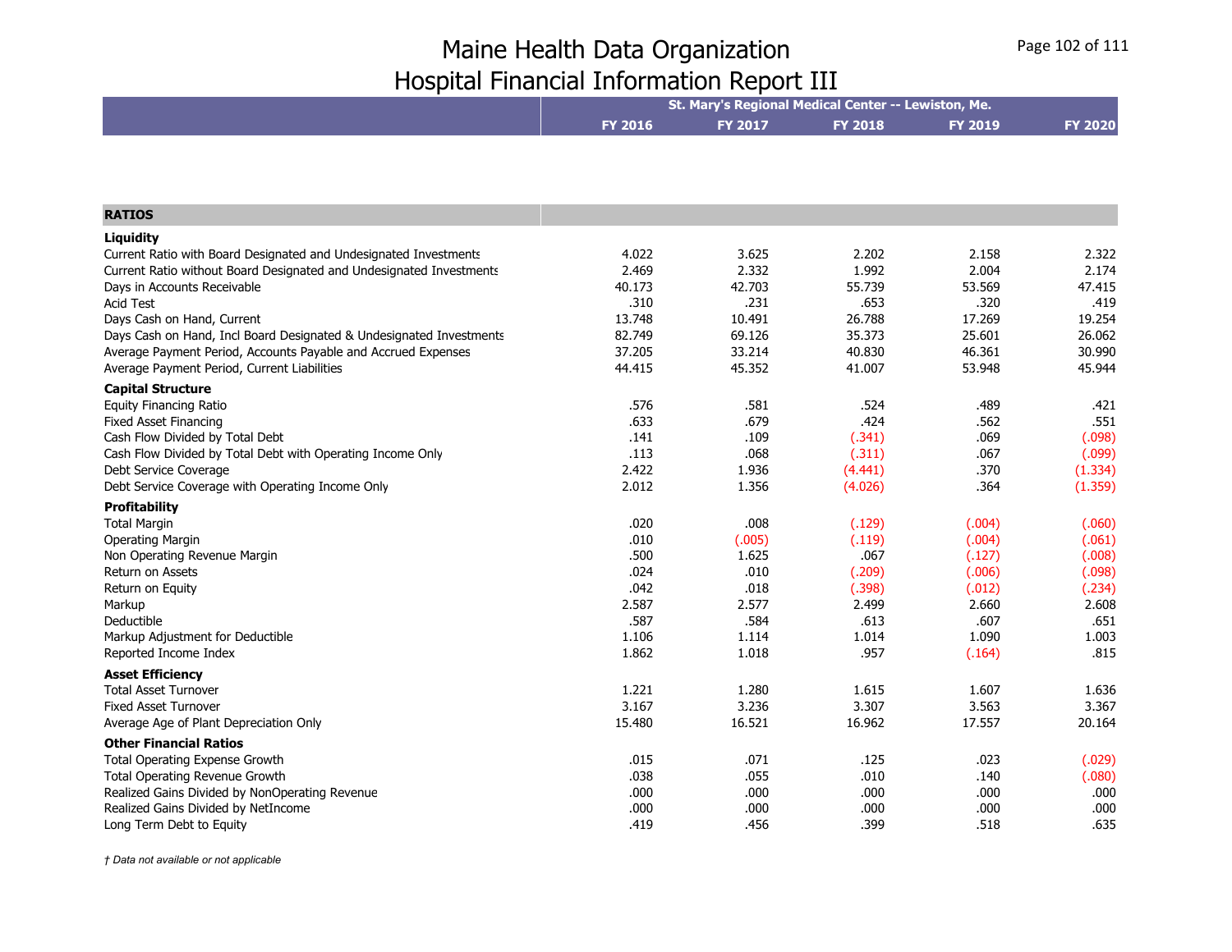# Maine Health Data Organization
# Hospital Financial Information Report III

| | St. Mary's Regional Medical Center -- Lewiston, Me. | | | | |
|---|---|---|---|---|---|
| | FY 2016 | FY 2017 | FY 2018 | FY 2019 | FY 2020 |
| **RATIOS** | | | | | |
| **Liquidity** | | | | | |
| Current Ratio with Board Designated and Undesignated Investments | 4.022 | 3.625 | 2.202 | 2.158 | 2.322 |
| Current Ratio without Board Designated and Undesignated Investments | 2.469 | 2.332 | 1.992 | 2.004 | 2.174 |
| Days in Accounts Receivable | 40.173 | 42.703 | 55.739 | 53.569 | 47.415 |
| Acid Test | .310 | .231 | .653 | .320 | .419 |
| Days Cash on Hand, Current | 13.748 | 10.491 | 26.788 | 17.269 | 19.254 |
| Days Cash on Hand, Incl Board Designated & Undesignated Investments | 82.749 | 69.126 | 35.373 | 25.601 | 26.062 |
| Average Payment Period, Accounts Payable and Accrued Expenses | 37.205 | 33.214 | 40.830 | 46.361 | 30.990 |
| Average Payment Period, Current Liabilities | 44.415 | 45.352 | 41.007 | 53.948 | 45.944 |
| **Capital Structure** | | | | | |
| Equity Financing Ratio | .576 | .581 | .524 | .489 | .421 |
| Fixed Asset Financing | .633 | .679 | .424 | .562 | .551 |
| Cash Flow Divided by Total Debt | .141 | .109 | (.341) | .069 | (.098) |
| Cash Flow Divided by Total Debt with Operating Income Only | .113 | .068 | (.311) | .067 | (.099) |
| Debt Service Coverage | 2.422 | 1.936 | (4.441) | .370 | (1.334) |
| Debt Service Coverage with Operating Income Only | 2.012 | 1.356 | (4.026) | .364 | (1.359) |
| **Profitability** | | | | | |
| Total Margin | .020 | .008 | (.129) | (.004) | (.060) |
| Operating Margin | .010 | (.005) | (.119) | (.004) | (.061) |
| Non Operating Revenue Margin | .500 | 1.625 | .067 | (.127) | (.008) |
| Return on Assets | .024 | .010 | (.209) | (.006) | (.098) |
| Return on Equity | .042 | .018 | (.398) | (.012) | (.234) |
| Markup | 2.587 | 2.577 | 2.499 | 2.660 | 2.608 |
| Deductible | .587 | .584 | .613 | .607 | .651 |
| Markup Adjustment for Deductible | 1.106 | 1.114 | 1.014 | 1.090 | 1.003 |
| Reported Income Index | 1.862 | 1.018 | .957 | (.164) | .815 |
| **Asset Efficiency** | | | | | |
| Total Asset Turnover | 1.221 | 1.280 | 1.615 | 1.607 | 1.636 |
| Fixed Asset Turnover | 3.167 | 3.236 | 3.307 | 3.563 | 3.367 |
| Average Age of Plant Depreciation Only | 15.480 | 16.521 | 16.962 | 17.557 | 20.164 |
| **Other Financial Ratios** | | | | | |
| Total Operating Expense Growth | .015 | .071 | .125 | .023 | (.029) |
| Total Operating Revenue Growth | .038 | .055 | .010 | .140 | (.080) |
| Realized Gains Divided by NonOperating Revenue | .000 | .000 | .000 | .000 | .000 |
| Realized Gains Divided by NetIncome | .000 | .000 | .000 | .000 | .000 |
| Long Term Debt to Equity | .419 | .456 | .399 | .518 | .635 |

*† Data not available or not applicable*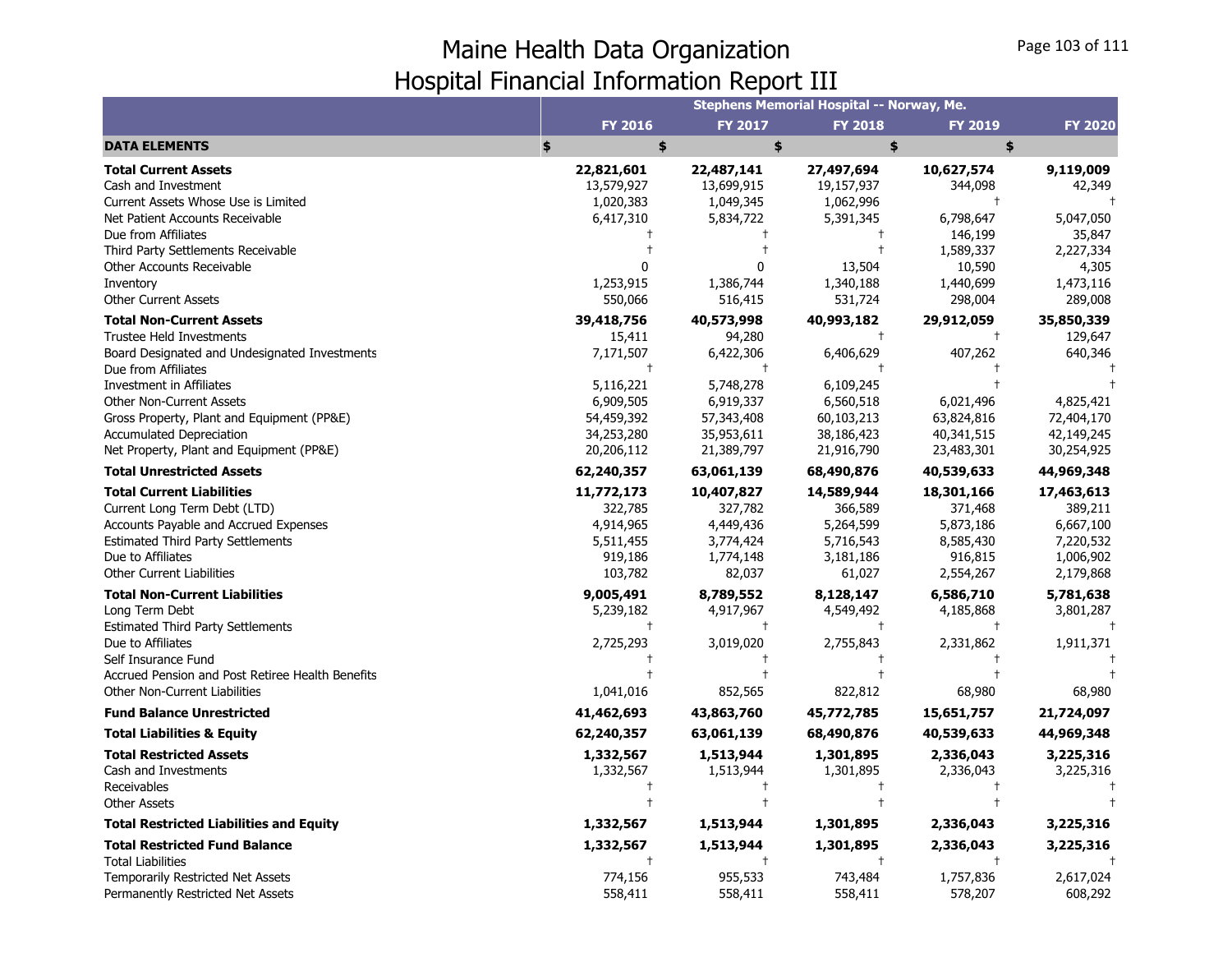# Maine Health Data Organization
## Hospital Financial Information Report III

| | Stephens Memorial Hospital -- Norway, Me. | | | | |
|---|---|---|---|---|---|
| | **FY 2016** | **FY 2017** | **FY 2018** | **FY 2019** | **FY 2020** |
| **DATA ELEMENTS** | **$** | **$** | **$** | **$** | **$** |
| **Total Current Assets** | **22,821,601** | **22,487,141** | **27,497,694** | **10,627,574** | **9,119,009** |
| Cash and Investment | 13,579,927 | 13,699,915 | 19,157,937 | 344,098 | 42,349 |
| Current Assets Whose Use is Limited | 1,020,383 | 1,049,345 | 1,062,996 | † | † |
| Net Patient Accounts Receivable | 6,417,310 | 5,834,722 | 5,391,345 | 6,798,647 | 5,047,050 |
| Due from Affiliates | † | † | † | 146,199 | 35,847 |
| Third Party Settlements Receivable | † | † | † | 1,589,337 | 2,227,334 |
| Other Accounts Receivable | 0 | 0 | 13,504 | 10,590 | 4,305 |
| Inventory | 1,253,915 | 1,386,744 | 1,340,188 | 1,440,699 | 1,473,116 |
| Other Current Assets | 550,066 | 516,415 | 531,724 | 298,004 | 289,008 |
| **Total Non-Current Assets** | **39,418,756** | **40,573,998** | **40,993,182** | **29,912,059** | **35,850,339** |
| Trustee Held Investments | 15,411 | 94,280 | † | † | 129,647 |
| Board Designated and Undesignated Investments | 7,171,507 | 6,422,306 | 6,406,629 | 407,262 | 640,346 |
| Due from Affiliates | † | † | † | † | † |
| Investment in Affiliates | 5,116,221 | 5,748,278 | 6,109,245 | † | † |
| Other Non-Current Assets | 6,909,505 | 6,919,337 | 6,560,518 | 6,021,496 | 4,825,421 |
| Gross Property, Plant and Equipment (PP&E) | 54,459,392 | 57,343,408 | 60,103,213 | 63,824,816 | 72,404,170 |
| Accumulated Depreciation | 34,253,280 | 35,953,611 | 38,186,423 | 40,341,515 | 42,149,245 |
| Net Property, Plant and Equipment (PP&E) | 20,206,112 | 21,389,797 | 21,916,790 | 23,483,301 | 30,254,925 |
| **Total Unrestricted Assets** | **62,240,357** | **63,061,139** | **68,490,876** | **40,539,633** | **44,969,348** |
| **Total Current Liabilities** | **11,772,173** | **10,407,827** | **14,589,944** | **18,301,166** | **17,463,613** |
| Current Long Term Debt (LTD) | 322,785 | 327,782 | 366,589 | 371,468 | 389,211 |
| Accounts Payable and Accrued Expenses | 4,914,965 | 4,449,436 | 5,264,599 | 5,873,186 | 6,667,100 |
| Estimated Third Party Settlements | 5,511,455 | 3,774,424 | 5,716,543 | 8,585,430 | 7,220,532 |
| Due to Affiliates | 919,186 | 1,774,148 | 3,181,186 | 916,815 | 1,006,902 |
| Other Current Liabilities | 103,782 | 82,037 | 61,027 | 2,554,267 | 2,179,868 |
| **Total Non-Current Liabilities** | **9,005,491** | **8,789,552** | **8,128,147** | **6,586,710** | **5,781,638** |
| Long Term Debt | 5,239,182 | 4,917,967 | 4,549,492 | 4,185,868 | 3,801,287 |
| Estimated Third Party Settlements | † | † | † | † | † |
| Due to Affiliates | 2,725,293 | 3,019,020 | 2,755,843 | 2,331,862 | 1,911,371 |
| Self Insurance Fund | † | † | † | † | † |
| Accrued Pension and Post Retiree Health Benefits | † | † | † | † | † |
| Other Non-Current Liabilities | 1,041,016 | 852,565 | 822,812 | 68,980 | 68,980 |
| **Fund Balance Unrestricted** | **41,462,693** | **43,863,760** | **45,772,785** | **15,651,757** | **21,724,097** |
| **Total Liabilities & Equity** | **62,240,357** | **63,061,139** | **68,490,876** | **40,539,633** | **44,969,348** |
| **Total Restricted Assets** | **1,332,567** | **1,513,944** | **1,301,895** | **2,336,043** | **3,225,316** |
| Cash and Investments | 1,332,567 | 1,513,944 | 1,301,895 | 2,336,043 | 3,225,316 |
| Receivables | † | † | † | † | † |
| Other Assets | † | † | † | † | † |
| **Total Restricted Liabilities and Equity** | **1,332,567** | **1,513,944** | **1,301,895** | **2,336,043** | **3,225,316** |
| **Total Restricted Fund Balance** | **1,332,567** | **1,513,944** | **1,301,895** | **2,336,043** | **3,225,316** |
| Total Liabilities | † | † | † | † | † |
| Temporarily Restricted Net Assets | 774,156 | 955,533 | 743,484 | 1,757,836 | 2,617,024 |
| Permanently Restricted Net Assets | 558,411 | 558,411 | 558,411 | 578,207 | 608,292 |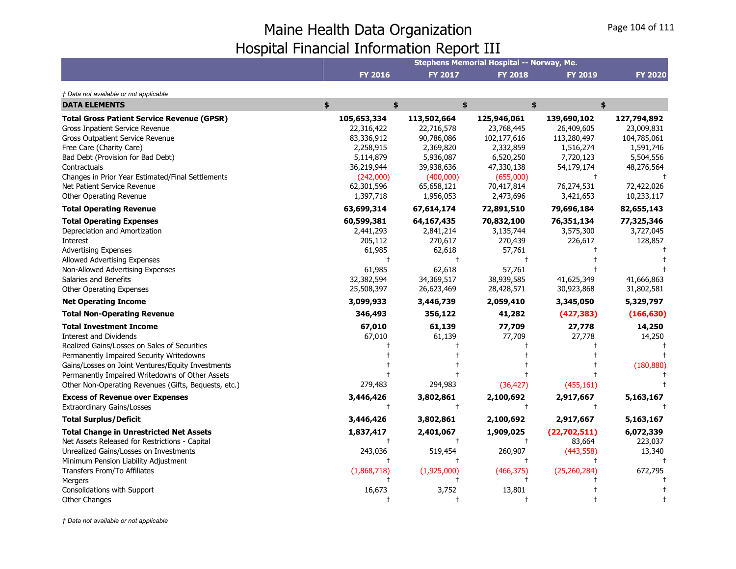# Maine Health Data Organization
## Hospital Financial Information Report III

| | Stephens Memorial Hospital -- Norway, Me. | | | | |
|---|---|---|---|---|---|
| | **FY 2016** | **FY 2017** | **FY 2018** | **FY 2019** | **FY 2020** |

*† Data not available or not applicable*

| **DATA ELEMENTS** | **$** | **$** | **$** | **$** | **$** |
|---|---|---|---|---|---|
| **Total Gross Patient Service Revenue (GPSR)** | **105,653,334** | **113,502,664** | **125,946,061** | **139,690,102** | **127,794,892** |
| Gross Inpatient Service Revenue | 22,316,422 | 22,716,578 | 23,768,445 | 26,409,605 | 23,009,831 |
| Gross Outpatient Service Revenue | 83,336,912 | 90,786,086 | 102,177,616 | 113,280,497 | 104,785,061 |
| Free Care (Charity Care) | 2,258,915 | 2,369,820 | 2,332,859 | 1,516,274 | 1,591,746 |
| Bad Debt (Provision for Bad Debt) | 5,114,879 | 5,936,087 | 6,520,250 | 7,720,123 | 5,504,556 |
| Contractuals | 36,219,944 | 39,938,636 | 47,330,138 | 54,179,174 | 48,276,564 |
| Changes in Prior Year Estimated/Final Settlements | (242,000) | (400,000) | (655,000) | † | † |
| Net Patient Service Revenue | 62,301,596 | 65,658,121 | 70,417,814 | 76,274,531 | 72,422,026 |
| Other Operating Revenue | 1,397,718 | 1,956,053 | 2,473,696 | 3,421,653 | 10,233,117 |
| **Total Operating Revenue** | **63,699,314** | **67,614,174** | **72,891,510** | **79,696,184** | **82,655,143** |
| **Total Operating Expenses** | **60,599,381** | **64,167,435** | **70,832,100** | **76,351,134** | **77,325,346** |
| Depreciation and Amortization | 2,441,293 | 2,841,214 | 3,135,744 | 3,575,300 | 3,727,045 |
| Interest | 205,112 | 270,617 | 270,439 | 226,617 | 128,857 |
| Advertising Expenses | 61,985 | 62,618 | 57,761 | † | † |
| Allowed Advertising Expenses | † | † | † | † | † |
| Non-Allowed Advertising Expenses | 61,985 | 62,618 | 57,761 | † | † |
| Salaries and Benefits | 32,382,594 | 34,369,517 | 38,939,585 | 41,625,349 | 41,666,863 |
| Other Operating Expenses | 25,508,397 | 26,623,469 | 28,428,571 | 30,923,868 | 31,802,581 |
| **Net Operating Income** | **3,099,933** | **3,446,739** | **2,059,410** | **3,345,050** | **5,329,797** |
| **Total Non-Operating Revenue** | **346,493** | **356,122** | **41,282** | **(427,383)** | **(166,630)** |
| **Total Investment Income** | **67,010** | **61,139** | **77,709** | **27,778** | **14,250** |
| Interest and Dividends | 67,010 | 61,139 | 77,709 | 27,778 | 14,250 |
| Realized Gains/Losses on Sales of Securities | † | † | † | † | † |
| Permanently Impaired Security Writedowns | † | † | † | † | † |
| Gains/Losses on Joint Ventures/Equity Investments | † | † | † | † | (180,880) |
| Permanently Impaired Writedowns of Other Assets | † | † | † | † | † |
| Other Non-Operating Revenues (Gifts, Bequests, etc.) | 279,483 | 294,983 | (36,427) | (455,161) | † |
| **Excess of Revenue over Expenses** | **3,446,426** | **3,802,861** | **2,100,692** | **2,917,667** | **5,163,167** |
| Extraordinary Gains/Losses | † | † | † | † | † |
| **Total Surplus/Deficit** | **3,446,426** | **3,802,861** | **2,100,692** | **2,917,667** | **5,163,167** |
| **Total Change in Unrestricted Net Assets** | **1,837,417** | **2,401,067** | **1,909,025** | **(22,702,511)** | **6,072,339** |
| Net Assets Released for Restrictions - Capital | † | † | † | 83,664 | 223,037 |
| Unrealized Gains/Losses on Investments | 243,036 | 519,454 | 260,907 | (443,558) | 13,340 |
| Minimum Pension Liability Adjustment | † | † | † | † | † |
| Transfers From/To Affiliates | (1,868,718) | (1,925,000) | (466,375) | (25,260,284) | 672,795 |
| Mergers | † | † | † | † | † |
| Consolidations with Support | 16,673 | 3,752 | 13,801 | † | † |
| Other Changes | † | † | † | † | † |

*† Data not available or not applicable*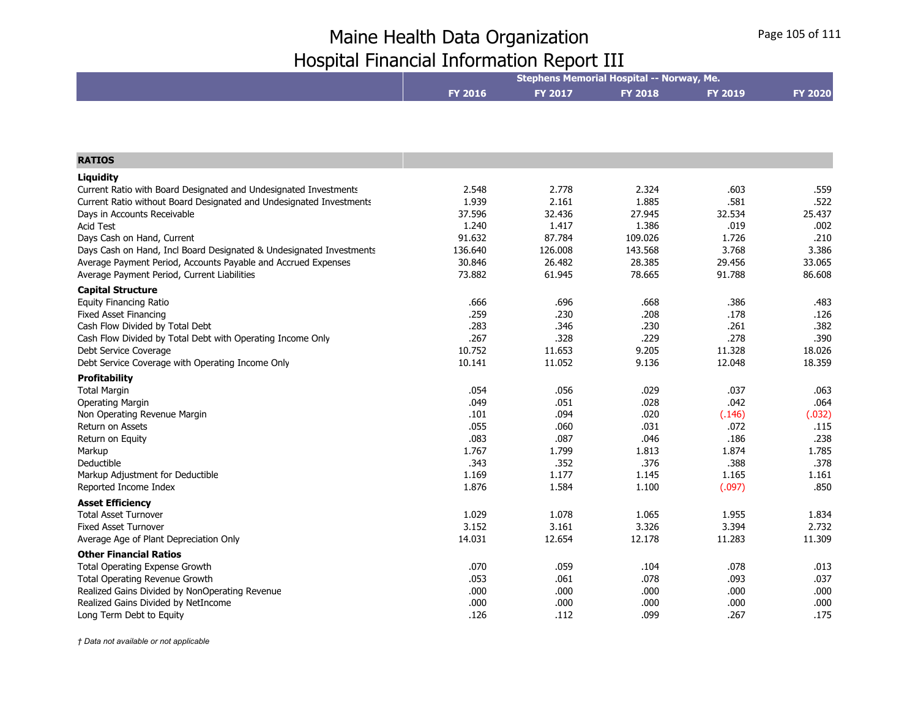# Maine Health Data Organization
# Hospital Financial Information Report III

| | Stephens Memorial Hospital -- Norway, Me. | | | | |
|---|---|---|---|---|---|
| | **FY 2016** | **FY 2017** | **FY 2018** | **FY 2019** | **FY 2020** |
| **RATIOS** | | | | | |
| **Liquidity** | | | | | |
| Current Ratio with Board Designated and Undesignated Investments | 2.548 | 2.778 | 2.324 | .603 | .559 |
| Current Ratio without Board Designated and Undesignated Investments | 1.939 | 2.161 | 1.885 | .581 | .522 |
| Days in Accounts Receivable | 37.596 | 32.436 | 27.945 | 32.534 | 25.437 |
| Acid Test | 1.240 | 1.417 | 1.386 | .019 | .002 |
| Days Cash on Hand, Current | 91.632 | 87.784 | 109.026 | 1.726 | .210 |
| Days Cash on Hand, Incl Board Designated & Undesignated Investments | 136.640 | 126.008 | 143.568 | 3.768 | 3.386 |
| Average Payment Period, Accounts Payable and Accrued Expenses | 30.846 | 26.482 | 28.385 | 29.456 | 33.065 |
| Average Payment Period, Current Liabilities | 73.882 | 61.945 | 78.665 | 91.788 | 86.608 |
| **Capital Structure** | | | | | |
| Equity Financing Ratio | .666 | .696 | .668 | .386 | .483 |
| Fixed Asset Financing | .259 | .230 | .208 | .178 | .126 |
| Cash Flow Divided by Total Debt | .283 | .346 | .230 | .261 | .382 |
| Cash Flow Divided by Total Debt with Operating Income Only | .267 | .328 | .229 | .278 | .390 |
| Debt Service Coverage | 10.752 | 11.653 | 9.205 | 11.328 | 18.026 |
| Debt Service Coverage with Operating Income Only | 10.141 | 11.052 | 9.136 | 12.048 | 18.359 |
| **Profitability** | | | | | |
| Total Margin | .054 | .056 | .029 | .037 | .063 |
| Operating Margin | .049 | .051 | .028 | .042 | .064 |
| Non Operating Revenue Margin | .101 | .094 | .020 | (.146) | (.032) |
| Return on Assets | .055 | .060 | .031 | .072 | .115 |
| Return on Equity | .083 | .087 | .046 | .186 | .238 |
| Markup | 1.767 | 1.799 | 1.813 | 1.874 | 1.785 |
| Deductible | .343 | .352 | .376 | .388 | .378 |
| Markup Adjustment for Deductible | 1.169 | 1.177 | 1.145 | 1.165 | 1.161 |
| Reported Income Index | 1.876 | 1.584 | 1.100 | (.097) | .850 |
| **Asset Efficiency** | | | | | |
| Total Asset Turnover | 1.029 | 1.078 | 1.065 | 1.955 | 1.834 |
| Fixed Asset Turnover | 3.152 | 3.161 | 3.326 | 3.394 | 2.732 |
| Average Age of Plant Depreciation Only | 14.031 | 12.654 | 12.178 | 11.283 | 11.309 |
| **Other Financial Ratios** | | | | | |
| Total Operating Expense Growth | .070 | .059 | .104 | .078 | .013 |
| Total Operating Revenue Growth | .053 | .061 | .078 | .093 | .037 |
| Realized Gains Divided by NonOperating Revenue | .000 | .000 | .000 | .000 | .000 |
| Realized Gains Divided by NetIncome | .000 | .000 | .000 | .000 | .000 |
| Long Term Debt to Equity | .126 | .112 | .099 | .267 | .175 |

*† Data not available or not applicable*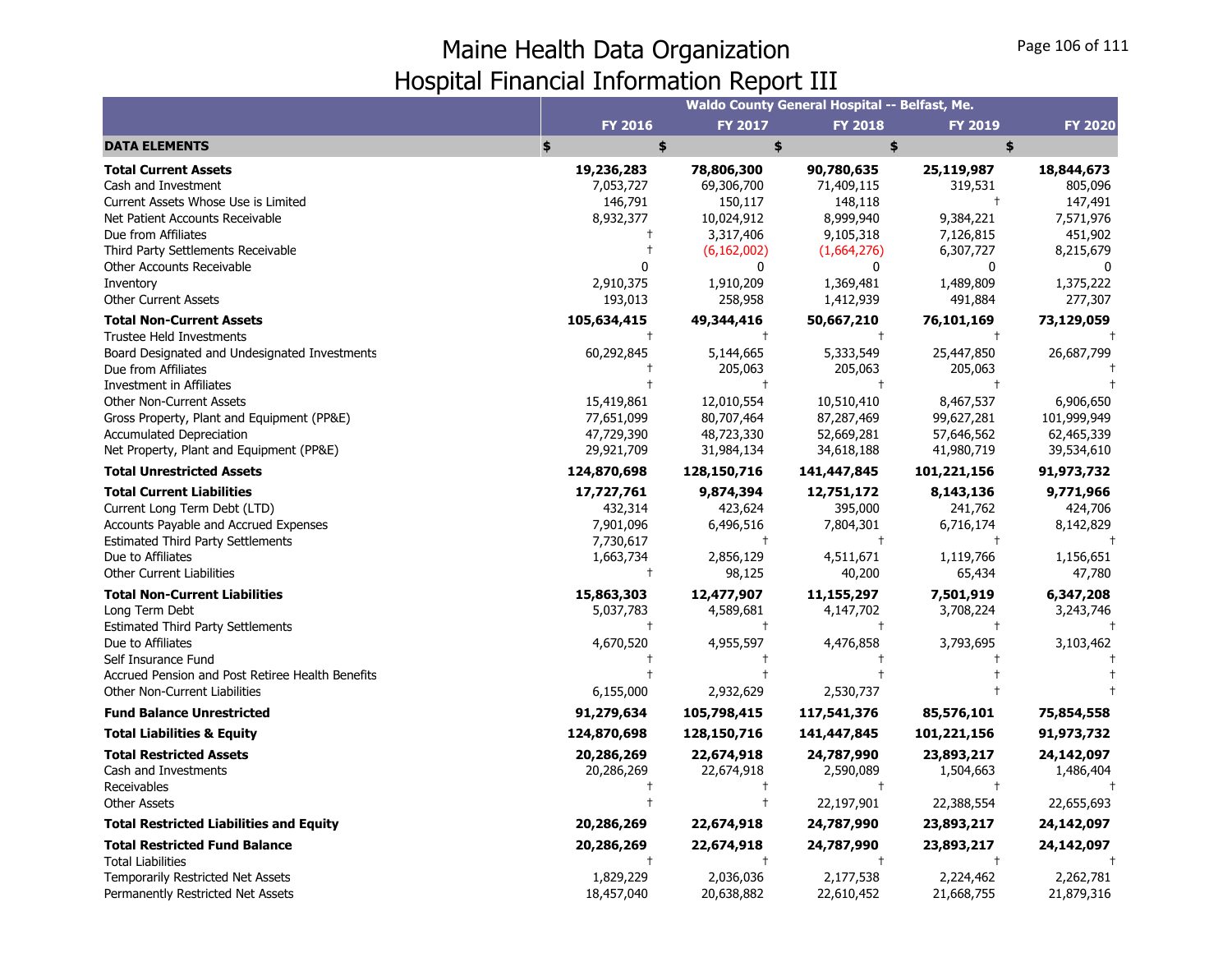# Maine Health Data Organization
## Hospital Financial Information Report III

| | Waldo County General Hospital -- Belfast, Me. | | | | |
|---|---|---|---|---|---|
| | FY 2016 | FY 2017 | FY 2018 | FY 2019 | FY 2020 |
| **DATA ELEMENTS** | $ | $ | $ | $ | $ |
| **Total Current Assets** | **19,236,283** | **78,806,300** | **90,780,635** | **25,119,987** | **18,844,673** |
| Cash and Investment | 7,053,727 | 69,306,700 | 71,409,115 | 319,531 | 805,096 |
| Current Assets Whose Use is Limited | 146,791 | 150,117 | 148,118 | † | 147,491 |
| Net Patient Accounts Receivable | 8,932,377 | 10,024,912 | 8,999,940 | 9,384,221 | 7,571,976 |
| Due from Affiliates | † | 3,317,406 | 9,105,318 | 7,126,815 | 451,902 |
| Third Party Settlements Receivable | † | (6,162,002) | (1,664,276) | 6,307,727 | 8,215,679 |
| Other Accounts Receivable | 0 | 0 | 0 | 0 | 0 |
| Inventory | 2,910,375 | 1,910,209 | 1,369,481 | 1,489,809 | 1,375,222 |
| Other Current Assets | 193,013 | 258,958 | 1,412,939 | 491,884 | 277,307 |
| **Total Non-Current Assets** | **105,634,415** | **49,344,416** | **50,667,210** | **76,101,169** | **73,129,059** |
| Trustee Held Investments | † | † | † | † | † |
| Board Designated and Undesignated Investments | 60,292,845 | 5,144,665 | 5,333,549 | 25,447,850 | 26,687,799 |
| Due from Affiliates | † | 205,063 | 205,063 | 205,063 | † |
| Investment in Affiliates | † | † | † | † | † |
| Other Non-Current Assets | 15,419,861 | 12,010,554 | 10,510,410 | 8,467,537 | 6,906,650 |
| Gross Property, Plant and Equipment (PP&E) | 77,651,099 | 80,707,464 | 87,287,469 | 99,627,281 | 101,999,949 |
| Accumulated Depreciation | 47,729,390 | 48,723,330 | 52,669,281 | 57,646,562 | 62,465,339 |
| Net Property, Plant and Equipment (PP&E) | 29,921,709 | 31,984,134 | 34,618,188 | 41,980,719 | 39,534,610 |
| **Total Unrestricted Assets** | **124,870,698** | **128,150,716** | **141,447,845** | **101,221,156** | **91,973,732** |
| **Total Current Liabilities** | **17,727,761** | **9,874,394** | **12,751,172** | **8,143,136** | **9,771,966** |
| Current Long Term Debt (LTD) | 432,314 | 423,624 | 395,000 | 241,762 | 424,706 |
| Accounts Payable and Accrued Expenses | 7,901,096 | 6,496,516 | 7,804,301 | 6,716,174 | 8,142,829 |
| Estimated Third Party Settlements | 7,730,617 | † | † | † | † |
| Due to Affiliates | 1,663,734 | 2,856,129 | 4,511,671 | 1,119,766 | 1,156,651 |
| Other Current Liabilities | † | 98,125 | 40,200 | 65,434 | 47,780 |
| **Total Non-Current Liabilities** | **15,863,303** | **12,477,907** | **11,155,297** | **7,501,919** | **6,347,208** |
| Long Term Debt | 5,037,783 | 4,589,681 | 4,147,702 | 3,708,224 | 3,243,746 |
| Estimated Third Party Settlements | † | † | † | † | † |
| Due to Affiliates | 4,670,520 | 4,955,597 | 4,476,858 | 3,793,695 | 3,103,462 |
| Self Insurance Fund | † | † | † | † | † |
| Accrued Pension and Post Retiree Health Benefits | † | † | † | † | † |
| Other Non-Current Liabilities | 6,155,000 | 2,932,629 | 2,530,737 | † | † |
| **Fund Balance Unrestricted** | **91,279,634** | **105,798,415** | **117,541,376** | **85,576,101** | **75,854,558** |
| **Total Liabilities & Equity** | **124,870,698** | **128,150,716** | **141,447,845** | **101,221,156** | **91,973,732** |
| **Total Restricted Assets** | **20,286,269** | **22,674,918** | **24,787,990** | **23,893,217** | **24,142,097** |
| Cash and Investments | 20,286,269 | 22,674,918 | 2,590,089 | 1,504,663 | 1,486,404 |
| Receivables | † | † | † | † | † |
| Other Assets | † | † | 22,197,901 | 22,388,554 | 22,655,693 |
| **Total Restricted Liabilities and Equity** | **20,286,269** | **22,674,918** | **24,787,990** | **23,893,217** | **24,142,097** |
| **Total Restricted Fund Balance** | **20,286,269** | **22,674,918** | **24,787,990** | **23,893,217** | **24,142,097** |
| Total Liabilities | † | † | † | † | † |
| Temporarily Restricted Net Assets | 1,829,229 | 2,036,036 | 2,177,538 | 2,224,462 | 2,262,781 |
| Permanently Restricted Net Assets | 18,457,040 | 20,638,882 | 22,610,452 | 21,668,755 | 21,879,316 |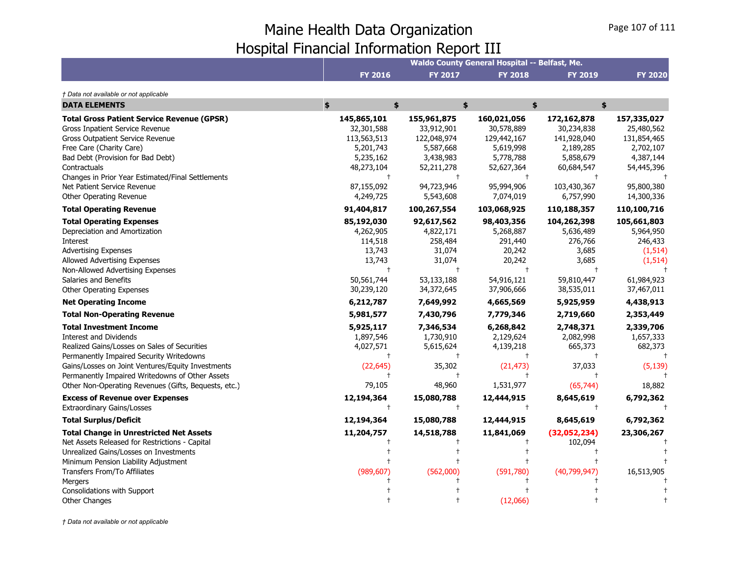# Maine Health Data Organization
# Hospital Financial Information Report III

| | Waldo County General Hospital -- Belfast, Me. | | | | |
|---|---|---|---|---|---|
| | FY 2016 | FY 2017 | FY 2018 | FY 2019 | FY 2020 |

*† Data not available or not applicable*

| DATA ELEMENTS | $ | $ | $ | $ | $ |
|---|---|---|---|---|---|
| **Total Gross Patient Service Revenue (GPSR)** | **145,865,101** | **155,961,875** | **160,021,056** | **172,162,878** | **157,335,027** |
| Gross Inpatient Service Revenue | 32,301,588 | 33,912,901 | 30,578,889 | 30,234,838 | 25,480,562 |
| Gross Outpatient Service Revenue | 113,563,513 | 122,048,974 | 129,442,167 | 141,928,040 | 131,854,465 |
| Free Care (Charity Care) | 5,201,743 | 5,587,668 | 5,619,998 | 2,189,285 | 2,702,107 |
| Bad Debt (Provision for Bad Debt) | 5,235,162 | 3,438,983 | 5,778,788 | 5,858,679 | 4,387,144 |
| Contractuals | 48,273,104 | 52,211,278 | 52,627,364 | 60,684,547 | 54,445,396 |
| Changes in Prior Year Estimated/Final Settlements | † | † | † | † | † |
| Net Patient Service Revenue | 87,155,092 | 94,723,946 | 95,994,906 | 103,430,367 | 95,800,380 |
| Other Operating Revenue | 4,249,725 | 5,543,608 | 7,074,019 | 6,757,990 | 14,300,336 |
| **Total Operating Revenue** | **91,404,817** | **100,267,554** | **103,068,925** | **110,188,357** | **110,100,716** |
| **Total Operating Expenses** | **85,192,030** | **92,617,562** | **98,403,356** | **104,262,398** | **105,661,803** |
| Depreciation and Amortization | 4,262,905 | 4,822,171 | 5,268,887 | 5,636,489 | 5,964,950 |
| Interest | 114,518 | 258,484 | 291,440 | 276,766 | 246,433 |
| Advertising Expenses | 13,743 | 31,074 | 20,242 | 3,685 | (1,514) |
| Allowed Advertising Expenses | 13,743 | 31,074 | 20,242 | 3,685 | (1,514) |
| Non-Allowed Advertising Expenses | † | † | † | † | † |
| Salaries and Benefits | 50,561,744 | 53,133,188 | 54,916,121 | 59,810,447 | 61,984,923 |
| Other Operating Expenses | 30,239,120 | 34,372,645 | 37,906,666 | 38,535,011 | 37,467,011 |
| **Net Operating Income** | **6,212,787** | **7,649,992** | **4,665,569** | **5,925,959** | **4,438,913** |
| **Total Non-Operating Revenue** | **5,981,577** | **7,430,796** | **7,779,346** | **2,719,660** | **2,353,449** |
| **Total Investment Income** | **5,925,117** | **7,346,534** | **6,268,842** | **2,748,371** | **2,339,706** |
| Interest and Dividends | 1,897,546 | 1,730,910 | 2,129,624 | 2,082,998 | 1,657,333 |
| Realized Gains/Losses on Sales of Securities | 4,027,571 | 5,615,624 | 4,139,218 | 665,373 | 682,373 |
| Permanently Impaired Security Writedowns | † | † | † | † | † |
| Gains/Losses on Joint Ventures/Equity Investments | (22,645) | 35,302 | (21,473) | 37,033 | (5,139) |
| Permanently Impaired Writedowns of Other Assets | † | † | † | † | † |
| Other Non-Operating Revenues (Gifts, Bequests, etc.) | 79,105 | 48,960 | 1,531,977 | (65,744) | 18,882 |
| **Excess of Revenue over Expenses** | **12,194,364** | **15,080,788** | **12,444,915** | **8,645,619** | **6,792,362** |
| Extraordinary Gains/Losses | † | † | † | † | † |
| **Total Surplus/Deficit** | **12,194,364** | **15,080,788** | **12,444,915** | **8,645,619** | **6,792,362** |
| **Total Change in Unrestricted Net Assets** | **11,204,757** | **14,518,788** | **11,841,069** | **(32,052,234)** | **23,306,267** |
| Net Assets Released for Restrictions - Capital | † | † | † | 102,094 | † |
| Unrealized Gains/Losses on Investments | † | † | † | † | † |
| Minimum Pension Liability Adjustment | † | † | † | † | † |
| Transfers From/To Affiliates | (989,607) | (562,000) | (591,780) | (40,799,947) | 16,513,905 |
| Mergers | † | † | † | † | † |
| Consolidations with Support | † | † | † | † | † |
| Other Changes | † | † | (12,066) | † | † |

*† Data not available or not applicable*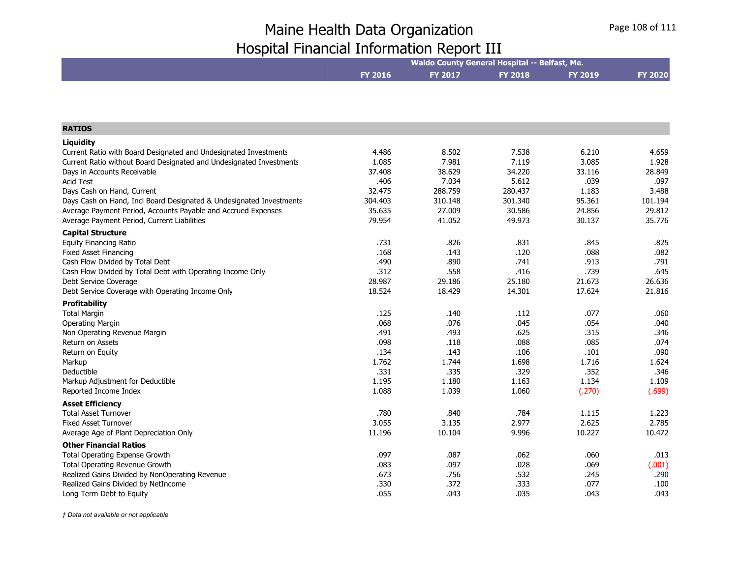# Maine Health Data Organization
# Hospital Financial Information Report III

| | Waldo County General Hospital -- Belfast, Me. | | | | |
|---|---|---|---|---|---|
| | FY 2016 | FY 2017 | FY 2018 | FY 2019 | FY 2020 |
| **RATIOS** | | | | | |
| **Liquidity** | | | | | |
| Current Ratio with Board Designated and Undesignated Investments | 4.486 | 8.502 | 7.538 | 6.210 | 4.659 |
| Current Ratio without Board Designated and Undesignated Investments | 1.085 | 7.981 | 7.119 | 3.085 | 1.928 |
| Days in Accounts Receivable | 37.408 | 38.629 | 34.220 | 33.116 | 28.849 |
| Acid Test | .406 | 7.034 | 5.612 | .039 | .097 |
| Days Cash on Hand, Current | 32.475 | 288.759 | 280.437 | 1.183 | 3.488 |
| Days Cash on Hand, Incl Board Designated & Undesignated Investments | 304.403 | 310.148 | 301.340 | 95.361 | 101.194 |
| Average Payment Period, Accounts Payable and Accrued Expenses | 35.635 | 27.009 | 30.586 | 24.856 | 29.812 |
| Average Payment Period, Current Liabilities | 79.954 | 41.052 | 49.973 | 30.137 | 35.776 |
| **Capital Structure** | | | | | |
| Equity Financing Ratio | .731 | .826 | .831 | .845 | .825 |
| Fixed Asset Financing | .168 | .143 | .120 | .088 | .082 |
| Cash Flow Divided by Total Debt | .490 | .890 | .741 | .913 | .791 |
| Cash Flow Divided by Total Debt with Operating Income Only | .312 | .558 | .416 | .739 | .645 |
| Debt Service Coverage | 28.987 | 29.186 | 25.180 | 21.673 | 26.636 |
| Debt Service Coverage with Operating Income Only | 18.524 | 18.429 | 14.301 | 17.624 | 21.816 |
| **Profitability** | | | | | |
| Total Margin | .125 | .140 | .112 | .077 | .060 |
| Operating Margin | .068 | .076 | .045 | .054 | .040 |
| Non Operating Revenue Margin | .491 | .493 | .625 | .315 | .346 |
| Return on Assets | .098 | .118 | .088 | .085 | .074 |
| Return on Equity | .134 | .143 | .106 | .101 | .090 |
| Markup | 1.762 | 1.744 | 1.698 | 1.716 | 1.624 |
| Deductible | .331 | .335 | .329 | .352 | .346 |
| Markup Adjustment for Deductible | 1.195 | 1.180 | 1.163 | 1.134 | 1.109 |
| Reported Income Index | 1.088 | 1.039 | 1.060 | (.270) | (.699) |
| **Asset Efficiency** | | | | | |
| Total Asset Turnover | .780 | .840 | .784 | 1.115 | 1.223 |
| Fixed Asset Turnover | 3.055 | 3.135 | 2.977 | 2.625 | 2.785 |
| Average Age of Plant Depreciation Only | 11.196 | 10.104 | 9.996 | 10.227 | 10.472 |
| **Other Financial Ratios** | | | | | |
| Total Operating Expense Growth | .097 | .087 | .062 | .060 | .013 |
| Total Operating Revenue Growth | .083 | .097 | .028 | .069 | (.001) |
| Realized Gains Divided by NonOperating Revenue | .673 | .756 | .532 | .245 | .290 |
| Realized Gains Divided by NetIncome | .330 | .372 | .333 | .077 | .100 |
| Long Term Debt to Equity | .055 | .043 | .035 | .043 | .043 |

*† Data not available or not applicable*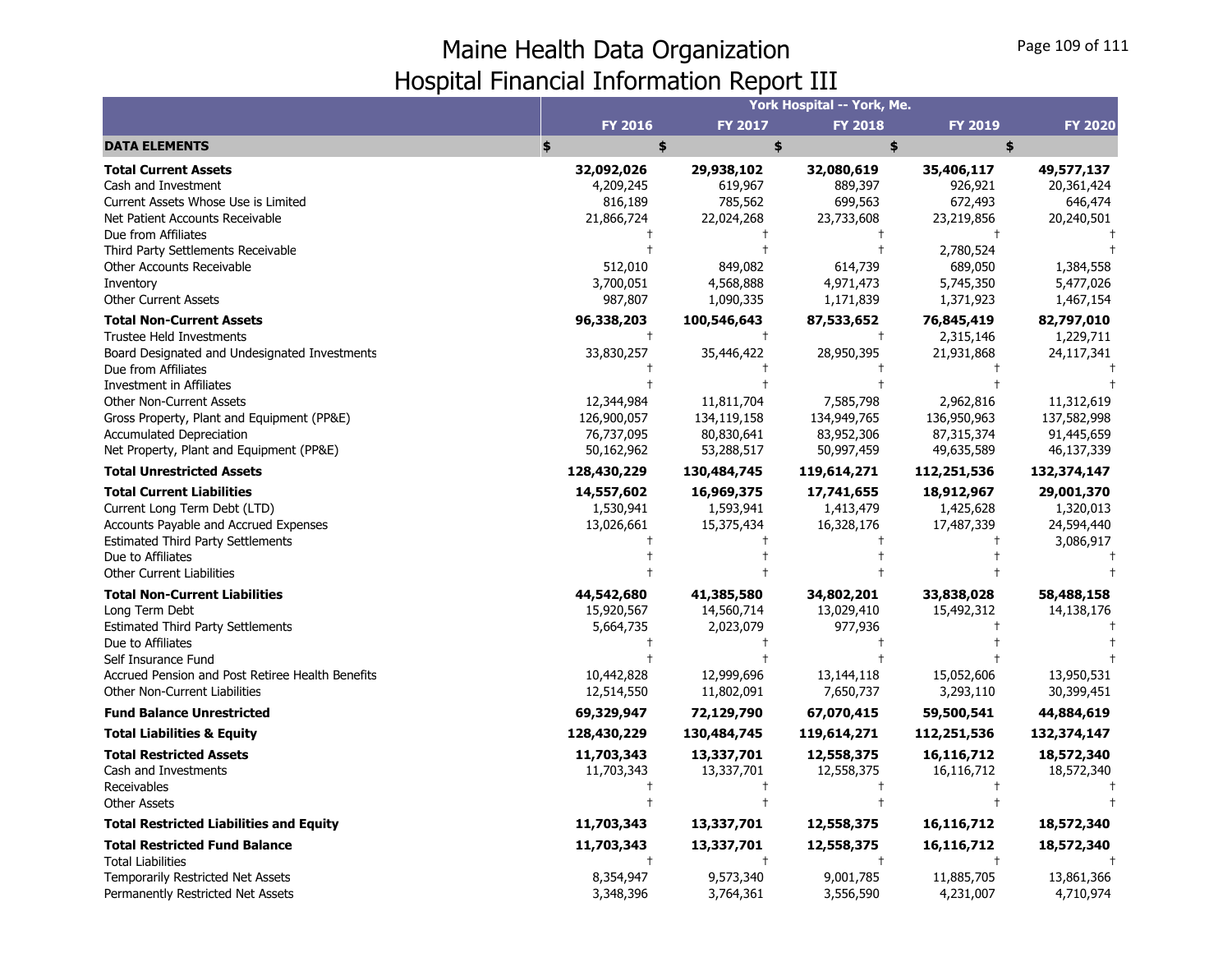# Maine Health Data Organization
## Hospital Financial Information Report III

| | York Hospital -- York, Me. | | | | |
|---|---|---|---|---|---|
| | FY 2016 | FY 2017 | FY 2018 | FY 2019 | FY 2020 |
| **DATA ELEMENTS** | $ | $ | $ | $ | $ |
| **Total Current Assets** | **32,092,026** | **29,938,102** | **32,080,619** | **35,406,117** | **49,577,137** |
| Cash and Investment | 4,209,245 | 619,967 | 889,397 | 926,921 | 20,361,424 |
| Current Assets Whose Use is Limited | 816,189 | 785,562 | 699,563 | 672,493 | 646,474 |
| Net Patient Accounts Receivable | 21,866,724 | 22,024,268 | 23,733,608 | 23,219,856 | 20,240,501 |
| Due from Affiliates | † | † | † | † | † |
| Third Party Settlements Receivable | † | † | † | 2,780,524 | † |
| Other Accounts Receivable | 512,010 | 849,082 | 614,739 | 689,050 | 1,384,558 |
| Inventory | 3,700,051 | 4,568,888 | 4,971,473 | 5,745,350 | 5,477,026 |
| Other Current Assets | 987,807 | 1,090,335 | 1,171,839 | 1,371,923 | 1,467,154 |
| **Total Non-Current Assets** | **96,338,203** | **100,546,643** | **87,533,652** | **76,845,419** | **82,797,010** |
| Trustee Held Investments | † | † | † | 2,315,146 | 1,229,711 |
| Board Designated and Undesignated Investments | 33,830,257 | 35,446,422 | 28,950,395 | 21,931,868 | 24,117,341 |
| Due from Affiliates | † | † | † | † | † |
| Investment in Affiliates | † | † | † | † | † |
| Other Non-Current Assets | 12,344,984 | 11,811,704 | 7,585,798 | 2,962,816 | 11,312,619 |
| Gross Property, Plant and Equipment (PP&E) | 126,900,057 | 134,119,158 | 134,949,765 | 136,950,963 | 137,582,998 |
| Accumulated Depreciation | 76,737,095 | 80,830,641 | 83,952,306 | 87,315,374 | 91,445,659 |
| Net Property, Plant and Equipment (PP&E) | 50,162,962 | 53,288,517 | 50,997,459 | 49,635,589 | 46,137,339 |
| **Total Unrestricted Assets** | **128,430,229** | **130,484,745** | **119,614,271** | **112,251,536** | **132,374,147** |
| **Total Current Liabilities** | **14,557,602** | **16,969,375** | **17,741,655** | **18,912,967** | **29,001,370** |
| Current Long Term Debt (LTD) | 1,530,941 | 1,593,941 | 1,413,479 | 1,425,628 | 1,320,013 |
| Accounts Payable and Accrued Expenses | 13,026,661 | 15,375,434 | 16,328,176 | 17,487,339 | 24,594,440 |
| Estimated Third Party Settlements | † | † | † | † | 3,086,917 |
| Due to Affiliates | † | † | † | † | † |
| Other Current Liabilities | † | † | † | † | † |
| **Total Non-Current Liabilities** | **44,542,680** | **41,385,580** | **34,802,201** | **33,838,028** | **58,488,158** |
| Long Term Debt | 15,920,567 | 14,560,714 | 13,029,410 | 15,492,312 | 14,138,176 |
| Estimated Third Party Settlements | 5,664,735 | 2,023,079 | 977,936 | † | † |
| Due to Affiliates | † | † | † | † | † |
| Self Insurance Fund | † | † | † | † | † |
| Accrued Pension and Post Retiree Health Benefits | 10,442,828 | 12,999,696 | 13,144,118 | 15,052,606 | 13,950,531 |
| Other Non-Current Liabilities | 12,514,550 | 11,802,091 | 7,650,737 | 3,293,110 | 30,399,451 |
| **Fund Balance Unrestricted** | **69,329,947** | **72,129,790** | **67,070,415** | **59,500,541** | **44,884,619** |
| **Total Liabilities & Equity** | **128,430,229** | **130,484,745** | **119,614,271** | **112,251,536** | **132,374,147** |
| **Total Restricted Assets** | **11,703,343** | **13,337,701** | **12,558,375** | **16,116,712** | **18,572,340** |
| Cash and Investments | 11,703,343 | 13,337,701 | 12,558,375 | 16,116,712 | 18,572,340 |
| Receivables | † | † | † | † | † |
| Other Assets | † | † | † | † | † |
| **Total Restricted Liabilities and Equity** | **11,703,343** | **13,337,701** | **12,558,375** | **16,116,712** | **18,572,340** |
| **Total Restricted Fund Balance** | **11,703,343** | **13,337,701** | **12,558,375** | **16,116,712** | **18,572,340** |
| Total Liabilities | † | † | † | † | † |
| Temporarily Restricted Net Assets | 8,354,947 | 9,573,340 | 9,001,785 | 11,885,705 | 13,861,366 |
| Permanently Restricted Net Assets | 3,348,396 | 3,764,361 | 3,556,590 | 4,231,007 | 4,710,974 |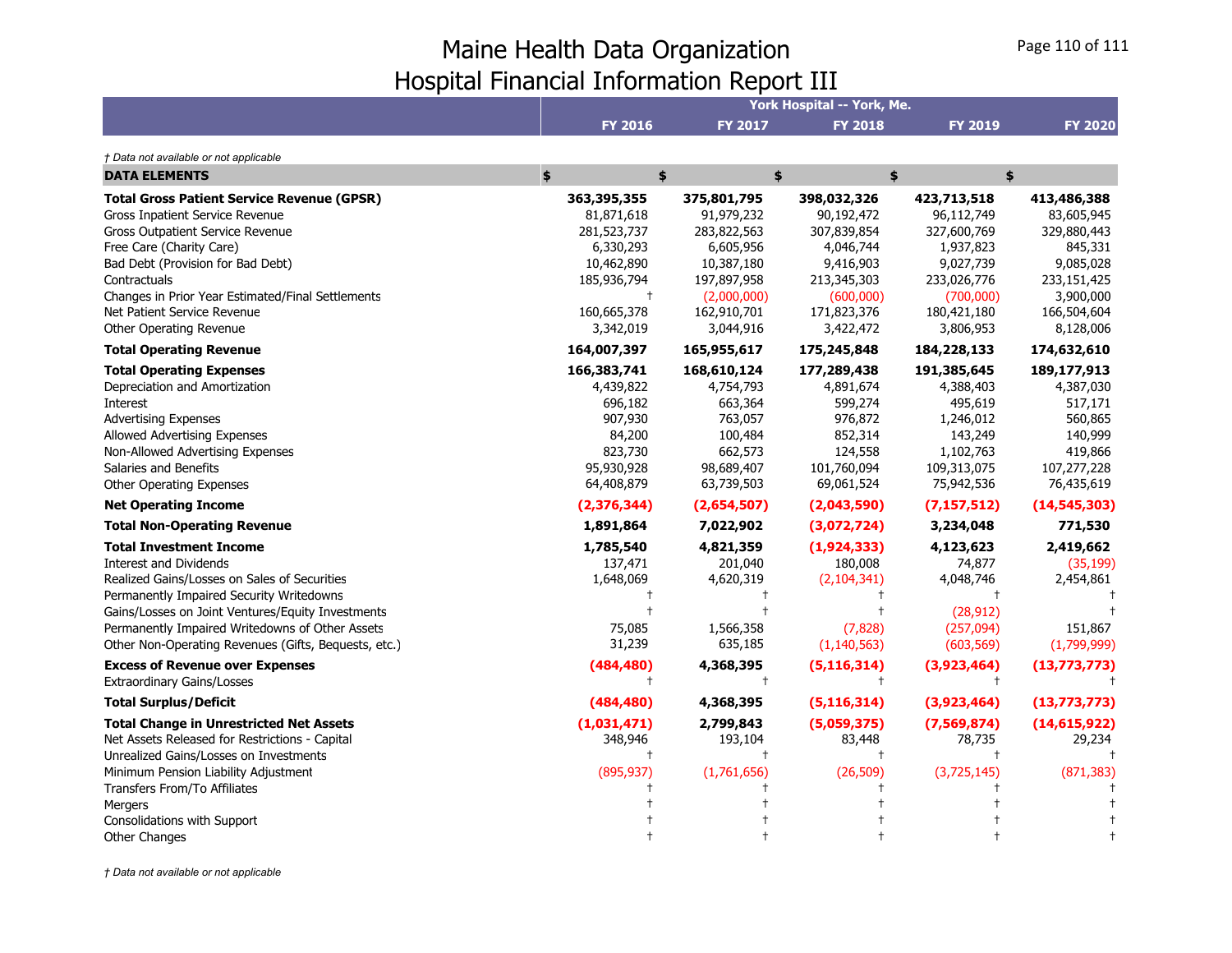# Maine Health Data Organization
## Hospital Financial Information Report III

| | York Hospital -- York, Me. | | | | |
|---|---|---|---|---|---|
| | **FY 2016** | **FY 2017** | **FY 2018** | **FY 2019** | **FY 2020** |

*† Data not available or not applicable*

| **DATA ELEMENTS** | **$** | **$** | **$** | **$** | **$** |
|---|---|---|---|---|---|
| **Total Gross Patient Service Revenue (GPSR)** | **363,395,355** | **375,801,795** | **398,032,326** | **423,713,518** | **413,486,388** |
| Gross Inpatient Service Revenue | 81,871,618 | 91,979,232 | 90,192,472 | 96,112,749 | 83,605,945 |
| Gross Outpatient Service Revenue | 281,523,737 | 283,822,563 | 307,839,854 | 327,600,769 | 329,880,443 |
| Free Care (Charity Care) | 6,330,293 | 6,605,956 | 4,046,744 | 1,937,823 | 845,331 |
| Bad Debt (Provision for Bad Debt) | 10,462,890 | 10,387,180 | 9,416,903 | 9,027,739 | 9,085,028 |
| Contractuals | 185,936,794 | 197,897,958 | 213,345,303 | 233,026,776 | 233,151,425 |
| Changes in Prior Year Estimated/Final Settlements | † | (2,000,000) | (600,000) | (700,000) | 3,900,000 |
| Net Patient Service Revenue | 160,665,378 | 162,910,701 | 171,823,376 | 180,421,180 | 166,504,604 |
| Other Operating Revenue | 3,342,019 | 3,044,916 | 3,422,472 | 3,806,953 | 8,128,006 |
| **Total Operating Revenue** | **164,007,397** | **165,955,617** | **175,245,848** | **184,228,133** | **174,632,610** |
| **Total Operating Expenses** | **166,383,741** | **168,610,124** | **177,289,438** | **191,385,645** | **189,177,913** |
| Depreciation and Amortization | 4,439,822 | 4,754,793 | 4,891,674 | 4,388,403 | 4,387,030 |
| Interest | 696,182 | 663,364 | 599,274 | 495,619 | 517,171 |
| Advertising Expenses | 907,930 | 763,057 | 976,872 | 1,246,012 | 560,865 |
| Allowed Advertising Expenses | 84,200 | 100,484 | 852,314 | 143,249 | 140,999 |
| Non-Allowed Advertising Expenses | 823,730 | 662,573 | 124,558 | 1,102,763 | 419,866 |
| Salaries and Benefits | 95,930,928 | 98,689,407 | 101,760,094 | 109,313,075 | 107,277,228 |
| Other Operating Expenses | 64,408,879 | 63,739,503 | 69,061,524 | 75,942,536 | 76,435,619 |
| **Net Operating Income** | **(2,376,344)** | **(2,654,507)** | **(2,043,590)** | **(7,157,512)** | **(14,545,303)** |
| **Total Non-Operating Revenue** | **1,891,864** | **7,022,902** | **(3,072,724)** | **3,234,048** | **771,530** |
| **Total Investment Income** | **1,785,540** | **4,821,359** | **(1,924,333)** | **4,123,623** | **2,419,662** |
| Interest and Dividends | 137,471 | 201,040 | 180,008 | 74,877 | (35,199) |
| Realized Gains/Losses on Sales of Securities | 1,648,069 | 4,620,319 | (2,104,341) | 4,048,746 | 2,454,861 |
| Permanently Impaired Security Writedowns | † | † | † | † | † |
| Gains/Losses on Joint Ventures/Equity Investments | † | † | † | (28,912) | † |
| Permanently Impaired Writedowns of Other Assets | 75,085 | 1,566,358 | (7,828) | (257,094) | 151,867 |
| Other Non-Operating Revenues (Gifts, Bequests, etc.) | 31,239 | 635,185 | (1,140,563) | (603,569) | (1,799,999) |
| **Excess of Revenue over Expenses** | **(484,480)** | **4,368,395** | **(5,116,314)** | **(3,923,464)** | **(13,773,773)** |
| Extraordinary Gains/Losses | † | † | † | † | † |
| **Total Surplus/Deficit** | **(484,480)** | **4,368,395** | **(5,116,314)** | **(3,923,464)** | **(13,773,773)** |
| **Total Change in Unrestricted Net Assets** | **(1,031,471)** | **2,799,843** | **(5,059,375)** | **(7,569,874)** | **(14,615,922)** |
| Net Assets Released for Restrictions - Capital | 348,946 | 193,104 | 83,448 | 78,735 | 29,234 |
| Unrealized Gains/Losses on Investments | † | † | † | † | † |
| Minimum Pension Liability Adjustment | (895,937) | (1,761,656) | (26,509) | (3,725,145) | (871,383) |
| Transfers From/To Affiliates | † | † | † | † | † |
| Mergers | † | † | † | † | † |
| Consolidations with Support | † | † | † | † | † |
| Other Changes | † | † | † | † | † |

*† Data not available or not applicable*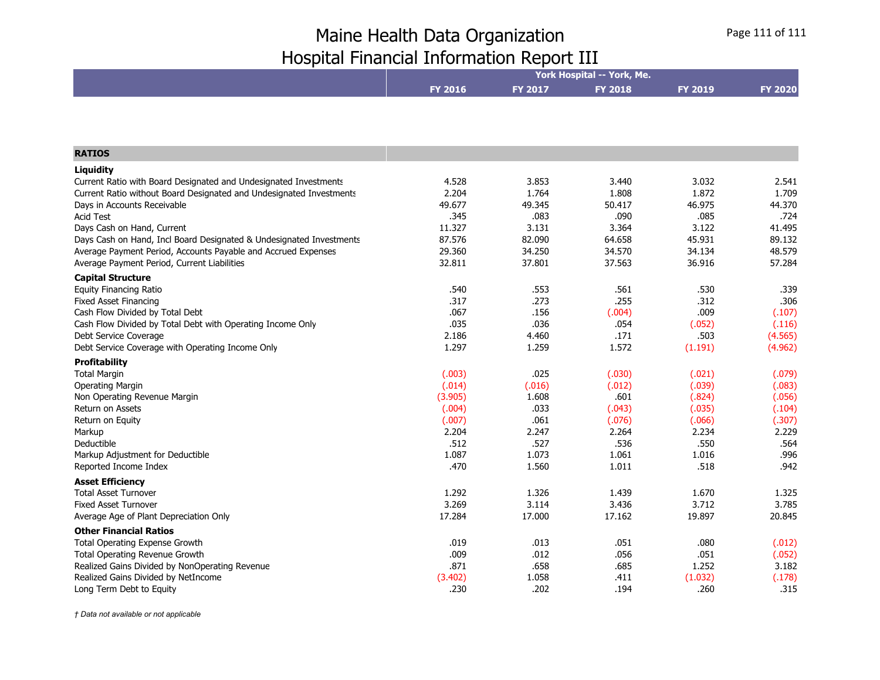# Maine Health Data Organization
# Hospital Financial Information Report III

| | York Hospital -- York, Me. | | | | |
|---|---|---|---|---|---|
| | FY 2016 | FY 2017 | FY 2018 | FY 2019 | FY 2020 |
| **RATIOS** | | | | | |
| **Liquidity** | | | | | |
| Current Ratio with Board Designated and Undesignated Investments | 4.528 | 3.853 | 3.440 | 3.032 | 2.541 |
| Current Ratio without Board Designated and Undesignated Investments | 2.204 | 1.764 | 1.808 | 1.872 | 1.709 |
| Days in Accounts Receivable | 49.677 | 49.345 | 50.417 | 46.975 | 44.370 |
| Acid Test | .345 | .083 | .090 | .085 | .724 |
| Days Cash on Hand, Current | 11.327 | 3.131 | 3.364 | 3.122 | 41.495 |
| Days Cash on Hand, Incl Board Designated & Undesignated Investments | 87.576 | 82.090 | 64.658 | 45.931 | 89.132 |
| Average Payment Period, Accounts Payable and Accrued Expenses | 29.360 | 34.250 | 34.570 | 34.134 | 48.579 |
| Average Payment Period, Current Liabilities | 32.811 | 37.801 | 37.563 | 36.916 | 57.284 |
| **Capital Structure** | | | | | |
| Equity Financing Ratio | .540 | .553 | .561 | .530 | .339 |
| Fixed Asset Financing | .317 | .273 | .255 | .312 | .306 |
| Cash Flow Divided by Total Debt | .067 | .156 | (.004) | .009 | (.107) |
| Cash Flow Divided by Total Debt with Operating Income Only | .035 | .036 | .054 | (.052) | (.116) |
| Debt Service Coverage | 2.186 | 4.460 | .171 | .503 | (4.565) |
| Debt Service Coverage with Operating Income Only | 1.297 | 1.259 | 1.572 | (1.191) | (4.962) |
| **Profitability** | | | | | |
| Total Margin | (.003) | .025 | (.030) | (.021) | (.079) |
| Operating Margin | (.014) | (.016) | (.012) | (.039) | (.083) |
| Non Operating Revenue Margin | (3.905) | 1.608 | .601 | (.824) | (.056) |
| Return on Assets | (.004) | .033 | (.043) | (.035) | (.104) |
| Return on Equity | (.007) | .061 | (.076) | (.066) | (.307) |
| Markup | 2.204 | 2.247 | 2.264 | 2.234 | 2.229 |
| Deductible | .512 | .527 | .536 | .550 | .564 |
| Markup Adjustment for Deductible | 1.087 | 1.073 | 1.061 | 1.016 | .996 |
| Reported Income Index | .470 | 1.560 | 1.011 | .518 | .942 |
| **Asset Efficiency** | | | | | |
| Total Asset Turnover | 1.292 | 1.326 | 1.439 | 1.670 | 1.325 |
| Fixed Asset Turnover | 3.269 | 3.114 | 3.436 | 3.712 | 3.785 |
| Average Age of Plant Depreciation Only | 17.284 | 17.000 | 17.162 | 19.897 | 20.845 |
| **Other Financial Ratios** | | | | | |
| Total Operating Expense Growth | .019 | .013 | .051 | .080 | (.012) |
| Total Operating Revenue Growth | .009 | .012 | .056 | .051 | (.052) |
| Realized Gains Divided by NonOperating Revenue | .871 | .658 | .685 | 1.252 | 3.182 |
| Realized Gains Divided by NetIncome | (3.402) | 1.058 | .411 | (1.032) | (.178) |
| Long Term Debt to Equity | .230 | .202 | .194 | .260 | .315 |

*† Data not available or not applicable*